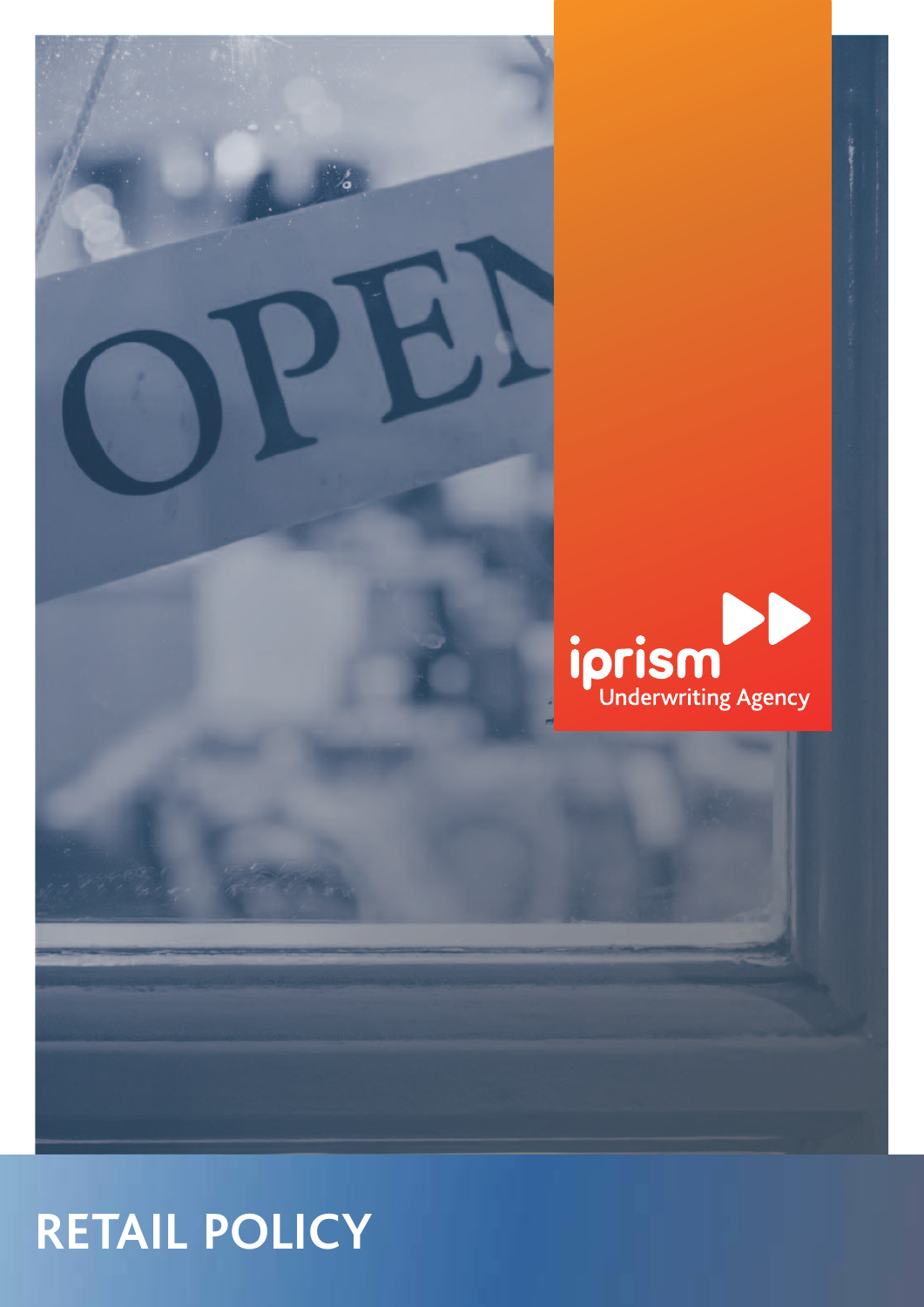iprism Underwriting Agency

# RETAIL POLICY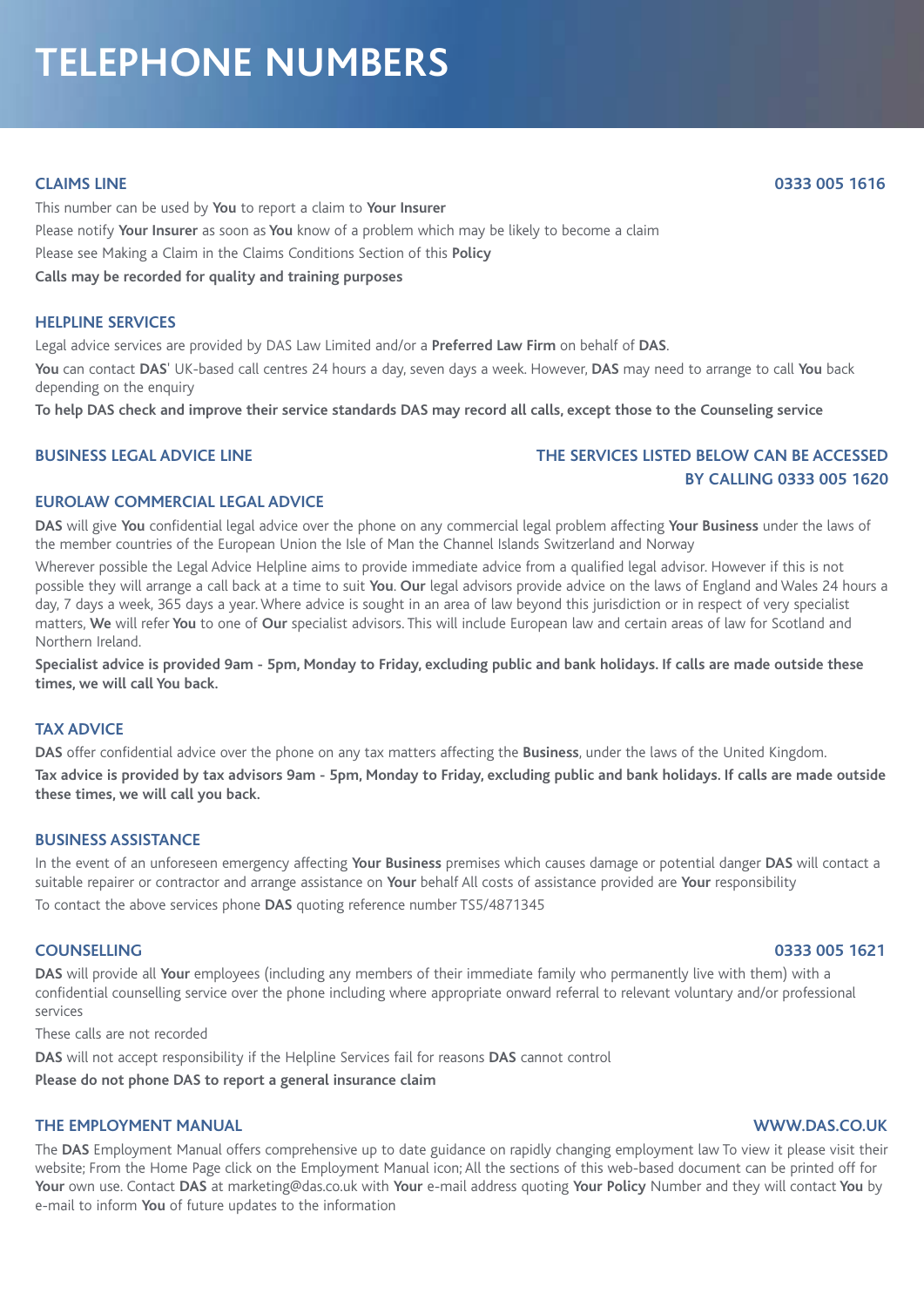# TELEPHONE NUMBERS

## CLAIMS LINE **0333 005 1616**

This number can be used by **You** to report a claim to **Your Insurer**

Please notify **Your Insurer** as soon as **You** know of a problem which may be likely to become a claim

Please see Making a Claim in the Claims Conditions Section of this **Policy**

**Calls may be recorded for quality and training purposes**

## HELPLINE SERVICES

Legal advice services are provided by DAS Law Limited and/or a **Preferred Law Firm** on behalf of **DAS**.

**You** can contact **DAS**' UK-based call centres 24 hours a day, seven days a week. However, **DAS** may need to arrange to call **You** back depending on the enquiry

**To help DAS check and improve their service standards DAS may record all calls, except those to the Counseling service**

## BUSINESS LEGAL ADVICE LINE

**THE SERVICES LISTED BELOW CAN BE ACCESSED BY CALLING 0333 005 1620**

## EUROLAW COMMERCIAL LEGAL ADVICE

**DAS** will give **You** confidential legal advice over the phone on any commercial legal problem affecting **Your Business** under the laws of the member countries of the European Union the Isle of Man the Channel Islands Switzerland and Norway

Wherever possible the Legal Advice Helpline aims to provide immediate advice from a qualified legal advisor. However if this is not possible they will arrange a call back at a time to suit **You**. **Our** legal advisors provide advice on the laws of England and Wales 24 hours a day, 7 days a week, 365 days a year. Where advice is sought in an area of law beyond this jurisdiction or in respect of very specialist matters, **We** will refer **You** to one of **Our** specialist advisors. This will include European law and certain areas of law for Scotland and Northern Ireland.

**Specialist advice is provided 9am - 5pm, Monday to Friday, excluding public and bank holidays. If calls are made outside these times, we will call You back.**

## TAX ADVICE

**DAS** offer confidential advice over the phone on any tax matters affecting the **Business**, under the laws of the United Kingdom.

**Tax advice is provided by tax advisors 9am - 5pm, Monday to Friday, excluding public and bank holidays. If calls are made outside these times, we will call you back.**

## BUSINESS ASSISTANCE

In the event of an unforeseen emergency affecting **Your Business** premises which causes damage or potential danger **DAS** will contact a suitable repairer or contractor and arrange assistance on **Your** behalf All costs of assistance provided are **Your** responsibility

To contact the above services phone **DAS** quoting reference number TS5/4871345

## COUNSELLING **0333 005 1621**

**DAS** will provide all **Your** employees (including any members of their immediate family who permanently live with them) with a confidential counselling service over the phone including where appropriate onward referral to relevant voluntary and/or professional services

These calls are not recorded

**DAS** will not accept responsibility if the Helpline Services fail for reasons **DAS** cannot control

**Please do not phone DAS to report a general insurance claim**

## THE EMPLOYMENT MANUAL **WWW.DAS.CO.UK**

The **DAS** Employment Manual offers comprehensive up to date guidance on rapidly changing employment law To view it please visit their website; From the Home Page click on the Employment Manual icon; All the sections of this web-based document can be printed off for **Your** own use. Contact **DAS** at marketing@das.co.uk with **Your** e-mail address quoting **Your Policy** Number and they will contact **You** by e-mail to inform **You** of future updates to the information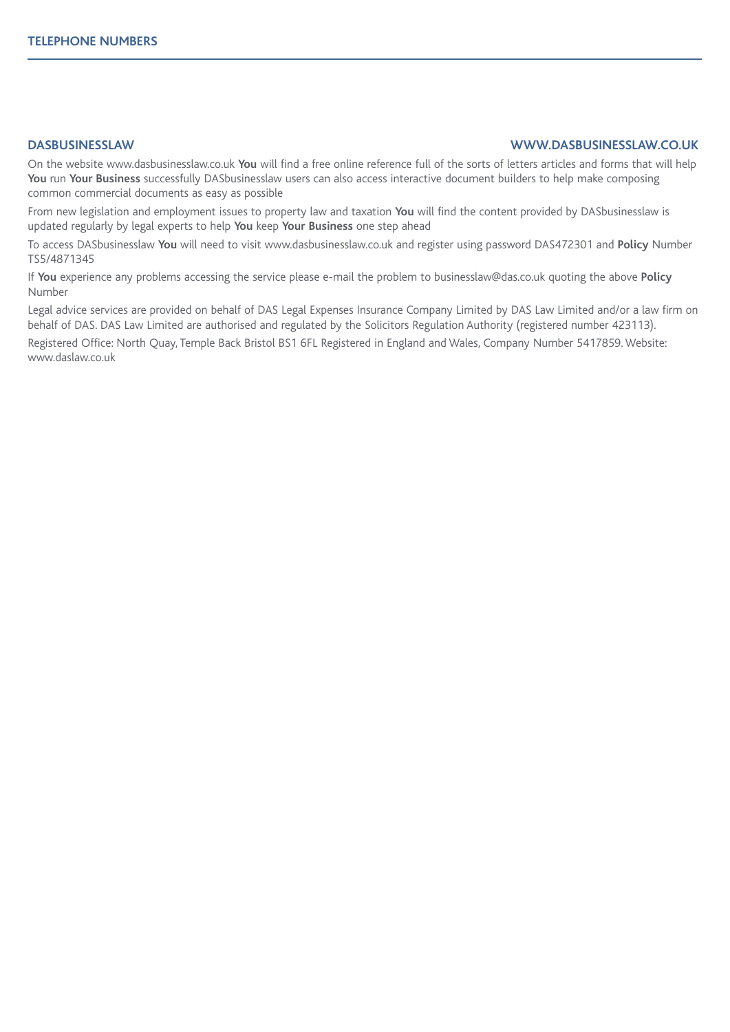## TELEPHONE NUMBERS

### DASBUSINESSLAW

**WWW.DASBUSINESSLAW.CO.UK**

On the website www.dasbusinesslaw.co.uk **You** will find a free online reference full of the sorts of letters articles and forms that will help **You** run **Your Business** successfully DASbusinesslaw users can also access interactive document builders to help make composing common commercial documents as easy as possible

From new legislation and employment issues to property law and taxation **You** will find the content provided by DASbusinesslaw is updated regularly by legal experts to help **You** keep **Your Business** one step ahead

To access DASbusinesslaw **You** will need to visit www.dasbusinesslaw.co.uk and register using password DAS472301 and **Policy** Number TS5/4871345

If **You** experience any problems accessing the service please e-mail the problem to businesslaw@das.co.uk quoting the above **Policy** Number

Legal advice services are provided on behalf of DAS Legal Expenses Insurance Company Limited by DAS Law Limited and/or a law firm on behalf of DAS. DAS Law Limited are authorised and regulated by the Solicitors Regulation Authority (registered number 423113).

Registered Office: North Quay, Temple Back Bristol BS1 6FL Registered in England and Wales, Company Number 5417859. Website: www.daslaw.co.uk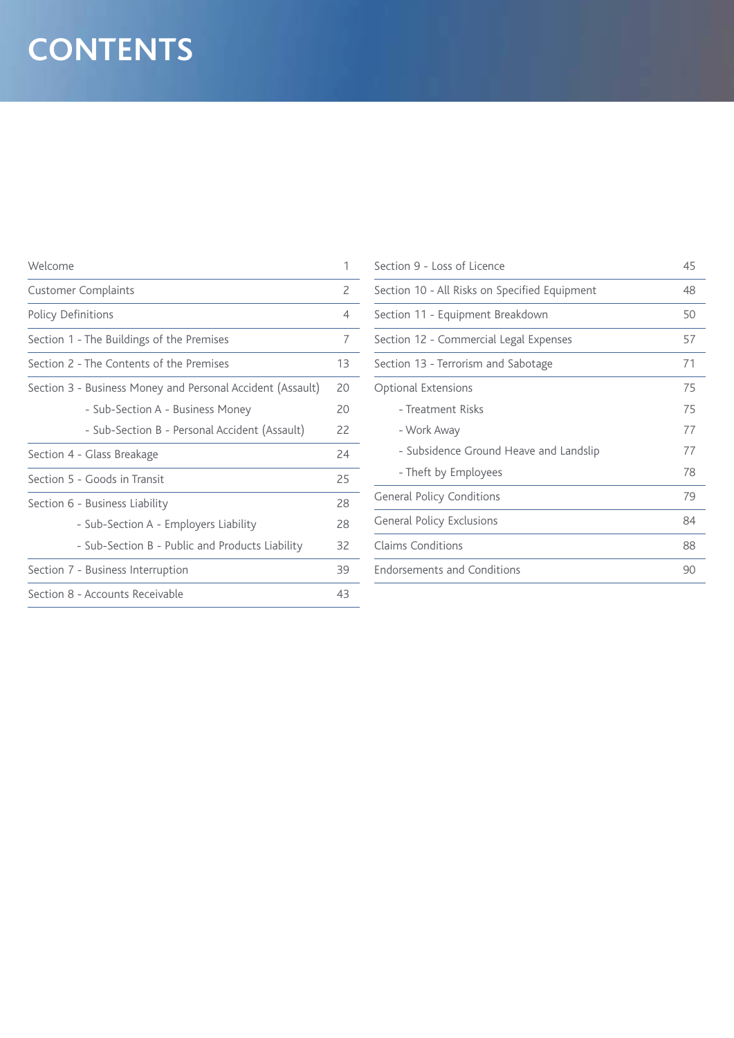# CONTENTS

| | |
|---|---|
| Welcome | 1 |
| Customer Complaints | 2 |
| Policy Definitions | 4 |
| Section 1 - The Buildings of the Premises | 7 |
| Section 2 - The Contents of the Premises | 13 |
| Section 3 - Business Money and Personal Accident (Assault) | 20 |
| - Sub-Section A - Business Money | 20 |
| - Sub-Section B - Personal Accident (Assault) | 22 |
| Section 4 - Glass Breakage | 24 |
| Section 5 - Goods in Transit | 25 |
| Section 6 - Business Liability | 28 |
| - Sub-Section A - Employers Liability | 28 |
| - Sub-Section B - Public and Products Liability | 32 |
| Section 7 - Business Interruption | 39 |
| Section 8 - Accounts Receivable | 43 |
| Section 9 - Loss of Licence | 45 |
| Section 10 - All Risks on Specified Equipment | 48 |
| Section 11 - Equipment Breakdown | 50 |
| Section 12 - Commercial Legal Expenses | 57 |
| Section 13 - Terrorism and Sabotage | 71 |
| Optional Extensions | 75 |
| - Treatment Risks | 75 |
| - Work Away | 77 |
| - Subsidence Ground Heave and Landslip | 77 |
| - Theft by Employees | 78 |
| General Policy Conditions | 79 |
| General Policy Exclusions | 84 |
| Claims Conditions | 88 |
| Endorsements and Conditions | 90 |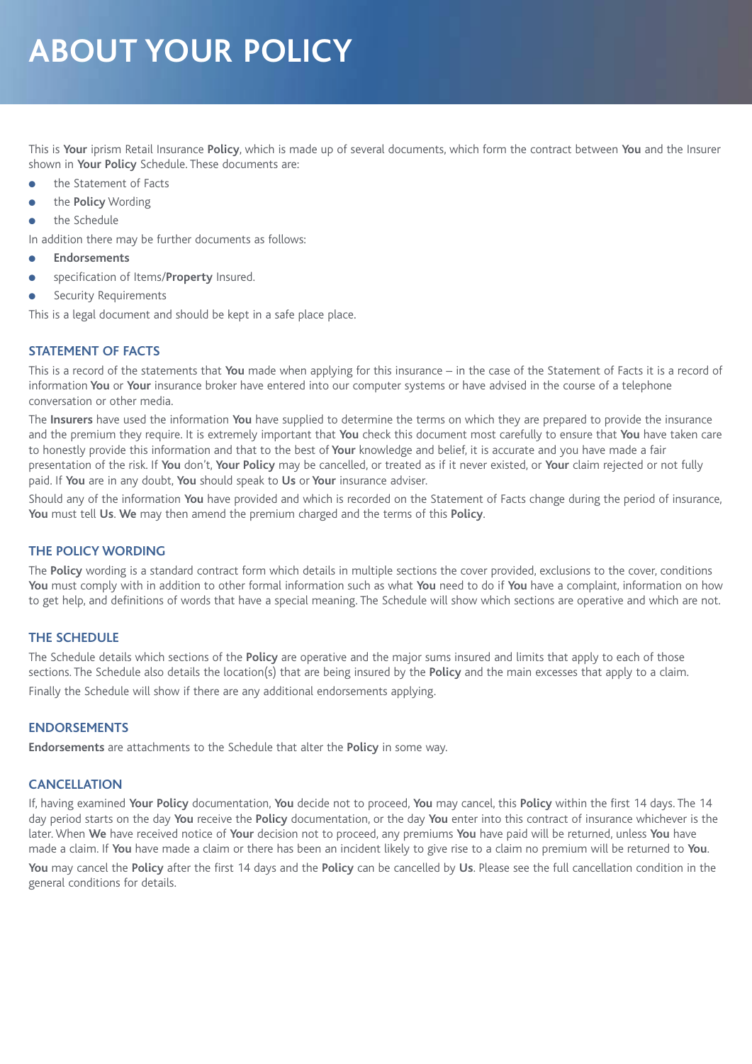# ABOUT YOUR POLICY

This is **Your** iprism Retail Insurance **Policy**, which is made up of several documents, which form the contract between **You** and the Insurer shown in **Your Policy** Schedule. These documents are:

- the Statement of Facts
- the **Policy** Wording
- the Schedule

In addition there may be further documents as follows:

- **Endorsements**
- specification of Items/**Property** Insured.
- Security Requirements

This is a legal document and should be kept in a safe place place.

## STATEMENT OF FACTS

This is a record of the statements that **You** made when applying for this insurance – in the case of the Statement of Facts it is a record of information **You** or **Your** insurance broker have entered into our computer systems or have advised in the course of a telephone conversation or other media.

The **Insurers** have used the information **You** have supplied to determine the terms on which they are prepared to provide the insurance and the premium they require. It is extremely important that **You** check this document most carefully to ensure that **You** have taken care to honestly provide this information and that to the best of **Your** knowledge and belief, it is accurate and you have made a fair presentation of the risk. If **You** don't, **Your Policy** may be cancelled, or treated as if it never existed, or **Your** claim rejected or not fully paid. If **You** are in any doubt, **You** should speak to **Us** or **Your** insurance adviser.

Should any of the information **You** have provided and which is recorded on the Statement of Facts change during the period of insurance, **You** must tell **Us**. **We** may then amend the premium charged and the terms of this **Policy**.

## THE POLICY WORDING

The **Policy** wording is a standard contract form which details in multiple sections the cover provided, exclusions to the cover, conditions **You** must comply with in addition to other formal information such as what **You** need to do if **You** have a complaint, information on how to get help, and definitions of words that have a special meaning. The Schedule will show which sections are operative and which are not.

## THE SCHEDULE

The Schedule details which sections of the **Policy** are operative and the major sums insured and limits that apply to each of those sections. The Schedule also details the location(s) that are being insured by the **Policy** and the main excesses that apply to a claim.

Finally the Schedule will show if there are any additional endorsements applying.

## ENDORSEMENTS

**Endorsements** are attachments to the Schedule that alter the **Policy** in some way.

## CANCELLATION

If, having examined **Your Policy** documentation, **You** decide not to proceed, **You** may cancel, this **Policy** within the first 14 days. The 14 day period starts on the day **You** receive the **Policy** documentation, or the day **You** enter into this contract of insurance whichever is the later. When **We** have received notice of **Your** decision not to proceed, any premiums **You** have paid will be returned, unless **You** have made a claim. If **You** have made a claim or there has been an incident likely to give rise to a claim no premium will be returned to **You**.

**You** may cancel the **Policy** after the first 14 days and the **Policy** can be cancelled by **Us**. Please see the full cancellation condition in the general conditions for details.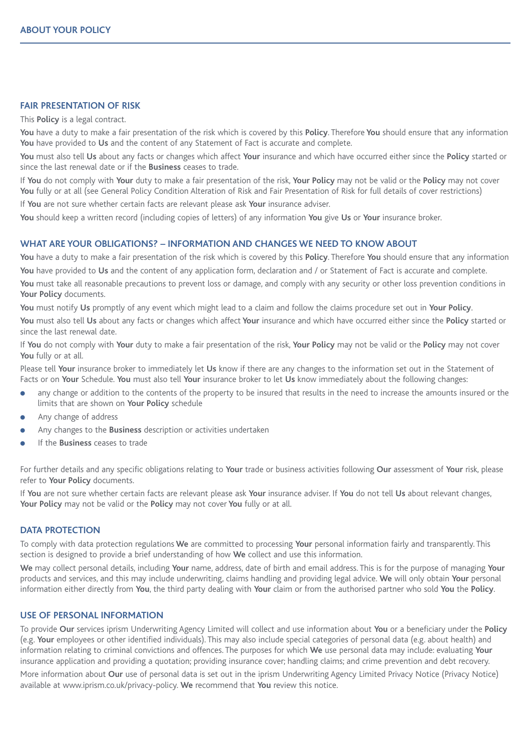## ABOUT YOUR POLICY

### FAIR PRESENTATION OF RISK

This **Policy** is a legal contract.

**You** have a duty to make a fair presentation of the risk which is covered by this **Policy**. Therefore **You** should ensure that any information **You** have provided to **Us** and the content of any Statement of Fact is accurate and complete.

**You** must also tell **Us** about any facts or changes which affect **Your** insurance and which have occurred either since the **Policy** started or since the last renewal date or if the **Business** ceases to trade.

If **You** do not comply with **Your** duty to make a fair presentation of the risk, **Your Policy** may not be valid or the **Policy** may not cover **You** fully or at all (see General Policy Condition Alteration of Risk and Fair Presentation of Risk for full details of cover restrictions)

If **You** are not sure whether certain facts are relevant please ask **Your** insurance adviser.

**You** should keep a written record (including copies of letters) of any information **You** give **Us** or **Your** insurance broker.

### WHAT ARE YOUR OBLIGATIONS? – INFORMATION AND CHANGES WE NEED TO KNOW ABOUT

**You** have a duty to make a fair presentation of the risk which is covered by this **Policy**. Therefore **You** should ensure that any information **You** have provided to **Us** and the content of any application form, declaration and / or Statement of Fact is accurate and complete.

**You** must take all reasonable precautions to prevent loss or damage, and comply with any security or other loss prevention conditions in **Your Policy** documents.

**You** must notify **Us** promptly of any event which might lead to a claim and follow the claims procedure set out in **Your Policy**.

**You** must also tell **Us** about any facts or changes which affect **Your** insurance and which have occurred either since the **Policy** started or since the last renewal date.

If **You** do not comply with **Your** duty to make a fair presentation of the risk, **Your Policy** may not be valid or the **Policy** may not cover **You** fully or at all.

Please tell **Your** insurance broker to immediately let **Us** know if there are any changes to the information set out in the Statement of Facts or on **Your** Schedule. **You** must also tell **Your** insurance broker to let **Us** know immediately about the following changes:

- any change or addition to the contents of the property to be insured that results in the need to increase the amounts insured or the limits that are shown on **Your Policy** schedule
- Any change of address
- Any changes to the **Business** description or activities undertaken
- If the **Business** ceases to trade

For further details and any specific obligations relating to **Your** trade or business activities following **Our** assessment of **Your** risk, please refer to **Your Policy** documents.

If **You** are not sure whether certain facts are relevant please ask **Your** insurance adviser. If **You** do not tell **Us** about relevant changes, **Your Policy** may not be valid or the **Policy** may not cover **You** fully or at all.

### DATA PROTECTION

To comply with data protection regulations **We** are committed to processing **Your** personal information fairly and transparently. This section is designed to provide a brief understanding of how **We** collect and use this information.

**We** may collect personal details, including **Your** name, address, date of birth and email address. This is for the purpose of managing **Your** products and services, and this may include underwriting, claims handling and providing legal advice. **We** will only obtain **Your** personal information either directly from **You**, the third party dealing with **Your** claim or from the authorised partner who sold **You** the **Policy**.

### USE OF PERSONAL INFORMATION

To provide **Our** services iprism Underwriting Agency Limited will collect and use information about **You** or a beneficiary under the **Policy** (e.g. **Your** employees or other identified individuals). This may also include special categories of personal data (e.g. about health) and information relating to criminal convictions and offences. The purposes for which **We** use personal data may include: evaluating **Your** insurance application and providing a quotation; providing insurance cover; handling claims; and crime prevention and debt recovery.

More information about **Our** use of personal data is set out in the iprism Underwriting Agency Limited Privacy Notice (Privacy Notice) available at www.iprism.co.uk/privacy-policy. **We** recommend that **You** review this notice.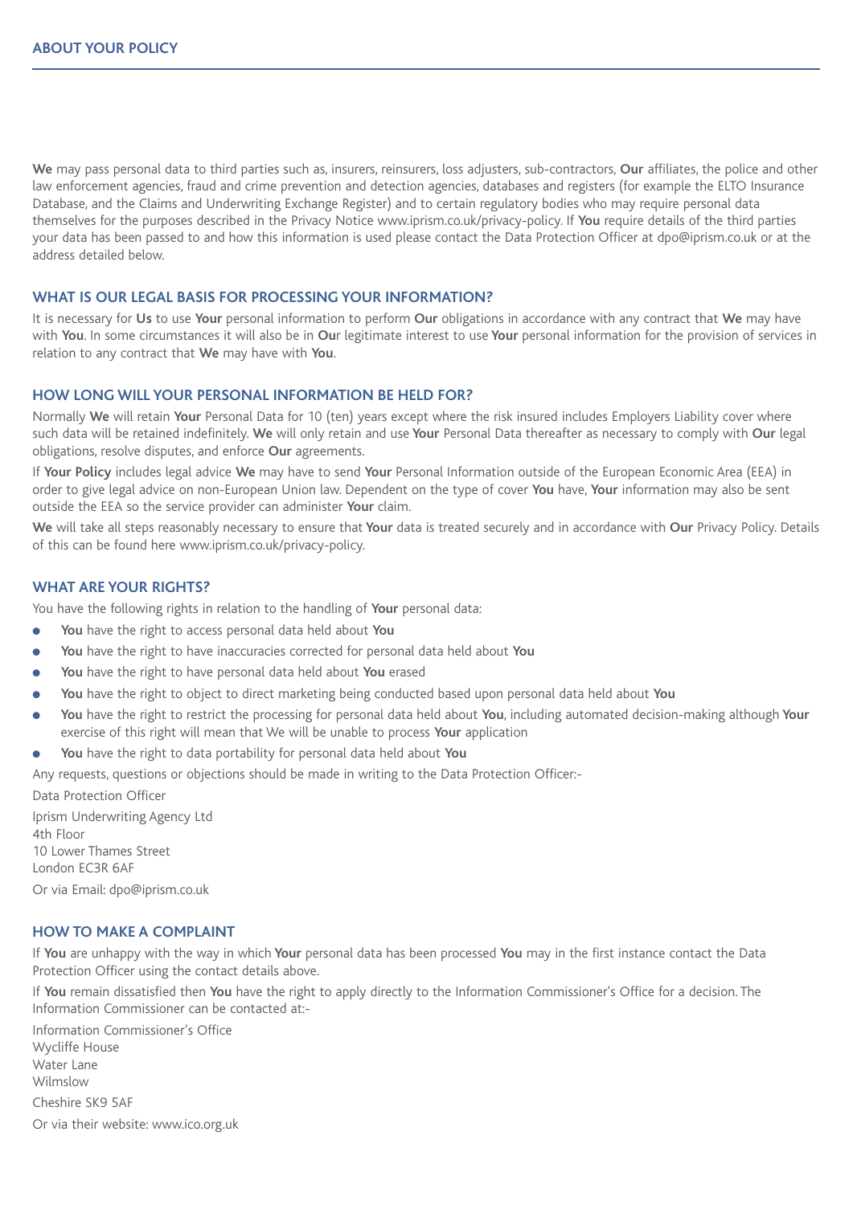**We** may pass personal data to third parties such as, insurers, reinsurers, loss adjusters, sub-contractors, **Our** affiliates, the police and other law enforcement agencies, fraud and crime prevention and detection agencies, databases and registers (for example the ELTO Insurance Database, and the Claims and Underwriting Exchange Register) and to certain regulatory bodies who may require personal data themselves for the purposes described in the Privacy Notice www.iprism.co.uk/privacy-policy. If **You** require details of the third parties your data has been passed to and how this information is used please contact the Data Protection Officer at dpo@iprism.co.uk or at the address detailed below.

## WHAT IS OUR LEGAL BASIS FOR PROCESSING YOUR INFORMATION?

It is necessary for **Us** to use **Your** personal information to perform **Our** obligations in accordance with any contract that **We** may have with **You**. In some circumstances it will also be in **Our** legitimate interest to use **Your** personal information for the provision of services in relation to any contract that **We** may have with **You**.

## HOW LONG WILL YOUR PERSONAL INFORMATION BE HELD FOR?

Normally **We** will retain **Your** Personal Data for 10 (ten) years except where the risk insured includes Employers Liability cover where such data will be retained indefinitely. **We** will only retain and use **Your** Personal Data thereafter as necessary to comply with **Our** legal obligations, resolve disputes, and enforce **Our** agreements.

If **Your Policy** includes legal advice **We** may have to send **Your** Personal Information outside of the European Economic Area (EEA) in order to give legal advice on non-European Union law. Dependent on the type of cover **You** have, **Your** information may also be sent outside the EEA so the service provider can administer **Your** claim.

**We** will take all steps reasonably necessary to ensure that **Your** data is treated securely and in accordance with **Our** Privacy Policy. Details of this can be found here www.iprism.co.uk/privacy-policy.

## WHAT ARE YOUR RIGHTS?

You have the following rights in relation to the handling of **Your** personal data:

- **You** have the right to access personal data held about **You**
- **You** have the right to have inaccuracies corrected for personal data held about **You**
- **You** have the right to have personal data held about **You** erased
- **You** have the right to object to direct marketing being conducted based upon personal data held about **You**
- **You** have the right to restrict the processing for personal data held about **You**, including automated decision-making although **Your** exercise of this right will mean that We will be unable to process **Your** application
- **You** have the right to data portability for personal data held about **You**

Any requests, questions or objections should be made in writing to the Data Protection Officer:-

Data Protection Officer

Iprism Underwriting Agency Ltd
4th Floor
10 Lower Thames Street
London EC3R 6AF

Or via Email: dpo@iprism.co.uk

## HOW TO MAKE A COMPLAINT

If **You** are unhappy with the way in which **Your** personal data has been processed **You** may in the first instance contact the Data Protection Officer using the contact details above.

If **You** remain dissatisfied then **You** have the right to apply directly to the Information Commissioner's Office for a decision. The Information Commissioner can be contacted at:-

Information Commissioner's Office
Wycliffe House
Water Lane
Wilmslow

Cheshire SK9 5AF

Or via their website: www.ico.org.uk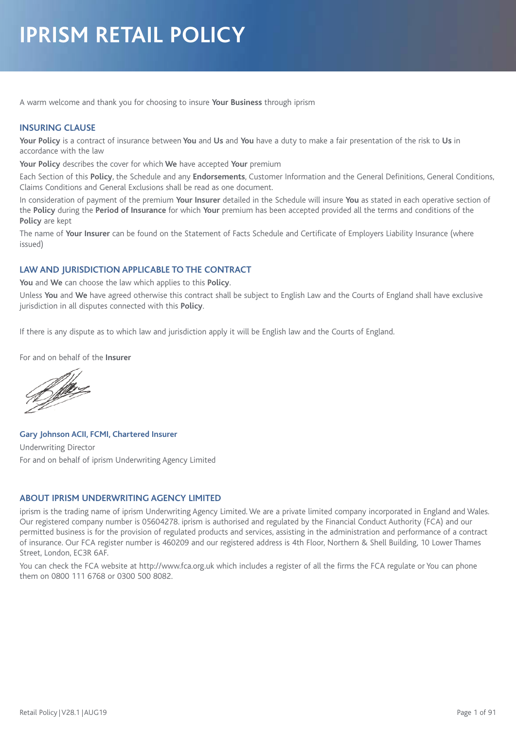# IPRISM RETAIL POLICY

A warm welcome and thank you for choosing to insure **Your Business** through iprism

## INSURING CLAUSE

**Your Policy** is a contract of insurance between **You** and **Us** and **You** have a duty to make a fair presentation of the risk to **Us** in accordance with the law

**Your Policy** describes the cover for which **We** have accepted **Your** premium

Each Section of this **Policy**, the Schedule and any **Endorsements**, Customer Information and the General Definitions, General Conditions, Claims Conditions and General Exclusions shall be read as one document.

In consideration of payment of the premium **Your Insurer** detailed in the Schedule will insure **You** as stated in each operative section of the **Policy** during the **Period of Insurance** for which **Your** premium has been accepted provided all the terms and conditions of the **Policy** are kept

The name of **Your Insurer** can be found on the Statement of Facts Schedule and Certificate of Employers Liability Insurance (where issued)

## LAW AND JURISDICTION APPLICABLE TO THE CONTRACT

**You** and **We** can choose the law which applies to this **Policy**.

Unless **You** and **We** have agreed otherwise this contract shall be subject to English Law and the Courts of England shall have exclusive jurisdiction in all disputes connected with this **Policy**.

If there is any dispute as to which law and jurisdiction apply it will be English law and the Courts of England.

For and on behalf of the **Insurer**

**Gary Johnson ACII, FCMI, Chartered Insurer**
Underwriting Director
For and on behalf of iprism Underwriting Agency Limited

## ABOUT IPRISM UNDERWRITING AGENCY LIMITED

iprism is the trading name of iprism Underwriting Agency Limited. We are a private limited company incorporated in England and Wales. Our registered company number is 05604278. iprism is authorised and regulated by the Financial Conduct Authority (FCA) and our permitted business is for the provision of regulated products and services, assisting in the administration and performance of a contract of insurance. Our FCA register number is 460209 and our registered address is 4th Floor, Northern & Shell Building, 10 Lower Thames Street, London, EC3R 6AF.

You can check the FCA website at http://www.fca.org.uk which includes a register of all the firms the FCA regulate or You can phone them on 0800 111 6768 or 0300 500 8082.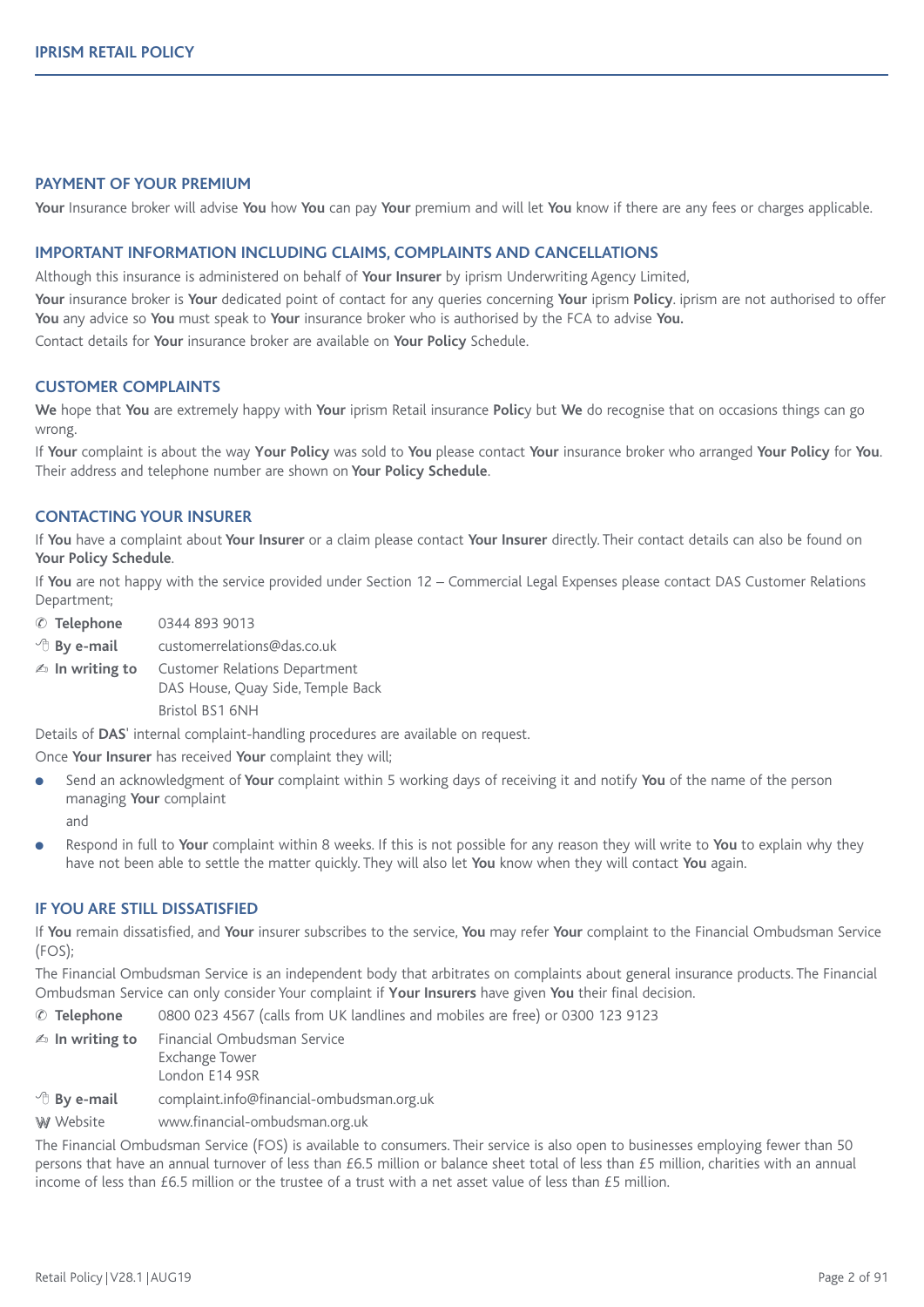## PAYMENT OF YOUR PREMIUM

**Your** Insurance broker will advise **You** how **You** can pay **Your** premium and will let **You** know if there are any fees or charges applicable.

## IMPORTANT INFORMATION INCLUDING CLAIMS, COMPLAINTS AND CANCELLATIONS

Although this insurance is administered on behalf of **Your Insurer** by iprism Underwriting Agency Limited,

**Your** insurance broker is **Your** dedicated point of contact for any queries concerning **Your** iprism **Policy**. iprism are not authorised to offer **You** any advice so **You** must speak to **Your** insurance broker who is authorised by the FCA to advise **You.**

Contact details for **Your** insurance broker are available on **Your Policy** Schedule.

## CUSTOMER COMPLAINTS

**We** hope that **You** are extremely happy with **Your** iprism Retail insurance **Polic**y but **We** do recognise that on occasions things can go wrong.

If **Your** complaint is about the way **Your Policy** was sold to **You** please contact **Your** insurance broker who arranged **Your Policy** for **You**. Their address and telephone number are shown on **Your Policy Schedule**.

## CONTACTING YOUR INSURER

If **You** have a complaint about **Your Insurer** or a claim please contact **Your Insurer** directly. Their contact details can also be found on **Your Policy Schedule**.

If **You** are not happy with the service provided under Section 12 – Commercial Legal Expenses please contact DAS Customer Relations Department;

- ✆ **Telephone** 0344 893 9013
- **By e-mail** customerrelations@das.co.uk
- ✍ **In writing to** Customer Relations Department
  DAS House, Quay Side, Temple Back
  Bristol BS1 6NH

Details of **DAS**' internal complaint-handling procedures are available on request.

Once **Your Insurer** has received **Your** complaint they will;

- Send an acknowledgment of **Your** complaint within 5 working days of receiving it and notify **You** of the name of the person managing **Your** complaint

  and

- Respond in full to **Your** complaint within 8 weeks. If this is not possible for any reason they will write to **You** to explain why they have not been able to settle the matter quickly. They will also let **You** know when they will contact **You** again.

## IF YOU ARE STILL DISSATISFIED

If **You** remain dissatisfied, and **Your** insurer subscribes to the service, **You** may refer **Your** complaint to the Financial Ombudsman Service (FOS);

The Financial Ombudsman Service is an independent body that arbitrates on complaints about general insurance products. The Financial Ombudsman Service can only consider Your complaint if **Your Insurers** have given **You** their final decision.

- ✆ **Telephone** 0800 023 4567 (calls from UK landlines and mobiles are free) or 0300 123 9123
- ✍ **In writing to** Financial Ombudsman Service
  Exchange Tower
  London E14 9SR
- **By e-mail** complaint.info@financial-ombudsman.org.uk
- Website www.financial-ombudsman.org.uk

The Financial Ombudsman Service (FOS) is available to consumers. Their service is also open to businesses employing fewer than 50 persons that have an annual turnover of less than £6.5 million or balance sheet total of less than £5 million, charities with an annual income of less than £6.5 million or the trustee of a trust with a net asset value of less than £5 million.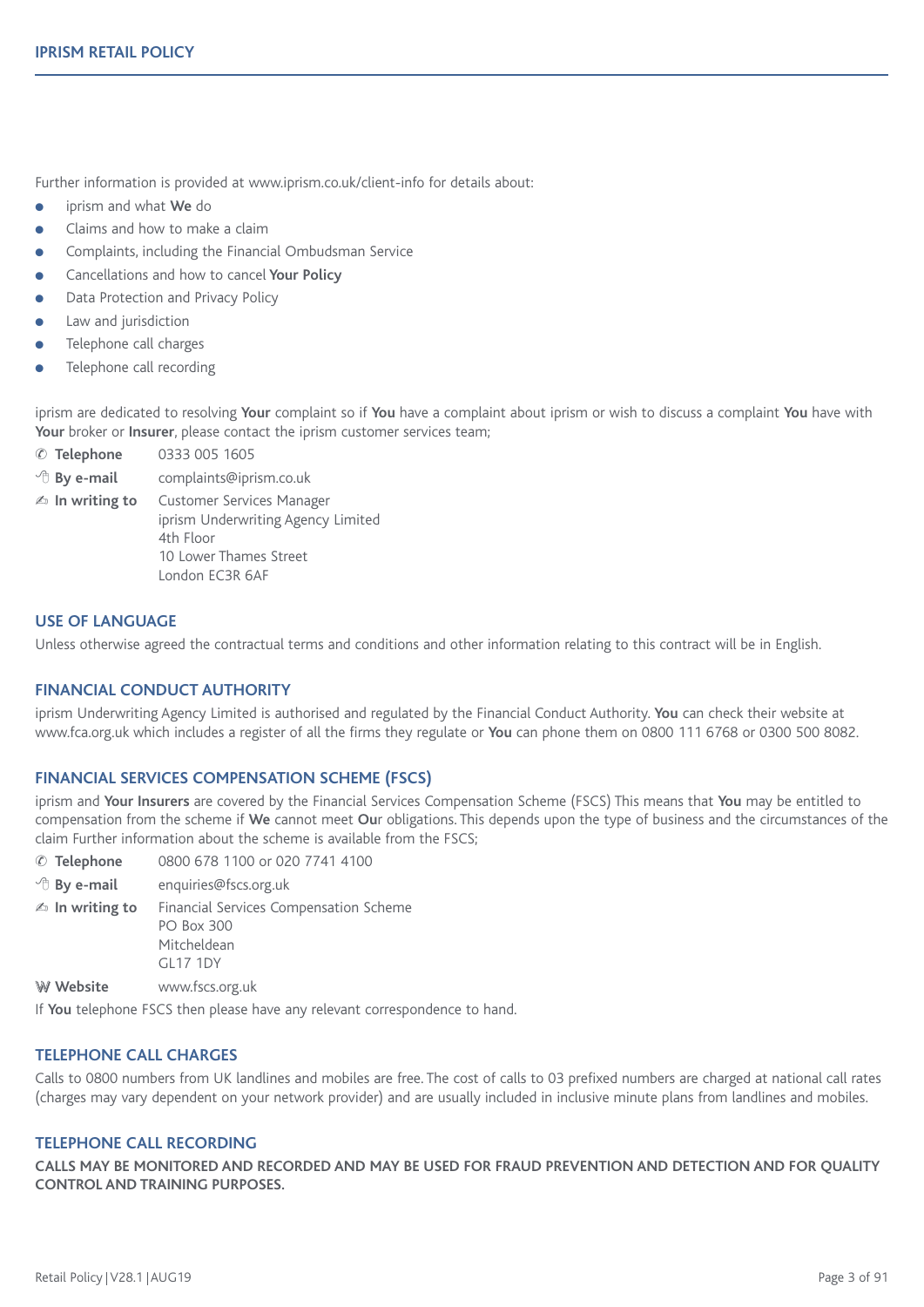Further information is provided at www.iprism.co.uk/client-info for details about:

- iprism and what **We** do
- Claims and how to make a claim
- Complaints, including the Financial Ombudsman Service
- Cancellations and how to cancel **Your Policy**
- Data Protection and Privacy Policy
- Law and jurisdiction
- Telephone call charges
- Telephone call recording

iprism are dedicated to resolving **Your** complaint so if **You** have a complaint about iprism or wish to discuss a complaint **You** have with **Your** broker or **Insurer**, please contact the iprism customer services team;

✆ **Telephone** 0333 005 1605

**By e-mail** complaints@iprism.co.uk

✍ **In writing to** Customer Services Manager
iprism Underwriting Agency Limited
4th Floor
10 Lower Thames Street
London EC3R 6AF

## USE OF LANGUAGE

Unless otherwise agreed the contractual terms and conditions and other information relating to this contract will be in English.

## FINANCIAL CONDUCT AUTHORITY

iprism Underwriting Agency Limited is authorised and regulated by the Financial Conduct Authority. **You** can check their website at www.fca.org.uk which includes a register of all the firms they regulate or **You** can phone them on 0800 111 6768 or 0300 500 8082.

## FINANCIAL SERVICES COMPENSATION SCHEME (FSCS)

iprism and **Your Insurers** are covered by the Financial Services Compensation Scheme (FSCS) This means that **You** may be entitled to compensation from the scheme if **We** cannot meet **Ou**r obligations. This depends upon the type of business and the circumstances of the claim Further information about the scheme is available from the FSCS;

✆ **Telephone** 0800 678 1100 or 020 7741 4100

**By e-mail** enquiries@fscs.org.uk

✍ **In writing to** Financial Services Compensation Scheme
PO Box 300
Mitcheldean
GL17 1DY

**Website** www.fscs.org.uk

If **You** telephone FSCS then please have any relevant correspondence to hand.

## TELEPHONE CALL CHARGES

Calls to 0800 numbers from UK landlines and mobiles are free. The cost of calls to 03 prefixed numbers are charged at national call rates (charges may vary dependent on your network provider) and are usually included in inclusive minute plans from landlines and mobiles.

## TELEPHONE CALL RECORDING

**CALLS MAY BE MONITORED AND RECORDED AND MAY BE USED FOR FRAUD PREVENTION AND DETECTION AND FOR QUALITY CONTROL AND TRAINING PURPOSES.**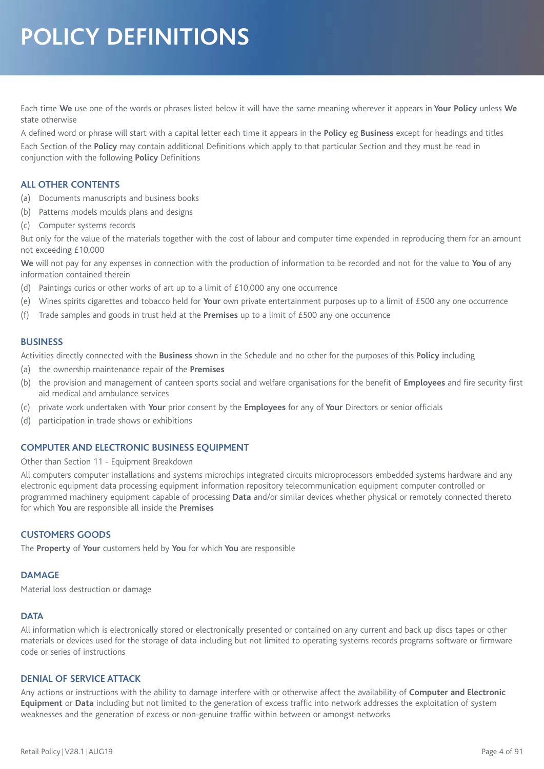# POLICY DEFINITIONS

Each time **We** use one of the words or phrases listed below it will have the same meaning wherever it appears in **Your Policy** unless **We** state otherwise

A defined word or phrase will start with a capital letter each time it appears in the **Policy** eg **Business** except for headings and titles

Each Section of the **Policy** may contain additional Definitions which apply to that particular Section and they must be read in conjunction with the following **Policy** Definitions

### ALL OTHER CONTENTS

(a) Documents manuscripts and business books

(b) Patterns models moulds plans and designs

(c) Computer systems records

But only for the value of the materials together with the cost of labour and computer time expended in reproducing them for an amount not exceeding £10,000

**We** will not pay for any expenses in connection with the production of information to be recorded and not for the value to **You** of any information contained therein

(d) Paintings curios or other works of art up to a limit of £10,000 any one occurrence

(e) Wines spirits cigarettes and tobacco held for **Your** own private entertainment purposes up to a limit of £500 any one occurrence

(f) Trade samples and goods in trust held at the **Premises** up to a limit of £500 any one occurrence

### BUSINESS

Activities directly connected with the **Business** shown in the Schedule and no other for the purposes of this **Policy** including

(a) the ownership maintenance repair of the **Premises**

(b) the provision and management of canteen sports social and welfare organisations for the benefit of **Employees** and fire security first aid medical and ambulance services

(c) private work undertaken with **Your** prior consent by the **Employees** for any of **Your** Directors or senior officials

(d) participation in trade shows or exhibitions

### COMPUTER AND ELECTRONIC BUSINESS EQUIPMENT

Other than Section 11 - Equipment Breakdown

All computers computer installations and systems microchips integrated circuits microprocessors embedded systems hardware and any electronic equipment data processing equipment information repository telecommunication equipment computer controlled or programmed machinery equipment capable of processing **Data** and/or similar devices whether physical or remotely connected thereto for which **You** are responsible all inside the **Premises**

### CUSTOMERS GOODS

The **Property** of **Your** customers held by **You** for which **You** are responsible

### DAMAGE

Material loss destruction or damage

### DATA

All information which is electronically stored or electronically presented or contained on any current and back up discs tapes or other materials or devices used for the storage of data including but not limited to operating systems records programs software or firmware code or series of instructions

### DENIAL OF SERVICE ATTACK

Any actions or instructions with the ability to damage interfere with or otherwise affect the availability of **Computer and Electronic Equipment** or **Data** including but not limited to the generation of excess traffic into network addresses the exploitation of system weaknesses and the generation of excess or non-genuine traffic within between or amongst networks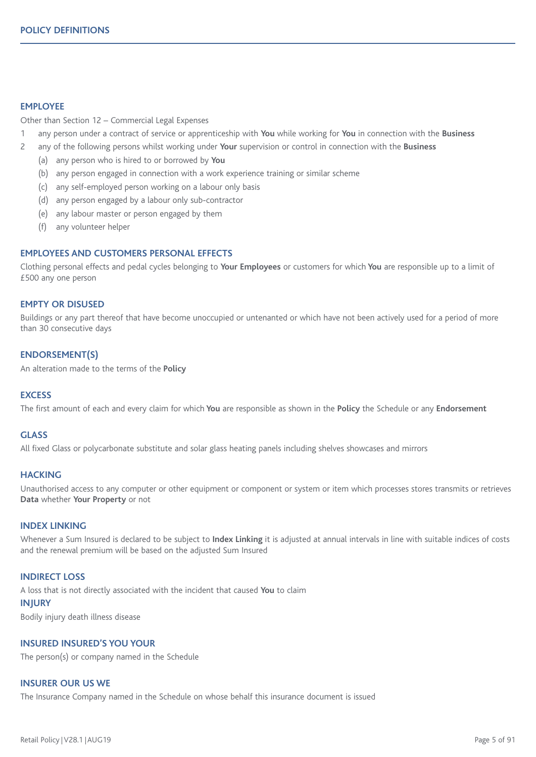## POLICY DEFINITIONS

### EMPLOYEE

Other than Section 12 – Commercial Legal Expenses

1. any person under a contract of service or apprenticeship with **You** while working for **You** in connection with the **Business**
2. any of the following persons whilst working under **Your** supervision or control in connection with the **Business**
   (a) any person who is hired to or borrowed by **You**
   (b) any person engaged in connection with a work experience training or similar scheme
   (c) any self-employed person working on a labour only basis
   (d) any person engaged by a labour only sub-contractor
   (e) any labour master or person engaged by them
   (f) any volunteer helper

### EMPLOYEES AND CUSTOMERS PERSONAL EFFECTS

Clothing personal effects and pedal cycles belonging to **Your Employees** or customers for which **You** are responsible up to a limit of £500 any one person

### EMPTY OR DISUSED

Buildings or any part thereof that have become unoccupied or untenanted or which have not been actively used for a period of more than 30 consecutive days

### ENDORSEMENT(S)

An alteration made to the terms of the **Policy**

### EXCESS

The first amount of each and every claim for which **You** are responsible as shown in the **Policy** the Schedule or any **Endorsement**

### GLASS

All fixed Glass or polycarbonate substitute and solar glass heating panels including shelves showcases and mirrors

### HACKING

Unauthorised access to any computer or other equipment or component or system or item which processes stores transmits or retrieves **Data** whether **Your Property** or not

### INDEX LINKING

Whenever a Sum Insured is declared to be subject to **Index Linking** it is adjusted at annual intervals in line with suitable indices of costs and the renewal premium will be based on the adjusted Sum Insured

### INDIRECT LOSS

A loss that is not directly associated with the incident that caused **You** to claim

### INJURY

Bodily injury death illness disease

### INSURED INSURED'S YOU YOUR

The person(s) or company named in the Schedule

### INSURER OUR US WE

The Insurance Company named in the Schedule on whose behalf this insurance document is issued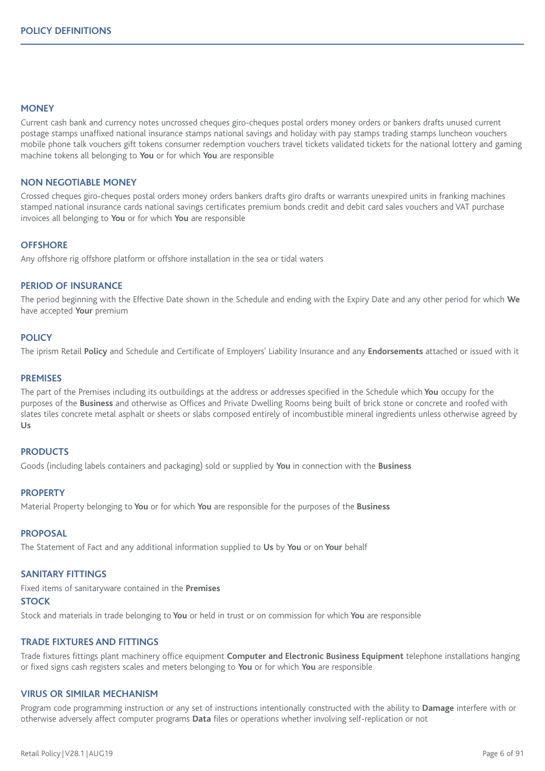## POLICY DEFINITIONS

### MONEY

Current cash bank and currency notes uncrossed cheques giro-cheques postal orders money orders or bankers drafts unused current postage stamps unaffixed national insurance stamps national savings and holiday with pay stamps trading stamps luncheon vouchers mobile phone talk vouchers gift tokens consumer redemption vouchers travel tickets validated tickets for the national lottery and gaming machine tokens all belonging to **You** or for which **You** are responsible

### NON NEGOTIABLE MONEY

Crossed cheques giro-cheques postal orders money orders bankers drafts giro drafts or warrants unexpired units in franking machines stamped national insurance cards national savings certificates premium bonds credit and debit card sales vouchers and VAT purchase invoices all belonging to **You** or for which **You** are responsible

### OFFSHORE

Any offshore rig offshore platform or offshore installation in the sea or tidal waters

### PERIOD OF INSURANCE

The period beginning with the Effective Date shown in the Schedule and ending with the Expiry Date and any other period for which **We** have accepted **Your** premium

### POLICY

The iprism Retail **Policy** and Schedule and Certificate of Employers' Liability Insurance and any **Endorsements** attached or issued with it

### PREMISES

The part of the Premises including its outbuildings at the address or addresses specified in the Schedule which **You** occupy for the purposes of the **Business** and otherwise as Offices and Private Dwelling Rooms being built of brick stone or concrete and roofed with slates tiles concrete metal asphalt or sheets or slabs composed entirely of incombustible mineral ingredients unless otherwise agreed by **Us**

### PRODUCTS

Goods (including labels containers and packaging) sold or supplied by **You** in connection with the **Business**

### PROPERTY

Material Property belonging to **You** or for which **You** are responsible for the purposes of the **Business**

### PROPOSAL

The Statement of Fact and any additional information supplied to **Us** by **You** or on **Your** behalf

### SANITARY FITTINGS

Fixed items of sanitaryware contained in the **Premises**

### STOCK

Stock and materials in trade belonging to **You** or held in trust or on commission for which **You** are responsible

### TRADE FIXTURES AND FITTINGS

Trade fixtures fittings plant machinery office equipment **Computer and Electronic Business Equipment** telephone installations hanging or fixed signs cash registers scales and meters belonging to **You** or for which **You** are responsible

### VIRUS OR SIMILAR MECHANISM

Program code programming instruction or any set of instructions intentionally constructed with the ability to **Damage** interfere with or otherwise adversely affect computer programs **Data** files or operations whether involving self-replication or not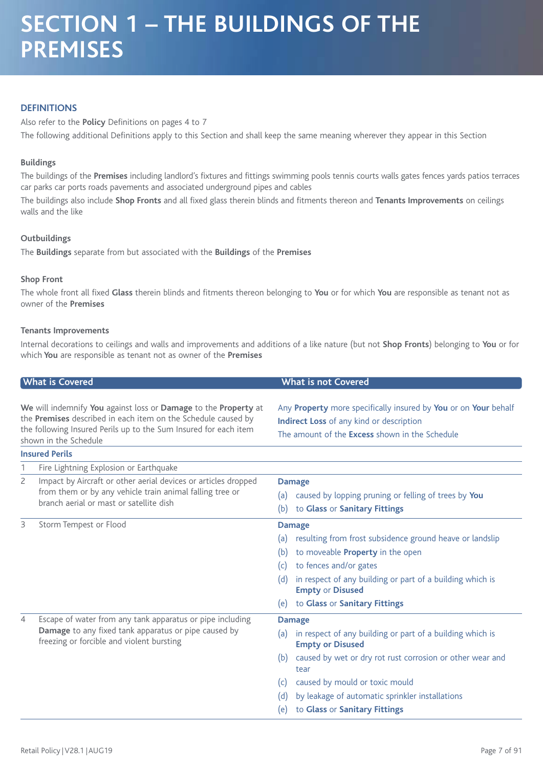# SECTION 1 – THE BUILDINGS OF THE PREMISES

## DEFINITIONS

Also refer to the **Policy** Definitions on pages 4 to 7

The following additional Definitions apply to this Section and shall keep the same meaning wherever they appear in this Section

### Buildings

The buildings of the **Premises** including landlord's fixtures and fittings swimming pools tennis courts walls gates fences yards patios terraces car parks car ports roads pavements and associated underground pipes and cables

The buildings also include **Shop Fronts** and all fixed glass therein blinds and fitments thereon and **Tenants Improvements** on ceilings walls and the like

### Outbuildings

The **Buildings** separate from but associated with the **Buildings** of the **Premises**

### Shop Front

The whole front all fixed **Glass** therein blinds and fitments thereon belonging to **You** or for which **You** are responsible as tenant not as owner of the **Premises**

### Tenants Improvements

Internal decorations to ceilings and walls and improvements and additions of a like nature (but not **Shop Fronts**) belonging to **You** or for which **You** are responsible as tenant not as owner of the **Premises**

| What is Covered | What is not Covered |
|---|---|
| **We** will indemnify **You** against loss or **Damage** to the **Property** at the **Premises** described in each item on the Schedule caused by the following Insured Perils up to the Sum Insured for each item shown in the Schedule | Any **Property** more specifically insured by **You** or on **Your** behalf<br>**Indirect Loss** of any kind or description<br>The amount of the **Excess** shown in the Schedule |
| **Insured Perils** | |
| 1 Fire Lightning Explosion or Earthquake | |
| 2 Impact by Aircraft or other aerial devices or articles dropped from them or by any vehicle train animal falling tree or branch aerial or mast or satellite dish | **Damage**<br>(a) caused by lopping pruning or felling of trees by **You**<br>(b) to **Glass** or **Sanitary Fittings** |
| 3 Storm Tempest or Flood | **Damage**<br>(a) resulting from frost subsidence ground heave or landslip<br>(b) to moveable **Property** in the open<br>(c) to fences and/or gates<br>(d) in respect of any building or part of a building which is **Empty** or **Disused**<br>(e) to **Glass** or **Sanitary Fittings** |
| 4 Escape of water from any tank apparatus or pipe including **Damage** to any fixed tank apparatus or pipe caused by freezing or forcible and violent bursting | **Damage**<br>(a) in respect of any building or part of a building which is **Empty or Disused**<br>(b) caused by wet or dry rot rust corrosion or other wear and tear<br>(c) caused by mould or toxic mould<br>(d) by leakage of automatic sprinkler installations<br>(e) to **Glass** or **Sanitary Fittings** |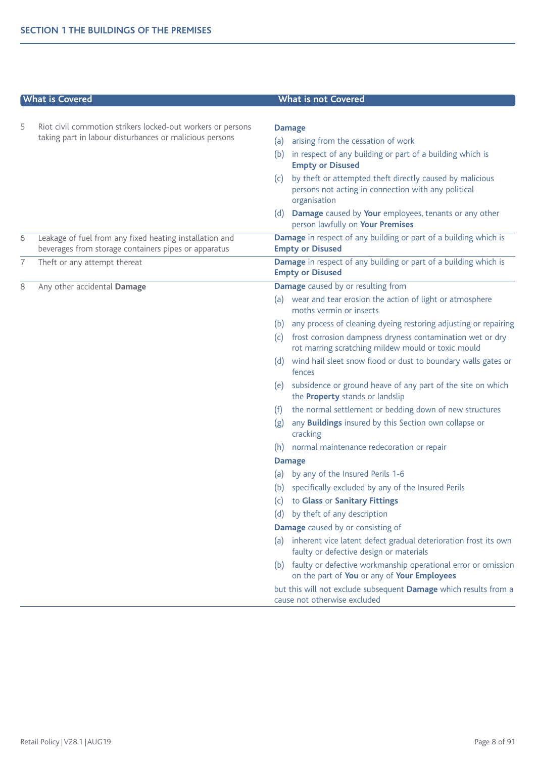## SECTION 1 THE BUILDINGS OF THE PREMISES

| | What is Covered | What is not Covered |
|---|---|---|
| 5 | Riot civil commotion strikers locked-out workers or persons taking part in labour disturbances or malicious persons | **Damage**<br>(a) arising from the cessation of work<br>(b) in respect of any building or part of a building which is **Empty or Disused**<br>(c) by theft or attempted theft directly caused by malicious persons not acting in connection with any political organisation<br>(d) **Damage** caused by **Your** employees, tenants or any other person lawfully on **Your Premises** |
| 6 | Leakage of fuel from any fixed heating installation and beverages from storage containers pipes or apparatus | **Damage** in respect of any building or part of a building which is **Empty or Disused** |
| 7 | Theft or any attempt thereat | **Damage** in respect of any building or part of a building which is **Empty or Disused** |
| 8 | Any other accidental **Damage** | **Damage** caused by or resulting from<br>(a) wear and tear erosion the action of light or atmosphere moths vermin or insects<br>(b) any process of cleaning dyeing restoring adjusting or repairing<br>(c) frost corrosion dampness dryness contamination wet or dry rot marring scratching mildew mould or toxic mould<br>(d) wind hail sleet snow flood or dust to boundary walls gates or fences<br>(e) subsidence or ground heave of any part of the site on which the **Property** stands or landslip<br>(f) the normal settlement or bedding down of new structures<br>(g) any **Buildings** insured by this Section own collapse or cracking<br>(h) normal maintenance redecoration or repair<br>**Damage**<br>(a) by any of the Insured Perils 1-6<br>(b) specifically excluded by any of the Insured Perils<br>(c) to **Glass** or **Sanitary Fittings**<br>(d) by theft of any description<br>**Damage** caused by or consisting of<br>(a) inherent vice latent defect gradual deterioration frost its own faulty or defective design or materials<br>(b) faulty or defective workmanship operational error or omission on the part of **You** or any of **Your Employees**<br>but this will not exclude subsequent **Damage** which results from a cause not otherwise excluded |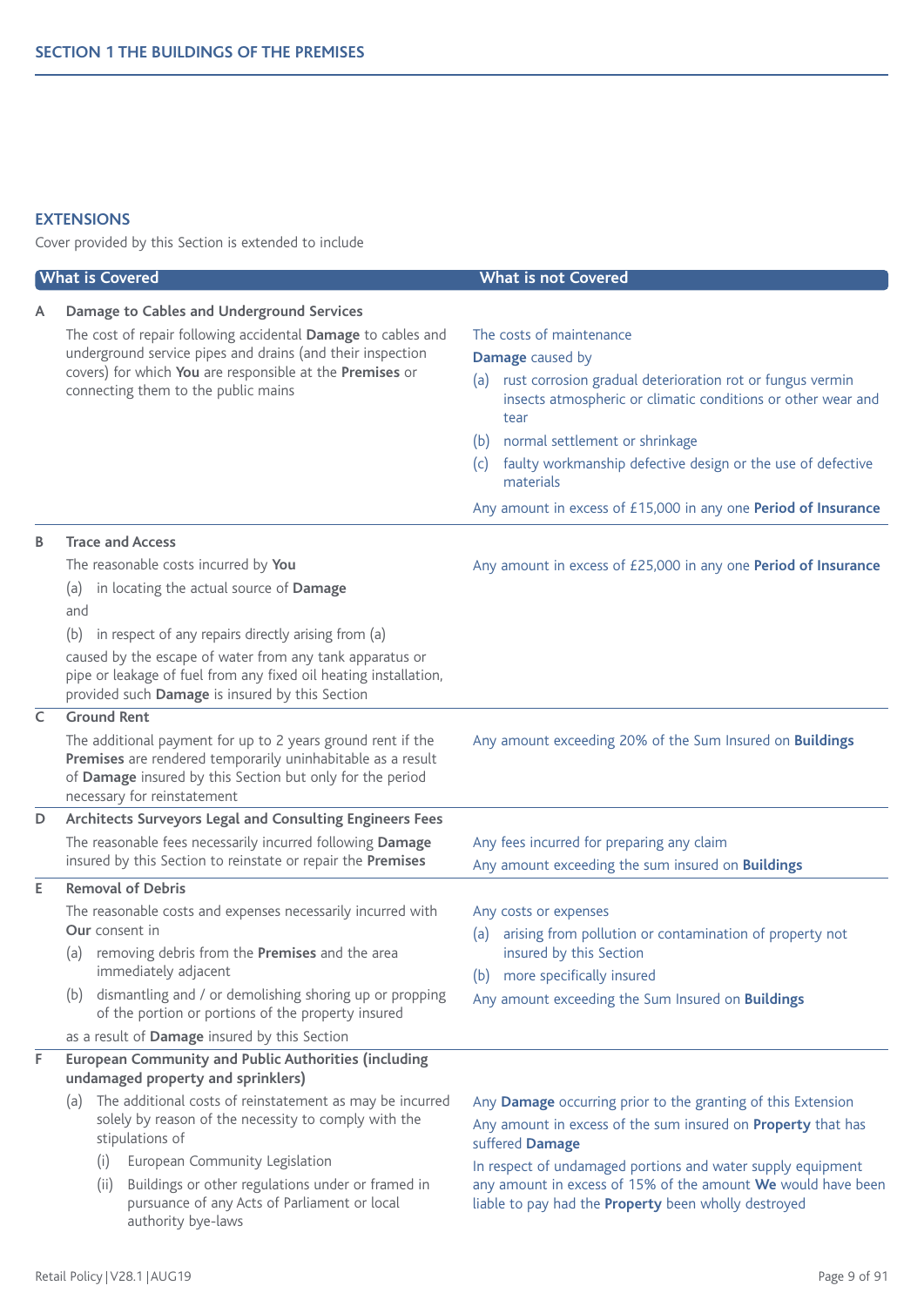## SECTION 1 THE BUILDINGS OF THE PREMISES

### EXTENSIONS

Cover provided by this Section is extended to include

| | What is Covered | What is not Covered |
|---|---|---|
| **A** | **Damage to Cables and Underground Services**<br><br>The cost of repair following accidental **Damage** to cables and underground service pipes and drains (and their inspection covers) for which **You** are responsible at the **Premises** or connecting them to the public mains | The costs of maintenance<br><br>**Damage** caused by<br>(a) rust corrosion gradual deterioration rot or fungus vermin insects atmospheric or climatic conditions or other wear and tear<br>(b) normal settlement or shrinkage<br>(c) faulty workmanship defective design or the use of defective materials<br><br>Any amount in excess of £15,000 in any one **Period of Insurance** |
| **B** | **Trace and Access**<br><br>The reasonable costs incurred by **You**<br>(a) in locating the actual source of **Damage**<br>and<br>(b) in respect of any repairs directly arising from (a)<br><br>caused by the escape of water from any tank apparatus or pipe or leakage of fuel from any fixed oil heating installation, provided such **Damage** is insured by this Section | Any amount in excess of £25,000 in any one **Period of Insurance** |
| **C** | **Ground Rent**<br><br>The additional payment for up to 2 years ground rent if the **Premises** are rendered temporarily uninhabitable as a result of **Damage** insured by this Section but only for the period necessary for reinstatement | Any amount exceeding 20% of the Sum Insured on **Buildings** |
| **D** | **Architects Surveyors Legal and Consulting Engineers Fees**<br><br>The reasonable fees necessarily incurred following **Damage** insured by this Section to reinstate or repair the **Premises** | Any fees incurred for preparing any claim<br><br>Any amount exceeding the sum insured on **Buildings** |
| **E** | **Removal of Debris**<br><br>The reasonable costs and expenses necessarily incurred with **Our** consent in<br>(a) removing debris from the **Premises** and the area immediately adjacent<br>(b) dismantling and / or demolishing shoring up or propping of the portion or portions of the property insured<br><br>as a result of **Damage** insured by this Section | Any costs or expenses<br>(a) arising from pollution or contamination of property not insured by this Section<br>(b) more specifically insured<br><br>Any amount exceeding the Sum Insured on **Buildings** |
| **F** | **European Community and Public Authorities (including undamaged property and sprinklers)**<br><br>(a) The additional costs of reinstatement as may be incurred solely by reason of the necessity to comply with the stipulations of<br>(i) European Community Legislation<br>(ii) Buildings or other regulations under or framed in pursuance of any Acts of Parliament or local authority bye-laws | Any **Damage** occurring prior to the granting of this Extension<br><br>Any amount in excess of the sum insured on **Property** that has suffered **Damage**<br><br>In respect of undamaged portions and water supply equipment any amount in excess of 15% of the amount **We** would have been liable to pay had the **Property** been wholly destroyed |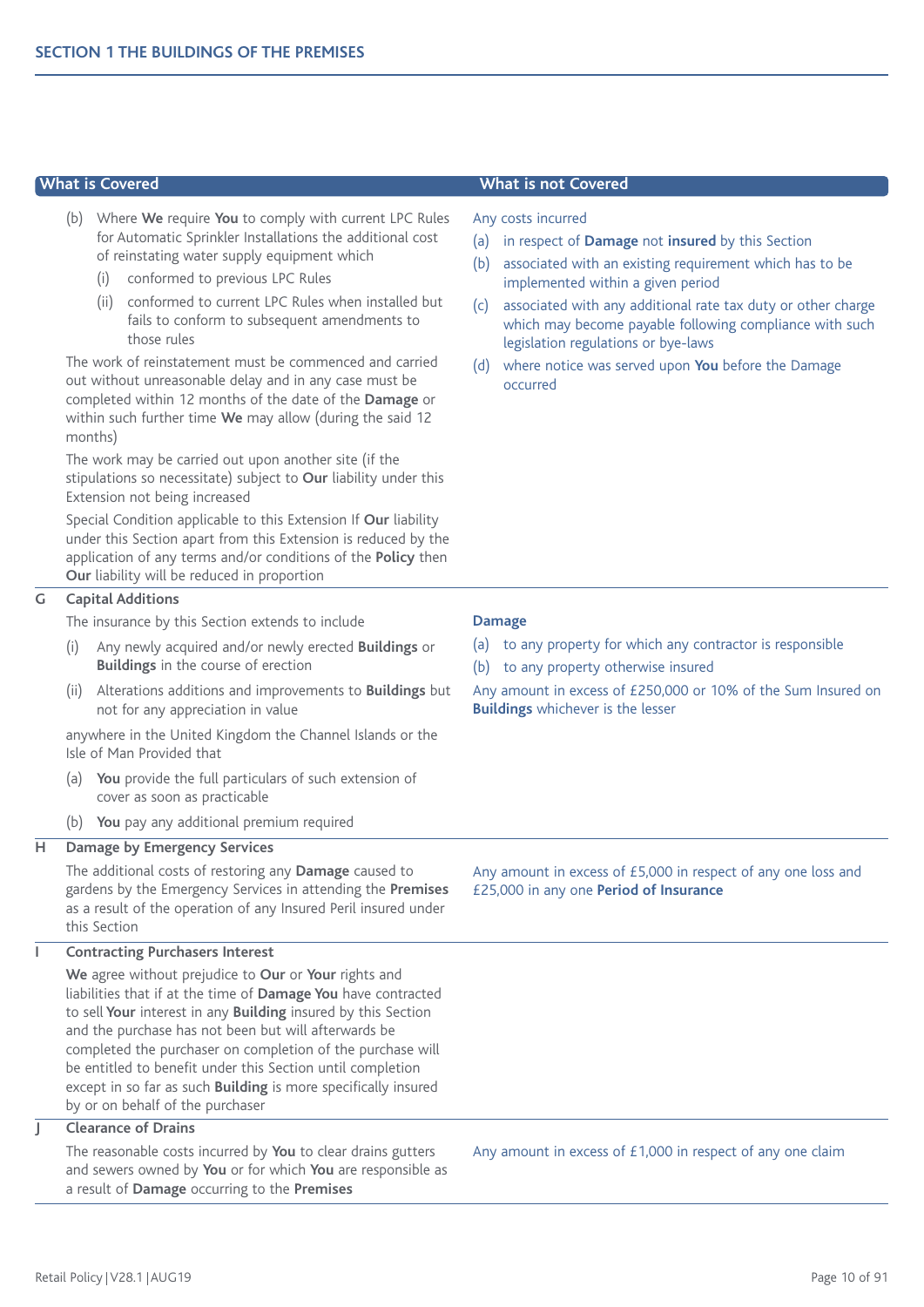## SECTION 1 THE BUILDINGS OF THE PREMISES

| What is Covered | What is not Covered |
|---|---|
| (b) Where **We** require **You** to comply with current LPC Rules for Automatic Sprinkler Installations the additional cost of reinstating water supply equipment which<br>(i) conformed to previous LPC Rules<br>(ii) conformed to current LPC Rules when installed but fails to conform to subsequent amendments to those rules<br>The work of reinstatement must be commenced and carried out without unreasonable delay and in any case must be completed within 12 months of the date of the **Damage** or within such further time **We** may allow (during the said 12 months)<br>The work may be carried out upon another site (if the stipulations so necessitate) subject to **Our** liability under this Extension not being increased<br>Special Condition applicable to this Extension If **Our** liability under this Section apart from this Extension is reduced by the application of any terms and/or conditions of the **Policy** then **Our** liability will be reduced in proportion | Any costs incurred<br>(a) in respect of **Damage** not **insured** by this Section<br>(b) associated with an existing requirement which has to be implemented within a given period<br>(c) associated with any additional rate tax duty or other charge which may become payable following compliance with such legislation regulations or bye-laws<br>(d) where notice was served upon **You** before the Damage occurred |
| **G Capital Additions**<br>The insurance by this Section extends to include<br>(i) Any newly acquired and/or newly erected **Buildings** or **Buildings** in the course of erection<br>(ii) Alterations additions and improvements to **Buildings** but not for any appreciation in value<br>anywhere in the United Kingdom the Channel Islands or the Isle of Man Provided that<br>(a) **You** provide the full particulars of such extension of cover as soon as practicable<br>(b) **You** pay any additional premium required | **Damage**<br>(a) to any property for which any contractor is responsible<br>(b) to any property otherwise insured<br>Any amount in excess of £250,000 or 10% of the Sum Insured on **Buildings** whichever is the lesser |
| **H Damage by Emergency Services**<br>The additional costs of restoring any **Damage** caused to gardens by the Emergency Services in attending the **Premises** as a result of the operation of any Insured Peril insured under this Section | Any amount in excess of £5,000 in respect of any one loss and £25,000 in any one **Period of Insurance** |
| **I Contracting Purchasers Interest**<br>**We** agree without prejudice to **Our** or **Your** rights and liabilities that if at the time of **Damage You** have contracted to sell **Your** interest in any **Building** insured by this Section and the purchase has not been but will afterwards be completed the purchaser on completion of the purchase will be entitled to benefit under this Section until completion except in so far as such **Building** is more specifically insured by or on behalf of the purchaser | |
| **J Clearance of Drains**<br>The reasonable costs incurred by **You** to clear drains gutters and sewers owned by **You** or for which **You** are responsible as a result of **Damage** occurring to the **Premises** | Any amount in excess of £1,000 in respect of any one claim |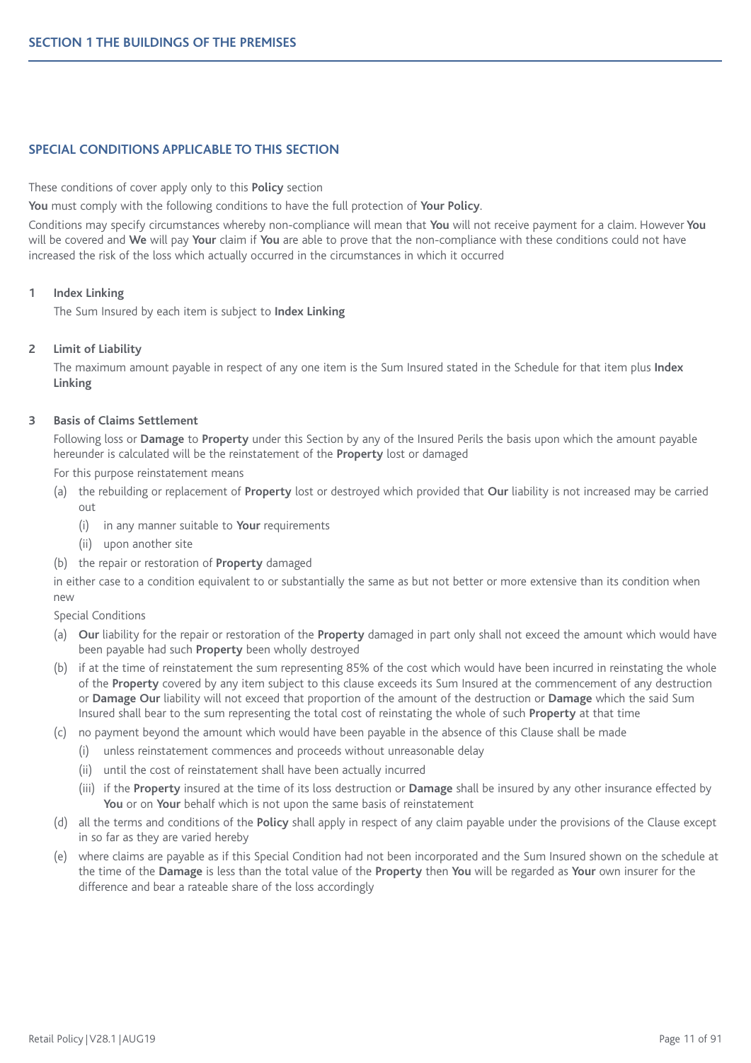## SECTION 1 THE BUILDINGS OF THE PREMISES

### SPECIAL CONDITIONS APPLICABLE TO THIS SECTION

These conditions of cover apply only to this **Policy** section

**You** must comply with the following conditions to have the full protection of **Your Policy**.

Conditions may specify circumstances whereby non-compliance will mean that **You** will not receive payment for a claim. However **You** will be covered and **We** will pay **Your** claim if **You** are able to prove that the non-compliance with these conditions could not have increased the risk of the loss which actually occurred in the circumstances in which it occurred

**1 Index Linking**

The Sum Insured by each item is subject to **Index Linking**

**2 Limit of Liability**

The maximum amount payable in respect of any one item is the Sum Insured stated in the Schedule for that item plus **Index Linking**

**3 Basis of Claims Settlement**

Following loss or **Damage** to **Property** under this Section by any of the Insured Perils the basis upon which the amount payable hereunder is calculated will be the reinstatement of the **Property** lost or damaged

For this purpose reinstatement means

(a) the rebuilding or replacement of **Property** lost or destroyed which provided that **Our** liability is not increased may be carried out
   - (i) in any manner suitable to **Your** requirements
   - (ii) upon another site

(b) the repair or restoration of **Property** damaged

in either case to a condition equivalent to or substantially the same as but not better or more extensive than its condition when new

Special Conditions

(a) **Our** liability for the repair or restoration of the **Property** damaged in part only shall not exceed the amount which would have been payable had such **Property** been wholly destroyed

(b) if at the time of reinstatement the sum representing 85% of the cost which would have been incurred in reinstating the whole of the **Property** covered by any item subject to this clause exceeds its Sum Insured at the commencement of any destruction or **Damage Our** liability will not exceed that proportion of the amount of the destruction or **Damage** which the said Sum Insured shall bear to the sum representing the total cost of reinstating the whole of such **Property** at that time

(c) no payment beyond the amount which would have been payable in the absence of this Clause shall be made
   - (i) unless reinstatement commences and proceeds without unreasonable delay
   - (ii) until the cost of reinstatement shall have been actually incurred
   - (iii) if the **Property** insured at the time of its loss destruction or **Damage** shall be insured by any other insurance effected by **You** or on **Your** behalf which is not upon the same basis of reinstatement

(d) all the terms and conditions of the **Policy** shall apply in respect of any claim payable under the provisions of the Clause except in so far as they are varied hereby

(e) where claims are payable as if this Special Condition had not been incorporated and the Sum Insured shown on the schedule at the time of the **Damage** is less than the total value of the **Property** then **You** will be regarded as **Your** own insurer for the difference and bear a rateable share of the loss accordingly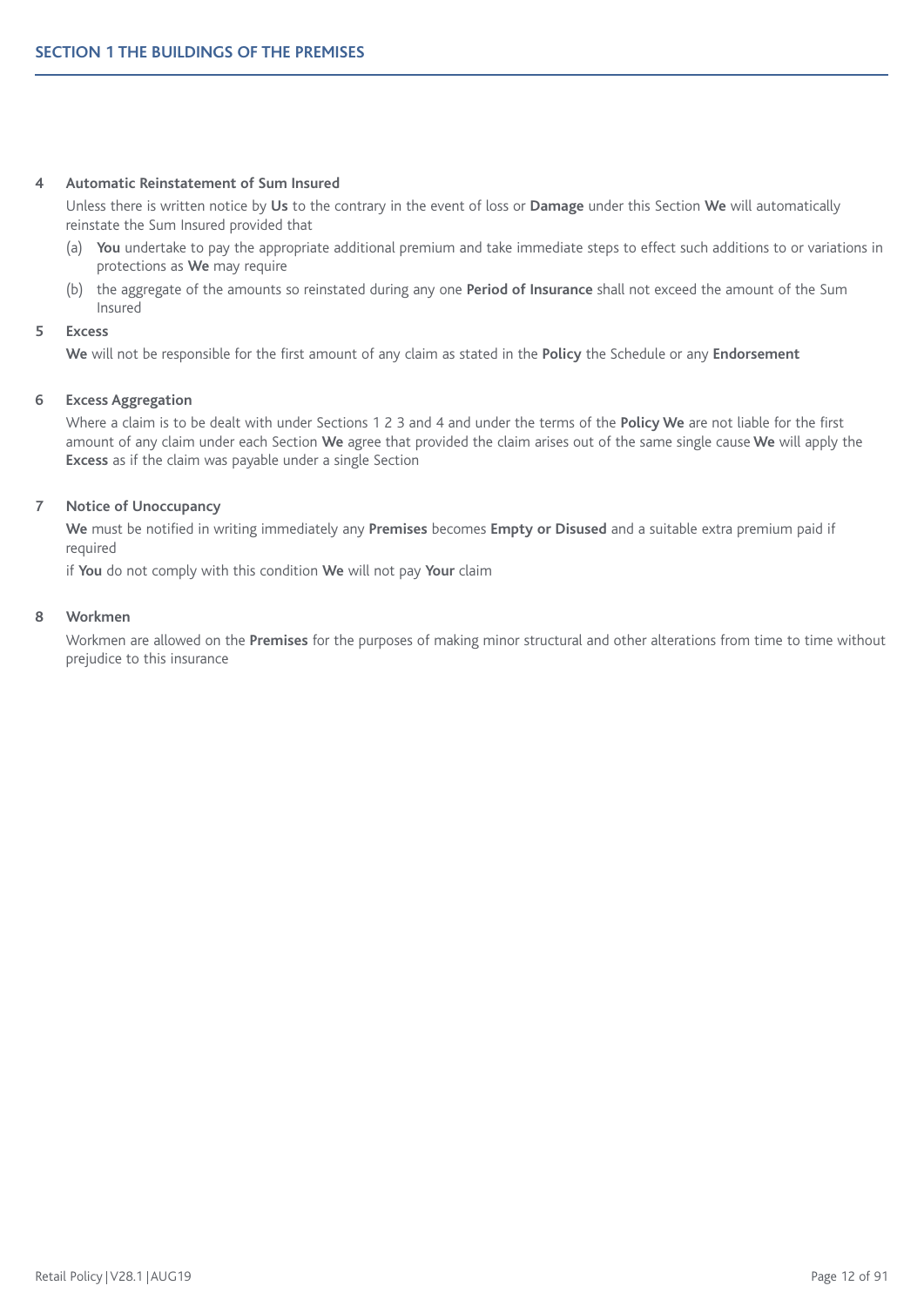**4 Automatic Reinstatement of Sum Insured**

Unless there is written notice by **Us** to the contrary in the event of loss or **Damage** under this Section **We** will automatically reinstate the Sum Insured provided that

(a) **You** undertake to pay the appropriate additional premium and take immediate steps to effect such additions to or variations in protections as **We** may require

(b) the aggregate of the amounts so reinstated during any one **Period of Insurance** shall not exceed the amount of the Sum Insured

**5 Excess**

**We** will not be responsible for the first amount of any claim as stated in the **Policy** the Schedule or any **Endorsement**

**6 Excess Aggregation**

Where a claim is to be dealt with under Sections 1 2 3 and 4 and under the terms of the **Policy We** are not liable for the first amount of any claim under each Section **We** agree that provided the claim arises out of the same single cause **We** will apply the **Excess** as if the claim was payable under a single Section

**7 Notice of Unoccupancy**

**We** must be notified in writing immediately any **Premises** becomes **Empty or Disused** and a suitable extra premium paid if required

if **You** do not comply with this condition **We** will not pay **Your** claim

**8 Workmen**

Workmen are allowed on the **Premises** for the purposes of making minor structural and other alterations from time to time without prejudice to this insurance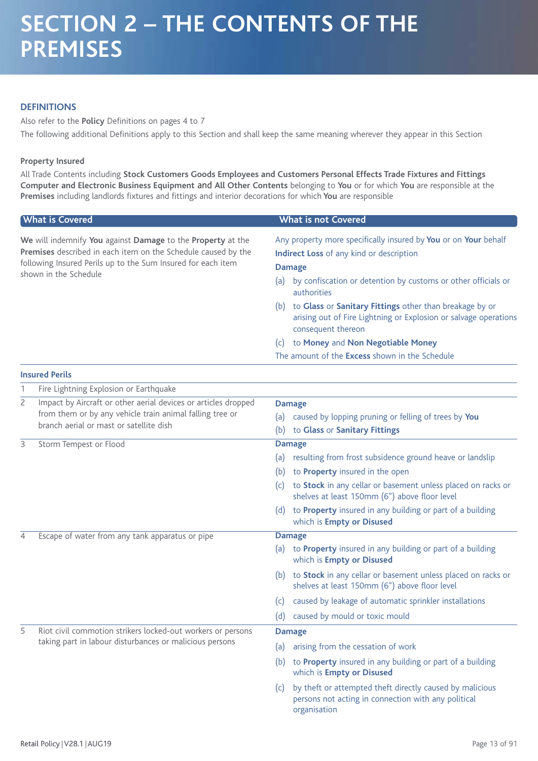# SECTION 2 – THE CONTENTS OF THE PREMISES

## DEFINITIONS

Also refer to the **Policy** Definitions on pages 4 to 7

The following additional Definitions apply to this Section and shall keep the same meaning wherever they appear in this Section

**Property Insured**

All Trade Contents including **Stock Customers Goods Employees and Customers Personal Effects Trade Fixtures and Fittings Computer and Electronic Business Equipment** and **All Other Contents** belonging to **You** or for which **You** are responsible at the **Premises** including landlords fixtures and fittings and interior decorations for which **You** are responsible

| What is Covered | What is not Covered |
|---|---|
| **We** will indemnify **You** against **Damage** to the **Property** at the **Premises** described in each item on the Schedule caused by the following Insured Perils up to the Sum Insured for each item shown in the Schedule | Any property more specifically insured by **You** or on **Your** behalf<br>**Indirect Loss** of any kind or description<br>**Damage**<br>(a) by confiscation or detention by customs or other officials or authorities<br>(b) to **Glass** or **Sanitary Fittings** other than breakage by or arising out of Fire Lightning or Explosion or salvage operations consequent thereon<br>(c) to **Money** and **Non Negotiable Money**<br>The amount of the **Excess** shown in the Schedule |

**Insured Perils**

| Insured Peril | What is not Covered |
|---|---|
| 1 Fire Lightning Explosion or Earthquake | |
| 2 Impact by Aircraft or other aerial devices or articles dropped from them or by any vehicle train animal falling tree or branch aerial or mast or satellite dish | **Damage**<br>(a) caused by lopping pruning or felling of trees by **You**<br>(b) to **Glass** or **Sanitary Fittings** |
| 3 Storm Tempest or Flood | **Damage**<br>(a) resulting from frost subsidence ground heave or landslip<br>(b) to **Property** insured in the open<br>(c) to **Stock** in any cellar or basement unless placed on racks or shelves at least 150mm (6") above floor level<br>(d) to **Property** insured in any building or part of a building which is **Empty or Disused** |
| 4 Escape of water from any tank apparatus or pipe | **Damage**<br>(a) to **Property** insured in any building or part of a building which is **Empty or Disused**<br>(b) to **Stock** in any cellar or basement unless placed on racks or shelves at least 150mm (6") above floor level<br>(c) caused by leakage of automatic sprinkler installations<br>(d) caused by mould or toxic mould |
| 5 Riot civil commotion strikers locked-out workers or persons taking part in labour disturbances or malicious persons | **Damage**<br>(a) arising from the cessation of work<br>(b) to **Property** insured in any building or part of a building which is **Empty or Disused**<br>(c) by theft or attempted theft directly caused by malicious persons not acting in connection with any political organisation |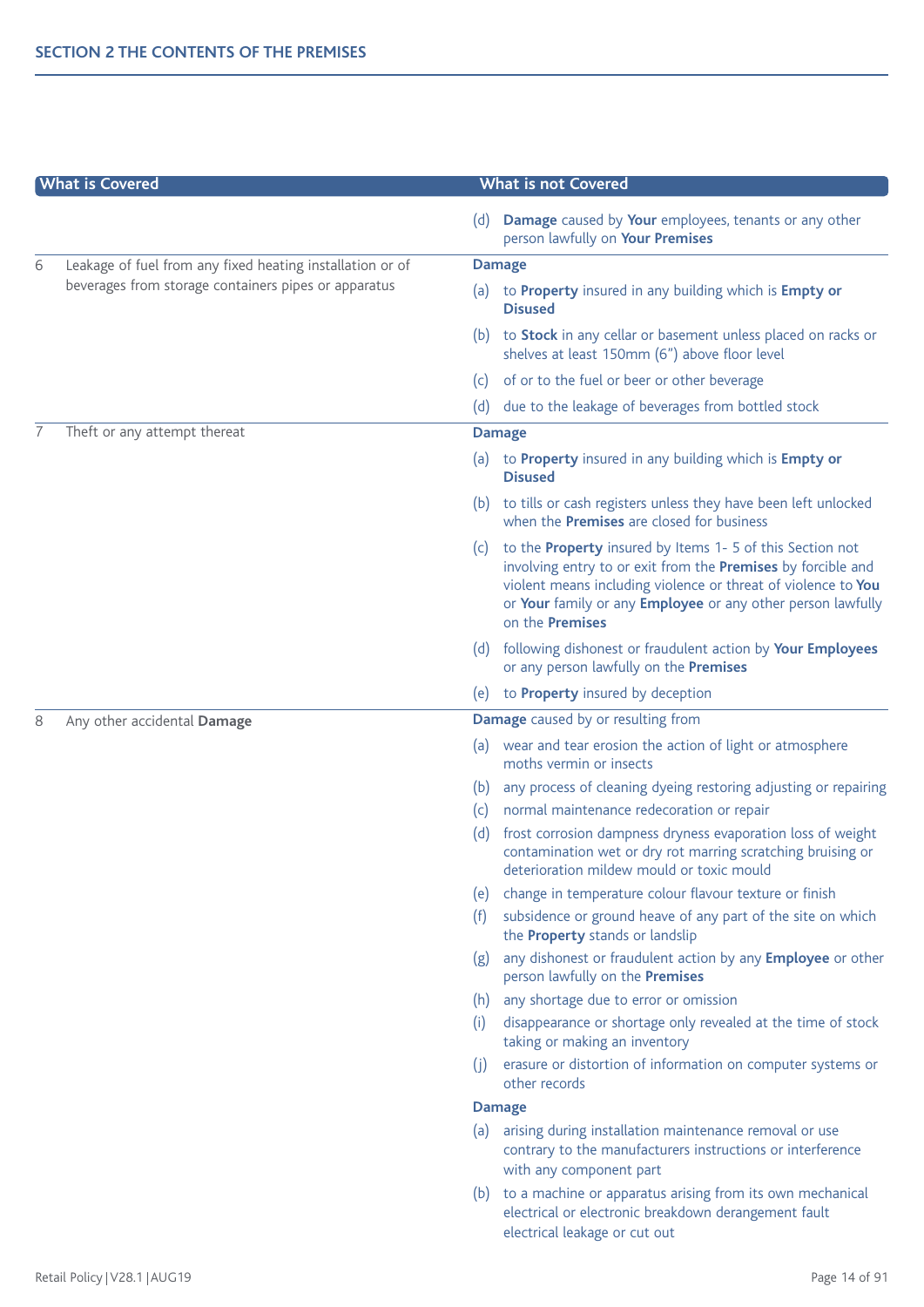## SECTION 2 THE CONTENTS OF THE PREMISES

| | What is Covered | What is not Covered |
|---|---|---|
| | | (d) **Damage** caused by **Your** employees, tenants or any other person lawfully on **Your Premises** |
| 6 | Leakage of fuel from any fixed heating installation or of beverages from storage containers pipes or apparatus | **Damage**<br>(a) to **Property** insured in any building which is **Empty or Disused**<br>(b) to **Stock** in any cellar or basement unless placed on racks or shelves at least 150mm (6") above floor level<br>(c) of or to the fuel or beer or other beverage<br>(d) due to the leakage of beverages from bottled stock |
| 7 | Theft or any attempt thereat | **Damage**<br>(a) to **Property** insured in any building which is **Empty or Disused**<br>(b) to tills or cash registers unless they have been left unlocked when the **Premises** are closed for business<br>(c) to the **Property** insured by Items 1- 5 of this Section not involving entry to or exit from the **Premises** by forcible and violent means including violence or threat of violence to **You** or **Your** family or any **Employee** or any other person lawfully on the **Premises**<br>(d) following dishonest or fraudulent action by **Your Employees** or any person lawfully on the **Premises**<br>(e) to **Property** insured by deception |
| 8 | Any other accidental **Damage** | **Damage** caused by or resulting from<br>(a) wear and tear erosion the action of light or atmosphere moths vermin or insects<br>(b) any process of cleaning dyeing restoring adjusting or repairing<br>(c) normal maintenance redecoration or repair<br>(d) frost corrosion dampness dryness evaporation loss of weight contamination wet or dry rot marring scratching bruising or deterioration mildew mould or toxic mould<br>(e) change in temperature colour flavour texture or finish<br>(f) subsidence or ground heave of any part of the site on which the **Property** stands or landslip<br>(g) any dishonest or fraudulent action by any **Employee** or other person lawfully on the **Premises**<br>(h) any shortage due to error or omission<br>(i) disappearance or shortage only revealed at the time of stock taking or making an inventory<br>(j) erasure or distortion of information on computer systems or other records<br>**Damage**<br>(a) arising during installation maintenance removal or use contrary to the manufacturers instructions or interference with any component part<br>(b) to a machine or apparatus arising from its own mechanical electrical or electronic breakdown derangement fault electrical leakage or cut out |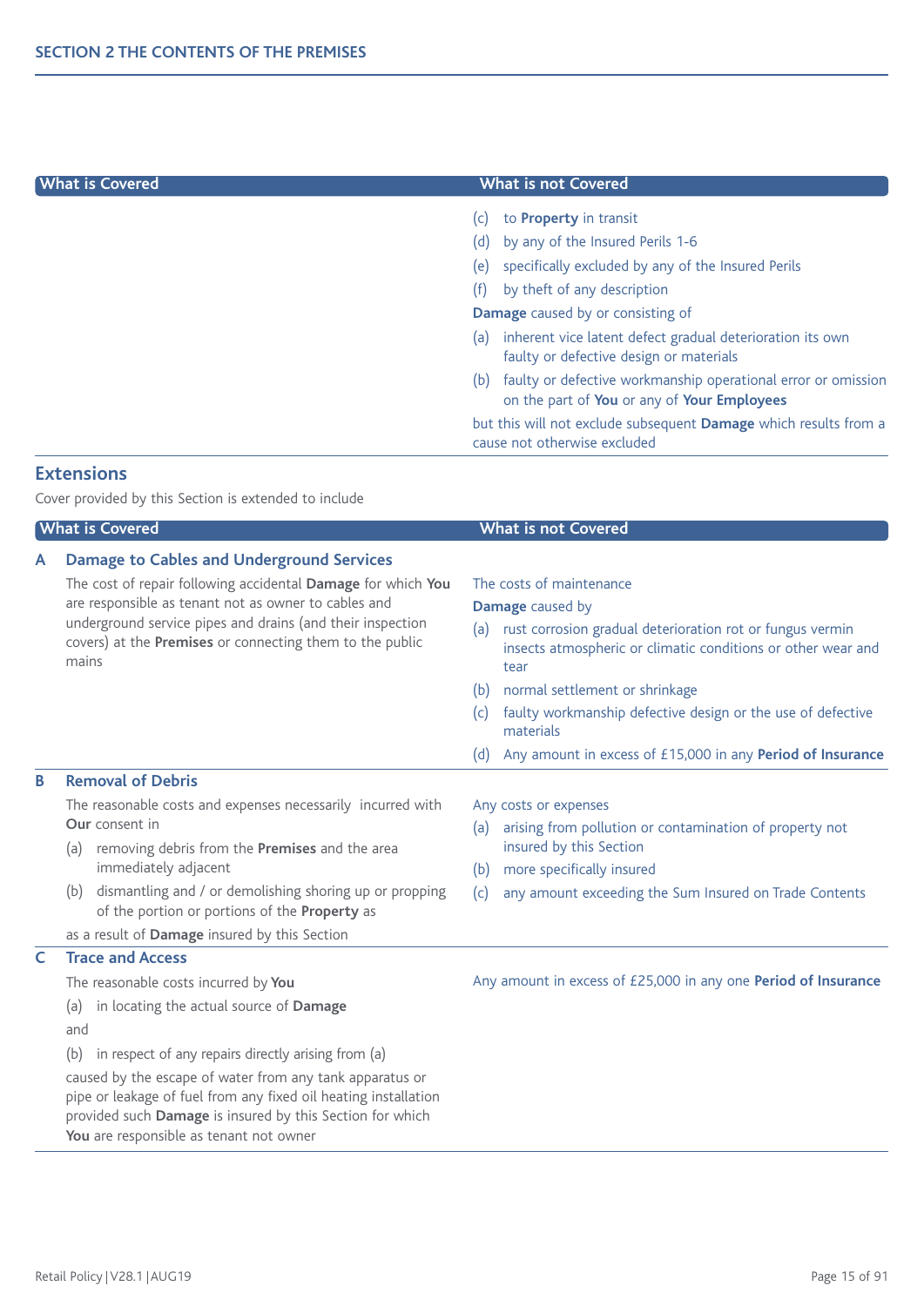## SECTION 2 THE CONTENTS OF THE PREMISES

| What is Covered | What is not Covered |
|---|---|
| | (c) to **Property** in transit<br>(d) by any of the Insured Perils 1-6<br>(e) specifically excluded by any of the Insured Perils<br>(f) by theft of any description<br>**Damage** caused by or consisting of<br>(a) inherent vice latent defect gradual deterioration its own faulty or defective design or materials<br>(b) faulty or defective workmanship operational error or omission on the part of **You** or any of **Your Employees**<br>but this will not exclude subsequent **Damage** which results from a cause not otherwise excluded |

## Extensions

Cover provided by this Section is extended to include

| What is Covered | What is not Covered |
|---|---|
| **A Damage to Cables and Underground Services**<br>The cost of repair following accidental **Damage** for which **You** are responsible as tenant not as owner to cables and underground service pipes and drains (and their inspection covers) at the **Premises** or connecting them to the public mains | The costs of maintenance<br>**Damage** caused by<br>(a) rust corrosion gradual deterioration rot or fungus vermin insects atmospheric or climatic conditions or other wear and tear<br>(b) normal settlement or shrinkage<br>(c) faulty workmanship defective design or the use of defective materials<br>(d) Any amount in excess of £15,000 in any **Period of Insurance** |
| **B Removal of Debris**<br>The reasonable costs and expenses necessarily incurred with **Our** consent in<br>(a) removing debris from the **Premises** and the area immediately adjacent<br>(b) dismantling and / or demolishing shoring up or propping of the portion or portions of the **Property** as<br>as a result of **Damage** insured by this Section | Any costs or expenses<br>(a) arising from pollution or contamination of property not insured by this Section<br>(b) more specifically insured<br>(c) any amount exceeding the Sum Insured on Trade Contents |
| **C Trace and Access**<br>The reasonable costs incurred by **You**<br>(a) in locating the actual source of **Damage**<br>and<br>(b) in respect of any repairs directly arising from (a)<br>caused by the escape of water from any tank apparatus or pipe or leakage of fuel from any fixed oil heating installation provided such **Damage** is insured by this Section for which **You** are responsible as tenant not owner | Any amount in excess of £25,000 in any one **Period of Insurance** |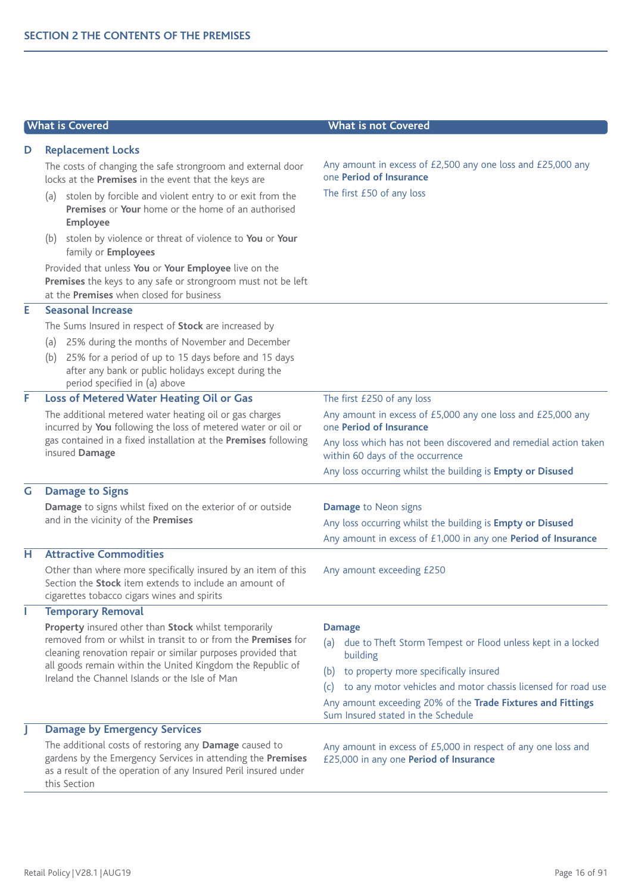## SECTION 2 THE CONTENTS OF THE PREMISES

| | What is Covered | What is not Covered |
|---|---|---|
| **D** | **Replacement Locks**<br>The costs of changing the safe strongroom and external door locks at the **Premises** in the event that the keys are<br>(a) stolen by forcible and violent entry to or exit from the **Premises** or **Your** home or the home of an authorised **Employee**<br>(b) stolen by violence or threat of violence to **You** or **Your** family or **Employees**<br>Provided that unless **You** or **Your Employee** live on the **Premises** the keys to any safe or strongroom must not be left at the **Premises** when closed for business | Any amount in excess of £2,500 any one loss and £25,000 any one **Period of Insurance**<br>The first £50 of any loss |
| **E** | **Seasonal Increase**<br>The Sums Insured in respect of **Stock** are increased by<br>(a) 25% during the months of November and December<br>(b) 25% for a period of up to 15 days before and 15 days after any bank or public holidays except during the period specified in (a) above | |
| **F** | **Loss of Metered Water Heating Oil or Gas**<br>The additional metered water heating oil or gas charges incurred by **You** following the loss of metered water or oil or gas contained in a fixed installation at the **Premises** following insured **Damage** | The first £250 of any loss<br>Any amount in excess of £5,000 any one loss and £25,000 any one **Period of Insurance**<br>Any loss which has not been discovered and remedial action taken within 60 days of the occurrence<br>Any loss occurring whilst the building is **Empty or Disused** |
| **G** | **Damage to Signs**<br>**Damage** to signs whilst fixed on the exterior of or outside and in the vicinity of the **Premises** | **Damage** to Neon signs<br>Any loss occurring whilst the building is **Empty or Disused**<br>Any amount in excess of £1,000 in any one **Period of Insurance** |
| **H** | **Attractive Commodities**<br>Other than where more specifically insured by an item of this Section the **Stock** item extends to include an amount of cigarettes tobacco cigars wines and spirits | Any amount exceeding £250 |
| **I** | **Temporary Removal**<br>**Property** insured other than **Stock** whilst temporarily removed from or whilst in transit to or from the **Premises** for cleaning renovation repair or similar purposes provided that all goods remain within the United Kingdom the Republic of Ireland the Channel Islands or the Isle of Man | **Damage**<br>(a) due to Theft Storm Tempest or Flood unless kept in a locked building<br>(b) to property more specifically insured<br>(c) to any motor vehicles and motor chassis licensed for road use<br>Any amount exceeding 20% of the **Trade Fixtures and Fittings** Sum Insured stated in the Schedule |
| **J** | **Damage by Emergency Services**<br>The additional costs of restoring any **Damage** caused to gardens by the Emergency Services in attending the **Premises** as a result of the operation of any Insured Peril insured under this Section | Any amount in excess of £5,000 in respect of any one loss and £25,000 in any one **Period of Insurance** |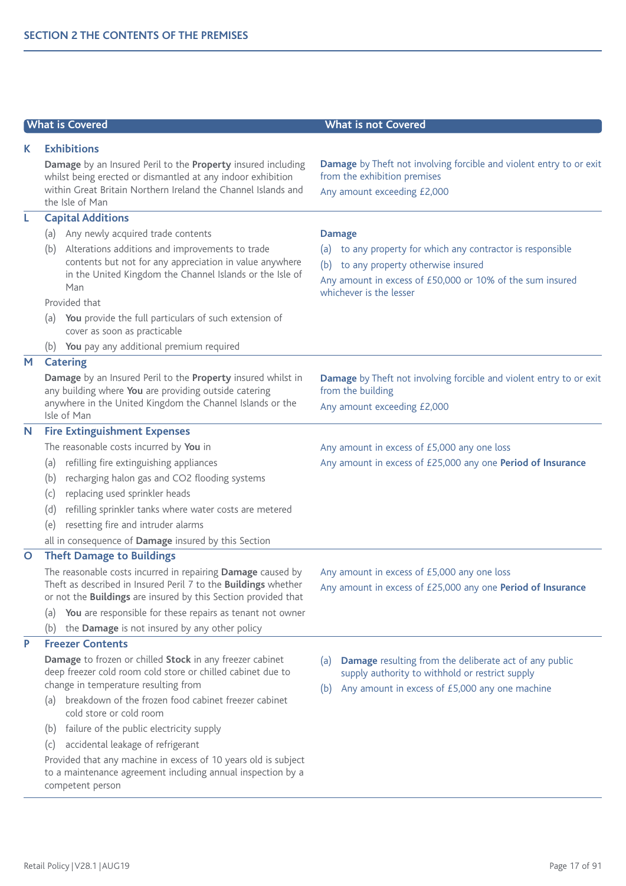## SECTION 2 THE CONTENTS OF THE PREMISES

| What is Covered | What is not Covered |
|---|---|
| **K Exhibitions**<br>**Damage** by an Insured Peril to the **Property** insured including whilst being erected or dismantled at any indoor exhibition within Great Britain Northern Ireland the Channel Islands and the Isle of Man | **Damage** by Theft not involving forcible and violent entry to or exit from the exhibition premises<br>Any amount exceeding £2,000 |
| **L Capital Additions**<br>(a) Any newly acquired trade contents<br>(b) Alterations additions and improvements to trade contents but not for any appreciation in value anywhere in the United Kingdom the Channel Islands or the Isle of Man<br>Provided that<br>(a) **You** provide the full particulars of such extension of cover as soon as practicable<br>(b) **You** pay any additional premium required | **Damage**<br>(a) to any property for which any contractor is responsible<br>(b) to any property otherwise insured<br>Any amount in excess of £50,000 or 10% of the sum insured whichever is the lesser |
| **M Catering**<br>**Damage** by an Insured Peril to the **Property** insured whilst in any building where **You** are providing outside catering anywhere in the United Kingdom the Channel Islands or the Isle of Man | **Damage** by Theft not involving forcible and violent entry to or exit from the building<br>Any amount exceeding £2,000 |
| **N Fire Extinguishment Expenses**<br>The reasonable costs incurred by **You** in<br>(a) refilling fire extinguishing appliances<br>(b) recharging halon gas and CO2 flooding systems<br>(c) replacing used sprinkler heads<br>(d) refilling sprinkler tanks where water costs are metered<br>(e) resetting fire and intruder alarms<br>all in consequence of **Damage** insured by this Section | Any amount in excess of £5,000 any one loss<br>Any amount in excess of £25,000 any one **Period of Insurance** |
| **O Theft Damage to Buildings**<br>The reasonable costs incurred in repairing **Damage** caused by Theft as described in Insured Peril 7 to the **Buildings** whether or not the **Buildings** are insured by this Section provided that<br>(a) **You** are responsible for these repairs as tenant not owner<br>(b) the **Damage** is not insured by any other policy | Any amount in excess of £5,000 any one loss<br>Any amount in excess of £25,000 any one **Period of Insurance** |
| **P Freezer Contents**<br>**Damage** to frozen or chilled **Stock** in any freezer cabinet deep freezer cold room cold store or chilled cabinet due to change in temperature resulting from<br>(a) breakdown of the frozen food cabinet freezer cabinet cold store or cold room<br>(b) failure of the public electricity supply<br>(c) accidental leakage of refrigerant<br>Provided that any machine in excess of 10 years old is subject to a maintenance agreement including annual inspection by a competent person | (a) **Damage** resulting from the deliberate act of any public supply authority to withhold or restrict supply<br>(b) Any amount in excess of £5,000 any one machine |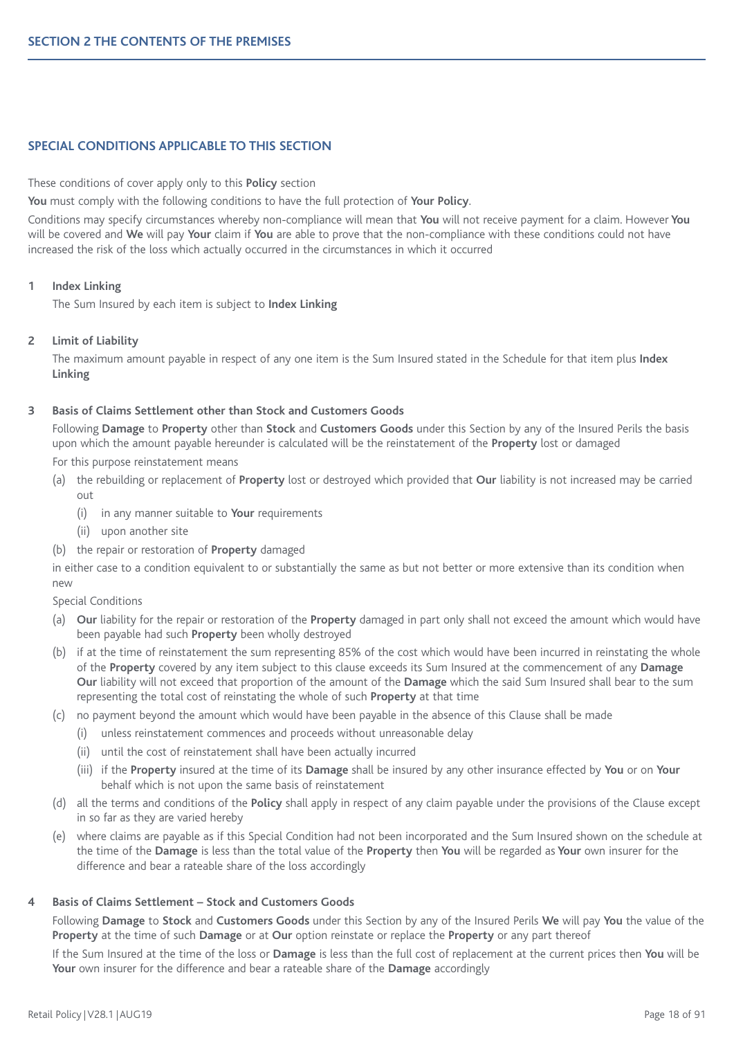## SECTION 2 THE CONTENTS OF THE PREMISES

### SPECIAL CONDITIONS APPLICABLE TO THIS SECTION

These conditions of cover apply only to this **Policy** section

**You** must comply with the following conditions to have the full protection of **Your Policy**.

Conditions may specify circumstances whereby non-compliance will mean that **You** will not receive payment for a claim. However **You** will be covered and **We** will pay **Your** claim if **You** are able to prove that the non-compliance with these conditions could not have increased the risk of the loss which actually occurred in the circumstances in which it occurred

**1 Index Linking**

The Sum Insured by each item is subject to **Index Linking**

**2 Limit of Liability**

The maximum amount payable in respect of any one item is the Sum Insured stated in the Schedule for that item plus **Index Linking**

**3 Basis of Claims Settlement other than Stock and Customers Goods**

Following **Damage** to **Property** other than **Stock** and **Customers Goods** under this Section by any of the Insured Perils the basis upon which the amount payable hereunder is calculated will be the reinstatement of the **Property** lost or damaged

For this purpose reinstatement means

(a) the rebuilding or replacement of **Property** lost or destroyed which provided that **Our** liability is not increased may be carried out
   - (i) in any manner suitable to **Your** requirements
   - (ii) upon another site

(b) the repair or restoration of **Property** damaged

in either case to a condition equivalent to or substantially the same as but not better or more extensive than its condition when new

Special Conditions

(a) **Our** liability for the repair or restoration of the **Property** damaged in part only shall not exceed the amount which would have been payable had such **Property** been wholly destroyed

(b) if at the time of reinstatement the sum representing 85% of the cost which would have been incurred in reinstating the whole of the **Property** covered by any item subject to this clause exceeds its Sum Insured at the commencement of any **Damage Our** liability will not exceed that proportion of the amount of the **Damage** which the said Sum Insured shall bear to the sum representing the total cost of reinstating the whole of such **Property** at that time

(c) no payment beyond the amount which would have been payable in the absence of this Clause shall be made
   - (i) unless reinstatement commences and proceeds without unreasonable delay
   - (ii) until the cost of reinstatement shall have been actually incurred
   - (iii) if the **Property** insured at the time of its **Damage** shall be insured by any other insurance effected by **You** or on **Your** behalf which is not upon the same basis of reinstatement

(d) all the terms and conditions of the **Policy** shall apply in respect of any claim payable under the provisions of the Clause except in so far as they are varied hereby

(e) where claims are payable as if this Special Condition had not been incorporated and the Sum Insured shown on the schedule at the time of the **Damage** is less than the total value of the **Property** then **You** will be regarded as **Your** own insurer for the difference and bear a rateable share of the loss accordingly

**4 Basis of Claims Settlement – Stock and Customers Goods**

Following **Damage** to **Stock** and **Customers Goods** under this Section by any of the Insured Perils **We** will pay **You** the value of the **Property** at the time of such **Damage** or at **Our** option reinstate or replace the **Property** or any part thereof

If the Sum Insured at the time of the loss or **Damage** is less than the full cost of replacement at the current prices then **You** will be **Your** own insurer for the difference and bear a rateable share of the **Damage** accordingly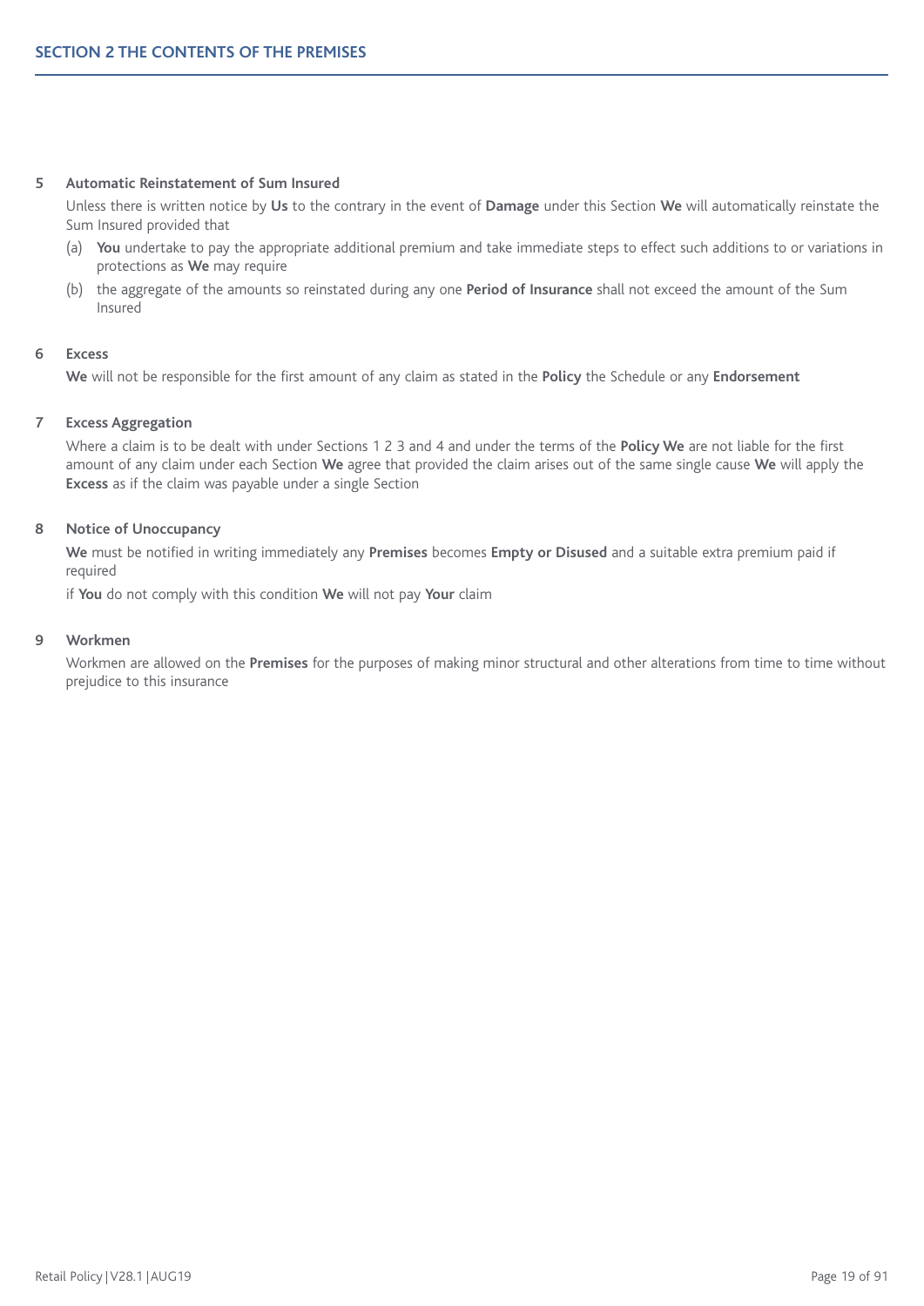## SECTION 2 THE CONTENTS OF THE PREMISES

**5 Automatic Reinstatement of Sum Insured**

Unless there is written notice by **Us** to the contrary in the event of **Damage** under this Section **We** will automatically reinstate the Sum Insured provided that

(a) **You** undertake to pay the appropriate additional premium and take immediate steps to effect such additions to or variations in protections as **We** may require

(b) the aggregate of the amounts so reinstated during any one **Period of Insurance** shall not exceed the amount of the Sum Insured

**6 Excess**

**We** will not be responsible for the first amount of any claim as stated in the **Policy** the Schedule or any **Endorsement**

**7 Excess Aggregation**

Where a claim is to be dealt with under Sections 1 2 3 and 4 and under the terms of the **Policy We** are not liable for the first amount of any claim under each Section **We** agree that provided the claim arises out of the same single cause **We** will apply the **Excess** as if the claim was payable under a single Section

**8 Notice of Unoccupancy**

**We** must be notified in writing immediately any **Premises** becomes **Empty or Disused** and a suitable extra premium paid if required

if **You** do not comply with this condition **We** will not pay **Your** claim

**9 Workmen**

Workmen are allowed on the **Premises** for the purposes of making minor structural and other alterations from time to time without prejudice to this insurance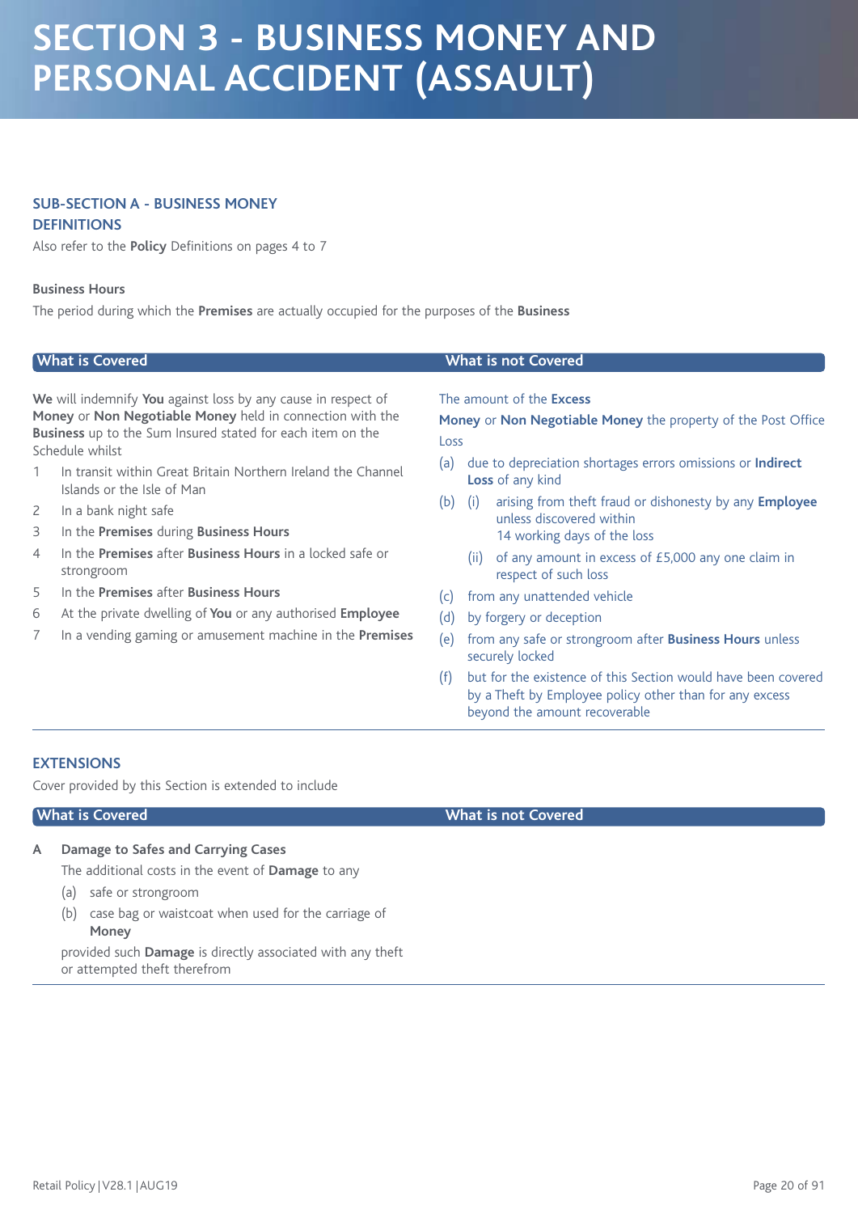# SECTION 3 - BUSINESS MONEY AND PERSONAL ACCIDENT (ASSAULT)

## SUB-SECTION A - BUSINESS MONEY

### DEFINITIONS

Also refer to the **Policy** Definitions on pages 4 to 7

**Business Hours**

The period during which the **Premises** are actually occupied for the purposes of the **Business**

| What is Covered | What is not Covered |
|---|---|
| **We** will indemnify **You** against loss by any cause in respect of **Money** or **Non Negotiable Money** held in connection with the **Business** up to the Sum Insured stated for each item on the Schedule whilst<br>1 In transit within Great Britain Northern Ireland the Channel Islands or the Isle of Man<br>2 In a bank night safe<br>3 In the **Premises** during **Business Hours**<br>4 In the **Premises** after **Business Hours** in a locked safe or strongroom<br>5 In the **Premises** after **Business Hours**<br>6 At the private dwelling of **You** or any authorised **Employee**<br>7 In a vending gaming or amusement machine in the **Premises** | The amount of the **Excess**<br>**Money** or **Non Negotiable Money** the property of the Post Office<br>Loss<br>(a) due to depreciation shortages errors omissions or **Indirect Loss** of any kind<br>(b) (i) arising from theft fraud or dishonesty by any **Employee** unless discovered within 14 working days of the loss<br>(ii) of any amount in excess of £5,000 any one claim in respect of such loss<br>(c) from any unattended vehicle<br>(d) by forgery or deception<br>(e) from any safe or strongroom after **Business Hours** unless securely locked<br>(f) but for the existence of this Section would have been covered by a Theft by Employee policy other than for any excess beyond the amount recoverable |

### EXTENSIONS

Cover provided by this Section is extended to include

| What is Covered | What is not Covered |
|---|---|
| **A Damage to Safes and Carrying Cases**<br>The additional costs in the event of **Damage** to any<br>(a) safe or strongroom<br>(b) case bag or waistcoat when used for the carriage of **Money**<br>provided such **Damage** is directly associated with any theft or attempted theft therefrom | |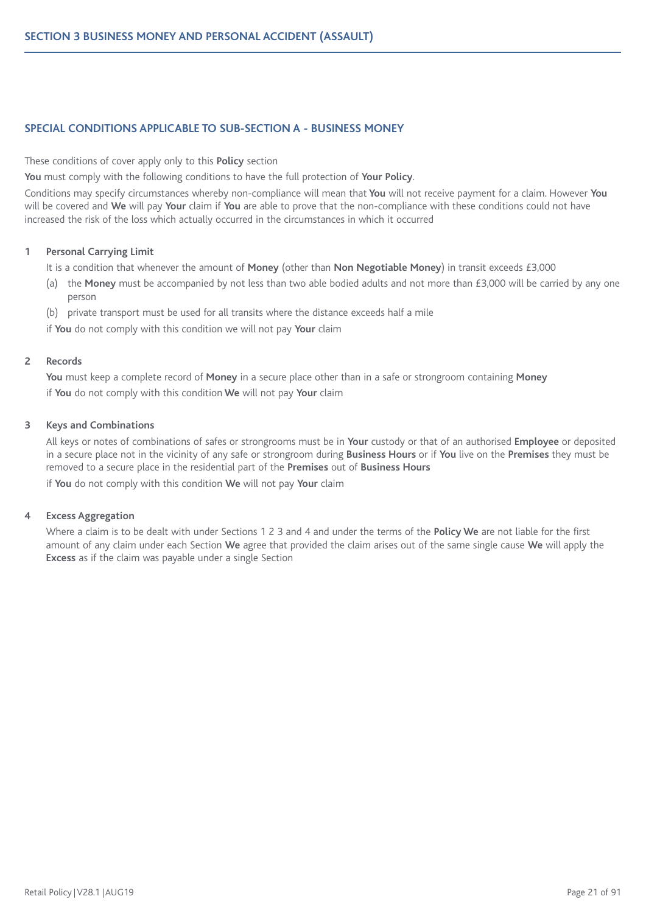## SECTION 3 BUSINESS MONEY AND PERSONAL ACCIDENT (ASSAULT)

### SPECIAL CONDITIONS APPLICABLE TO SUB-SECTION A - BUSINESS MONEY

These conditions of cover apply only to this **Policy** section

**You** must comply with the following conditions to have the full protection of **Your Policy**.

Conditions may specify circumstances whereby non-compliance will mean that **You** will not receive payment for a claim. However **You** will be covered and **We** will pay **Your** claim if **You** are able to prove that the non-compliance with these conditions could not have increased the risk of the loss which actually occurred in the circumstances in which it occurred

**1 Personal Carrying Limit**

It is a condition that whenever the amount of **Money** (other than **Non Negotiable Money**) in transit exceeds £3,000

(a) the **Money** must be accompanied by not less than two able bodied adults and not more than £3,000 will be carried by any one person

(b) private transport must be used for all transits where the distance exceeds half a mile

if **You** do not comply with this condition we will not pay **Your** claim

**2 Records**

**You** must keep a complete record of **Money** in a secure place other than in a safe or strongroom containing **Money**

if **You** do not comply with this condition **We** will not pay **Your** claim

**3 Keys and Combinations**

All keys or notes of combinations of safes or strongrooms must be in **Your** custody or that of an authorised **Employee** or deposited in a secure place not in the vicinity of any safe or strongroom during **Business Hours** or if **You** live on the **Premises** they must be removed to a secure place in the residential part of the **Premises** out of **Business Hours**

if **You** do not comply with this condition **We** will not pay **Your** claim

**4 Excess Aggregation**

Where a claim is to be dealt with under Sections 1 2 3 and 4 and under the terms of the **Policy We** are not liable for the first amount of any claim under each Section **We** agree that provided the claim arises out of the same single cause **We** will apply the **Excess** as if the claim was payable under a single Section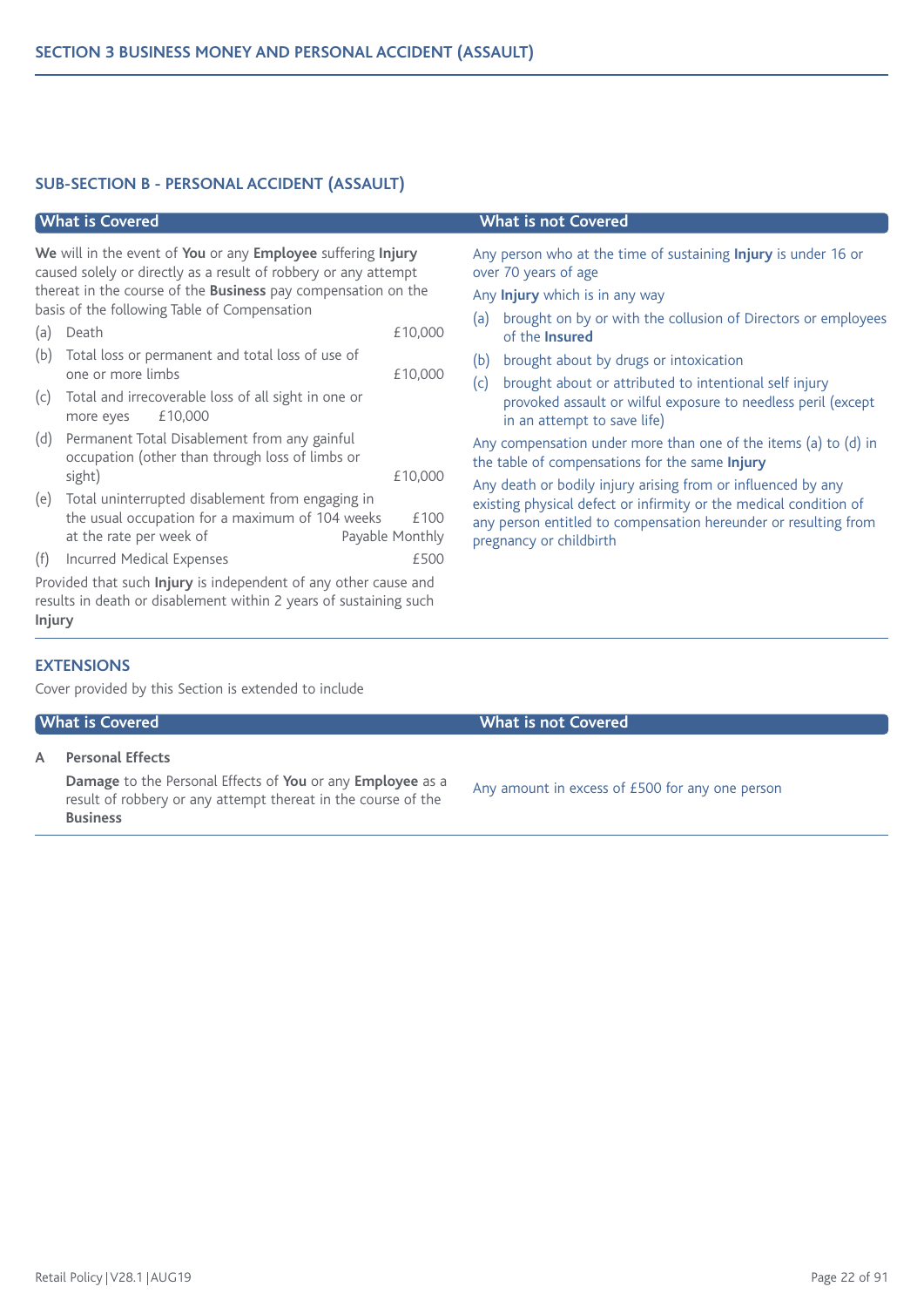## SECTION 3 BUSINESS MONEY AND PERSONAL ACCIDENT (ASSAULT)

### SUB-SECTION B - PERSONAL ACCIDENT (ASSAULT)

**What is Covered**

**We** will in the event of **You** or any **Employee** suffering **Injury** caused solely or directly as a result of robbery or any attempt thereat in the course of the **Business** pay compensation on the basis of the following Table of Compensation

| | | |
|---|---|---|
| (a) | Death | £10,000 |
| (b) | Total loss or permanent and total loss of use of one or more limbs | £10,000 |
| (c) | Total and irrecoverable loss of all sight in one or more eyes | £10,000 |
| (d) | Permanent Total Disablement from any gainful occupation (other than through loss of limbs or sight) | £10,000 |
| (e) | Total uninterrupted disablement from engaging in the usual occupation for a maximum of 104 weeks at the rate per week of | £100 Payable Monthly |
| (f) | Incurred Medical Expenses | £500 |

Provided that such **Injury** is independent of any other cause and results in death or disablement within 2 years of sustaining such **Injury**

**What is not Covered**

Any person who at the time of sustaining **Injury** is under 16 or over 70 years of age

Any **Injury** which is in any way

(a) brought on by or with the collusion of Directors or employees of the **Insured**

(b) brought about by drugs or intoxication

(c) brought about or attributed to intentional self injury provoked assault or wilful exposure to needless peril (except in an attempt to save life)

Any compensation under more than one of the items (a) to (d) in the table of compensations for the same **Injury**

Any death or bodily injury arising from or influenced by any existing physical defect or infirmity or the medical condition of any person entitled to compensation hereunder or resulting from pregnancy or childbirth

### EXTENSIONS

Cover provided by this Section is extended to include

| What is Covered | What is not Covered |
|---|---|
| **A Personal Effects**<br>**Damage** to the Personal Effects of **You** or any **Employee** as a result of robbery or any attempt thereat in the course of the **Business** | Any amount in excess of £500 for any one person |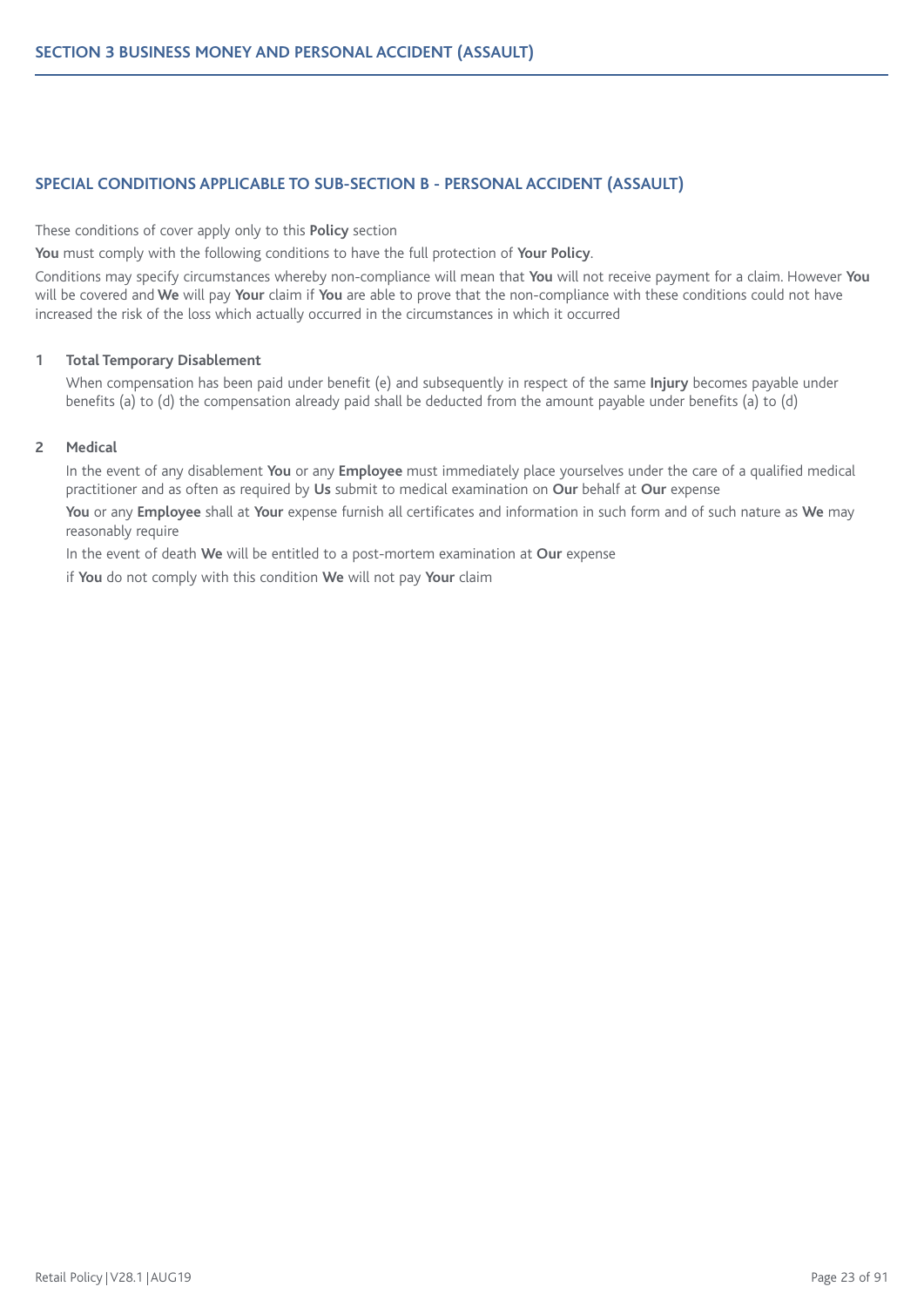## SPECIAL CONDITIONS APPLICABLE TO SUB-SECTION B - PERSONAL ACCIDENT (ASSAULT)

These conditions of cover apply only to this **Policy** section

**You** must comply with the following conditions to have the full protection of **Your Policy**.

Conditions may specify circumstances whereby non-compliance will mean that **You** will not receive payment for a claim. However **You** will be covered and **We** will pay **Your** claim if **You** are able to prove that the non-compliance with these conditions could not have increased the risk of the loss which actually occurred in the circumstances in which it occurred

### 1 Total Temporary Disablement

When compensation has been paid under benefit (e) and subsequently in respect of the same **Injury** becomes payable under benefits (a) to (d) the compensation already paid shall be deducted from the amount payable under benefits (a) to (d)

### 2 Medical

In the event of any disablement **You** or any **Employee** must immediately place yourselves under the care of a qualified medical practitioner and as often as required by **Us** submit to medical examination on **Our** behalf at **Our** expense

**You** or any **Employee** shall at **Your** expense furnish all certificates and information in such form and of such nature as **We** may reasonably require

In the event of death **We** will be entitled to a post-mortem examination at **Our** expense

if **You** do not comply with this condition **We** will not pay **Your** claim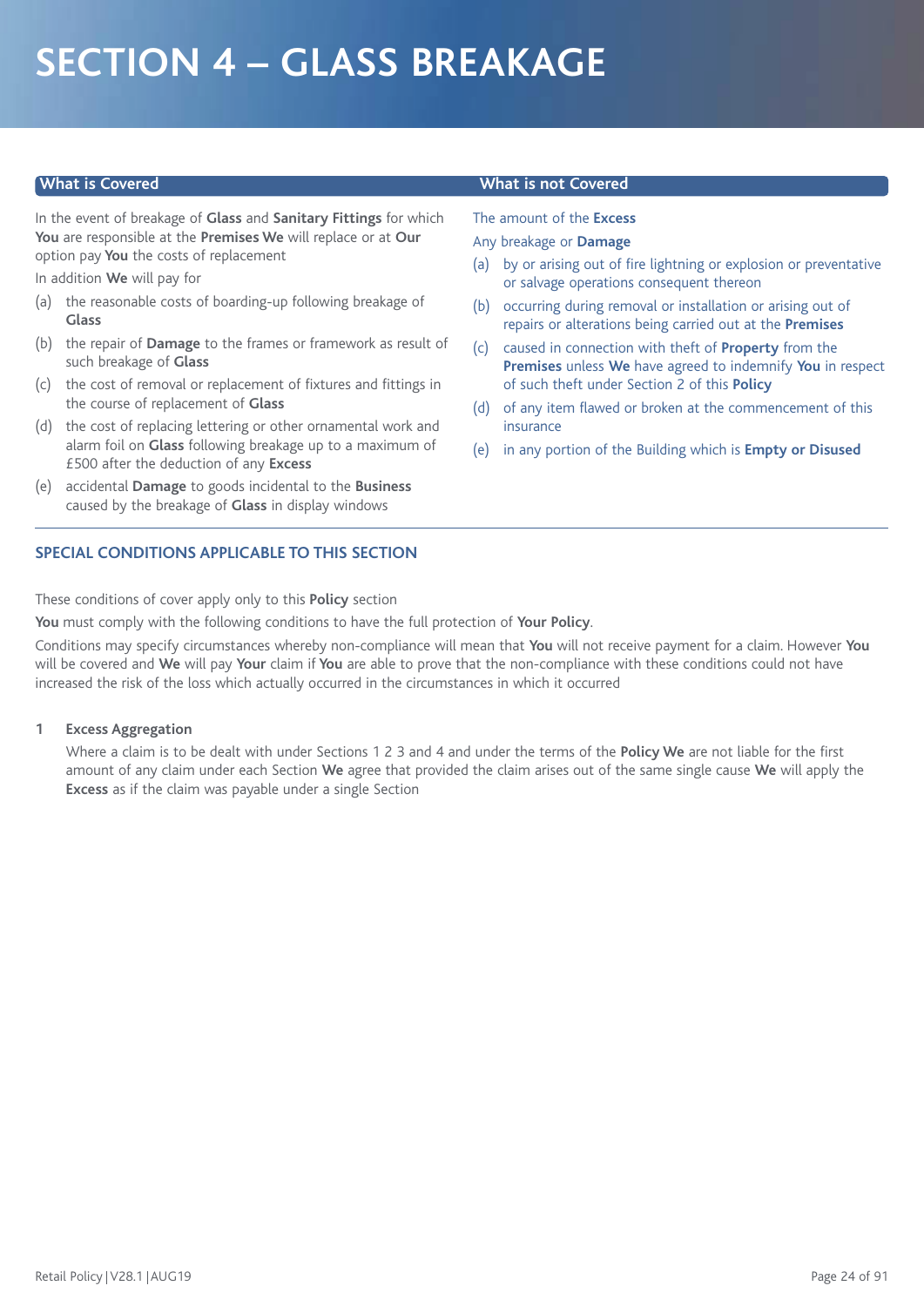# SECTION 4 – GLASS BREAKAGE

## What is Covered

In the event of breakage of **Glass** and **Sanitary Fittings** for which **You** are responsible at the **Premises We** will replace or at **Our** option pay **You** the costs of replacement

In addition **We** will pay for

(a) the reasonable costs of boarding-up following breakage of **Glass**

(b) the repair of **Damage** to the frames or framework as result of such breakage of **Glass**

(c) the cost of removal or replacement of fixtures and fittings in the course of replacement of **Glass**

(d) the cost of replacing lettering or other ornamental work and alarm foil on **Glass** following breakage up to a maximum of £500 after the deduction of any **Excess**

(e) accidental **Damage** to goods incidental to the **Business** caused by the breakage of **Glass** in display windows

## What is not Covered

The amount of the **Excess**

Any breakage or **Damage**

(a) by or arising out of fire lightning or explosion or preventative or salvage operations consequent thereon

(b) occurring during removal or installation or arising out of repairs or alterations being carried out at the **Premises**

(c) caused in connection with theft of **Property** from the **Premises** unless **We** have agreed to indemnify **You** in respect of such theft under Section 2 of this **Policy**

(d) of any item flawed or broken at the commencement of this insurance

(e) in any portion of the Building which is **Empty or Disused**

## SPECIAL CONDITIONS APPLICABLE TO THIS SECTION

These conditions of cover apply only to this **Policy** section

**You** must comply with the following conditions to have the full protection of **Your Policy**.

Conditions may specify circumstances whereby non-compliance will mean that **You** will not receive payment for a claim. However **You** will be covered and **We** will pay **Your** claim if **You** are able to prove that the non-compliance with these conditions could not have increased the risk of the loss which actually occurred in the circumstances in which it occurred

**1 Excess Aggregation**

Where a claim is to be dealt with under Sections 1 2 3 and 4 and under the terms of the **Policy We** are not liable for the first amount of any claim under each Section **We** agree that provided the claim arises out of the same single cause **We** will apply the **Excess** as if the claim was payable under a single Section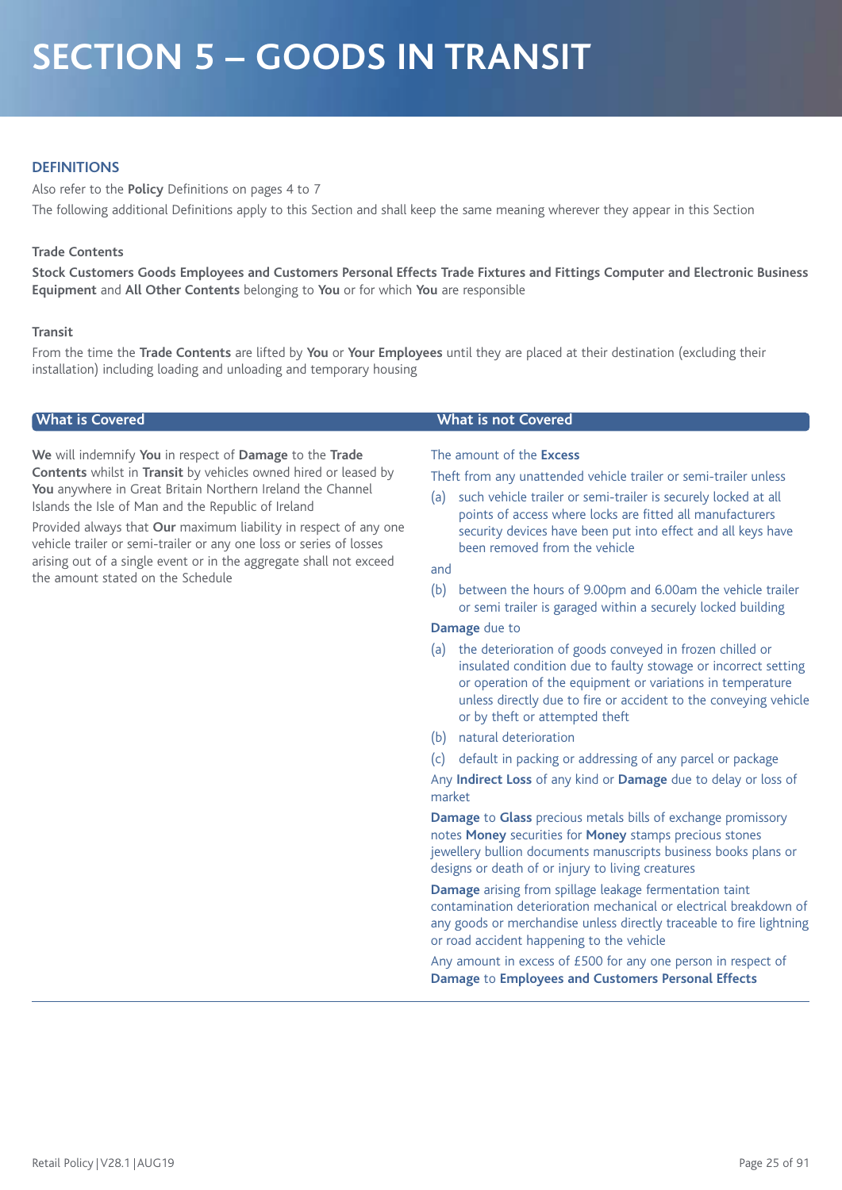# SECTION 5 – GOODS IN TRANSIT

## DEFINITIONS

Also refer to the **Policy** Definitions on pages 4 to 7

The following additional Definitions apply to this Section and shall keep the same meaning wherever they appear in this Section

**Trade Contents**

**Stock Customers Goods Employees and Customers Personal Effects Trade Fixtures and Fittings Computer and Electronic Business Equipment** and **All Other Contents** belonging to **You** or for which **You** are responsible

**Transit**

From the time the **Trade Contents** are lifted by **You** or **Your Employees** until they are placed at their destination (excluding their installation) including loading and unloading and temporary housing

## What is Covered

**We** will indemnify **You** in respect of **Damage** to the **Trade Contents** whilst in **Transit** by vehicles owned hired or leased by **You** anywhere in Great Britain Northern Ireland the Channel Islands the Isle of Man and the Republic of Ireland

Provided always that **Our** maximum liability in respect of any one vehicle trailer or semi-trailer or any one loss or series of losses arising out of a single event or in the aggregate shall not exceed the amount stated on the Schedule

## What is not Covered

The amount of the **Excess**

Theft from any unattended vehicle trailer or semi-trailer unless

(a) such vehicle trailer or semi-trailer is securely locked at all points of access where locks are fitted all manufacturers security devices have been put into effect and all keys have been removed from the vehicle

and

(b) between the hours of 9.00pm and 6.00am the vehicle trailer or semi trailer is garaged within a securely locked building

**Damage** due to

(a) the deterioration of goods conveyed in frozen chilled or insulated condition due to faulty stowage or incorrect setting or operation of the equipment or variations in temperature unless directly due to fire or accident to the conveying vehicle or by theft or attempted theft

(b) natural deterioration

(c) default in packing or addressing of any parcel or package

Any **Indirect Loss** of any kind or **Damage** due to delay or loss of market

**Damage** to **Glass** precious metals bills of exchange promissory notes **Money** securities for **Money** stamps precious stones jewellery bullion documents manuscripts business books plans or designs or death of or injury to living creatures

**Damage** arising from spillage leakage fermentation taint contamination deterioration mechanical or electrical breakdown of any goods or merchandise unless directly traceable to fire lightning or road accident happening to the vehicle

Any amount in excess of £500 for any one person in respect of **Damage** to **Employees and Customers Personal Effects**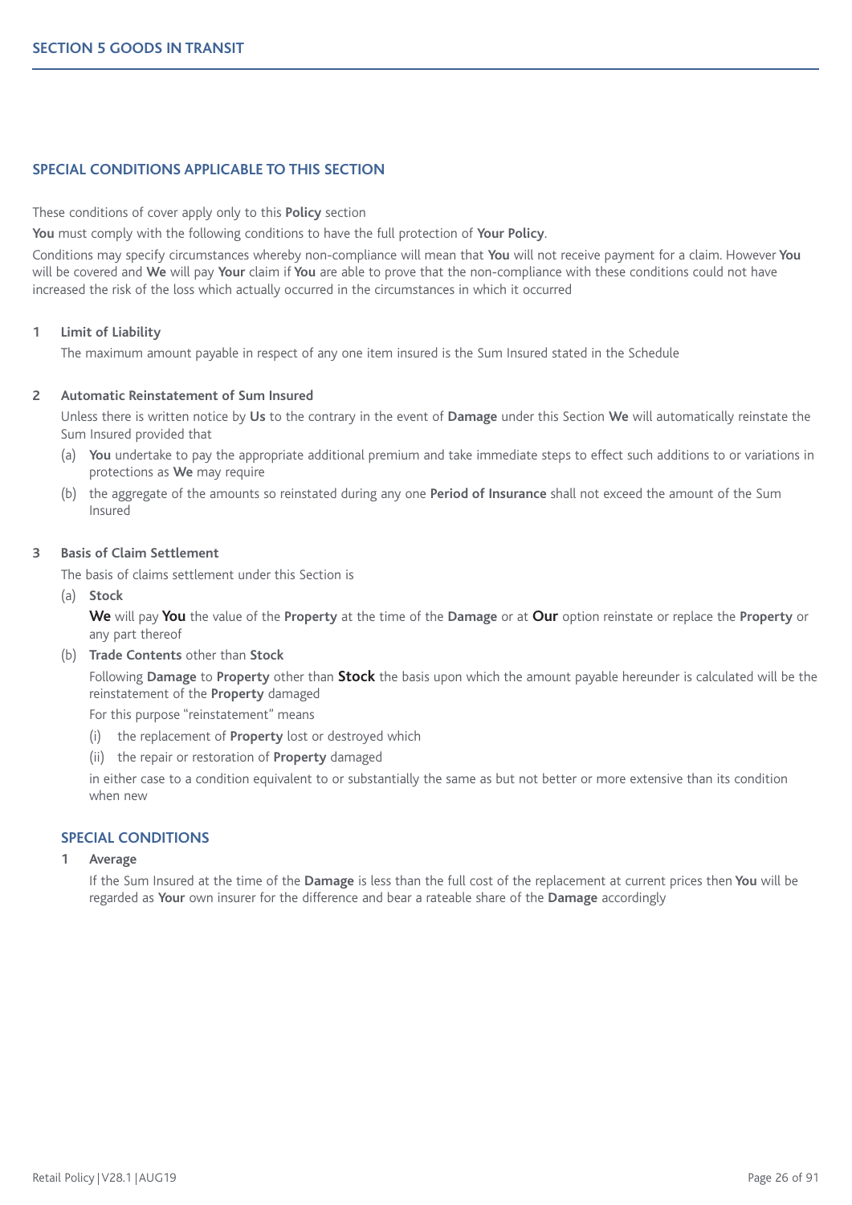## SECTION 5 GOODS IN TRANSIT

### SPECIAL CONDITIONS APPLICABLE TO THIS SECTION

These conditions of cover apply only to this **Policy** section

**You** must comply with the following conditions to have the full protection of **Your Policy**.

Conditions may specify circumstances whereby non-compliance will mean that **You** will not receive payment for a claim. However **You** will be covered and **We** will pay **Your** claim if **You** are able to prove that the non-compliance with these conditions could not have increased the risk of the loss which actually occurred in the circumstances in which it occurred

**1 Limit of Liability**

The maximum amount payable in respect of any one item insured is the Sum Insured stated in the Schedule

**2 Automatic Reinstatement of Sum Insured**

Unless there is written notice by **Us** to the contrary in the event of **Damage** under this Section **We** will automatically reinstate the Sum Insured provided that

(a) **You** undertake to pay the appropriate additional premium and take immediate steps to effect such additions to or variations in protections as **We** may require

(b) the aggregate of the amounts so reinstated during any one **Period of Insurance** shall not exceed the amount of the Sum Insured

**3 Basis of Claim Settlement**

The basis of claims settlement under this Section is

(a) **Stock**

**We** will pay **You** the value of the **Property** at the time of the **Damage** or at **Our** option reinstate or replace the **Property** or any part thereof

(b) **Trade Contents** other than **Stock**

Following **Damage** to **Property** other than **Stock** the basis upon which the amount payable hereunder is calculated will be the reinstatement of the **Property** damaged

For this purpose "reinstatement" means

(i) the replacement of **Property** lost or destroyed which

(ii) the repair or restoration of **Property** damaged

in either case to a condition equivalent to or substantially the same as but not better or more extensive than its condition when new

### SPECIAL CONDITIONS

**1 Average**

If the Sum Insured at the time of the **Damage** is less than the full cost of the replacement at current prices then **You** will be regarded as **Your** own insurer for the difference and bear a rateable share of the **Damage** accordingly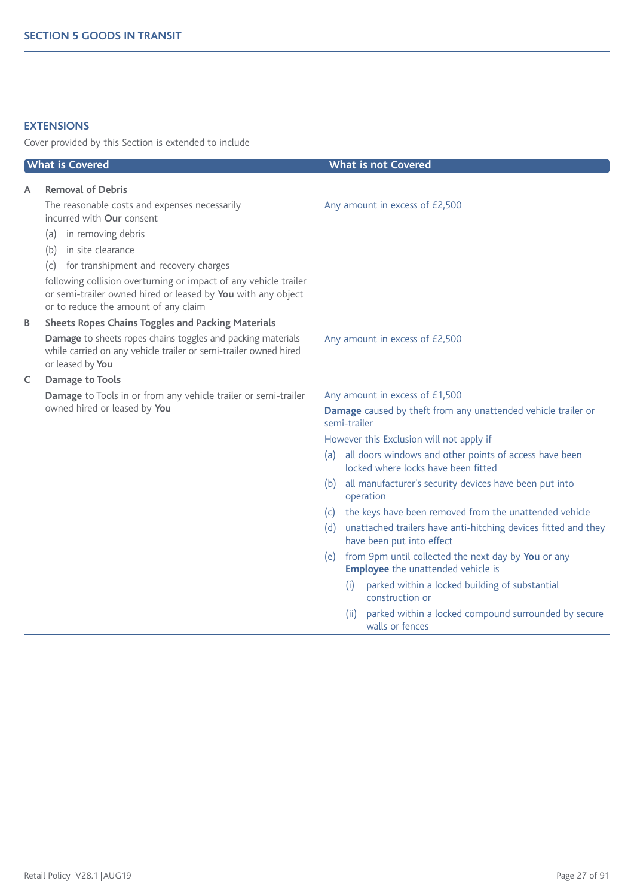## SECTION 5 GOODS IN TRANSIT

### EXTENSIONS

Cover provided by this Section is extended to include

| | What is Covered | What is not Covered |
|---|---|---|
| **A** | **Removal of Debris**<br>The reasonable costs and expenses necessarily incurred with **Our** consent<br>(a) in removing debris<br>(b) in site clearance<br>(c) for transhipment and recovery charges<br>following collision overturning or impact of any vehicle trailer or semi-trailer owned hired or leased by **You** with any object or to reduce the amount of any claim | Any amount in excess of £2,500 |
| **B** | **Sheets Ropes Chains Toggles and Packing Materials**<br>**Damage** to sheets ropes chains toggles and packing materials while carried on any vehicle trailer or semi-trailer owned hired or leased by **You** | Any amount in excess of £2,500 |
| **C** | **Damage to Tools**<br>**Damage** to Tools in or from any vehicle trailer or semi-trailer owned hired or leased by **You** | Any amount in excess of £1,500<br>**Damage** caused by theft from any unattended vehicle trailer or semi-trailer<br>However this Exclusion will not apply if<br>(a) all doors windows and other points of access have been locked where locks have been fitted<br>(b) all manufacturer's security devices have been put into operation<br>(c) the keys have been removed from the unattended vehicle<br>(d) unattached trailers have anti-hitching devices fitted and they have been put into effect<br>(e) from 9pm until collected the next day by **You** or any **Employee** the unattended vehicle is<br>(i) parked within a locked building of substantial construction or<br>(ii) parked within a locked compound surrounded by secure walls or fences |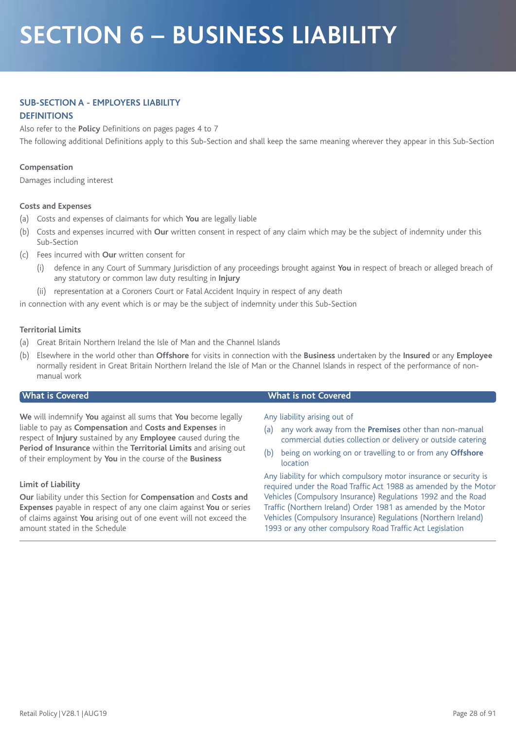# SECTION 6 – BUSINESS LIABILITY

## SUB-SECTION A - EMPLOYERS LIABILITY

### DEFINITIONS

Also refer to the **Policy** Definitions on pages pages 4 to 7

The following additional Definitions apply to this Sub-Section and shall keep the same meaning wherever they appear in this Sub-Section

**Compensation**

Damages including interest

**Costs and Expenses**

(a) Costs and expenses of claimants for which **You** are legally liable

(b) Costs and expenses incurred with **Our** written consent in respect of any claim which may be the subject of indemnity under this Sub-Section

(c) Fees incurred with **Our** written consent for

 (i) defence in any Court of Summary Jurisdiction of any proceedings brought against **You** in respect of breach or alleged breach of any statutory or common law duty resulting in **Injury**

 (ii) representation at a Coroners Court or Fatal Accident Inquiry in respect of any death

in connection with any event which is or may be the subject of indemnity under this Sub-Section

**Territorial Limits**

(a) Great Britain Northern Ireland the Isle of Man and the Channel Islands

(b) Elsewhere in the world other than **Offshore** for visits in connection with the **Business** undertaken by the **Insured** or any **Employee** normally resident in Great Britain Northern Ireland the Isle of Man or the Channel Islands in respect of the performance of non-manual work

### What is Covered

**We** will indemnify **You** against all sums that **You** become legally liable to pay as **Compensation** and **Costs and Expenses** in respect of **Injury** sustained by any **Employee** caused during the **Period of Insurance** within the **Territorial Limits** and arising out of their employment by **You** in the course of the **Business**

**Limit of Liability**

**Our** liability under this Section for **Compensation** and **Costs and Expenses** payable in respect of any one claim against **You** or series of claims against **You** arising out of one event will not exceed the amount stated in the Schedule

### What is not Covered

Any liability arising out of

(a) any work away from the **Premises** other than non-manual commercial duties collection or delivery or outside catering

(b) being on working on or travelling to or from any **Offshore** location

Any liability for which compulsory motor insurance or security is required under the Road Traffic Act 1988 as amended by the Motor Vehicles (Compulsory Insurance) Regulations 1992 and the Road Traffic (Northern Ireland) Order 1981 as amended by the Motor Vehicles (Compulsory Insurance) Regulations (Northern Ireland) 1993 or any other compulsory Road Traffic Act Legislation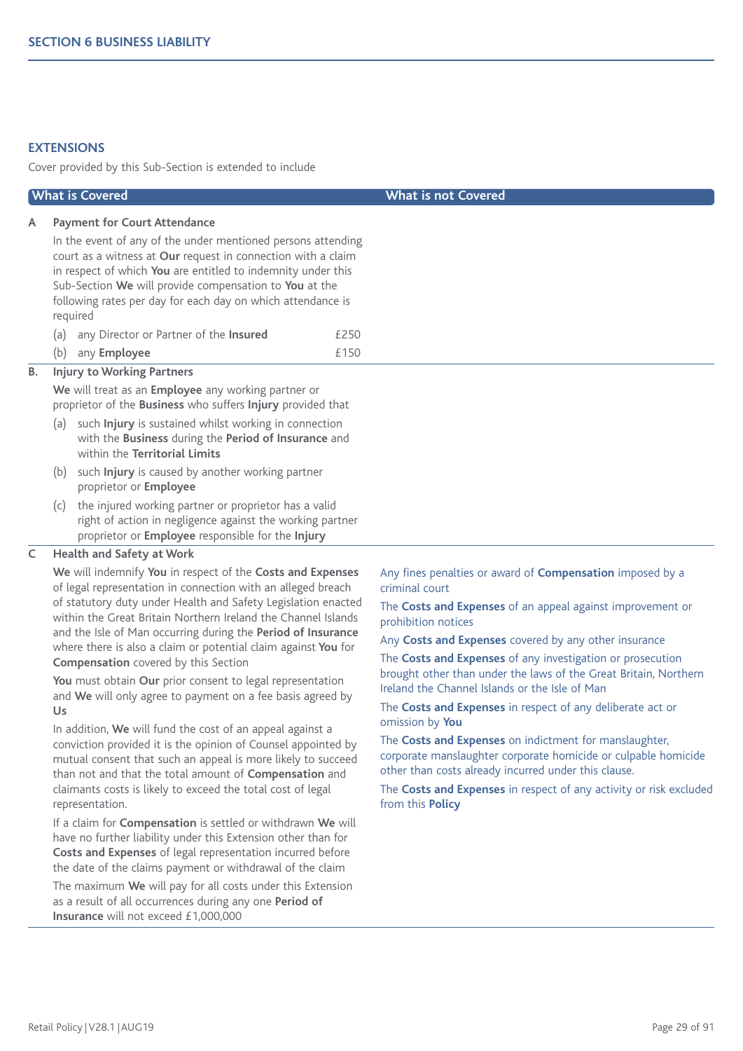## EXTENSIONS

Cover provided by this Sub-Section is extended to include

| What is Covered | What is not Covered |
|---|---|
| **A Payment for Court Attendance**<br><br>In the event of any of the under mentioned persons attending court as a witness at **Our** request in connection with a claim in respect of which **You** are entitled to indemnity under this Sub-Section **We** will provide compensation to **You** at the following rates per day for each day on which attendance is required<br><br>(a) any Director or Partner of the **Insured** £250<br>(b) any **Employee** £150 | |
| **B. Injury to Working Partners**<br><br>**We** will treat as an **Employee** any working partner or proprietor of the **Business** who suffers **Injury** provided that<br><br>(a) such **Injury** is sustained whilst working in connection with the **Business** during the **Period of Insurance** and within the **Territorial Limits**<br>(b) such **Injury** is caused by another working partner proprietor or **Employee**<br>(c) the injured working partner or proprietor has a valid right of action in negligence against the working partner proprietor or **Employee** responsible for the **Injury** | |
| **C Health and Safety at Work**<br><br>**We** will indemnify **You** in respect of the **Costs and Expenses** of legal representation in connection with an alleged breach of statutory duty under Health and Safety Legislation enacted within the Great Britain Northern Ireland the Channel Islands and the Isle of Man occurring during the **Period of Insurance** where there is also a claim or potential claim against **You** for **Compensation** covered by this Section<br><br>**You** must obtain **Our** prior consent to legal representation and **We** will only agree to payment on a fee basis agreed by **Us**<br><br>In addition, **We** will fund the cost of an appeal against a conviction provided it is the opinion of Counsel appointed by mutual consent that such an appeal is more likely to succeed than not and that the total amount of **Compensation** and claimants costs is likely to exceed the total cost of legal representation.<br><br>If a claim for **Compensation** is settled or withdrawn **We** will have no further liability under this Extension other than for **Costs and Expenses** of legal representation incurred before the date of the claims payment or withdrawal of the claim<br><br>The maximum **We** will pay for all costs under this Extension as a result of all occurrences during any one **Period of Insurance** will not exceed £1,000,000 | Any fines penalties or award of **Compensation** imposed by a criminal court<br><br>The **Costs and Expenses** of an appeal against improvement or prohibition notices<br><br>Any **Costs and Expenses** covered by any other insurance<br><br>The **Costs and Expenses** of any investigation or prosecution brought other than under the laws of the Great Britain, Northern Ireland the Channel Islands or the Isle of Man<br><br>The **Costs and Expenses** in respect of any deliberate act or omission by **You**<br><br>The **Costs and Expenses** on indictment for manslaughter, corporate manslaughter corporate homicide or culpable homicide other than costs already incurred under this clause.<br><br>The **Costs and Expenses** in respect of any activity or risk excluded from this **Policy** |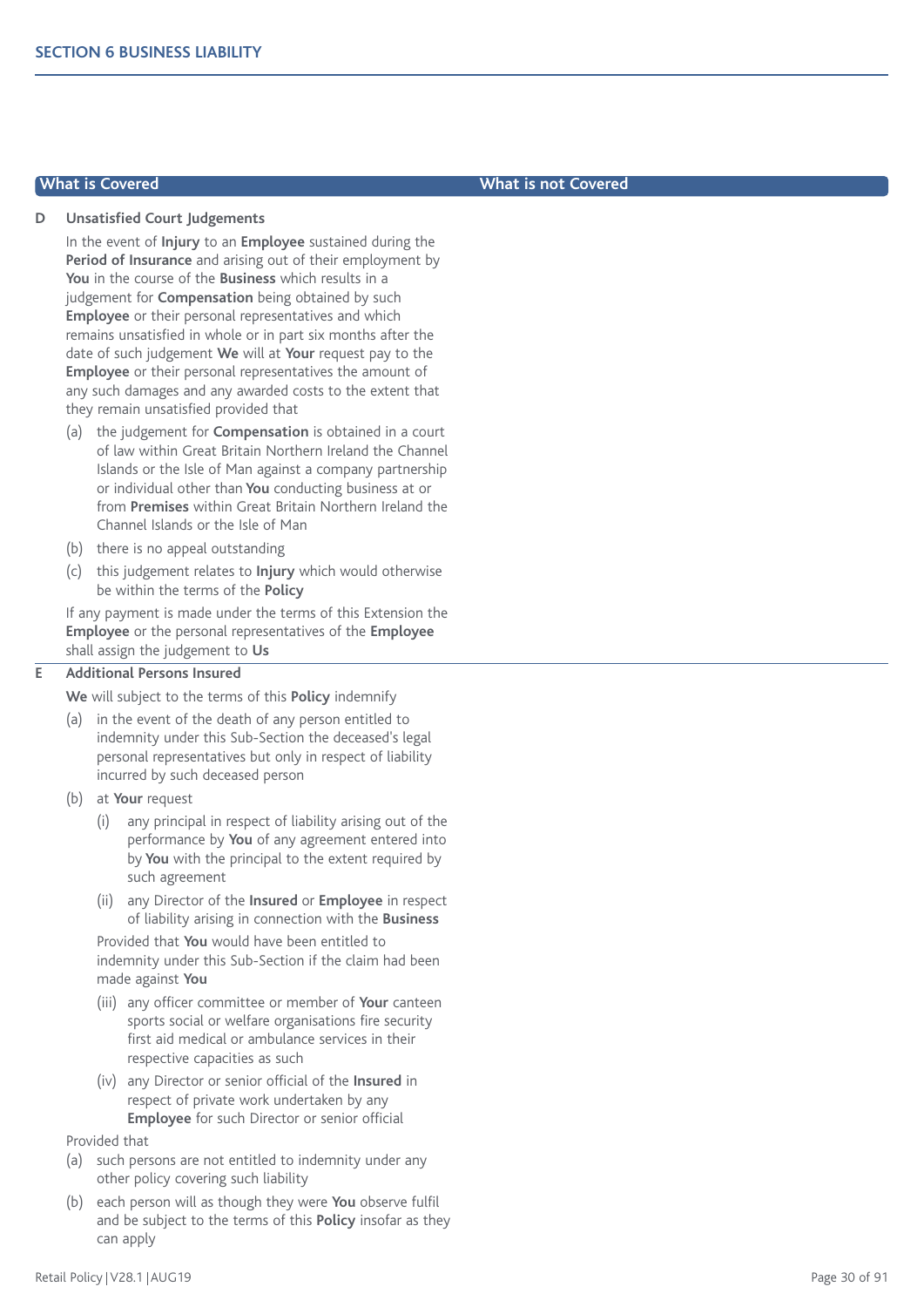## SECTION 6 BUSINESS LIABILITY

| What is Covered | What is not Covered |
|---|---|

**D Unsatisfied Court Judgements**

In the event of **Injury** to an **Employee** sustained during the **Period of Insurance** and arising out of their employment by **You** in the course of the **Business** which results in a judgement for **Compensation** being obtained by such **Employee** or their personal representatives and which remains unsatisfied in whole or in part six months after the date of such judgement **We** will at **Your** request pay to the **Employee** or their personal representatives the amount of any such damages and any awarded costs to the extent that they remain unsatisfied provided that

(a) the judgement for **Compensation** is obtained in a court of law within Great Britain Northern Ireland the Channel Islands or the Isle of Man against a company partnership or individual other than **You** conducting business at or from **Premises** within Great Britain Northern Ireland the Channel Islands or the Isle of Man

(b) there is no appeal outstanding

(c) this judgement relates to **Injury** which would otherwise be within the terms of the **Policy**

If any payment is made under the terms of this Extension the **Employee** or the personal representatives of the **Employee** shall assign the judgement to **Us**

**E Additional Persons Insured**

**We** will subject to the terms of this **Policy** indemnify

(a) in the event of the death of any person entitled to indemnity under this Sub-Section the deceased's legal personal representatives but only in respect of liability incurred by such deceased person

(b) at **Your** request

- (i) any principal in respect of liability arising out of the performance by **You** of any agreement entered into by **You** with the principal to the extent required by such agreement
- (ii) any Director of the **Insured** or **Employee** in respect of liability arising in connection with the **Business**

  Provided that **You** would have been entitled to indemnity under this Sub-Section if the claim had been made against **You**

- (iii) any officer committee or member of **Your** canteen sports social or welfare organisations fire security first aid medical or ambulance services in their respective capacities as such
- (iv) any Director or senior official of the **Insured** in respect of private work undertaken by any **Employee** for such Director or senior official

Provided that

(a) such persons are not entitled to indemnity under any other policy covering such liability

(b) each person will as though they were **You** observe fulfil and be subject to the terms of this **Policy** insofar as they can apply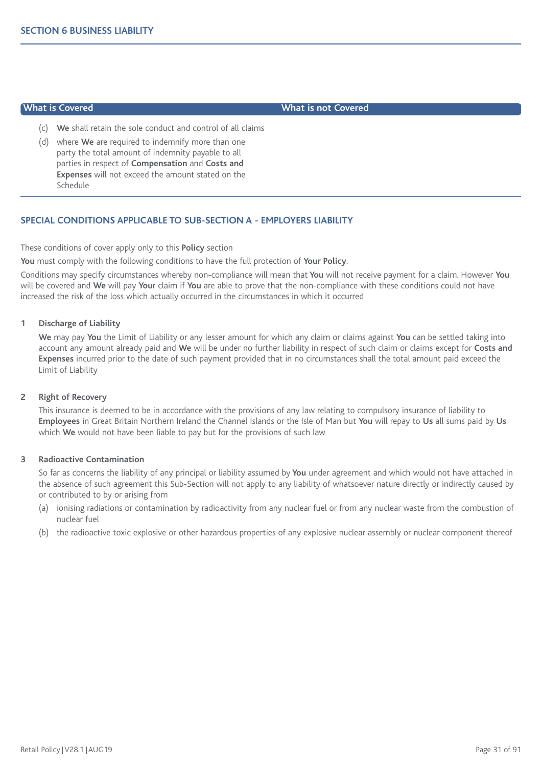## SECTION 6 BUSINESS LIABILITY

| What is Covered | What is not Covered |
| --- | --- |
| (c) **We** shall retain the sole conduct and control of all claims<br>(d) where **We** are required to indemnify more than one party the total amount of indemnity payable to all parties in respect of **Compensation** and **Costs and Expenses** will not exceed the amount stated on the Schedule | |

### SPECIAL CONDITIONS APPLICABLE TO SUB-SECTION A - EMPLOYERS LIABILITY

These conditions of cover apply only to this **Policy** section

**You** must comply with the following conditions to have the full protection of **Your Policy**.

Conditions may specify circumstances whereby non-compliance will mean that **You** will not receive payment for a claim. However **You** will be covered and **We** will pay **You**r claim if **You** are able to prove that the non-compliance with these conditions could not have increased the risk of the loss which actually occurred in the circumstances in which it occurred

**1 Discharge of Liability**

**We** may pay **You** the Limit of Liability or any lesser amount for which any claim or claims against **You** can be settled taking into account any amount already paid and **We** will be under no further liability in respect of such claim or claims except for **Costs and Expenses** incurred prior to the date of such payment provided that in no circumstances shall the total amount paid exceed the Limit of Liability

**2 Right of Recovery**

This insurance is deemed to be in accordance with the provisions of any law relating to compulsory insurance of liability to **Employees** in Great Britain Northern Ireland the Channel Islands or the Isle of Man but **You** will repay to **Us** all sums paid by **Us** which **We** would not have been liable to pay but for the provisions of such law

**3 Radioactive Contamination**

So far as concerns the liability of any principal or liability assumed by **You** under agreement and which would not have attached in the absence of such agreement this Sub-Section will not apply to any liability of whatsoever nature directly or indirectly caused by or contributed to by or arising from

(a) ionising radiations or contamination by radioactivity from any nuclear fuel or from any nuclear waste from the combustion of nuclear fuel

(b) the radioactive toxic explosive or other hazardous properties of any explosive nuclear assembly or nuclear component thereof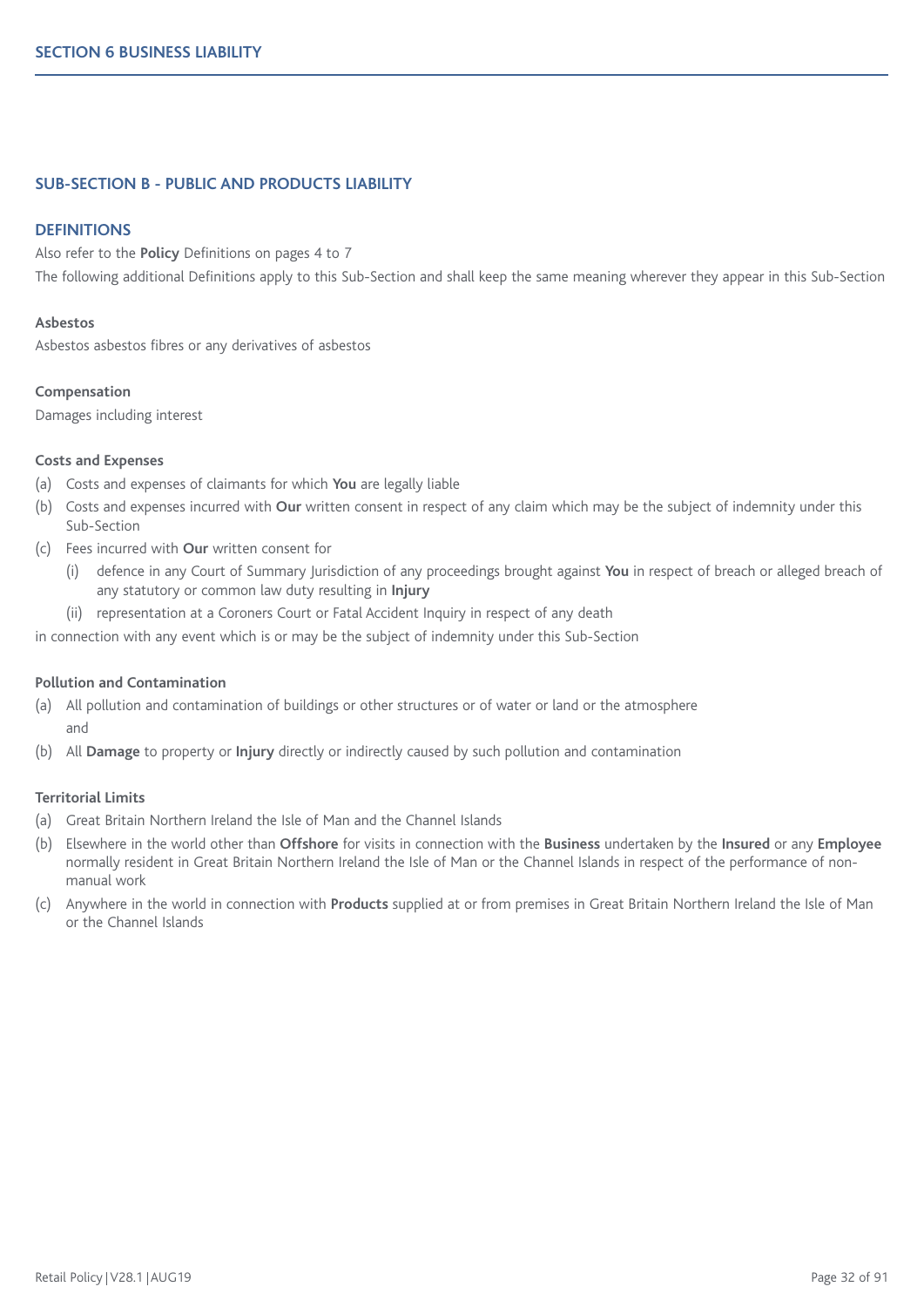# SECTION 6 BUSINESS LIABILITY

## SUB-SECTION B - PUBLIC AND PRODUCTS LIABILITY

### DEFINITIONS

Also refer to the **Policy** Definitions on pages 4 to 7

The following additional Definitions apply to this Sub-Section and shall keep the same meaning wherever they appear in this Sub-Section

**Asbestos**

Asbestos asbestos fibres or any derivatives of asbestos

**Compensation**

Damages including interest

**Costs and Expenses**

(a) Costs and expenses of claimants for which **You** are legally liable

(b) Costs and expenses incurred with **Our** written consent in respect of any claim which may be the subject of indemnity under this Sub-Section

(c) Fees incurred with **Our** written consent for

  (i) defence in any Court of Summary Jurisdiction of any proceedings brought against **You** in respect of breach or alleged breach of any statutory or common law duty resulting in **Injury**

  (ii) representation at a Coroners Court or Fatal Accident Inquiry in respect of any death

in connection with any event which is or may be the subject of indemnity under this Sub-Section

**Pollution and Contamination**

(a) All pollution and contamination of buildings or other structures or of water or land or the atmosphere

  and

(b) All **Damage** to property or **Injury** directly or indirectly caused by such pollution and contamination

**Territorial Limits**

(a) Great Britain Northern Ireland the Isle of Man and the Channel Islands

(b) Elsewhere in the world other than **Offshore** for visits in connection with the **Business** undertaken by the **Insured** or any **Employee** normally resident in Great Britain Northern Ireland the Isle of Man or the Channel Islands in respect of the performance of non-manual work

(c) Anywhere in the world in connection with **Products** supplied at or from premises in Great Britain Northern Ireland the Isle of Man or the Channel Islands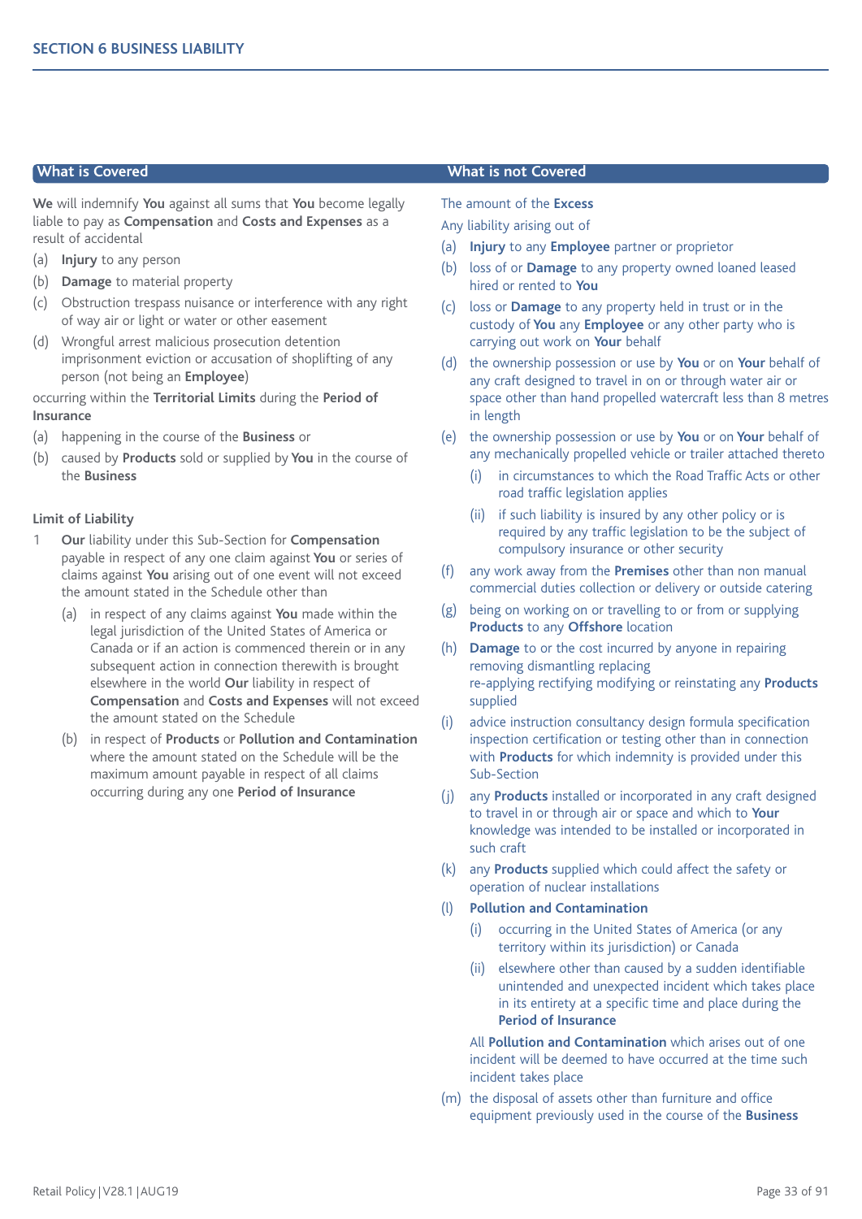## SECTION 6 BUSINESS LIABILITY

### What is Covered

**We** will indemnify **You** against all sums that **You** become legally liable to pay as **Compensation** and **Costs and Expenses** as a result of accidental

(a) **Injury** to any person

(b) **Damage** to material property

(c) Obstruction trespass nuisance or interference with any right of way air or light or water or other easement

(d) Wrongful arrest malicious prosecution detention imprisonment eviction or accusation of shoplifting of any person (not being an **Employee**)

occurring within the **Territorial Limits** during the **Period of Insurance**

(a) happening in the course of the **Business** or

(b) caused by **Products** sold or supplied by **You** in the course of the **Business**

**Limit of Liability**

1 **Our** liability under this Sub-Section for **Compensation** payable in respect of any one claim against **You** or series of claims against **You** arising out of one event will not exceed the amount stated in the Schedule other than

   (a) in respect of any claims against **You** made within the legal jurisdiction of the United States of America or Canada or if an action is commenced therein or in any subsequent action in connection therewith is brought elsewhere in the world **Our** liability in respect of **Compensation** and **Costs and Expenses** will not exceed the amount stated on the Schedule

   (b) in respect of **Products** or **Pollution and Contamination** where the amount stated on the Schedule will be the maximum amount payable in respect of all claims occurring during any one **Period of Insurance**

### What is not Covered

The amount of the **Excess**

Any liability arising out of

(a) **Injury** to any **Employee** partner or proprietor

(b) loss of or **Damage** to any property owned loaned leased hired or rented to **You**

(c) loss or **Damage** to any property held in trust or in the custody of **You** any **Employee** or any other party who is carrying out work on **Your** behalf

(d) the ownership possession or use by **You** or on **Your** behalf of any craft designed to travel in on or through water air or space other than hand propelled watercraft less than 8 metres in length

(e) the ownership possession or use by **You** or on **Your** behalf of any mechanically propelled vehicle or trailer attached thereto

   (i) in circumstances to which the Road Traffic Acts or other road traffic legislation applies

   (ii) if such liability is insured by any other policy or is required by any traffic legislation to be the subject of compulsory insurance or other security

(f) any work away from the **Premises** other than non manual commercial duties collection or delivery or outside catering

(g) being on working on or travelling to or from or supplying **Products** to any **Offshore** location

(h) **Damage** to or the cost incurred by anyone in repairing removing dismantling replacing re-applying rectifying modifying or reinstating any **Products** supplied

(i) advice instruction consultancy design formula specification inspection certification or testing other than in connection with **Products** for which indemnity is provided under this Sub-Section

(j) any **Products** installed or incorporated in any craft designed to travel in or through air or space and which to **Your** knowledge was intended to be installed or incorporated in such craft

(k) any **Products** supplied which could affect the safety or operation of nuclear installations

(l) **Pollution and Contamination**

   (i) occurring in the United States of America (or any territory within its jurisdiction) or Canada

   (ii) elsewhere other than caused by a sudden identifiable unintended and unexpected incident which takes place in its entirety at a specific time and place during the **Period of Insurance**

   All **Pollution and Contamination** which arises out of one incident will be deemed to have occurred at the time such incident takes place

(m) the disposal of assets other than furniture and office equipment previously used in the course of the **Business**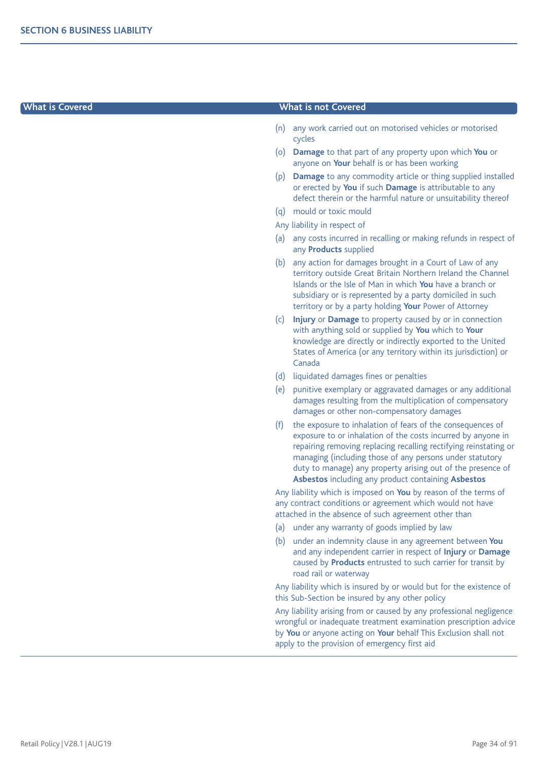## SECTION 6 BUSINESS LIABILITY

| What is Covered | What is not Covered |
|---|---|
| | (n) any work carried out on motorised vehicles or motorised cycles<br>(o) **Damage** to that part of any property upon which **You** or anyone on **Your** behalf is or has been working<br>(p) **Damage** to any commodity article or thing supplied installed or erected by **You** if such **Damage** is attributable to any defect therein or the harmful nature or unsuitability thereof<br>(q) mould or toxic mould<br><br>Any liability in respect of<br>(a) any costs incurred in recalling or making refunds in respect of any **Products** supplied<br>(b) any action for damages brought in a Court of Law of any territory outside Great Britain Northern Ireland the Channel Islands or the Isle of Man in which **You** have a branch or subsidiary or is represented by a party domiciled in such territory or by a party holding **Your** Power of Attorney<br>(c) **Injury** or **Damage** to property caused by or in connection with anything sold or supplied by **You** which to **Your** knowledge are directly or indirectly exported to the United States of America (or any territory within its jurisdiction) or Canada<br>(d) liquidated damages fines or penalties<br>(e) punitive exemplary or aggravated damages or any additional damages resulting from the multiplication of compensatory damages or other non-compensatory damages<br>(f) the exposure to inhalation of fears of the consequences of exposure to or inhalation of the costs incurred by anyone in repairing removing replacing recalling rectifying reinstating or managing (including those of any persons under statutory duty to manage) any property arising out of the presence of **Asbestos** including any product containing **Asbestos**<br><br>Any liability which is imposed on **You** by reason of the terms of any contract conditions or agreement which would not have attached in the absence of such agreement other than<br>(a) under any warranty of goods implied by law<br>(b) under an indemnity clause in any agreement between **You** and any independent carrier in respect of **Injury** or **Damage** caused by **Products** entrusted to such carrier for transit by road rail or waterway<br><br>Any liability which is insured by or would but for the existence of this Sub-Section be insured by any other policy<br><br>Any liability arising from or caused by any professional negligence wrongful or inadequate treatment examination prescription advice by **You** or anyone acting on **Your** behalf This Exclusion shall not apply to the provision of emergency first aid |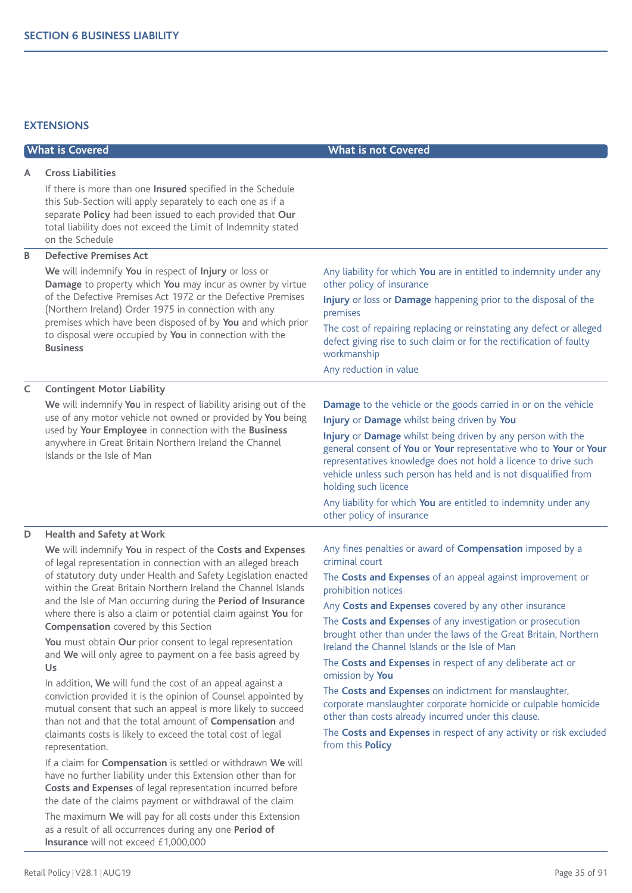## SECTION 6 BUSINESS LIABILITY

### EXTENSIONS

| | What is Covered | What is not Covered |
|---|---|---|
| A | **Cross Liabilities**<br><br>If there is more than one **Insured** specified in the Schedule this Sub-Section will apply separately to each one as if a separate **Policy** had been issued to each provided that **Our** total liability does not exceed the Limit of Indemnity stated on the Schedule | |
| B | **Defective Premises Act**<br><br>**We** will indemnify **You** in respect of **Injury** or loss or **Damage** to property which **You** may incur as owner by virtue of the Defective Premises Act 1972 or the Defective Premises (Northern Ireland) Order 1975 in connection with any premises which have been disposed of by **You** and which prior to disposal were occupied by **You** in connection with the **Business** | Any liability for which **You** are in entitled to indemnity under any other policy of insurance<br><br>**Injury** or loss or **Damage** happening prior to the disposal of the premises<br><br>The cost of repairing replacing or reinstating any defect or alleged defect giving rise to such claim or for the rectification of faulty workmanship<br><br>Any reduction in value |
| C | **Contingent Motor Liability**<br><br>**We** will indemnify **You** in respect of liability arising out of the use of any motor vehicle not owned or provided by **You** being used by **Your Employee** in connection with the **Business** anywhere in Great Britain Northern Ireland the Channel Islands or the Isle of Man | **Damage** to the vehicle or the goods carried in or on the vehicle<br><br>**Injury** or **Damage** whilst being driven by **You**<br><br>**Injury** or **Damage** whilst being driven by any person with the general consent of **You** or **Your** representative who to **Your** or **Your** representatives knowledge does not hold a licence to drive such vehicle unless such person has held and is not disqualified from holding such licence<br><br>Any liability for which **You** are entitled to indemnity under any other policy of insurance |
| D | **Health and Safety at Work**<br><br>**We** will indemnify **You** in respect of the **Costs and Expenses** of legal representation in connection with an alleged breach of statutory duty under Health and Safety Legislation enacted within the Great Britain Northern Ireland the Channel Islands and the Isle of Man occurring during the **Period of Insurance** where there is also a claim or potential claim against **You** for **Compensation** covered by this Section<br><br>**You** must obtain **Our** prior consent to legal representation and **We** will only agree to payment on a fee basis agreed by **Us**<br><br>In addition, **We** will fund the cost of an appeal against a conviction provided it is the opinion of Counsel appointed by mutual consent that such an appeal is more likely to succeed than not and that the total amount of **Compensation** and claimants costs is likely to exceed the total cost of legal representation.<br><br>If a claim for **Compensation** is settled or withdrawn **We** will have no further liability under this Extension other than for **Costs and Expenses** of legal representation incurred before the date of the claims payment or withdrawal of the claim<br><br>The maximum **We** will pay for all costs under this Extension as a result of all occurrences during any one **Period of Insurance** will not exceed £1,000,000 | Any fines penalties or award of **Compensation** imposed by a criminal court<br><br>The **Costs and Expenses** of an appeal against improvement or prohibition notices<br><br>Any **Costs and Expenses** covered by any other insurance<br><br>The **Costs and Expenses** of any investigation or prosecution brought other than under the laws of the Great Britain, Northern Ireland the Channel Islands or the Isle of Man<br><br>The **Costs and Expenses** in respect of any deliberate act or omission by **You**<br><br>The **Costs and Expenses** on indictment for manslaughter, corporate manslaughter corporate homicide or culpable homicide other than costs already incurred under this clause.<br><br>The **Costs and Expenses** in respect of any activity or risk excluded from this **Policy** |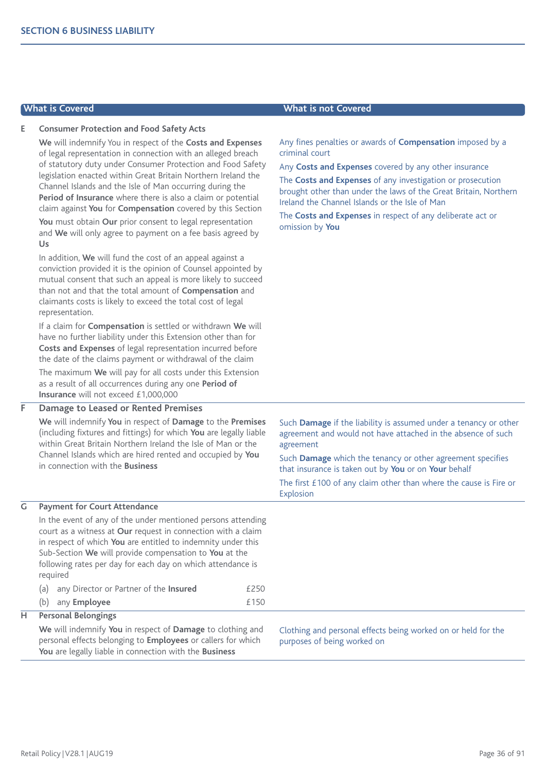## SECTION 6 BUSINESS LIABILITY

| | What is Covered | What is not Covered |
|---|---|---|
| **E** | **Consumer Protection and Food Safety Acts**<br><br>**We** will indemnify You in respect of the **Costs and Expenses** of legal representation in connection with an alleged breach of statutory duty under Consumer Protection and Food Safety legislation enacted within Great Britain Northern Ireland the Channel Islands and the Isle of Man occurring during the **Period of Insurance** where there is also a claim or potential claim against **You** for **Compensation** covered by this Section<br><br>**You** must obtain **Our** prior consent to legal representation and **We** will only agree to payment on a fee basis agreed by **Us**<br><br>In addition, **We** will fund the cost of an appeal against a conviction provided it is the opinion of Counsel appointed by mutual consent that such an appeal is more likely to succeed than not and that the total amount of **Compensation** and claimants costs is likely to exceed the total cost of legal representation.<br><br>If a claim for **Compensation** is settled or withdrawn **We** will have no further liability under this Extension other than for **Costs and Expenses** of legal representation incurred before the date of the claims payment or withdrawal of the claim<br><br>The maximum **We** will pay for all costs under this Extension as a result of all occurrences during any one **Period of Insurance** will not exceed £1,000,000 | Any fines penalties or awards of **Compensation** imposed by a criminal court<br><br>Any **Costs and Expenses** covered by any other insurance<br><br>The **Costs and Expenses** of any investigation or prosecution brought other than under the laws of the Great Britain, Northern Ireland the Channel Islands or the Isle of Man<br><br>The **Costs and Expenses** in respect of any deliberate act or omission by **You** |
| **F** | **Damage to Leased or Rented Premises**<br><br>**We** will indemnify **You** in respect of **Damage** to the **Premises** (including fixtures and fittings) for which **You** are legally liable within Great Britain Northern Ireland the Isle of Man or the Channel Islands which are hired rented and occupied by **You** in connection with the **Business** | Such **Damage** if the liability is assumed under a tenancy or other agreement and would not have attached in the absence of such agreement<br><br>Such **Damage** which the tenancy or other agreement specifies that insurance is taken out by **You** or on **Your** behalf<br><br>The first £100 of any claim other than where the cause is Fire or Explosion |
| **G** | **Payment for Court Attendance**<br><br>In the event of any of the under mentioned persons attending court as a witness at **Our** request in connection with a claim in respect of which **You** are entitled to indemnity under this Sub-Section **We** will provide compensation to **You** at the following rates per day for each day on which attendance is required<br><br>(a) any Director or Partner of the **Insured** £250<br>(b) any **Employee** £150 | |
| **H** | **Personal Belongings**<br><br>**We** will indemnify **You** in respect of **Damage** to clothing and personal effects belonging to **Employees** or callers for which **You** are legally liable in connection with the **Business** | Clothing and personal effects being worked on or held for the purposes of being worked on |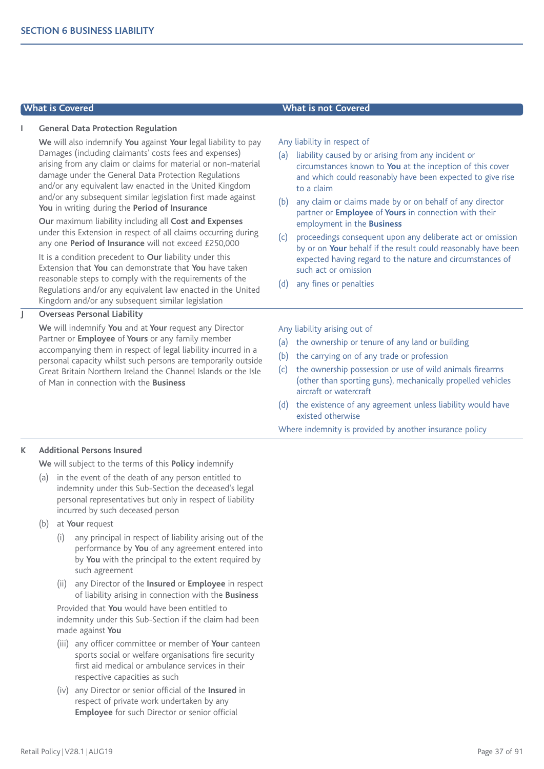## SECTION 6 BUSINESS LIABILITY

| What is Covered | What is not Covered |
|---|---|
| **I General Data Protection Regulation**<br><br>**We** will also indemnify **You** against **Your** legal liability to pay Damages (including claimants' costs fees and expenses) arising from any claim or claims for material or non-material damage under the General Data Protection Regulations and/or any equivalent law enacted in the United Kingdom and/or any subsequent similar legislation first made against **You** in writing during the **Period of Insurance**<br><br>**Our** maximum liability including all **Cost and Expenses** under this Extension in respect of all claims occurring during any one **Period of Insurance** will not exceed £250,000<br><br>It is a condition precedent to **Our** liability under this Extension that **You** can demonstrate that **You** have taken reasonable steps to comply with the requirements of the Regulations and/or any equivalent law enacted in the United Kingdom and/or any subsequent similar legislation | Any liability in respect of<br><br>(a) liability caused by or arising from any incident or circumstances known to **You** at the inception of this cover and which could reasonably have been expected to give rise to a claim<br><br>(b) any claim or claims made by or on behalf of any director partner or **Employee** of **Yours** in connection with their employment in the **Business**<br><br>(c) proceedings consequent upon any deliberate act or omission by or on **Your** behalf if the result could reasonably have been expected having regard to the nature and circumstances of such act or omission<br><br>(d) any fines or penalties |
| **J Overseas Personal Liability**<br><br>**We** will indemnify **You** and at **Your** request any Director Partner or **Employee** of **Yours** or any family member accompanying them in respect of legal liability incurred in a personal capacity whilst such persons are temporarily outside Great Britain Northern Ireland the Channel Islands or the Isle of Man in connection with the **Business** | Any liability arising out of<br><br>(a) the ownership or tenure of any land or building<br><br>(b) the carrying on of any trade or profession<br><br>(c) the ownership possession or use of wild animals firearms (other than sporting guns), mechanically propelled vehicles aircraft or watercraft<br><br>(d) the existence of any agreement unless liability would have existed otherwise<br><br>Where indemnity is provided by another insurance policy |

**K Additional Persons Insured**

**We** will subject to the terms of this **Policy** indemnify

(a) in the event of the death of any person entitled to indemnity under this Sub-Section the deceased's legal personal representatives but only in respect of liability incurred by such deceased person

(b) at **Your** request

  (i) any principal in respect of liability arising out of the performance by **You** of any agreement entered into by **You** with the principal to the extent required by such agreement

  (ii) any Director of the **Insured** or **Employee** in respect of liability arising in connection with the **Business**

  Provided that **You** would have been entitled to indemnity under this Sub-Section if the claim had been made against **You**

  (iii) any officer committee or member of **Your** canteen sports social or welfare organisations fire security first aid medical or ambulance services in their respective capacities as such

  (iv) any Director or senior official of the **Insured** in respect of private work undertaken by any **Employee** for such Director or senior official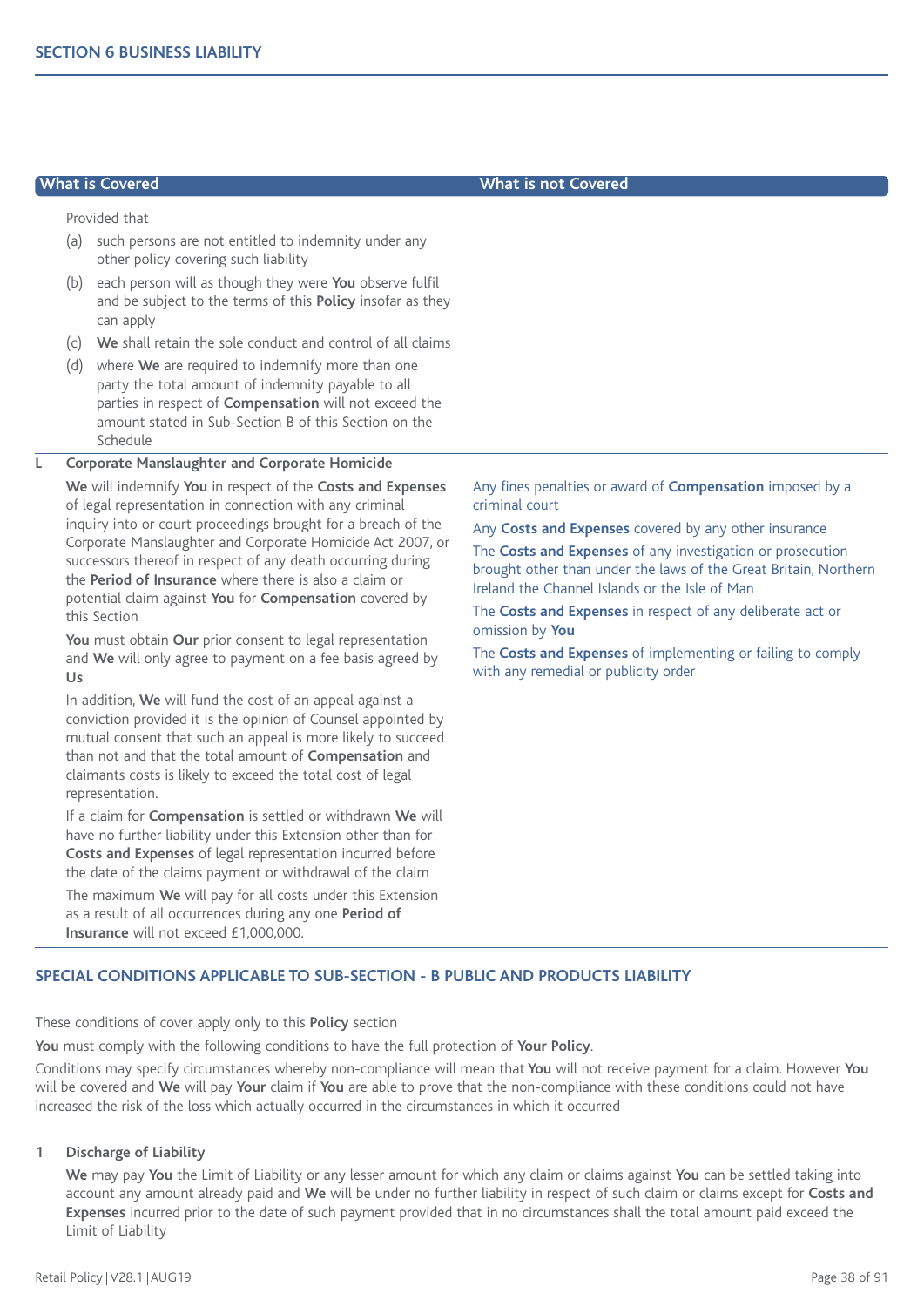## SECTION 6 BUSINESS LIABILITY

| What is Covered | What is not Covered |
|---|---|
| Provided that<br>(a) such persons are not entitled to indemnity under any other policy covering such liability<br>(b) each person will as though they were **You** observe fulfil and be subject to the terms of this **Policy** insofar as they can apply<br>(c) **We** shall retain the sole conduct and control of all claims<br>(d) where **We** are required to indemnify more than one party the total amount of indemnity payable to all parties in respect of **Compensation** will not exceed the amount stated in Sub-Section B of this Section on the Schedule | |
| **L Corporate Manslaughter and Corporate Homicide**<br>**We** will indemnify **You** in respect of the **Costs and Expenses** of legal representation in connection with any criminal inquiry into or court proceedings brought for a breach of the Corporate Manslaughter and Corporate Homicide Act 2007, or successors thereof in respect of any death occurring during the **Period of Insurance** where there is also a claim or potential claim against **You** for **Compensation** covered by this Section<br>**You** must obtain **Our** prior consent to legal representation and **We** will only agree to payment on a fee basis agreed by **Us**<br>In addition, **We** will fund the cost of an appeal against a conviction provided it is the opinion of Counsel appointed by mutual consent that such an appeal is more likely to succeed than not and that the total amount of **Compensation** and claimants costs is likely to exceed the total cost of legal representation.<br>If a claim for **Compensation** is settled or withdrawn **We** will have no further liability under this Extension other than for **Costs and Expenses** of legal representation incurred before the date of the claims payment or withdrawal of the claim<br>The maximum **We** will pay for all costs under this Extension as a result of all occurrences during any one **Period of Insurance** will not exceed £1,000,000. | Any fines penalties or award of **Compensation** imposed by a criminal court<br>Any **Costs and Expenses** covered by any other insurance<br>The **Costs and Expenses** of any investigation or prosecution brought other than under the laws of the Great Britain, Northern Ireland the Channel Islands or the Isle of Man<br>The **Costs and Expenses** in respect of any deliberate act or omission by **You**<br>The **Costs and Expenses** of implementing or failing to comply with any remedial or publicity order |

### SPECIAL CONDITIONS APPLICABLE TO SUB-SECTION - B PUBLIC AND PRODUCTS LIABILITY

These conditions of cover apply only to this **Policy** section

**You** must comply with the following conditions to have the full protection of **Your Policy**.

Conditions may specify circumstances whereby non-compliance will mean that **You** will not receive payment for a claim. However **You** will be covered and **We** will pay **Your** claim if **You** are able to prove that the non-compliance with these conditions could not have increased the risk of the loss which actually occurred in the circumstances in which it occurred

**1 Discharge of Liability**

**We** may pay **You** the Limit of Liability or any lesser amount for which any claim or claims against **You** can be settled taking into account any amount already paid and **We** will be under no further liability in respect of such claim or claims except for **Costs and Expenses** incurred prior to the date of such payment provided that in no circumstances shall the total amount paid exceed the Limit of Liability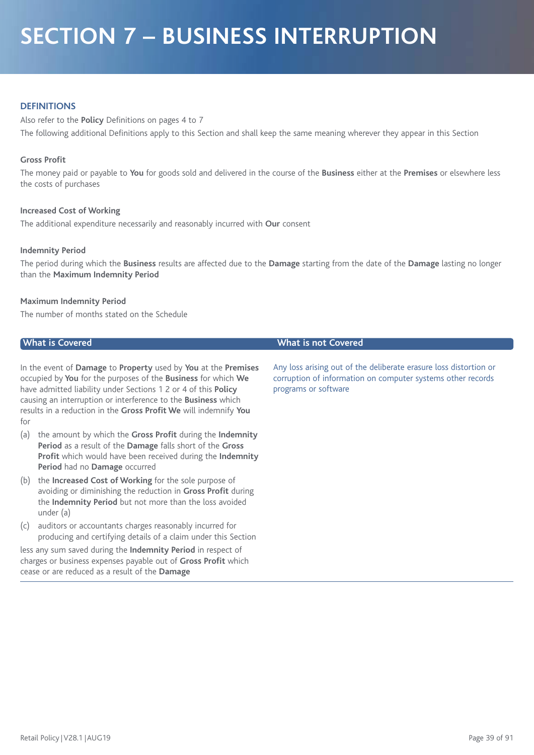# SECTION 7 – BUSINESS INTERRUPTION

## DEFINITIONS

Also refer to the **Policy** Definitions on pages 4 to 7

The following additional Definitions apply to this Section and shall keep the same meaning wherever they appear in this Section

### Gross Profit

The money paid or payable to **You** for goods sold and delivered in the course of the **Business** either at the **Premises** or elsewhere less the costs of purchases

### Increased Cost of Working

The additional expenditure necessarily and reasonably incurred with **Our** consent

### Indemnity Period

The period during which the **Business** results are affected due to the **Damage** starting from the date of the **Damage** lasting no longer than the **Maximum Indemnity Period**

### Maximum Indemnity Period

The number of months stated on the Schedule

## What is Covered

In the event of **Damage** to **Property** used by **You** at the **Premises** occupied by **You** for the purposes of the **Business** for which **We** have admitted liability under Sections 1 2 or 4 of this **Policy** causing an interruption or interference to the **Business** which results in a reduction in the **Gross Profit We** will indemnify **You** for

(a) the amount by which the **Gross Profit** during the **Indemnity Period** as a result of the **Damage** falls short of the **Gross Profit** which would have been received during the **Indemnity Period** had no **Damage** occurred

(b) the **Increased Cost of Working** for the sole purpose of avoiding or diminishing the reduction in **Gross Profit** during the **Indemnity Period** but not more than the loss avoided under (a)

(c) auditors or accountants charges reasonably incurred for producing and certifying details of a claim under this Section

less any sum saved during the **Indemnity Period** in respect of charges or business expenses payable out of **Gross Profit** which cease or are reduced as a result of the **Damage**

## What is not Covered

Any loss arising out of the deliberate erasure loss distortion or corruption of information on computer systems other records programs or software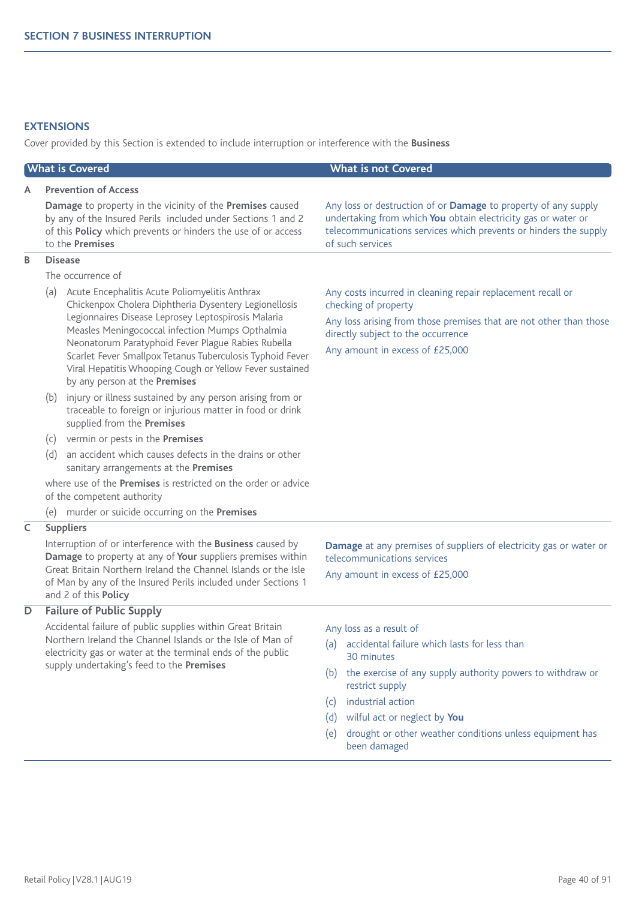## EXTENSIONS

Cover provided by this Section is extended to include interruption or interference with the **Business**

| | What is Covered | What is not Covered |
|---|---|---|
| **A** | **Prevention of Access**<br><br>**Damage** to property in the vicinity of the **Premises** caused by any of the Insured Perils included under Sections 1 and 2 of this **Policy** which prevents or hinders the use of or access to the **Premises** | Any loss or destruction of or **Damage** to property of any supply undertaking from which **You** obtain electricity gas or water or telecommunications services which prevents or hinders the supply of such services |
| **B** | **Disease**<br><br>The occurrence of<br><br>(a) Acute Encephalitis Acute Poliomyelitis Anthrax Chickenpox Cholera Diphtheria Dysentery Legionellosis Legionnaires Disease Leprosey Leptospirosis Malaria Measles Meningococcal infection Mumps Opthalmia Neonatorum Paratyphoid Fever Plague Rabies Rubella Scarlet Fever Smallpox Tetanus Tuberculosis Typhoid Fever Viral Hepatitis Whooping Cough or Yellow Fever sustained by any person at the **Premises**<br><br>(b) injury or illness sustained by any person arising from or traceable to foreign or injurious matter in food or drink supplied from the **Premises**<br><br>(c) vermin or pests in the **Premises**<br><br>(d) an accident which causes defects in the drains or other sanitary arrangements at the **Premises**<br><br>where use of the **Premises** is restricted on the order or advice of the competent authority<br><br>(e) murder or suicide occurring on the **Premises** | Any costs incurred in cleaning repair replacement recall or checking of property<br><br>Any loss arising from those premises that are not other than those directly subject to the occurrence<br><br>Any amount in excess of £25,000 |
| **C** | **Suppliers**<br><br>Interruption of or interference with the **Business** caused by **Damage** to property at any of **Your** suppliers premises within Great Britain Northern Ireland the Channel Islands or the Isle of Man by any of the Insured Perils included under Sections 1 and 2 of this **Policy** | **Damage** at any premises of suppliers of electricity gas or water or telecommunications services<br><br>Any amount in excess of £25,000 |
| **D** | **Failure of Public Supply**<br><br>Accidental failure of public supplies within Great Britain Northern Ireland the Channel Islands or the Isle of Man of electricity gas or water at the terminal ends of the public supply undertaking's feed to the **Premises** | Any loss as a result of<br><br>(a) accidental failure which lasts for less than 30 minutes<br><br>(b) the exercise of any supply authority powers to withdraw or restrict supply<br><br>(c) industrial action<br><br>(d) wilful act or neglect by **You**<br><br>(e) drought or other weather conditions unless equipment has been damaged |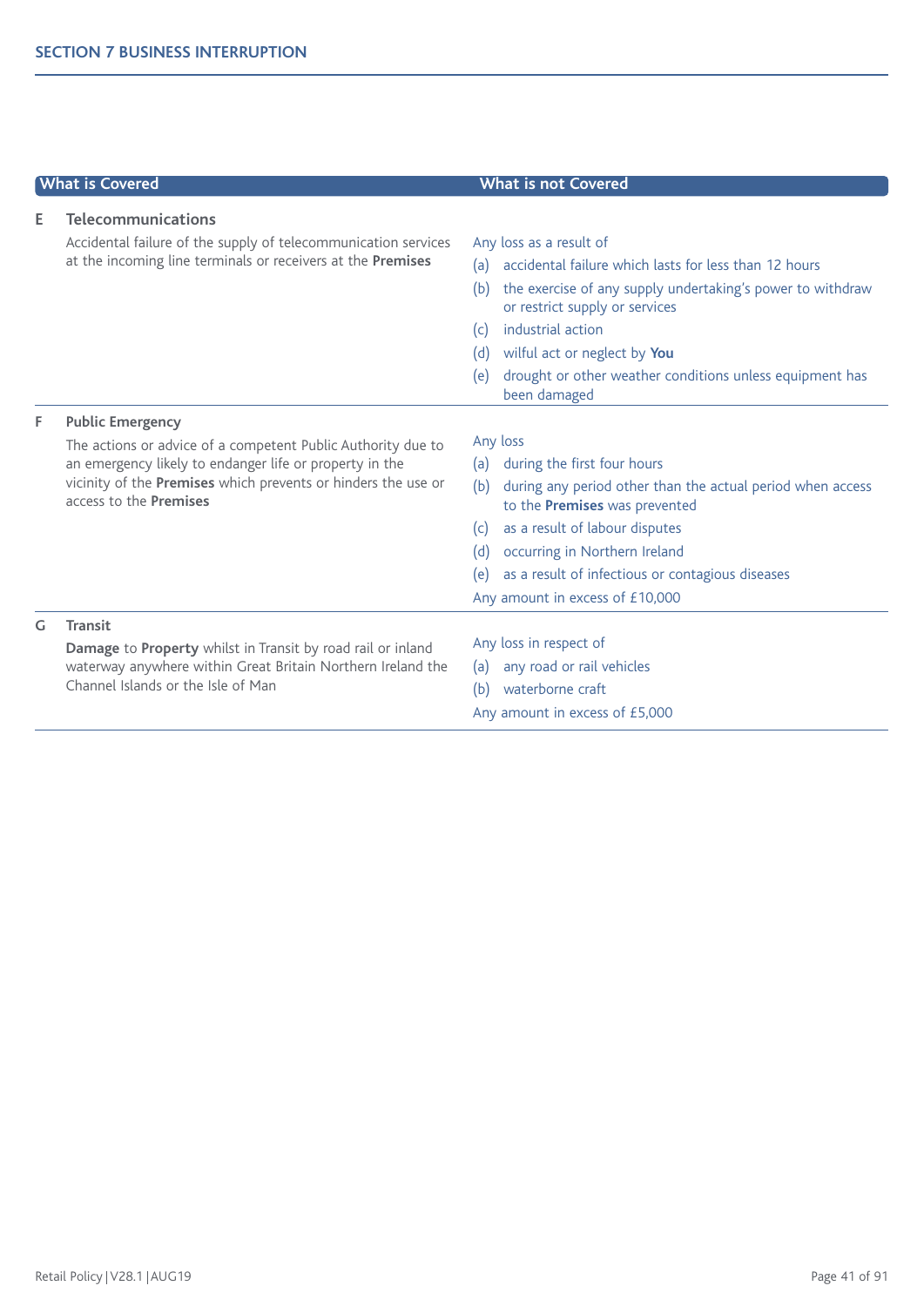## SECTION 7 BUSINESS INTERRUPTION

| What is Covered | What is not Covered |
|---|---|
| **E Telecommunications**<br>Accidental failure of the supply of telecommunication services at the incoming line terminals or receivers at the **Premises** | Any loss as a result of<br>(a) accidental failure which lasts for less than 12 hours<br>(b) the exercise of any supply undertaking's power to withdraw or restrict supply or services<br>(c) industrial action<br>(d) wilful act or neglect by **You**<br>(e) drought or other weather conditions unless equipment has been damaged |
| **F Public Emergency**<br>The actions or advice of a competent Public Authority due to an emergency likely to endanger life or property in the vicinity of the **Premises** which prevents or hinders the use or access to the **Premises** | Any loss<br>(a) during the first four hours<br>(b) during any period other than the actual period when access to the **Premises** was prevented<br>(c) as a result of labour disputes<br>(d) occurring in Northern Ireland<br>(e) as a result of infectious or contagious diseases<br>Any amount in excess of £10,000 |
| **G Transit**<br>**Damage** to **Property** whilst in Transit by road rail or inland waterway anywhere within Great Britain Northern Ireland the Channel Islands or the Isle of Man | Any loss in respect of<br>(a) any road or rail vehicles<br>(b) waterborne craft<br>Any amount in excess of £5,000 |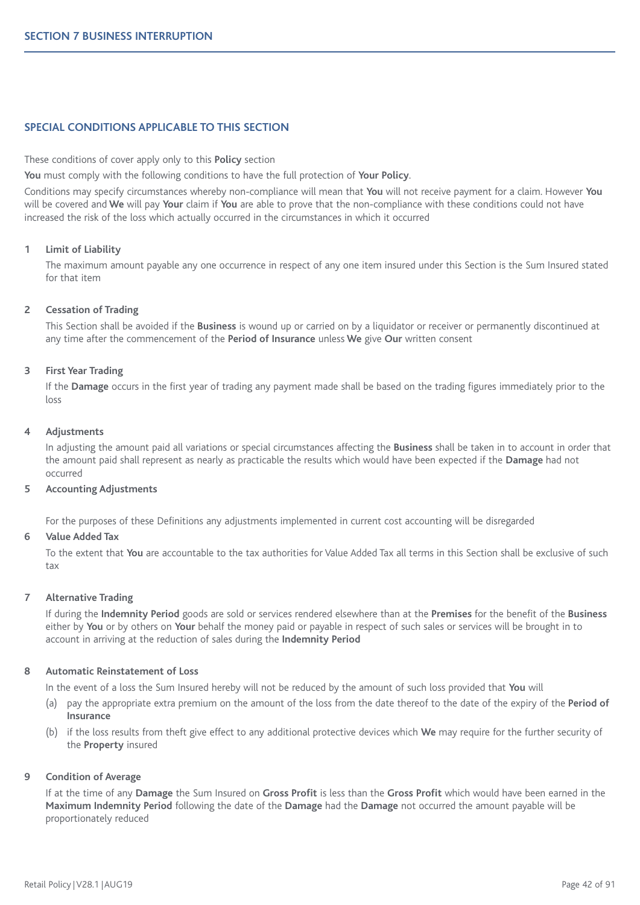## SECTION 7 BUSINESS INTERRUPTION

### SPECIAL CONDITIONS APPLICABLE TO THIS SECTION

These conditions of cover apply only to this **Policy** section

**You** must comply with the following conditions to have the full protection of **Your Policy**.

Conditions may specify circumstances whereby non-compliance will mean that **You** will not receive payment for a claim. However **You** will be covered and **We** will pay **Your** claim if **You** are able to prove that the non-compliance with these conditions could not have increased the risk of the loss which actually occurred in the circumstances in which it occurred

**1 Limit of Liability**

The maximum amount payable any one occurrence in respect of any one item insured under this Section is the Sum Insured stated for that item

**2 Cessation of Trading**

This Section shall be avoided if the **Business** is wound up or carried on by a liquidator or receiver or permanently discontinued at any time after the commencement of the **Period of Insurance** unless **We** give **Our** written consent

**3 First Year Trading**

If the **Damage** occurs in the first year of trading any payment made shall be based on the trading figures immediately prior to the loss

**4 Adjustments**

In adjusting the amount paid all variations or special circumstances affecting the **Business** shall be taken in to account in order that the amount paid shall represent as nearly as practicable the results which would have been expected if the **Damage** had not occurred

**5 Accounting Adjustments**

For the purposes of these Definitions any adjustments implemented in current cost accounting will be disregarded

**6 Value Added Tax**

To the extent that **You** are accountable to the tax authorities for Value Added Tax all terms in this Section shall be exclusive of such tax

**7 Alternative Trading**

If during the **Indemnity Period** goods are sold or services rendered elsewhere than at the **Premises** for the benefit of the **Business** either by **You** or by others on **Your** behalf the money paid or payable in respect of such sales or services will be brought in to account in arriving at the reduction of sales during the **Indemnity Period**

**8 Automatic Reinstatement of Loss**

In the event of a loss the Sum Insured hereby will not be reduced by the amount of such loss provided that **You** will

(a) pay the appropriate extra premium on the amount of the loss from the date thereof to the date of the expiry of the **Period of Insurance**

(b) if the loss results from theft give effect to any additional protective devices which **We** may require for the further security of the **Property** insured

**9 Condition of Average**

If at the time of any **Damage** the Sum Insured on **Gross Profit** is less than the **Gross Profit** which would have been earned in the **Maximum Indemnity Period** following the date of the **Damage** had the **Damage** not occurred the amount payable will be proportionately reduced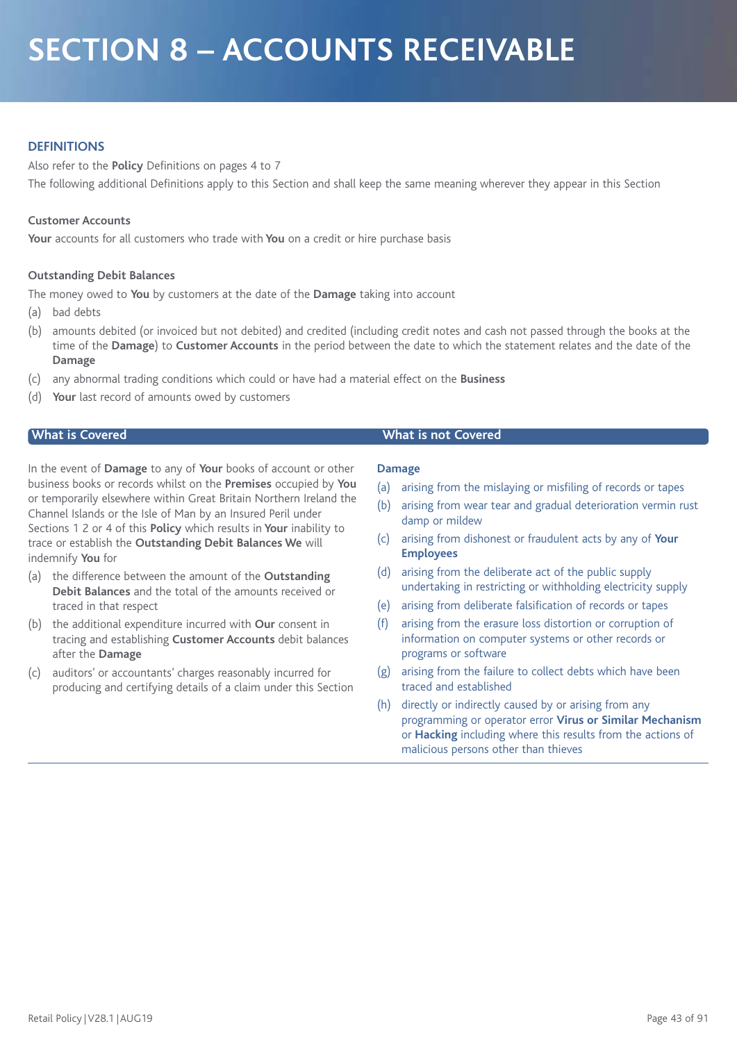# SECTION 8 – ACCOUNTS RECEIVABLE

## DEFINITIONS

Also refer to the **Policy** Definitions on pages 4 to 7

The following additional Definitions apply to this Section and shall keep the same meaning wherever they appear in this Section

**Customer Accounts**

**Your** accounts for all customers who trade with **You** on a credit or hire purchase basis

**Outstanding Debit Balances**

The money owed to **You** by customers at the date of the **Damage** taking into account

(a) bad debts

(b) amounts debited (or invoiced but not debited) and credited (including credit notes and cash not passed through the books at the time of the **Damage**) to **Customer Accounts** in the period between the date to which the statement relates and the date of the **Damage**

(c) any abnormal trading conditions which could or have had a material effect on the **Business**

(d) **Your** last record of amounts owed by customers

## What is Covered

In the event of **Damage** to any of **Your** books of account or other business books or records whilst on the **Premises** occupied by **You** or temporarily elsewhere within Great Britain Northern Ireland the Channel Islands or the Isle of Man by an Insured Peril under Sections 1 2 or 4 of this **Policy** which results in **Your** inability to trace or establish the **Outstanding Debit Balances We** will indemnify **You** for

(a) the difference between the amount of the **Outstanding Debit Balances** and the total of the amounts received or traced in that respect

(b) the additional expenditure incurred with **Our** consent in tracing and establishing **Customer Accounts** debit balances after the **Damage**

(c) auditors' or accountants' charges reasonably incurred for producing and certifying details of a claim under this Section

## What is not Covered

**Damage**

(a) arising from the mislaying or misfiling of records or tapes

(b) arising from wear tear and gradual deterioration vermin rust damp or mildew

(c) arising from dishonest or fraudulent acts by any of **Your Employees**

(d) arising from the deliberate act of the public supply undertaking in restricting or withholding electricity supply

(e) arising from deliberate falsification of records or tapes

(f) arising from the erasure loss distortion or corruption of information on computer systems or other records or programs or software

(g) arising from the failure to collect debts which have been traced and established

(h) directly or indirectly caused by or arising from any programming or operator error **Virus or Similar Mechanism** or **Hacking** including where this results from the actions of malicious persons other than thieves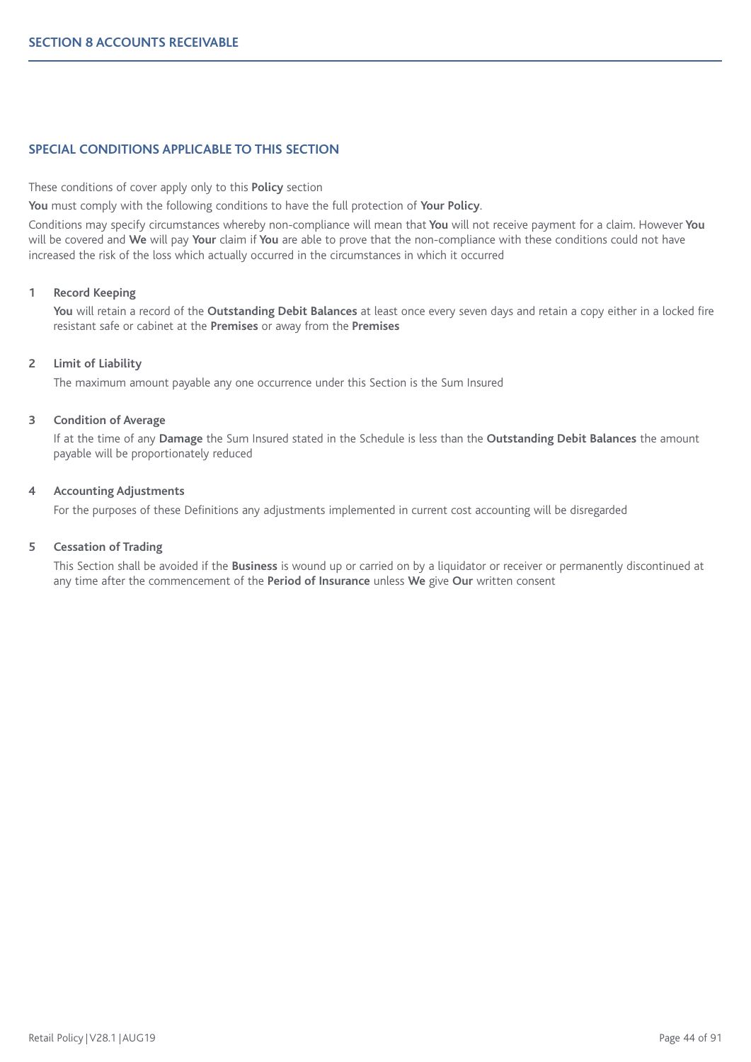## SECTION 8 ACCOUNTS RECEIVABLE

### SPECIAL CONDITIONS APPLICABLE TO THIS SECTION

These conditions of cover apply only to this **Policy** section

**You** must comply with the following conditions to have the full protection of **Your Policy**.

Conditions may specify circumstances whereby non-compliance will mean that **You** will not receive payment for a claim. However **You** will be covered and **We** will pay **Your** claim if **You** are able to prove that the non-compliance with these conditions could not have increased the risk of the loss which actually occurred in the circumstances in which it occurred

**1 Record Keeping**

**You** will retain a record of the **Outstanding Debit Balances** at least once every seven days and retain a copy either in a locked fire resistant safe or cabinet at the **Premises** or away from the **Premises**

**2 Limit of Liability**

The maximum amount payable any one occurrence under this Section is the Sum Insured

**3 Condition of Average**

If at the time of any **Damage** the Sum Insured stated in the Schedule is less than the **Outstanding Debit Balances** the amount payable will be proportionately reduced

**4 Accounting Adjustments**

For the purposes of these Definitions any adjustments implemented in current cost accounting will be disregarded

**5 Cessation of Trading**

This Section shall be avoided if the **Business** is wound up or carried on by a liquidator or receiver or permanently discontinued at any time after the commencement of the **Period of Insurance** unless **We** give **Our** written consent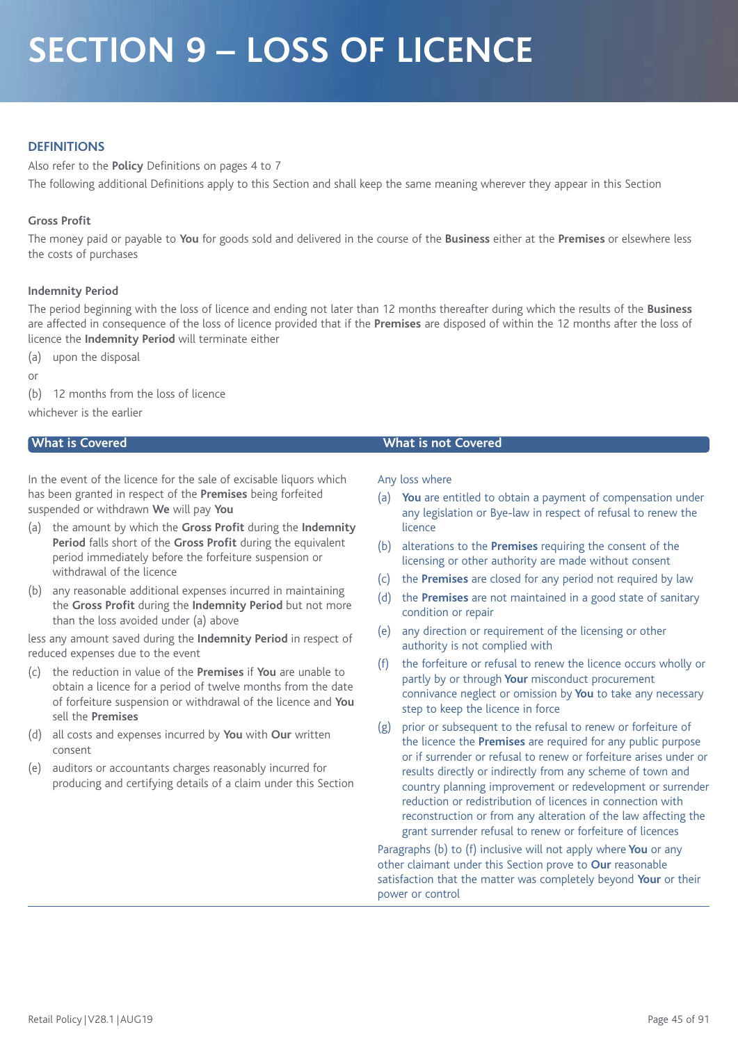# SECTION 9 – LOSS OF LICENCE

## DEFINITIONS

Also refer to the **Policy** Definitions on pages 4 to 7

The following additional Definitions apply to this Section and shall keep the same meaning wherever they appear in this Section

### Gross Profit

The money paid or payable to **You** for goods sold and delivered in the course of the **Business** either at the **Premises** or elsewhere less the costs of purchases

### Indemnity Period

The period beginning with the loss of licence and ending not later than 12 months thereafter during which the results of the **Business** are affected in consequence of the loss of licence provided that if the **Premises** are disposed of within the 12 months after the loss of licence the **Indemnity Period** will terminate either

(a) upon the disposal

or

(b) 12 months from the loss of licence

whichever is the earlier

## What is Covered

In the event of the licence for the sale of excisable liquors which has been granted in respect of the **Premises** being forfeited suspended or withdrawn **We** will pay **You**

(a) the amount by which the **Gross Profit** during the **Indemnity Period** falls short of the **Gross Profit** during the equivalent period immediately before the forfeiture suspension or withdrawal of the licence

(b) any reasonable additional expenses incurred in maintaining the **Gross Profit** during the **Indemnity Period** but not more than the loss avoided under (a) above

less any amount saved during the **Indemnity Period** in respect of reduced expenses due to the event

(c) the reduction in value of the **Premises** if **You** are unable to obtain a licence for a period of twelve months from the date of forfeiture suspension or withdrawal of the licence and **You** sell the **Premises**

(d) all costs and expenses incurred by **You** with **Our** written consent

(e) auditors or accountants charges reasonably incurred for producing and certifying details of a claim under this Section

## What is not Covered

Any loss where

(a) **You** are entitled to obtain a payment of compensation under any legislation or Bye-law in respect of refusal to renew the licence

(b) alterations to the **Premises** requiring the consent of the licensing or other authority are made without consent

(c) the **Premises** are closed for any period not required by law

(d) the **Premises** are not maintained in a good state of sanitary condition or repair

(e) any direction or requirement of the licensing or other authority is not complied with

(f) the forfeiture or refusal to renew the licence occurs wholly or partly by or through **Your** misconduct procurement connivance neglect or omission by **You** to take any necessary step to keep the licence in force

(g) prior or subsequent to the refusal to renew or forfeiture of the licence the **Premises** are required for any public purpose or if surrender or refusal to renew or forfeiture arises under or results directly or indirectly from any scheme of town and country planning improvement or redevelopment or surrender reduction or redistribution of licences in connection with reconstruction or from any alteration of the law affecting the grant surrender refusal to renew or forfeiture of licences

Paragraphs (b) to (f) inclusive will not apply where **You** or any other claimant under this Section prove to **Our** reasonable satisfaction that the matter was completely beyond **Your** or their power or control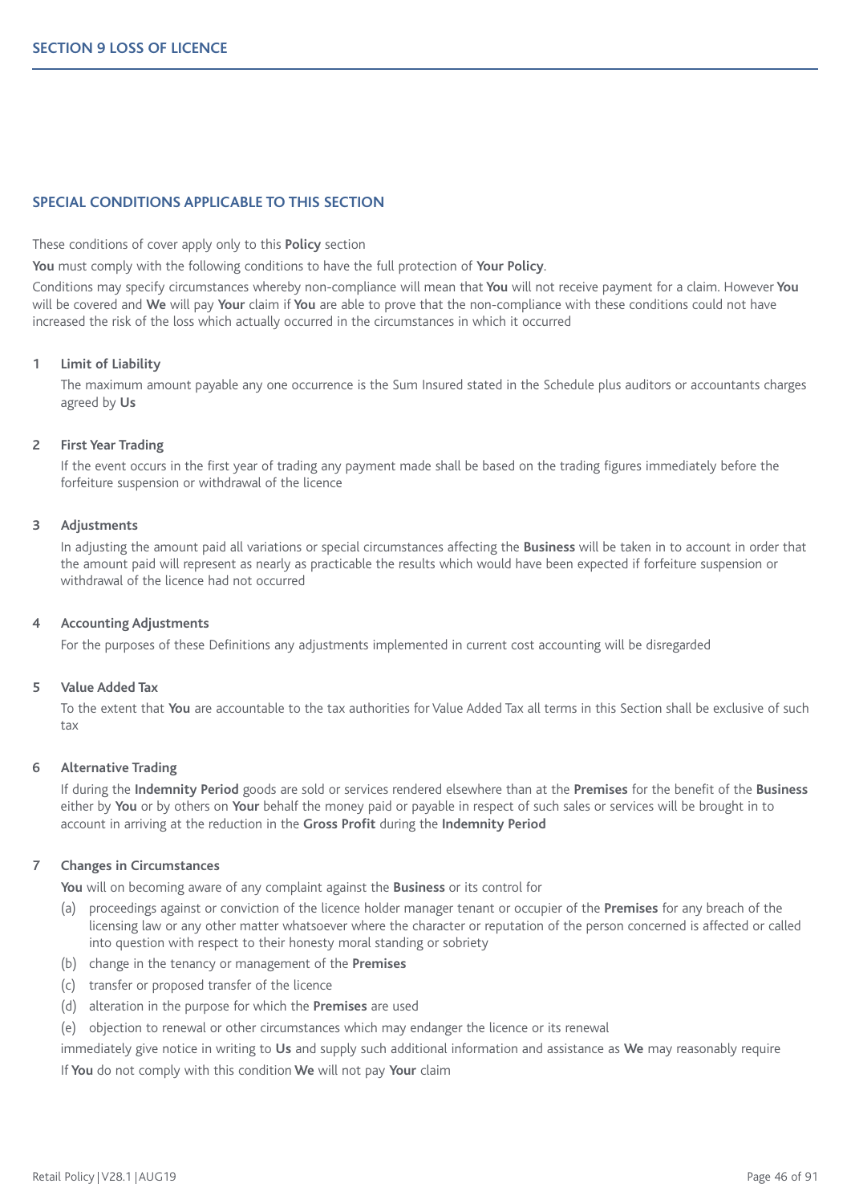# SECTION 9 LOSS OF LICENCE

## SPECIAL CONDITIONS APPLICABLE TO THIS SECTION

These conditions of cover apply only to this **Policy** section

**You** must comply with the following conditions to have the full protection of **Your Policy**.

Conditions may specify circumstances whereby non-compliance will mean that **You** will not receive payment for a claim. However **You** will be covered and **We** will pay **Your** claim if **You** are able to prove that the non-compliance with these conditions could not have increased the risk of the loss which actually occurred in the circumstances in which it occurred

### 1 Limit of Liability

The maximum amount payable any one occurrence is the Sum Insured stated in the Schedule plus auditors or accountants charges agreed by **Us**

### 2 First Year Trading

If the event occurs in the first year of trading any payment made shall be based on the trading figures immediately before the forfeiture suspension or withdrawal of the licence

### 3 Adjustments

In adjusting the amount paid all variations or special circumstances affecting the **Business** will be taken in to account in order that the amount paid will represent as nearly as practicable the results which would have been expected if forfeiture suspension or withdrawal of the licence had not occurred

### 4 Accounting Adjustments

For the purposes of these Definitions any adjustments implemented in current cost accounting will be disregarded

### 5 Value Added Tax

To the extent that **You** are accountable to the tax authorities for Value Added Tax all terms in this Section shall be exclusive of such tax

### 6 Alternative Trading

If during the **Indemnity Period** goods are sold or services rendered elsewhere than at the **Premises** for the benefit of the **Business** either by **You** or by others on **Your** behalf the money paid or payable in respect of such sales or services will be brought in to account in arriving at the reduction in the **Gross Profit** during the **Indemnity Period**

### 7 Changes in Circumstances

**You** will on becoming aware of any complaint against the **Business** or its control for

(a) proceedings against or conviction of the licence holder manager tenant or occupier of the **Premises** for any breach of the licensing law or any other matter whatsoever where the character or reputation of the person concerned is affected or called into question with respect to their honesty moral standing or sobriety

(b) change in the tenancy or management of the **Premises**

(c) transfer or proposed transfer of the licence

(d) alteration in the purpose for which the **Premises** are used

(e) objection to renewal or other circumstances which may endanger the licence or its renewal

immediately give notice in writing to **Us** and supply such additional information and assistance as **We** may reasonably require

If **You** do not comply with this condition **We** will not pay **Your** claim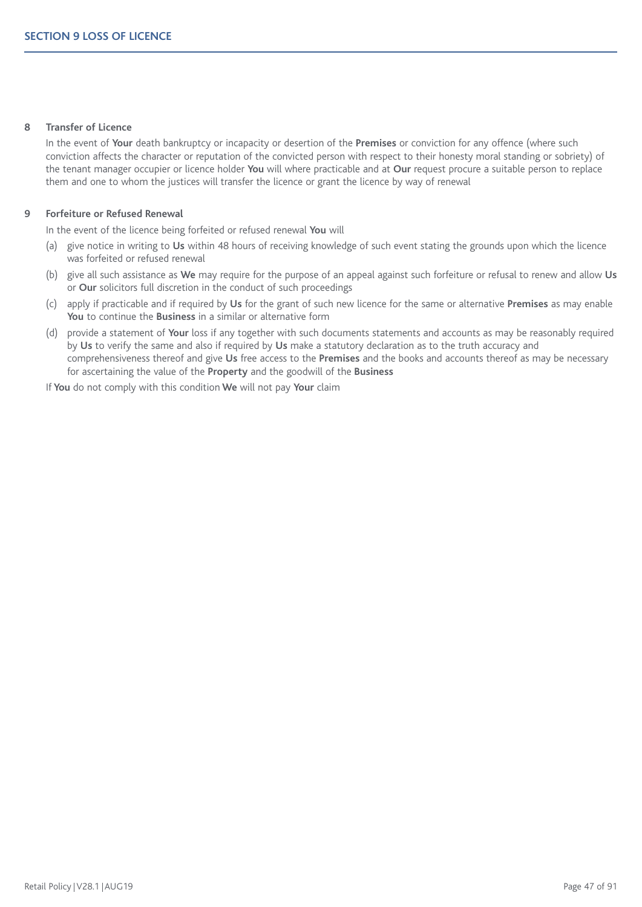## SECTION 9 LOSS OF LICENCE

**8 Transfer of Licence**

In the event of **Your** death bankruptcy or incapacity or desertion of the **Premises** or conviction for any offence (where such conviction affects the character or reputation of the convicted person with respect to their honesty moral standing or sobriety) of the tenant manager occupier or licence holder **You** will where practicable and at **Our** request procure a suitable person to replace them and one to whom the justices will transfer the licence or grant the licence by way of renewal

**9 Forfeiture or Refused Renewal**

In the event of the licence being forfeited or refused renewal **You** will

(a) give notice in writing to **Us** within 48 hours of receiving knowledge of such event stating the grounds upon which the licence was forfeited or refused renewal

(b) give all such assistance as **We** may require for the purpose of an appeal against such forfeiture or refusal to renew and allow **Us** or **Our** solicitors full discretion in the conduct of such proceedings

(c) apply if practicable and if required by **Us** for the grant of such new licence for the same or alternative **Premises** as may enable **You** to continue the **Business** in a similar or alternative form

(d) provide a statement of **Your** loss if any together with such documents statements and accounts as may be reasonably required by **Us** to verify the same and also if required by **Us** make a statutory declaration as to the truth accuracy and comprehensiveness thereof and give **Us** free access to the **Premises** and the books and accounts thereof as may be necessary for ascertaining the value of the **Property** and the goodwill of the **Business**

If **You** do not comply with this condition **We** will not pay **Your** claim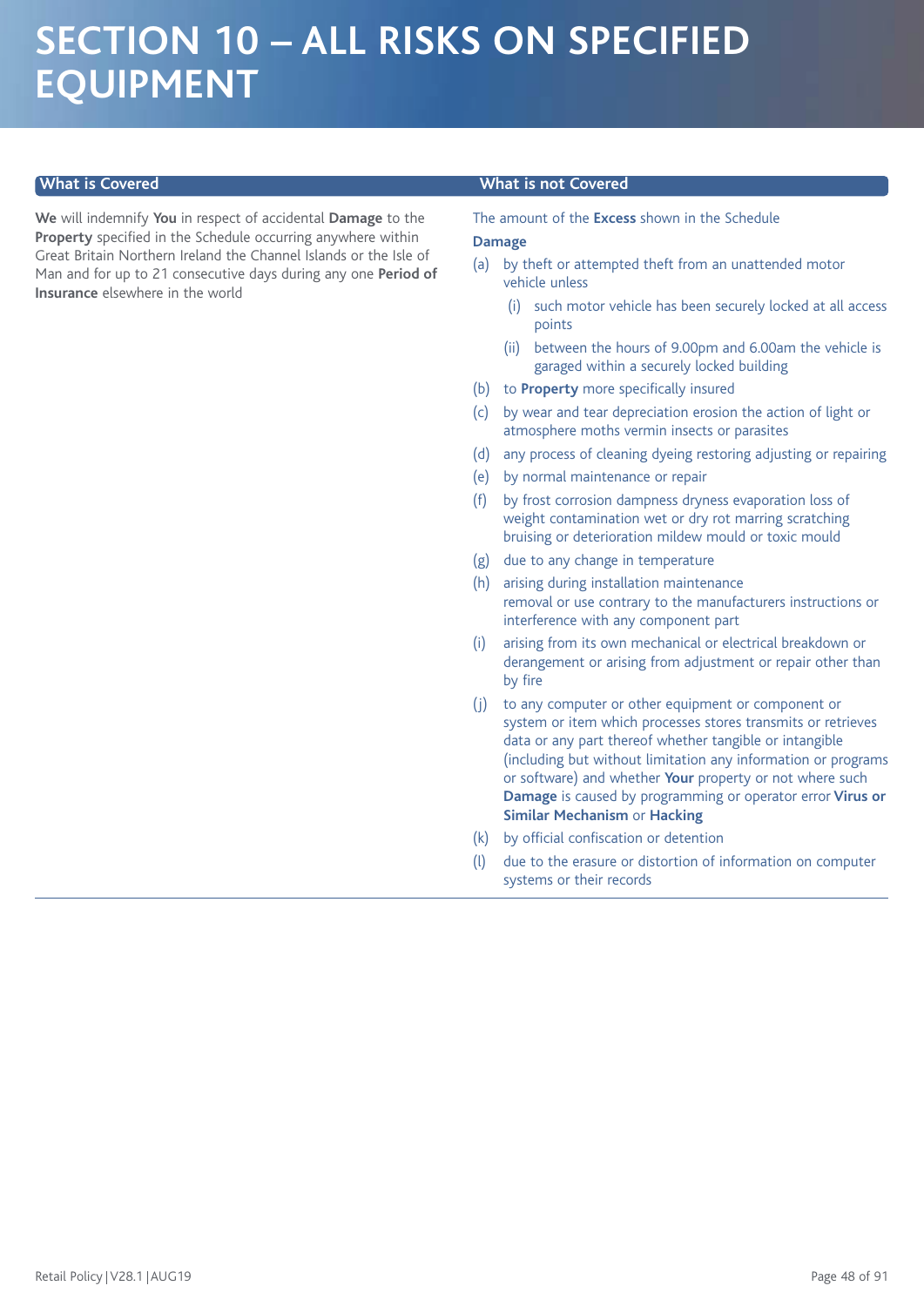# SECTION 10 – ALL RISKS ON SPECIFIED EQUIPMENT

## What is Covered

**We** will indemnify **You** in respect of accidental **Damage** to the **Property** specified in the Schedule occurring anywhere within Great Britain Northern Ireland the Channel Islands or the Isle of Man and for up to 21 consecutive days during any one **Period of Insurance** elsewhere in the world

## What is not Covered

The amount of the **Excess** shown in the Schedule

**Damage**

(a) by theft or attempted theft from an unattended motor vehicle unless

  (i) such motor vehicle has been securely locked at all access points

  (ii) between the hours of 9.00pm and 6.00am the vehicle is garaged within a securely locked building

(b) to **Property** more specifically insured

(c) by wear and tear depreciation erosion the action of light or atmosphere moths vermin insects or parasites

(d) any process of cleaning dyeing restoring adjusting or repairing

(e) by normal maintenance or repair

(f) by frost corrosion dampness dryness evaporation loss of weight contamination wet or dry rot marring scratching bruising or deterioration mildew mould or toxic mould

(g) due to any change in temperature

(h) arising during installation maintenance removal or use contrary to the manufacturers instructions or interference with any component part

(i) arising from its own mechanical or electrical breakdown or derangement or arising from adjustment or repair other than by fire

(j) to any computer or other equipment or component or system or item which processes stores transmits or retrieves data or any part thereof whether tangible or intangible (including but without limitation any information or programs or software) and whether **Your** property or not where such **Damage** is caused by programming or operator error **Virus or Similar Mechanism** or **Hacking**

(k) by official confiscation or detention

(l) due to the erasure or distortion of information on computer systems or their records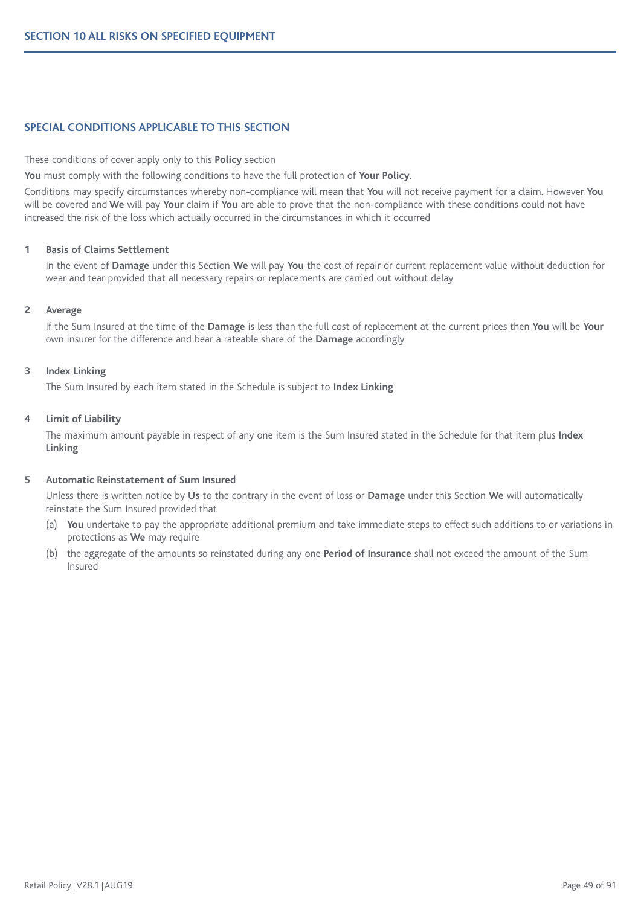## SECTION 10 ALL RISKS ON SPECIFIED EQUIPMENT

### SPECIAL CONDITIONS APPLICABLE TO THIS SECTION

These conditions of cover apply only to this **Policy** section

**You** must comply with the following conditions to have the full protection of **Your Policy**.

Conditions may specify circumstances whereby non-compliance will mean that **You** will not receive payment for a claim. However **You** will be covered and **We** will pay **Your** claim if **You** are able to prove that the non-compliance with these conditions could not have increased the risk of the loss which actually occurred in the circumstances in which it occurred

**1 Basis of Claims Settlement**

In the event of **Damage** under this Section **We** will pay **You** the cost of repair or current replacement value without deduction for wear and tear provided that all necessary repairs or replacements are carried out without delay

**2 Average**

If the Sum Insured at the time of the **Damage** is less than the full cost of replacement at the current prices then **You** will be **Your** own insurer for the difference and bear a rateable share of the **Damage** accordingly

**3 Index Linking**

The Sum Insured by each item stated in the Schedule is subject to **Index Linking**

**4 Limit of Liability**

The maximum amount payable in respect of any one item is the Sum Insured stated in the Schedule for that item plus **Index Linking**

**5 Automatic Reinstatement of Sum Insured**

Unless there is written notice by **Us** to the contrary in the event of loss or **Damage** under this Section **We** will automatically reinstate the Sum Insured provided that

(a) **You** undertake to pay the appropriate additional premium and take immediate steps to effect such additions to or variations in protections as **We** may require

(b) the aggregate of the amounts so reinstated during any one **Period of Insurance** shall not exceed the amount of the Sum Insured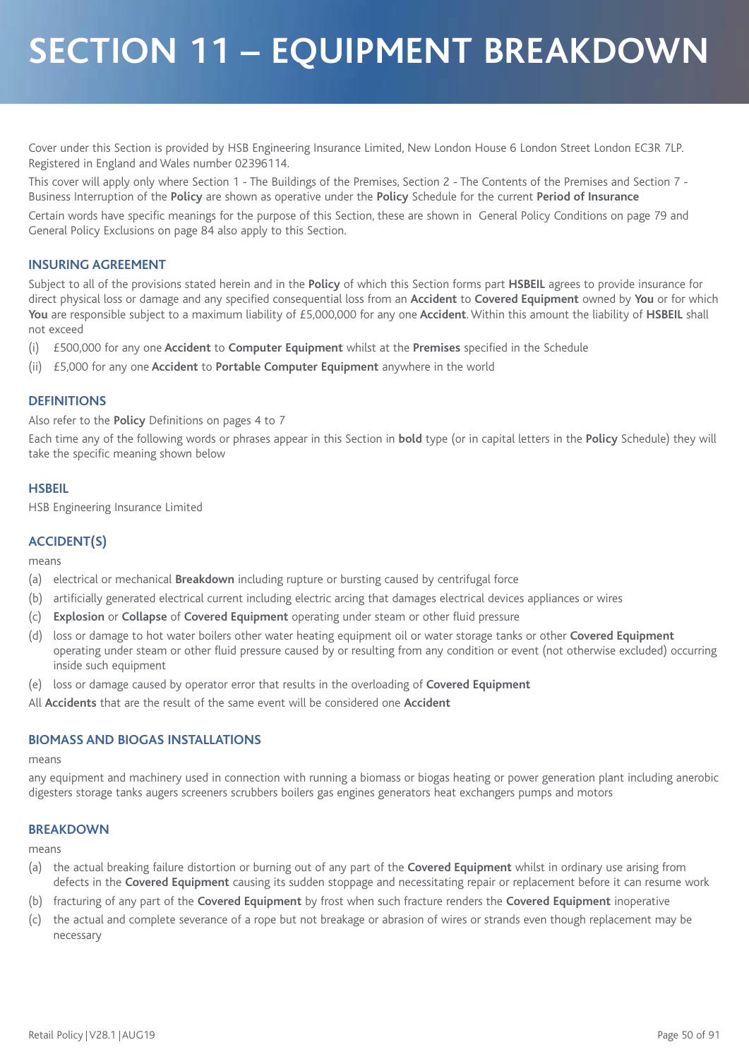# SECTION 11 – EQUIPMENT BREAKDOWN

Cover under this Section is provided by HSB Engineering Insurance Limited, New London House 6 London Street London EC3R 7LP. Registered in England and Wales number 02396114.

This cover will apply only where Section 1 - The Buildings of the Premises, Section 2 - The Contents of the Premises and Section 7 - Business Interruption of the **Policy** are shown as operative under the **Policy** Schedule for the current **Period of Insurance**

Certain words have specific meanings for the purpose of this Section, these are shown in General Policy Conditions on page 79 and General Policy Exclusions on page 84 also apply to this Section.

## INSURING AGREEMENT

Subject to all of the provisions stated herein and in the **Policy** of which this Section forms part **HSBEIL** agrees to provide insurance for direct physical loss or damage and any specified consequential loss from an **Accident** to **Covered Equipment** owned by **You** or for which **You** are responsible subject to a maximum liability of £5,000,000 for any one **Accident**. Within this amount the liability of **HSBEIL** shall not exceed

(i) £500,000 for any one **Accident** to **Computer Equipment** whilst at the **Premises** specified in the Schedule

(ii) £5,000 for any one **Accident** to **Portable Computer Equipment** anywhere in the world

## DEFINITIONS

Also refer to the **Policy** Definitions on pages 4 to 7

Each time any of the following words or phrases appear in this Section in **bold** type (or in capital letters in the **Policy** Schedule) they will take the specific meaning shown below

### HSBEIL

HSB Engineering Insurance Limited

### ACCIDENT(S)

means

(a) electrical or mechanical **Breakdown** including rupture or bursting caused by centrifugal force

(b) artificially generated electrical current including electric arcing that damages electrical devices appliances or wires

(c) **Explosion** or **Collapse** of **Covered Equipment** operating under steam or other fluid pressure

(d) loss or damage to hot water boilers other water heating equipment oil or water storage tanks or other **Covered Equipment** operating under steam or other fluid pressure caused by or resulting from any condition or event (not otherwise excluded) occurring inside such equipment

(e) loss or damage caused by operator error that results in the overloading of **Covered Equipment**

All **Accidents** that are the result of the same event will be considered one **Accident**

### BIOMASS AND BIOGAS INSTALLATIONS

means

any equipment and machinery used in connection with running a biomass or biogas heating or power generation plant including anerobic digesters storage tanks augers screeners scrubbers boilers gas engines generators heat exchangers pumps and motors

### BREAKDOWN

means

(a) the actual breaking failure distortion or burning out of any part of the **Covered Equipment** whilst in ordinary use arising from defects in the **Covered Equipment** causing its sudden stoppage and necessitating repair or replacement before it can resume work

(b) fracturing of any part of the **Covered Equipment** by frost when such fracture renders the **Covered Equipment** inoperative

(c) the actual and complete severance of a rope but not breakage or abrasion of wires or strands even though replacement may be necessary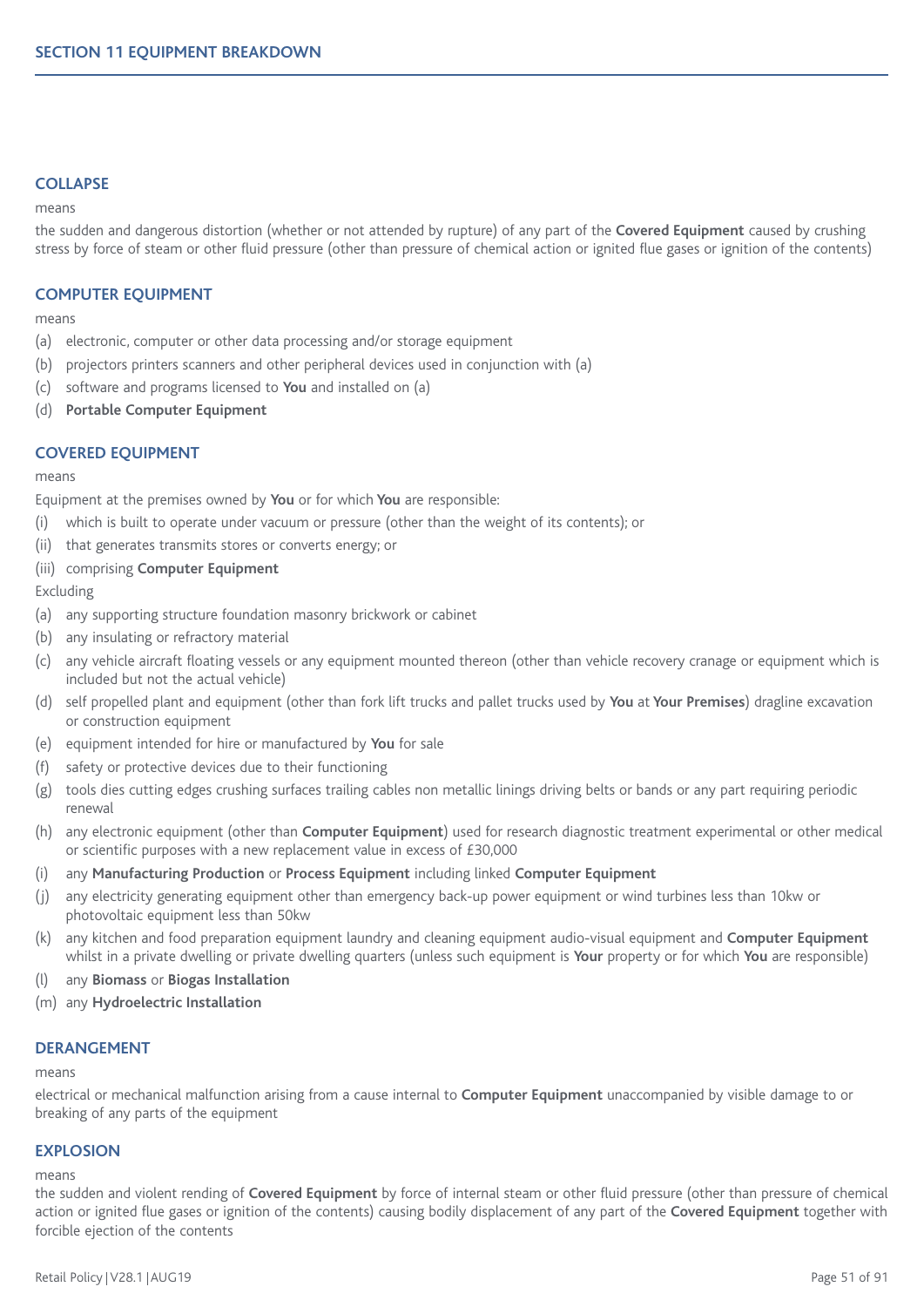## SECTION 11 EQUIPMENT BREAKDOWN

### COLLAPSE

means

the sudden and dangerous distortion (whether or not attended by rupture) of any part of the **Covered Equipment** caused by crushing stress by force of steam or other fluid pressure (other than pressure of chemical action or ignited flue gases or ignition of the contents)

### COMPUTER EQUIPMENT

means

(a) electronic, computer or other data processing and/or storage equipment

(b) projectors printers scanners and other peripheral devices used in conjunction with (a)

(c) software and programs licensed to **You** and installed on (a)

(d) **Portable Computer Equipment**

### COVERED EQUIPMENT

means

Equipment at the premises owned by **You** or for which **You** are responsible:

(i) which is built to operate under vacuum or pressure (other than the weight of its contents); or

(ii) that generates transmits stores or converts energy; or

(iii) comprising **Computer Equipment**

Excluding

(a) any supporting structure foundation masonry brickwork or cabinet

(b) any insulating or refractory material

(c) any vehicle aircraft floating vessels or any equipment mounted thereon (other than vehicle recovery cranage or equipment which is included but not the actual vehicle)

(d) self propelled plant and equipment (other than fork lift trucks and pallet trucks used by **You** at **Your Premises**) dragline excavation or construction equipment

(e) equipment intended for hire or manufactured by **You** for sale

(f) safety or protective devices due to their functioning

(g) tools dies cutting edges crushing surfaces trailing cables non metallic linings driving belts or bands or any part requiring periodic renewal

(h) any electronic equipment (other than **Computer Equipment**) used for research diagnostic treatment experimental or other medical or scientific purposes with a new replacement value in excess of £30,000

(i) any **Manufacturing Production** or **Process Equipment** including linked **Computer Equipment**

(j) any electricity generating equipment other than emergency back-up power equipment or wind turbines less than 10kw or photovoltaic equipment less than 50kw

(k) any kitchen and food preparation equipment laundry and cleaning equipment audio-visual equipment and **Computer Equipment** whilst in a private dwelling or private dwelling quarters (unless such equipment is **Your** property or for which **You** are responsible)

(l) any **Biomass** or **Biogas Installation**

(m) any **Hydroelectric Installation**

### DERANGEMENT

means

electrical or mechanical malfunction arising from a cause internal to **Computer Equipment** unaccompanied by visible damage to or breaking of any parts of the equipment

### EXPLOSION

means

the sudden and violent rending of **Covered Equipment** by force of internal steam or other fluid pressure (other than pressure of chemical action or ignited flue gases or ignition of the contents) causing bodily displacement of any part of the **Covered Equipment** together with forcible ejection of the contents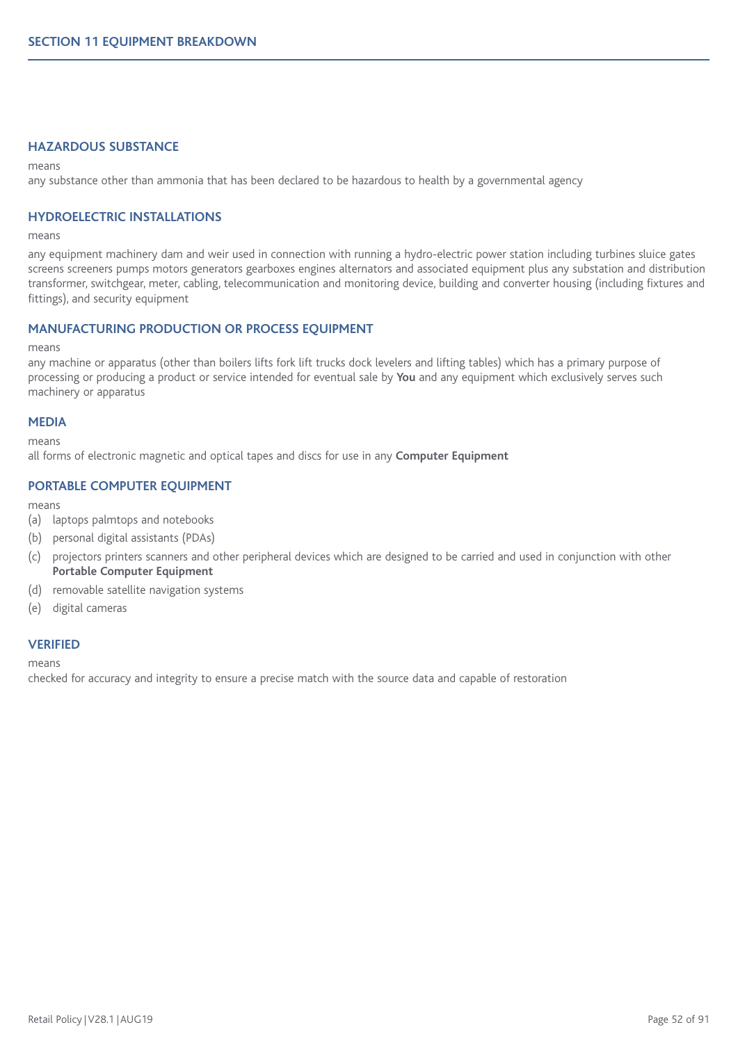## SECTION 11 EQUIPMENT BREAKDOWN

### HAZARDOUS SUBSTANCE

means

any substance other than ammonia that has been declared to be hazardous to health by a governmental agency

### HYDROELECTRIC INSTALLATIONS

means

any equipment machinery dam and weir used in connection with running a hydro-electric power station including turbines sluice gates screens screeners pumps motors generators gearboxes engines alternators and associated equipment plus any substation and distribution transformer, switchgear, meter, cabling, telecommunication and monitoring device, building and converter housing (including fixtures and fittings), and security equipment

### MANUFACTURING PRODUCTION OR PROCESS EQUIPMENT

means

any machine or apparatus (other than boilers lifts fork lift trucks dock levelers and lifting tables) which has a primary purpose of processing or producing a product or service intended for eventual sale by **You** and any equipment which exclusively serves such machinery or apparatus

### MEDIA

means

all forms of electronic magnetic and optical tapes and discs for use in any **Computer Equipment**

### PORTABLE COMPUTER EQUIPMENT

means

(a) laptops palmtops and notebooks

(b) personal digital assistants (PDAs)

(c) projectors printers scanners and other peripheral devices which are designed to be carried and used in conjunction with other **Portable Computer Equipment**

(d) removable satellite navigation systems

(e) digital cameras

### VERIFIED

means

checked for accuracy and integrity to ensure a precise match with the source data and capable of restoration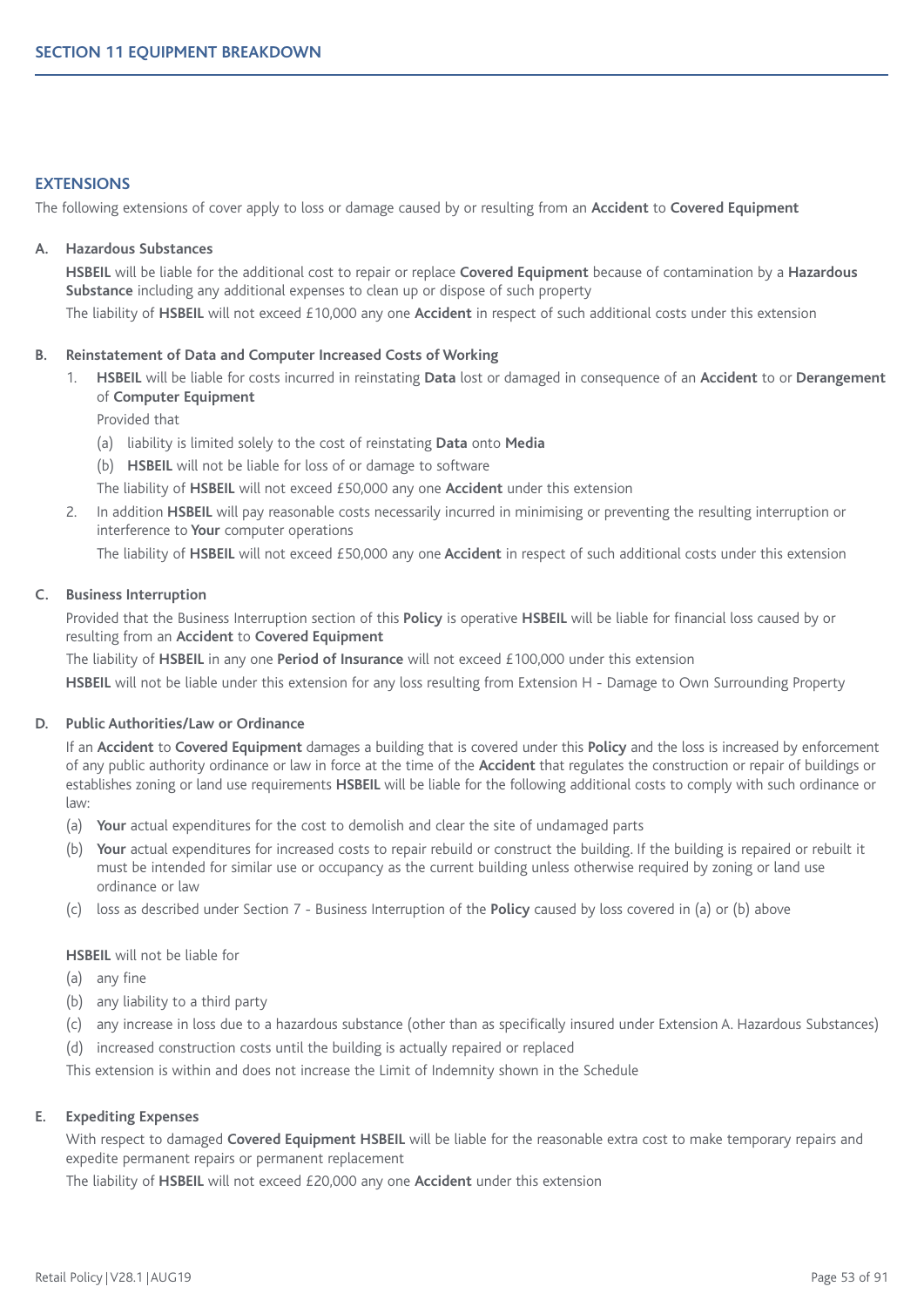## EXTENSIONS

The following extensions of cover apply to loss or damage caused by or resulting from an **Accident** to **Covered Equipment**

**A. Hazardous Substances**

**HSBEIL** will be liable for the additional cost to repair or replace **Covered Equipment** because of contamination by a **Hazardous Substance** including any additional expenses to clean up or dispose of such property

The liability of **HSBEIL** will not exceed £10,000 any one **Accident** in respect of such additional costs under this extension

**B. Reinstatement of Data and Computer Increased Costs of Working**

1. **HSBEIL** will be liable for costs incurred in reinstating **Data** lost or damaged in consequence of an **Accident** to or **Derangement** of **Computer Equipment**

   Provided that

   (a) liability is limited solely to the cost of reinstating **Data** onto **Media**

   (b) **HSBEIL** will not be liable for loss of or damage to software

   The liability of **HSBEIL** will not exceed £50,000 any one **Accident** under this extension

2. In addition **HSBEIL** will pay reasonable costs necessarily incurred in minimising or preventing the resulting interruption or interference to **Your** computer operations

   The liability of **HSBEIL** will not exceed £50,000 any one **Accident** in respect of such additional costs under this extension

**C. Business Interruption**

Provided that the Business Interruption section of this **Policy** is operative **HSBEIL** will be liable for financial loss caused by or resulting from an **Accident** to **Covered Equipment**

The liability of **HSBEIL** in any one **Period of Insurance** will not exceed £100,000 under this extension

**HSBEIL** will not be liable under this extension for any loss resulting from Extension H - Damage to Own Surrounding Property

**D. Public Authorities/Law or Ordinance**

If an **Accident** to **Covered Equipment** damages a building that is covered under this **Policy** and the loss is increased by enforcement of any public authority ordinance or law in force at the time of the **Accident** that regulates the construction or repair of buildings or establishes zoning or land use requirements **HSBEIL** will be liable for the following additional costs to comply with such ordinance or law:

(a) **Your** actual expenditures for the cost to demolish and clear the site of undamaged parts

(b) **Your** actual expenditures for increased costs to repair rebuild or construct the building. If the building is repaired or rebuilt it must be intended for similar use or occupancy as the current building unless otherwise required by zoning or land use ordinance or law

(c) loss as described under Section 7 - Business Interruption of the **Policy** caused by loss covered in (a) or (b) above

**HSBEIL** will not be liable for

(a) any fine

(b) any liability to a third party

(c) any increase in loss due to a hazardous substance (other than as specifically insured under Extension A. Hazardous Substances)

(d) increased construction costs until the building is actually repaired or replaced

This extension is within and does not increase the Limit of Indemnity shown in the Schedule

**E. Expediting Expenses**

With respect to damaged **Covered Equipment** **HSBEIL** will be liable for the reasonable extra cost to make temporary repairs and expedite permanent repairs or permanent replacement

The liability of **HSBEIL** will not exceed £20,000 any one **Accident** under this extension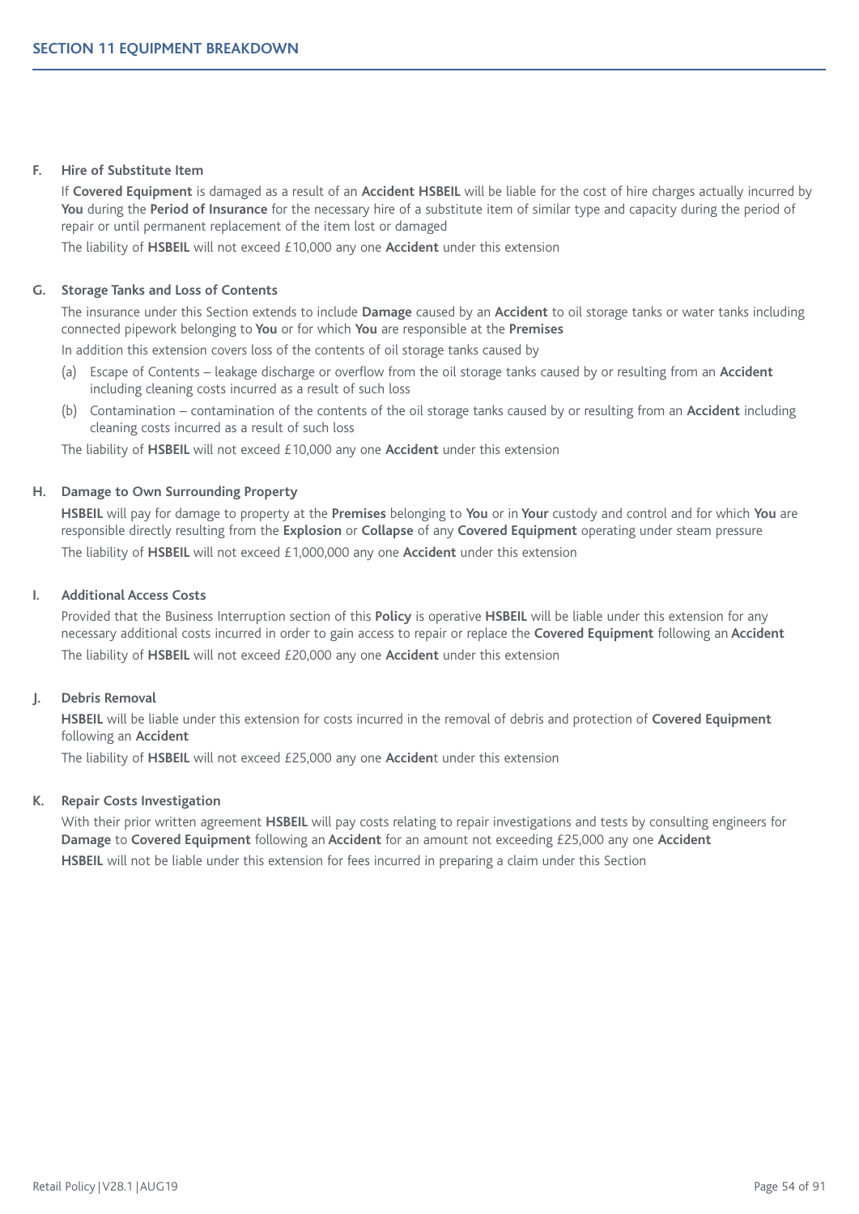## SECTION 11 EQUIPMENT BREAKDOWN

### F. Hire of Substitute Item

If **Covered Equipment** is damaged as a result of an **Accident HSBEIL** will be liable for the cost of hire charges actually incurred by **You** during the **Period of Insurance** for the necessary hire of a substitute item of similar type and capacity during the period of repair or until permanent replacement of the item lost or damaged

The liability of **HSBEIL** will not exceed £10,000 any one **Accident** under this extension

### G. Storage Tanks and Loss of Contents

The insurance under this Section extends to include **Damage** caused by an **Accident** to oil storage tanks or water tanks including connected pipework belonging to **You** or for which **You** are responsible at the **Premises**

In addition this extension covers loss of the contents of oil storage tanks caused by

(a) Escape of Contents – leakage discharge or overflow from the oil storage tanks caused by or resulting from an **Accident** including cleaning costs incurred as a result of such loss

(b) Contamination – contamination of the contents of the oil storage tanks caused by or resulting from an **Accident** including cleaning costs incurred as a result of such loss

The liability of **HSBEIL** will not exceed £10,000 any one **Accident** under this extension

### H. Damage to Own Surrounding Property

**HSBEIL** will pay for damage to property at the **Premises** belonging to **You** or in **Your** custody and control and for which **You** are responsible directly resulting from the **Explosion** or **Collapse** of any **Covered Equipment** operating under steam pressure

The liability of **HSBEIL** will not exceed £1,000,000 any one **Accident** under this extension

### I. Additional Access Costs

Provided that the Business Interruption section of this **Policy** is operative **HSBEIL** will be liable under this extension for any necessary additional costs incurred in order to gain access to repair or replace the **Covered Equipment** following an **Accident**

The liability of **HSBEIL** will not exceed £20,000 any one **Accident** under this extension

### J. Debris Removal

**HSBEIL** will be liable under this extension for costs incurred in the removal of debris and protection of **Covered Equipment** following an **Accident**

The liability of **HSBEIL** will not exceed £25,000 any one **Accident** under this extension

### K. Repair Costs Investigation

With their prior written agreement **HSBEIL** will pay costs relating to repair investigations and tests by consulting engineers for **Damage** to **Covered Equipment** following an **Accident** for an amount not exceeding £25,000 any one **Accident**

**HSBEIL** will not be liable under this extension for fees incurred in preparing a claim under this Section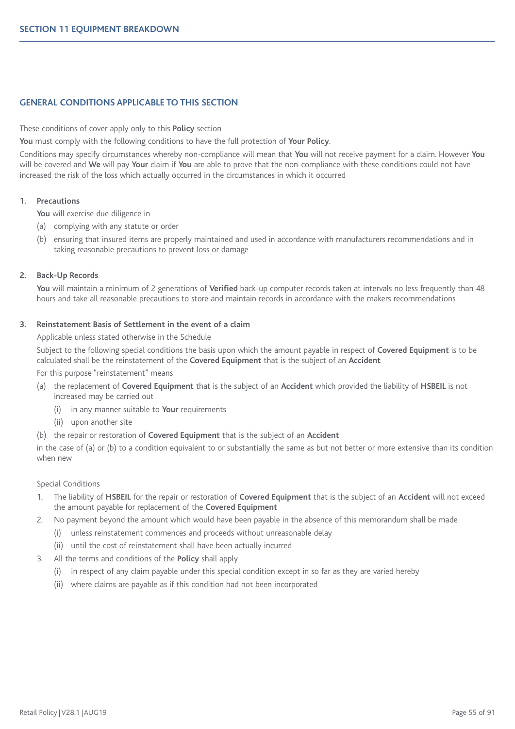## SECTION 11 EQUIPMENT BREAKDOWN

### GENERAL CONDITIONS APPLICABLE TO THIS SECTION

These conditions of cover apply only to this **Policy** section

**You** must comply with the following conditions to have the full protection of **Your Policy**.

Conditions may specify circumstances whereby non-compliance will mean that **You** will not receive payment for a claim. However **You** will be covered and **We** will pay **Your** claim if **You** are able to prove that the non-compliance with these conditions could not have increased the risk of the loss which actually occurred in the circumstances in which it occurred

**1. Precautions**

**You** will exercise due diligence in

(a) complying with any statute or order

(b) ensuring that insured items are properly maintained and used in accordance with manufacturers recommendations and in taking reasonable precautions to prevent loss or damage

**2. Back-Up Records**

**You** will maintain a minimum of 2 generations of **Verified** back-up computer records taken at intervals no less frequently than 48 hours and take all reasonable precautions to store and maintain records in accordance with the makers recommendations

**3. Reinstatement Basis of Settlement in the event of a claim**

Applicable unless stated otherwise in the Schedule

Subject to the following special conditions the basis upon which the amount payable in respect of **Covered Equipment** is to be calculated shall be the reinstatement of the **Covered Equipment** that is the subject of an **Accident**

For this purpose "reinstatement" means

(a) the replacement of **Covered Equipment** that is the subject of an **Accident** which provided the liability of **HSBEIL** is not increased may be carried out

  (i) in any manner suitable to **Your** requirements

  (ii) upon another site

(b) the repair or restoration of **Covered Equipment** that is the subject of an **Accident**

in the case of (a) or (b) to a condition equivalent to or substantially the same as but not better or more extensive than its condition when new

Special Conditions

1. The liability of **HSBEIL** for the repair or restoration of **Covered Equipment** that is the subject of an **Accident** will not exceed the amount payable for replacement of the **Covered Equipment**
2. No payment beyond the amount which would have been payable in the absence of this memorandum shall be made
   (i) unless reinstatement commences and proceeds without unreasonable delay
   (ii) until the cost of reinstatement shall have been actually incurred
3. All the terms and conditions of the **Policy** shall apply
   (i) in respect of any claim payable under this special condition except in so far as they are varied hereby
   (ii) where claims are payable as if this condition had not been incorporated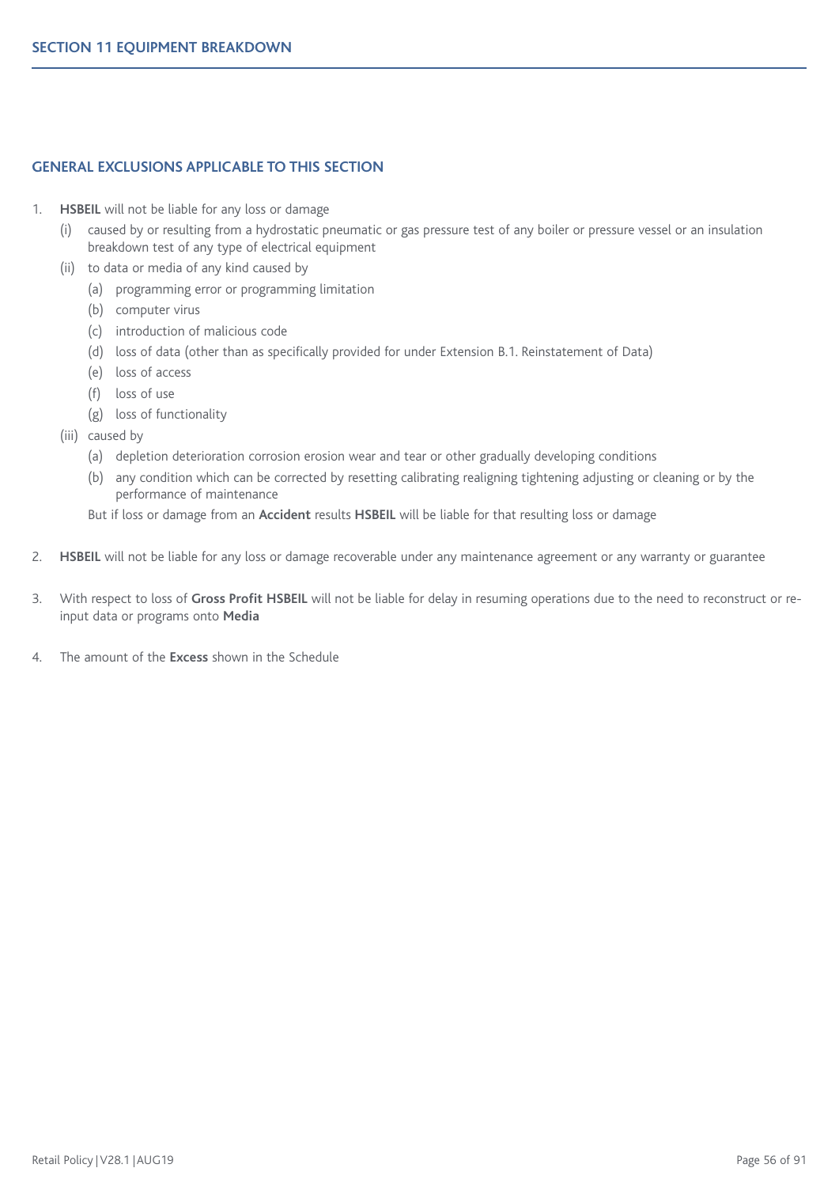## SECTION 11 EQUIPMENT BREAKDOWN

### GENERAL EXCLUSIONS APPLICABLE TO THIS SECTION

1. **HSBEIL** will not be liable for any loss or damage
   - (i) caused by or resulting from a hydrostatic pneumatic or gas pressure test of any boiler or pressure vessel or an insulation breakdown test of any type of electrical equipment
   - (ii) to data or media of any kind caused by
     - (a) programming error or programming limitation
     - (b) computer virus
     - (c) introduction of malicious code
     - (d) loss of data (other than as specifically provided for under Extension B.1. Reinstatement of Data)
     - (e) loss of access
     - (f) loss of use
     - (g) loss of functionality
   - (iii) caused by
     - (a) depletion deterioration corrosion erosion wear and tear or other gradually developing conditions
     - (b) any condition which can be corrected by resetting calibrating realigning tightening adjusting or cleaning or by the performance of maintenance

     But if loss or damage from an **Accident** results **HSBEIL** will be liable for that resulting loss or damage

2. **HSBEIL** will not be liable for any loss or damage recoverable under any maintenance agreement or any warranty or guarantee

3. With respect to loss of **Gross Profit HSBEIL** will not be liable for delay in resuming operations due to the need to reconstruct or re-input data or programs onto **Media**

4. The amount of the **Excess** shown in the Schedule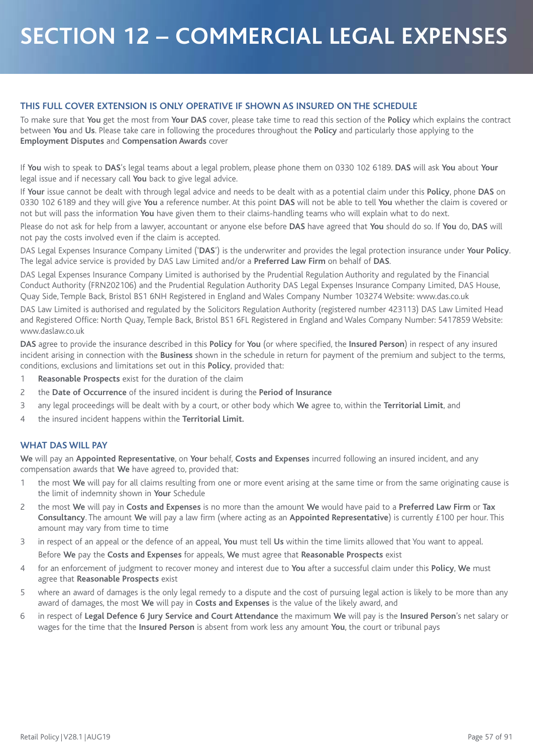# SECTION 12 – COMMERCIAL LEGAL EXPENSES

## THIS FULL COVER EXTENSION IS ONLY OPERATIVE IF SHOWN AS INSURED ON THE SCHEDULE

To make sure that **You** get the most from **Your DAS** cover, please take time to read this section of the **Policy** which explains the contract between **You** and **Us**. Please take care in following the procedures throughout the **Policy** and particularly those applying to the **Employment Disputes** and **Compensation Awards** cover

If **You** wish to speak to **DAS**'s legal teams about a legal problem, please phone them on 0330 102 6189. **DAS** will ask **You** about **Your** legal issue and if necessary call **You** back to give legal advice.

If **Your** issue cannot be dealt with through legal advice and needs to be dealt with as a potential claim under this **Policy**, phone **DAS** on 0330 102 6189 and they will give **You** a reference number. At this point **DAS** will not be able to tell **You** whether the claim is covered or not but will pass the information **You** have given them to their claims-handling teams who will explain what to do next.

Please do not ask for help from a lawyer, accountant or anyone else before **DAS** have agreed that **You** should do so. If **You** do, **DAS** will not pay the costs involved even if the claim is accepted.

DAS Legal Expenses Insurance Company Limited ('**DAS**') is the underwriter and provides the legal protection insurance under **Your Policy**. The legal advice service is provided by DAS Law Limited and/or a **Preferred Law Firm** on behalf of **DAS**.

DAS Legal Expenses Insurance Company Limited is authorised by the Prudential Regulation Authority and regulated by the Financial Conduct Authority (FRN202106) and the Prudential Regulation Authority DAS Legal Expenses Insurance Company Limited, DAS House, Quay Side, Temple Back, Bristol BS1 6NH Registered in England and Wales Company Number 103274 Website: www.das.co.uk

DAS Law Limited is authorised and regulated by the Solicitors Regulation Authority (registered number 423113) DAS Law Limited Head and Registered Office: North Quay, Temple Back, Bristol BS1 6FL Registered in England and Wales Company Number: 5417859 Website: www.daslaw.co.uk

**DAS** agree to provide the insurance described in this **Policy** for **You** (or where specified, the **Insured Person**) in respect of any insured incident arising in connection with the **Business** shown in the schedule in return for payment of the premium and subject to the terms, conditions, exclusions and limitations set out in this **Policy**, provided that:

1. **Reasonable Prospects** exist for the duration of the claim
2. the **Date of Occurrence** of the insured incident is during the **Period of Insurance**
3. any legal proceedings will be dealt with by a court, or other body which **We** agree to, within the **Territorial Limit**, and
4. the insured incident happens within the **Territorial Limit.**

## WHAT DAS WILL PAY

**We** will pay an **Appointed Representative**, on **Your** behalf, **Costs and Expenses** incurred following an insured incident, and any compensation awards that **We** have agreed to, provided that:

1. the most **We** will pay for all claims resulting from one or more event arising at the same time or from the same originating cause is the limit of indemnity shown in **Your** Schedule
2. the most **We** will pay in **Costs and Expenses** is no more than the amount **We** would have paid to a **Preferred Law Firm** or **Tax Consultancy**. The amount **We** will pay a law firm (where acting as an **Appointed Representative**) is currently £100 per hour. This amount may vary from time to time
3. in respect of an appeal or the defence of an appeal, **You** must tell **Us** within the time limits allowed that You want to appeal.

   Before **We** pay the **Costs and Expenses** for appeals, **We** must agree that **Reasonable Prospects** exist
4. for an enforcement of judgment to recover money and interest due to **You** after a successful claim under this **Policy**, **We** must agree that **Reasonable Prospects** exist
5. where an award of damages is the only legal remedy to a dispute and the cost of pursuing legal action is likely to be more than any award of damages, the most **We** will pay in **Costs and Expenses** is the value of the likely award, and
6. in respect of **Legal Defence 6 Jury Service and Court Attendance** the maximum **We** will pay is the **Insured Person**'s net salary or wages for the time that the **Insured Person** is absent from work less any amount **You**, the court or tribunal pays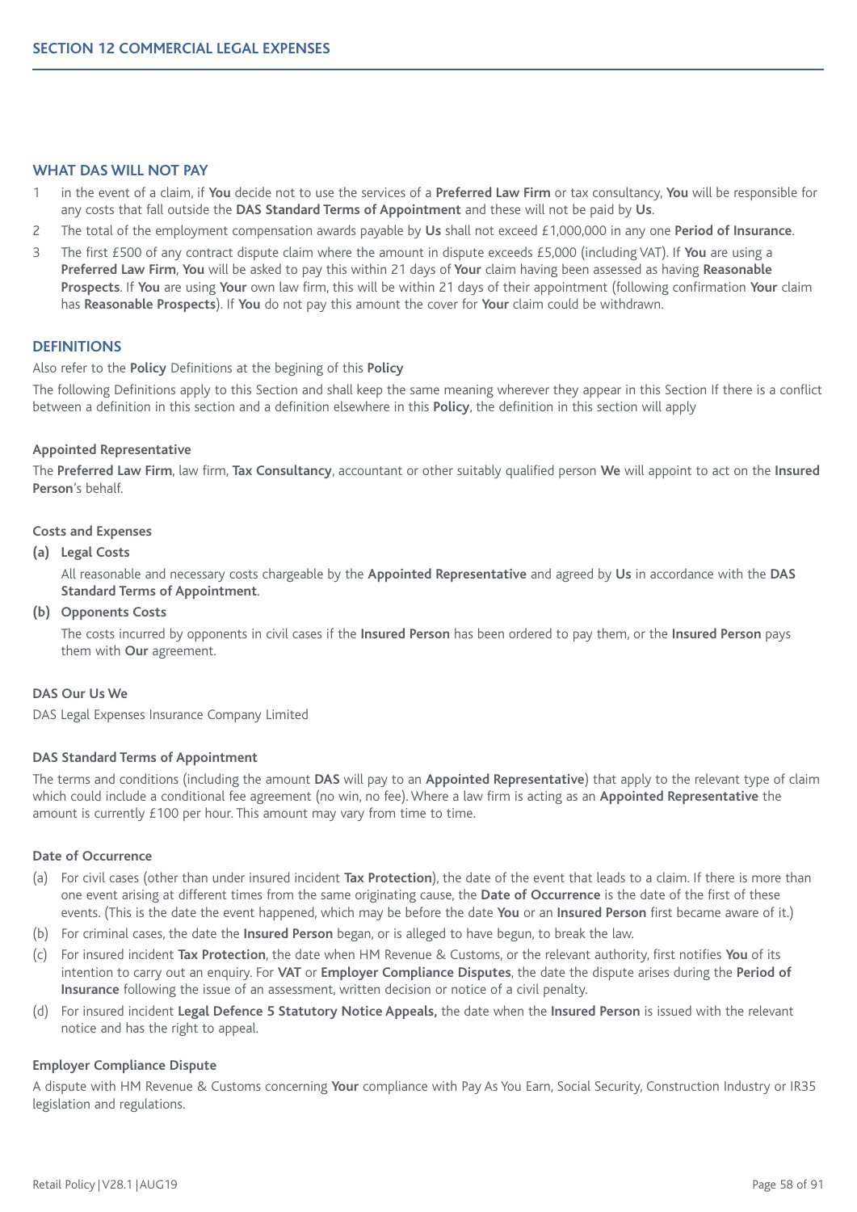## SECTION 12 COMMERCIAL LEGAL EXPENSES

### WHAT DAS WILL NOT PAY

1. in the event of a claim, if **You** decide not to use the services of a **Preferred Law Firm** or tax consultancy, **You** will be responsible for any costs that fall outside the **DAS Standard Terms of Appointment** and these will not be paid by **Us**.
2. The total of the employment compensation awards payable by **Us** shall not exceed £1,000,000 in any one **Period of Insurance**.
3. The first £500 of any contract dispute claim where the amount in dispute exceeds £5,000 (including VAT). If **You** are using a **Preferred Law Firm**, **You** will be asked to pay this within 21 days of **Your** claim having been assessed as having **Reasonable Prospects**. If **You** are using **Your** own law firm, this will be within 21 days of their appointment (following confirmation **Your** claim has **Reasonable Prospects**). If **You** do not pay this amount the cover for **Your** claim could be withdrawn.

### DEFINITIONS

Also refer to the **Policy** Definitions at the begining of this **Policy**

The following Definitions apply to this Section and shall keep the same meaning wherever they appear in this Section If there is a conflict between a definition in this section and a definition elsewhere in this **Policy**, the definition in this section will apply

**Appointed Representative**

The **Preferred Law Firm**, law firm, **Tax Consultancy**, accountant or other suitably qualified person **We** will appoint to act on the **Insured Person**'s behalf.

**Costs and Expenses**

**(a) Legal Costs**

All reasonable and necessary costs chargeable by the **Appointed Representative** and agreed by **Us** in accordance with the **DAS Standard Terms of Appointment**.

**(b) Opponents Costs**

The costs incurred by opponents in civil cases if the **Insured Person** has been ordered to pay them, or the **Insured Person** pays them with **Our** agreement.

**DAS Our Us We**

DAS Legal Expenses Insurance Company Limited

**DAS Standard Terms of Appointment**

The terms and conditions (including the amount **DAS** will pay to an **Appointed Representative**) that apply to the relevant type of claim which could include a conditional fee agreement (no win, no fee). Where a law firm is acting as an **Appointed Representative** the amount is currently £100 per hour. This amount may vary from time to time.

**Date of Occurrence**

(a) For civil cases (other than under insured incident **Tax Protection**), the date of the event that leads to a claim. If there is more than one event arising at different times from the same originating cause, the **Date of Occurrence** is the date of the first of these events. (This is the date the event happened, which may be before the date **You** or an **Insured Person** first became aware of it.)

(b) For criminal cases, the date when the **Insured Person** began, or is alleged to have begun, to break the law.

(c) For insured incident **Tax Protection**, the date when HM Revenue & Customs, or the relevant authority, first notifies **You** of its intention to carry out an enquiry. For **VAT** or **Employer Compliance Disputes**, the date the dispute arises during the **Period of Insurance** following the issue of an assessment, written decision or notice of a civil penalty.

(d) For insured incident **Legal Defence 5 Statutory Notice Appeals,** the date when the **Insured Person** is issued with the relevant notice and has the right to appeal.

**Employer Compliance Dispute**

A dispute with HM Revenue & Customs concerning **Your** compliance with Pay As You Earn, Social Security, Construction Industry or IR35 legislation and regulations.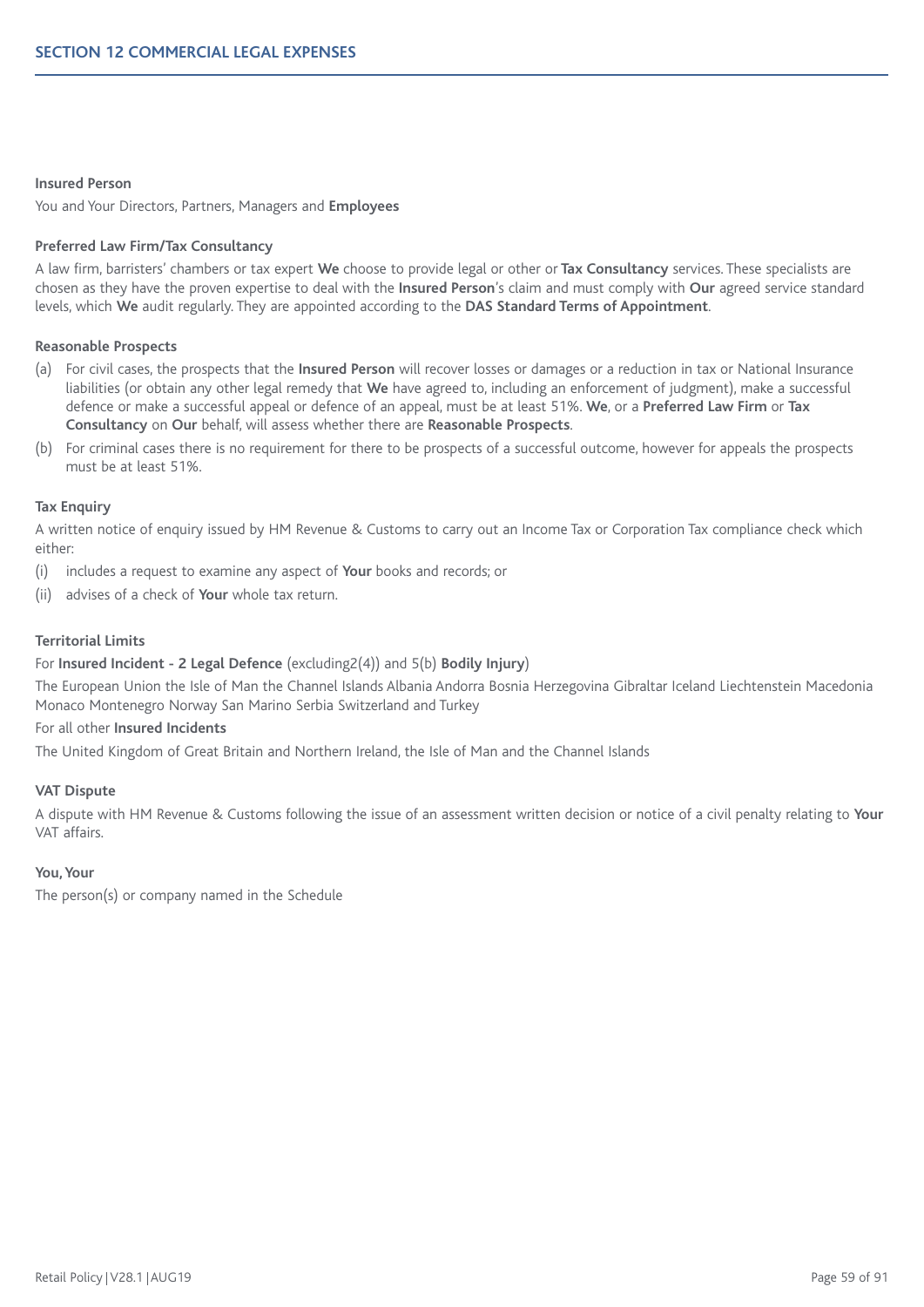**Insured Person**

You and Your Directors, Partners, Managers and **Employees**

**Preferred Law Firm/Tax Consultancy**

A law firm, barristers' chambers or tax expert **We** choose to provide legal or other or **Tax Consultancy** services. These specialists are chosen as they have the proven expertise to deal with the **Insured Person**'s claim and must comply with **Our** agreed service standard levels, which **We** audit regularly. They are appointed according to the **DAS Standard Terms of Appointment**.

**Reasonable Prospects**

(a) For civil cases, the prospects that the **Insured Person** will recover losses or damages or a reduction in tax or National Insurance liabilities (or obtain any other legal remedy that **We** have agreed to, including an enforcement of judgment), make a successful defence or make a successful appeal or defence of an appeal, must be at least 51%. **We**, or a **Preferred Law Firm** or **Tax Consultancy** on **Our** behalf, will assess whether there are **Reasonable Prospects**.

(b) For criminal cases there is no requirement for there to be prospects of a successful outcome, however for appeals the prospects must be at least 51%.

**Tax Enquiry**

A written notice of enquiry issued by HM Revenue & Customs to carry out an Income Tax or Corporation Tax compliance check which either:

(i) includes a request to examine any aspect of **Your** books and records; or

(ii) advises of a check of **Your** whole tax return.

**Territorial Limits**

For **Insured Incident - 2 Legal Defence** (excluding2(4)) and 5(b) **Bodily Injury**)

The European Union the Isle of Man the Channel Islands Albania Andorra Bosnia Herzegovina Gibraltar Iceland Liechtenstein Macedonia Monaco Montenegro Norway San Marino Serbia Switzerland and Turkey

For all other **Insured Incidents**

The United Kingdom of Great Britain and Northern Ireland, the Isle of Man and the Channel Islands

**VAT Dispute**

A dispute with HM Revenue & Customs following the issue of an assessment written decision or notice of a civil penalty relating to **Your** VAT affairs.

**You, Your**

The person(s) or company named in the Schedule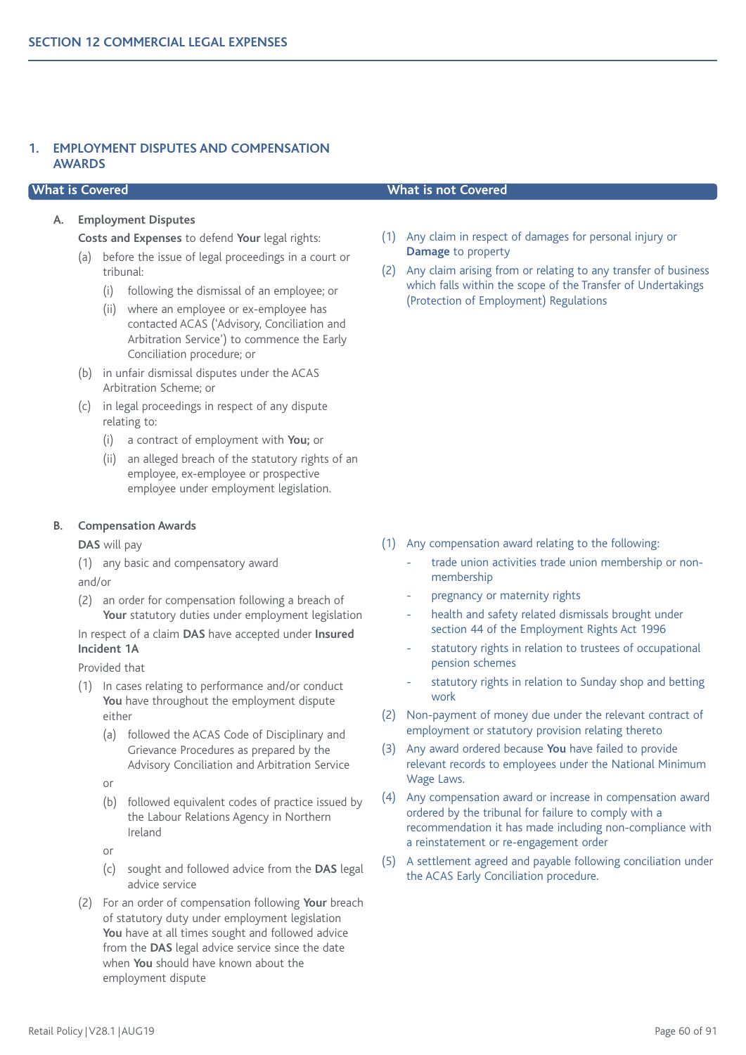## SECTION 12 COMMERCIAL LEGAL EXPENSES

### 1. EMPLOYMENT DISPUTES AND COMPENSATION AWARDS

#### A. Employment Disputes

**What is Covered**

**Costs and Expenses** to defend **Your** legal rights:

(a) before the issue of legal proceedings in a court or tribunal:

  (i) following the dismissal of an employee; or

  (ii) where an employee or ex-employee has contacted ACAS ('Advisory, Conciliation and Arbitration Service') to commence the Early Conciliation procedure; or

(b) in unfair dismissal disputes under the ACAS Arbitration Scheme; or

(c) in legal proceedings in respect of any dispute relating to:

  (i) a contract of employment with **You;** or

  (ii) an alleged breach of the statutory rights of an employee, ex-employee or prospective employee under employment legislation.

**What is not Covered**

(1) Any claim in respect of damages for personal injury or **Damage** to property

(2) Any claim arising from or relating to any transfer of business which falls within the scope of the Transfer of Undertakings (Protection of Employment) Regulations

#### B. Compensation Awards

**What is Covered**

**DAS** will pay

(1) any basic and compensatory award

and/or

(2) an order for compensation following a breach of **Your** statutory duties under employment legislation

In respect of a claim **DAS** have accepted under **Insured Incident 1A**

Provided that

(1) In cases relating to performance and/or conduct **You** have throughout the employment dispute either

  (a) followed the ACAS Code of Disciplinary and Grievance Procedures as prepared by the Advisory Conciliation and Arbitration Service

  or

  (b) followed equivalent codes of practice issued by the Labour Relations Agency in Northern Ireland

  or

  (c) sought and followed advice from the **DAS** legal advice service

(2) For an order of compensation following **Your** breach of statutory duty under employment legislation **You** have at all times sought and followed advice from the **DAS** legal advice service since the date when **You** should have known about the employment dispute

**What is not Covered**

(1) Any compensation award relating to the following:

- trade union activities trade union membership or non-membership
- pregnancy or maternity rights
- health and safety related dismissals brought under section 44 of the Employment Rights Act 1996
- statutory rights in relation to trustees of occupational pension schemes
- statutory rights in relation to Sunday shop and betting work

(2) Non-payment of money due under the relevant contract of employment or statutory provision relating thereto

(3) Any award ordered because **You** have failed to provide relevant records to employees under the National Minimum Wage Laws.

(4) Any compensation award or increase in compensation award ordered by the tribunal for failure to comply with a recommendation it has made including non-compliance with a reinstatement or re-engagement order

(5) A settlement agreed and payable following conciliation under the ACAS Early Conciliation procedure.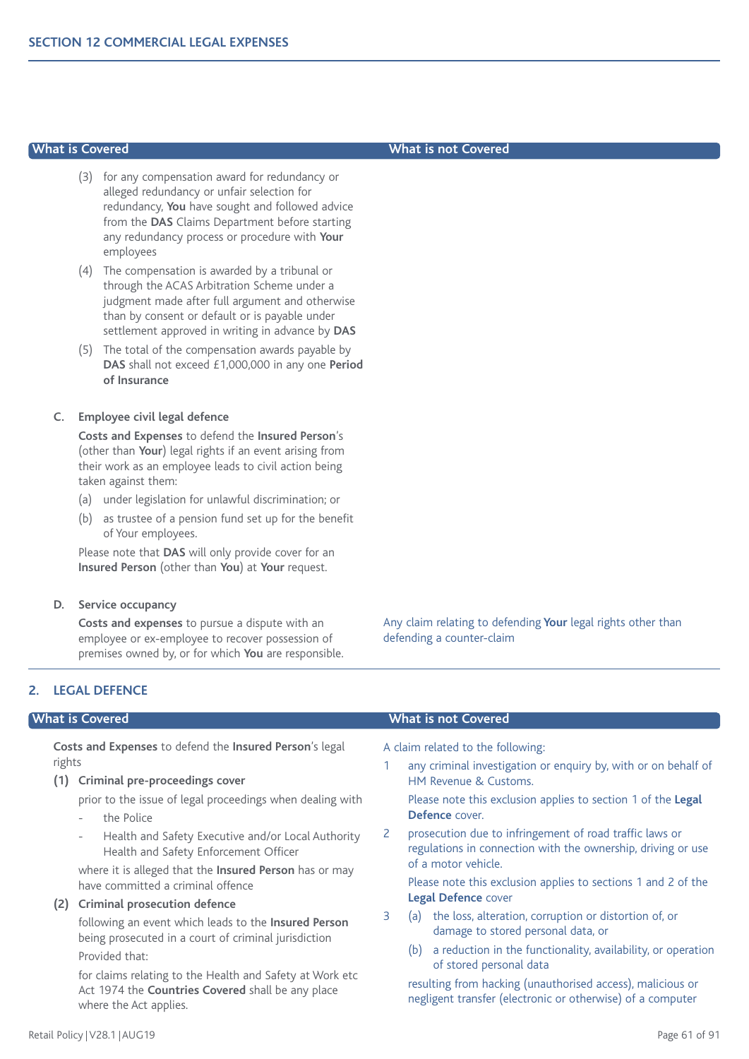## SECTION 12 COMMERCIAL LEGAL EXPENSES

| What is Covered | What is not Covered |
|---|---|
| (3) for any compensation award for redundancy or alleged redundancy or unfair selection for redundancy, **You** have sought and followed advice from the **DAS** Claims Department before starting any redundancy process or procedure with **Your** employees<br>(4) The compensation is awarded by a tribunal or through the ACAS Arbitration Scheme under a judgment made after full argument and otherwise than by consent or default or is payable under settlement approved in writing in advance by **DAS**<br>(5) The total of the compensation awards payable by **DAS** shall not exceed £1,000,000 in any one **Period of Insurance** | |
| **C. Employee civil legal defence**<br>**Costs and Expenses** to defend the **Insured Person**'s (other than **Your**) legal rights if an event arising from their work as an employee leads to civil action being taken against them:<br>(a) under legislation for unlawful discrimination; or<br>(b) as trustee of a pension fund set up for the benefit of Your employees.<br>Please note that **DAS** will only provide cover for an **Insured Person** (other than **You**) at **Your** request. | |
| **D. Service occupancy**<br>**Costs and expenses** to pursue a dispute with an employee or ex-employee to recover possession of premises owned by, or for which **You** are responsible. | Any claim relating to defending **Your** legal rights other than defending a counter-claim |

## 2. LEGAL DEFENCE

| What is Covered | What is not Covered |
|---|---|
| **Costs and Expenses** to defend the **Insured Person**'s legal rights<br>**(1) Criminal pre-proceedings cover**<br>prior to the issue of legal proceedings when dealing with<br>- the Police<br>- Health and Safety Executive and/or Local Authority Health and Safety Enforcement Officer<br>where it is alleged that the **Insured Person** has or may have committed a criminal offence<br>**(2) Criminal prosecution defence**<br>following an event which leads to the **Insured Person** being prosecuted in a court of criminal jurisdiction<br>Provided that:<br>for claims relating to the Health and Safety at Work etc Act 1974 the **Countries Covered** shall be any place where the Act applies. | A claim related to the following:<br>1 any criminal investigation or enquiry by, with or on behalf of HM Revenue & Customs.<br>Please note this exclusion applies to section 1 of the **Legal Defence** cover.<br>2 prosecution due to infringement of road traffic laws or regulations in connection with the ownership, driving or use of a motor vehicle.<br>Please note this exclusion applies to sections 1 and 2 of the **Legal Defence** cover<br>3 (a) the loss, alteration, corruption or distortion of, or damage to stored personal data, or<br>(b) a reduction in the functionality, availability, or operation of stored personal data<br>resulting from hacking (unauthorised access), malicious or negligent transfer (electronic or otherwise) of a computer |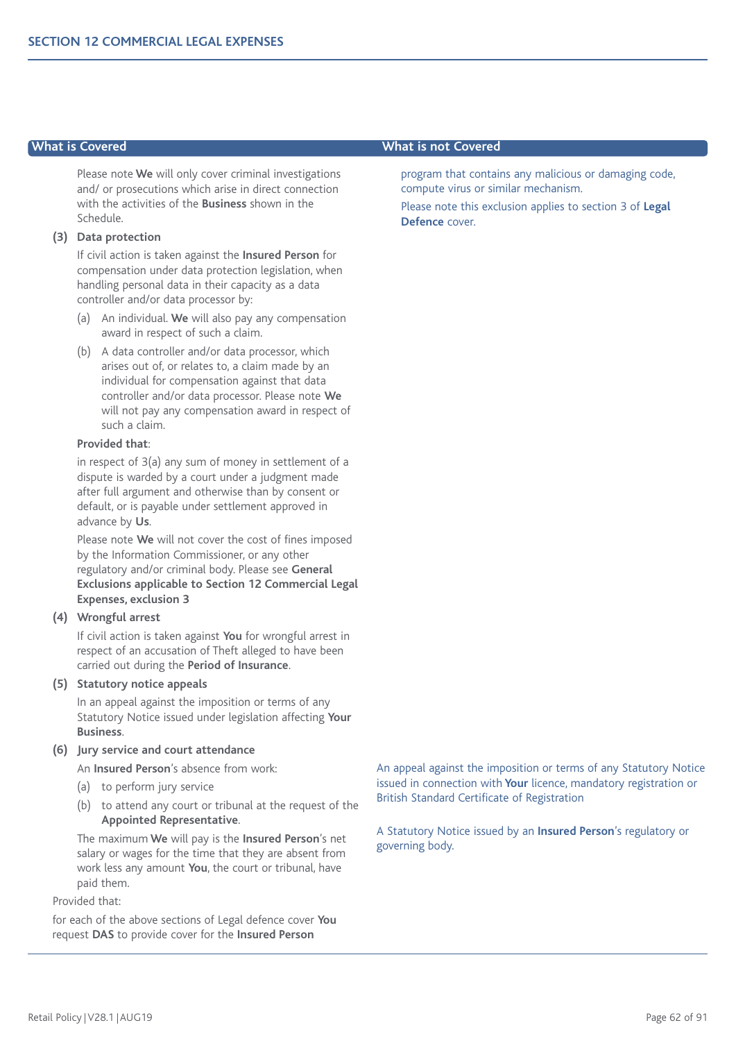| What is Covered | What is not Covered |
|---|---|
| Please note **We** will only cover criminal investigations and/ or prosecutions which arise in direct connection with the activities of the **Business** shown in the Schedule. | program that contains any malicious or damaging code, compute virus or similar mechanism. Please note this exclusion applies to section 3 of **Legal Defence** cover. |
| **(3) Data protection** If civil action is taken against the **Insured Person** for compensation under data protection legislation, when handling personal data in their capacity as a data controller and/or data processor by: (a) An individual. **We** will also pay any compensation award in respect of such a claim. (b) A data controller and/or data processor, which arises out of, or relates to, a claim made by an individual for compensation against that data controller and/or data processor. Please note **We** will not pay any compensation award in respect of such a claim. **Provided that**: in respect of 3(a) any sum of money in settlement of a dispute is warded by a court under a judgment made after full argument and otherwise than by consent or default, or is payable under settlement approved in advance by **Us**. Please note **We** will not cover the cost of fines imposed by the Information Commissioner, or any other regulatory and/or criminal body. Please see **General Exclusions applicable to Section 12 Commercial Legal Expenses, exclusion 3** | |
| **(4) Wrongful arrest** If civil action is taken against **You** for wrongful arrest in respect of an accusation of Theft alleged to have been carried out during the **Period of Insurance**. | |
| **(5) Statutory notice appeals** In an appeal against the imposition or terms of any Statutory Notice issued under legislation affecting **Your Business**. | An appeal against the imposition or terms of any Statutory Notice issued in connection with **Your** licence, mandatory registration or British Standard Certificate of Registration. A Statutory Notice issued by an **Insured Person**'s regulatory or governing body. |
| **(6) Jury service and court attendance** An **Insured Person**'s absence from work: (a) to perform jury service (b) to attend any court or tribunal at the request of the **Appointed Representative**. The maximum **We** will pay is the **Insured Person**'s net salary or wages for the time that they are absent from work less any amount **You**, the court or tribunal, have paid them. | |
| Provided that: for each of the above sections of Legal defence cover **You** request **DAS** to provide cover for the **Insured Person** | |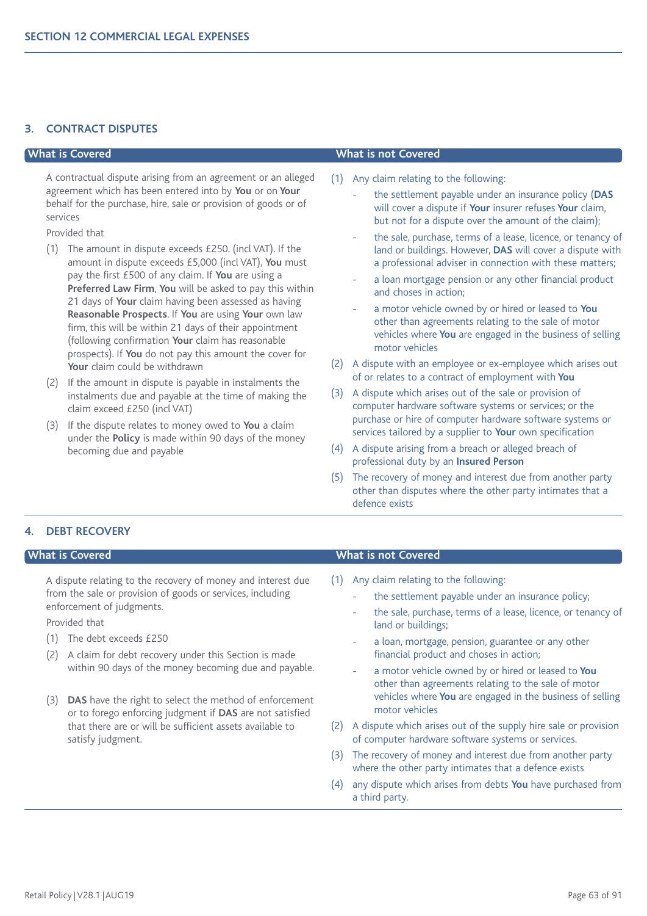## 3. CONTRACT DISPUTES

### What is Covered

A contractual dispute arising from an agreement or an alleged agreement which has been entered into by **You** or on **Your** behalf for the purchase, hire, sale or provision of goods or of services

Provided that

(1) The amount in dispute exceeds £250. (incl VAT). If the amount in dispute exceeds £5,000 (incl VAT), **You** must pay the first £500 of any claim. If **You** are using a **Preferred Law Firm**, **You** will be asked to pay this within 21 days of **Your** claim having been assessed as having **Reasonable Prospects**. If **You** are using **Your** own law firm, this will be within 21 days of their appointment (following confirmation **Your** claim has reasonable prospects). If **You** do not pay this amount the cover for **Your** claim could be withdrawn

(2) If the amount in dispute is payable in instalments the instalments due and payable at the time of making the claim exceed £250 (incl VAT)

(3) If the dispute relates to money owed to **You** a claim under the **Policy** is made within 90 days of the money becoming due and payable

### What is not Covered

(1) Any claim relating to the following:
   - the settlement payable under an insurance policy (**DAS** will cover a dispute if **Your** insurer refuses **Your** claim, but not for a dispute over the amount of the claim);
   - the sale, purchase, terms of a lease, licence, or tenancy of land or buildings. However, **DAS** will cover a dispute with a professional adviser in connection with these matters;
   - a loan mortgage pension or any other financial product and choses in action;
   - a motor vehicle owned by or hired or leased to **You** other than agreements relating to the sale of motor vehicles where **You** are engaged in the business of selling motor vehicles

(2) A dispute with an employee or ex-employee which arises out of or relates to a contract of employment with **You**

(3) A dispute which arises out of the sale or provision of computer hardware software systems or services; or the purchase or hire of computer hardware software systems or services tailored by a supplier to **Your** own specification

(4) A dispute arising from a breach or alleged breach of professional duty by an **Insured Person**

(5) The recovery of money and interest due from another party other than disputes where the other party intimates that a defence exists

## 4. DEBT RECOVERY

### What is Covered

A dispute relating to the recovery of money and interest due from the sale or provision of goods or services, including enforcement of judgments.

Provided that

(1) The debt exceeds £250

(2) A claim for debt recovery under this Section is made within 90 days of the money becoming due and payable.

(3) **DAS** have the right to select the method of enforcement or to forego enforcing judgment if **DAS** are not satisfied that there are or will be sufficient assets available to satisfy judgment.

### What is not Covered

(1) Any claim relating to the following:
   - the settlement payable under an insurance policy;
   - the sale, purchase, terms of a lease, licence, or tenancy of land or buildings;
   - a loan, mortgage, pension, guarantee or any other financial product and choses in action;
   - a motor vehicle owned by or hired or leased to **You** other than agreements relating to the sale of motor vehicles where **You** are engaged in the business of selling motor vehicles

(2) A dispute which arises out of the supply hire sale or provision of computer hardware software systems or services.

(3) The recovery of money and interest due from another party where the other party intimates that a defence exists

(4) any dispute which arises from debts **You** have purchased from a third party.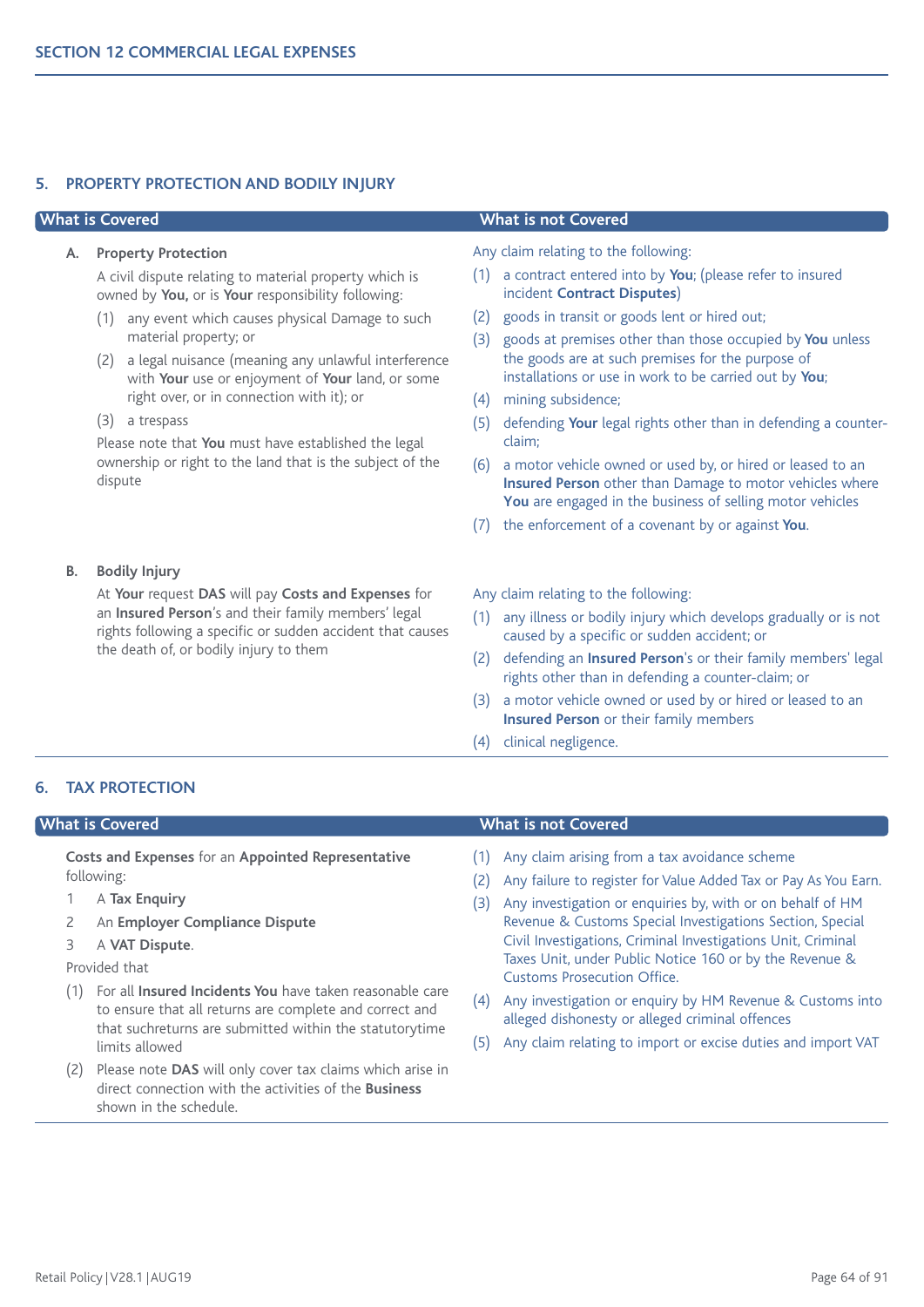## 5. PROPERTY PROTECTION AND BODILY INJURY

| What is Covered | What is not Covered |
|---|---|
| **A. Property Protection**<br><br>A civil dispute relating to material property which is owned by **You,** or is **Your** responsibility following:<br>(1) any event which causes physical Damage to such material property; or<br>(2) a legal nuisance (meaning any unlawful interference with **Your** use or enjoyment of **Your** land, or some right over, or in connection with it); or<br>(3) a trespass<br><br>Please note that **You** must have established the legal ownership or right to the land that is the subject of the dispute | Any claim relating to the following:<br>(1) a contract entered into by **You**; (please refer to insured incident **Contract Disputes**)<br>(2) goods in transit or goods lent or hired out;<br>(3) goods at premises other than those occupied by **You** unless the goods are at such premises for the purpose of installations or use in work to be carried out by **You**;<br>(4) mining subsidence;<br>(5) defending **Your** legal rights other than in defending a counter-claim;<br>(6) a motor vehicle owned or used by, or hired or leased to an **Insured Person** other than Damage to motor vehicles where **You** are engaged in the business of selling motor vehicles<br>(7) the enforcement of a covenant by or against **You**. |
| **B. Bodily Injury**<br><br>At **Your** request **DAS** will pay **Costs and Expenses** for an **Insured Person**'s and their family members' legal rights following a specific or sudden accident that causes the death of, or bodily injury to them | Any claim relating to the following:<br>(1) any illness or bodily injury which develops gradually or is not caused by a specific or sudden accident; or<br>(2) defending an **Insured Person**'s or their family members' legal rights other than in defending a counter-claim; or<br>(3) a motor vehicle owned or used by or hired or leased to an **Insured Person** or their family members<br>(4) clinical negligence. |

## 6. TAX PROTECTION

| What is Covered | What is not Covered |
|---|---|
| **Costs and Expenses** for an **Appointed Representative** following:<br>1 A **Tax Enquiry**<br>2 An **Employer Compliance Dispute**<br>3 A **VAT Dispute**.<br><br>Provided that<br>(1) For all **Insured Incidents You** have taken reasonable care to ensure that all returns are complete and correct and that suchreturns are submitted within the statutorytime limits allowed<br>(2) Please note **DAS** will only cover tax claims which arise in direct connection with the activities of the **Business** shown in the schedule. | (1) Any claim arising from a tax avoidance scheme<br>(2) Any failure to register for Value Added Tax or Pay As You Earn.<br>(3) Any investigation or enquiries by, with or on behalf of HM Revenue & Customs Special Investigations Section, Special Civil Investigations, Criminal Investigations Unit, Criminal Taxes Unit, under Public Notice 160 or by the Revenue & Customs Prosecution Office.<br>(4) Any investigation or enquiry by HM Revenue & Customs into alleged dishonesty or alleged criminal offences<br>(5) Any claim relating to import or excise duties and import VAT |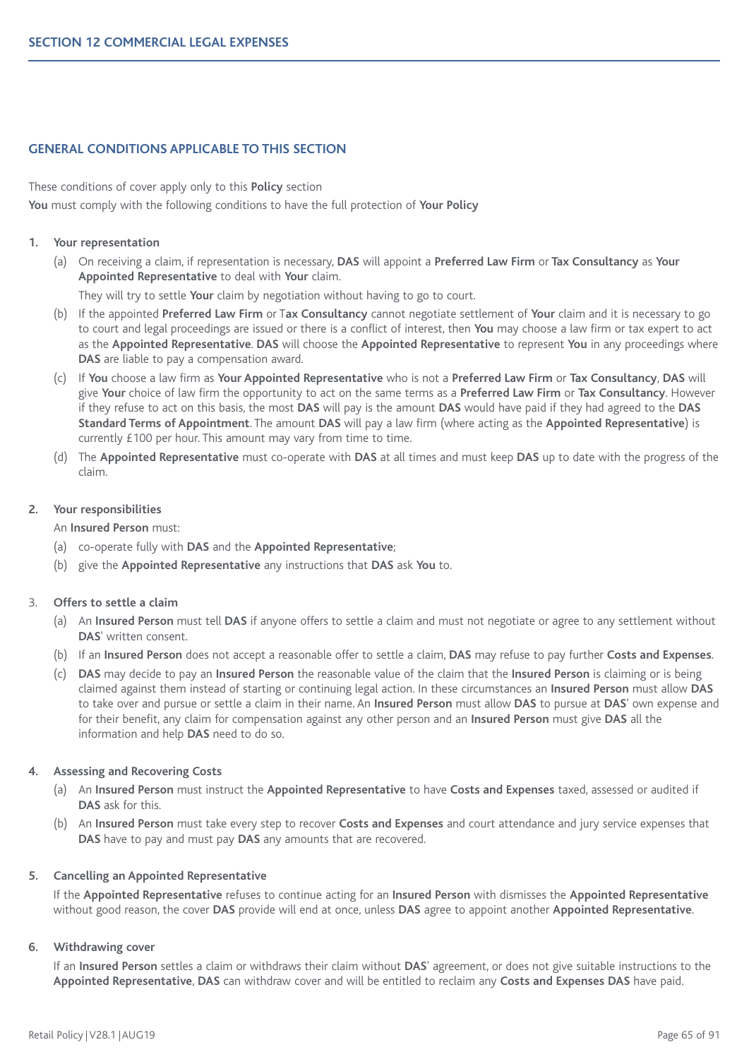## SECTION 12 COMMERCIAL LEGAL EXPENSES

### GENERAL CONDITIONS APPLICABLE TO THIS SECTION

These conditions of cover apply only to this **Policy** section

**You** must comply with the following conditions to have the full protection of **Your Policy**

1. **Your representation**

   (a) On receiving a claim, if representation is necessary, **DAS** will appoint a **Preferred Law Firm** or **Tax Consultancy** as **Your Appointed Representative** to deal with **Your** claim.

   They will try to settle **Your** claim by negotiation without having to go to court.

   (b) If the appointed **Preferred Law Firm** or **Tax Consultancy** cannot negotiate settlement of **Your** claim and it is necessary to go to court and legal proceedings are issued or there is a conflict of interest, then **You** may choose a law firm or tax expert to act as the **Appointed Representative**. **DAS** will choose the **Appointed Representative** to represent **You** in any proceedings where **DAS** are liable to pay a compensation award.

   (c) If **You** choose a law firm as **Your Appointed Representative** who is not a **Preferred Law Firm** or **Tax Consultancy**, **DAS** will give **Your** choice of law firm the opportunity to act on the same terms as a **Preferred Law Firm** or **Tax Consultancy**. However if they refuse to act on this basis, the most **DAS** will pay is the amount **DAS** would have paid if they had agreed to the **DAS Standard Terms of Appointment**. The amount **DAS** will pay a law firm (where acting as the **Appointed Representative**) is currently £100 per hour. This amount may vary from time to time.

   (d) The **Appointed Representative** must co-operate with **DAS** at all times and must keep **DAS** up to date with the progress of the claim.

2. **Your responsibilities**

   An **Insured Person** must:

   (a) co-operate fully with **DAS** and the **Appointed Representative**;

   (b) give the **Appointed Representative** any instructions that **DAS** ask **You** to.

3. **Offers to settle a claim**

   (a) An **Insured Person** must tell **DAS** if anyone offers to settle a claim and must not negotiate or agree to any settlement without **DAS**' written consent.

   (b) If an **Insured Person** does not accept a reasonable offer to settle a claim, **DAS** may refuse to pay further **Costs and Expenses**.

   (c) **DAS** may decide to pay an **Insured Person** the reasonable value of the claim that the **Insured Person** is claiming or is being claimed against them instead of starting or continuing legal action. In these circumstances an **Insured Person** must allow **DAS** to take over and pursue or settle a claim in their name. An **Insured Person** must allow **DAS** to pursue at **DAS**' own expense and for their benefit, any claim for compensation against any other person and an **Insured Person** must give **DAS** all the information and help **DAS** need to do so.

4. **Assessing and Recovering Costs**

   (a) An **Insured Person** must instruct the **Appointed Representative** to have **Costs and Expenses** taxed, assessed or audited if **DAS** ask for this.

   (b) An **Insured Person** must take every step to recover **Costs and Expenses** and court attendance and jury service expenses that **DAS** have to pay and must pay **DAS** any amounts that are recovered.

5. **Cancelling an Appointed Representative**

   If the **Appointed Representative** refuses to continue acting for an **Insured Person** with dismisses the **Appointed Representative** without good reason, the cover **DAS** provide will end at once, unless **DAS** agree to appoint another **Appointed Representative**.

6. **Withdrawing cover**

   If an **Insured Person** settles a claim or withdraws their claim without **DAS**' agreement, or does not give suitable instructions to the **Appointed Representative**, **DAS** can withdraw cover and will be entitled to reclaim any **Costs and Expenses DAS** have paid.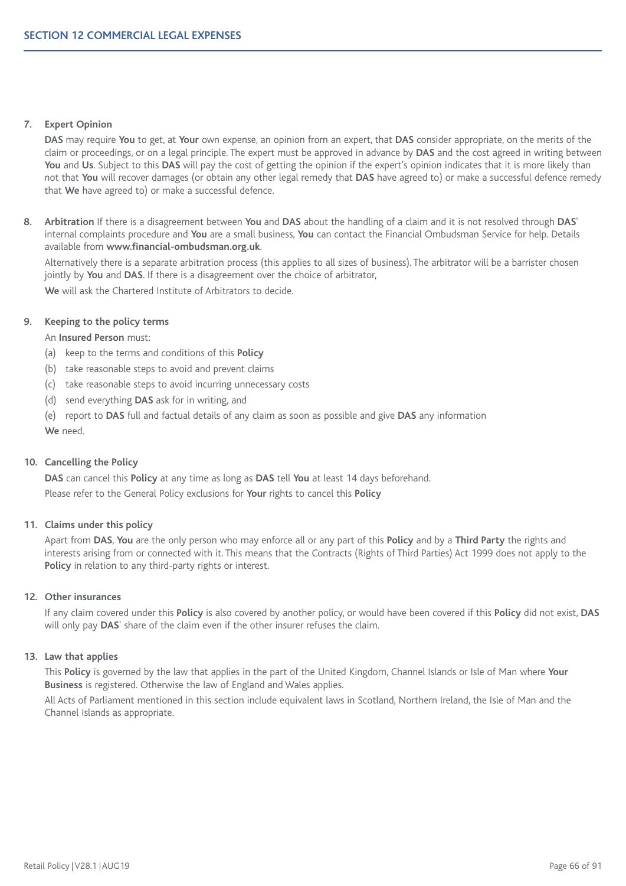## SECTION 12 COMMERCIAL LEGAL EXPENSES

**7. Expert Opinion**

**DAS** may require **You** to get, at **Your** own expense, an opinion from an expert, that **DAS** consider appropriate, on the merits of the claim or proceedings, or on a legal principle. The expert must be approved in advance by **DAS** and the cost agreed in writing between **You** and **Us**. Subject to this **DAS** will pay the cost of getting the opinion if the expert's opinion indicates that it is more likely than not that **You** will recover damages (or obtain any other legal remedy that **DAS** have agreed to) or make a successful defence remedy that **We** have agreed to) or make a successful defence.

**8. Arbitration** If there is a disagreement between **You** and **DAS** about the handling of a claim and it is not resolved through **DAS**' internal complaints procedure and **You** are a small business, **You** can contact the Financial Ombudsman Service for help. Details available from **www.financial-ombudsman.org.uk**.

Alternatively there is a separate arbitration process (this applies to all sizes of business). The arbitrator will be a barrister chosen jointly by **You** and **DAS**. If there is a disagreement over the choice of arbitrator,

**We** will ask the Chartered Institute of Arbitrators to decide.

**9. Keeping to the policy terms**

An **Insured Person** must:

(a) keep to the terms and conditions of this **Policy**

(b) take reasonable steps to avoid and prevent claims

(c) take reasonable steps to avoid incurring unnecessary costs

(d) send everything **DAS** ask for in writing, and

(e) report to **DAS** full and factual details of any claim as soon as possible and give **DAS** any information **We** need.

**10. Cancelling the Policy**

**DAS** can cancel this **Policy** at any time as long as **DAS** tell **You** at least 14 days beforehand.

Please refer to the General Policy exclusions for **Your** rights to cancel this **Policy**

**11. Claims under this policy**

Apart from **DAS**, **You** are the only person who may enforce all or any part of this **Policy** and by a **Third Party** the rights and interests arising from or connected with it. This means that the Contracts (Rights of Third Parties) Act 1999 does not apply to the **Policy** in relation to any third-party rights or interest.

**12. Other insurances**

If any claim covered under this **Policy** is also covered by another policy, or would have been covered if this **Policy** did not exist, **DAS** will only pay **DAS**' share of the claim even if the other insurer refuses the claim.

**13. Law that applies**

This **Policy** is governed by the law that applies in the part of the United Kingdom, Channel Islands or Isle of Man where **Your Business** is registered. Otherwise the law of England and Wales applies.

All Acts of Parliament mentioned in this section include equivalent laws in Scotland, Northern Ireland, the Isle of Man and the Channel Islands as appropriate.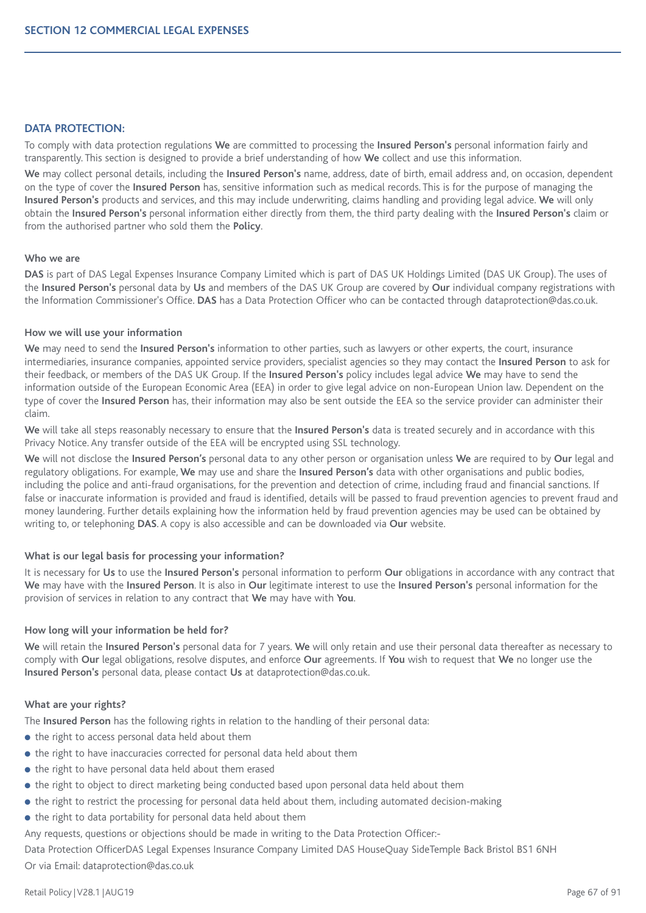## DATA PROTECTION:

To comply with data protection regulations **We** are committed to processing the **Insured Person's** personal information fairly and transparently. This section is designed to provide a brief understanding of how **We** collect and use this information.

**We** may collect personal details, including the **Insured Person's** name, address, date of birth, email address and, on occasion, dependent on the type of cover the **Insured Person** has, sensitive information such as medical records. This is for the purpose of managing the **Insured Person's** products and services, and this may include underwriting, claims handling and providing legal advice. **We** will only obtain the **Insured Person's** personal information either directly from them, the third party dealing with the **Insured Person's** claim or from the authorised partner who sold them the **Policy**.

### Who we are

**DAS** is part of DAS Legal Expenses Insurance Company Limited which is part of DAS UK Holdings Limited (DAS UK Group). The uses of the **Insured Person's** personal data by **Us** and members of the DAS UK Group are covered by **Our** individual company registrations with the Information Commissioner's Office. **DAS** has a Data Protection Officer who can be contacted through dataprotection@das.co.uk.

### How we will use your information

**We** may need to send the **Insured Person's** information to other parties, such as lawyers or other experts, the court, insurance intermediaries, insurance companies, appointed service providers, specialist agencies so they may contact the **Insured Person** to ask for their feedback, or members of the DAS UK Group. If the **Insured Person's** policy includes legal advice **We** may have to send the information outside of the European Economic Area (EEA) in order to give legal advice on non-European Union law. Dependent on the type of cover the **Insured Person** has, their information may also be sent outside the EEA so the service provider can administer their claim.

**We** will take all steps reasonably necessary to ensure that the **Insured Person's** data is treated securely and in accordance with this Privacy Notice. Any transfer outside of the EEA will be encrypted using SSL technology.

**We** will not disclose the **Insured Person's** personal data to any other person or organisation unless **We** are required to by **Our** legal and regulatory obligations. For example, **We** may use and share the **Insured Person's** data with other organisations and public bodies, including the police and anti-fraud organisations, for the prevention and detection of crime, including fraud and financial sanctions. If false or inaccurate information is provided and fraud is identified, details will be passed to fraud prevention agencies to prevent fraud and money laundering. Further details explaining how the information held by fraud prevention agencies may be used can be obtained by writing to, or telephoning **DAS**. A copy is also accessible and can be downloaded via **Our** website.

### What is our legal basis for processing your information?

It is necessary for **Us** to use the **Insured Person's** personal information to perform **Our** obligations in accordance with any contract that **We** may have with the **Insured Person**. It is also in **Our** legitimate interest to use the **Insured Person's** personal information for the provision of services in relation to any contract that **We** may have with **You**.

### How long will your information be held for?

**We** will retain the **Insured Person's** personal data for 7 years. **We** will only retain and use their personal data thereafter as necessary to comply with **Our** legal obligations, resolve disputes, and enforce **Our** agreements. If **You** wish to request that **We** no longer use the **Insured Person's** personal data, please contact **Us** at dataprotection@das.co.uk.

### What are your rights?

The **Insured Person** has the following rights in relation to the handling of their personal data:

- the right to access personal data held about them
- the right to have inaccuracies corrected for personal data held about them
- the right to have personal data held about them erased
- the right to object to direct marketing being conducted based upon personal data held about them
- the right to restrict the processing for personal data held about them, including automated decision-making
- the right to data portability for personal data held about them

Any requests, questions or objections should be made in writing to the Data Protection Officer:-

Data Protection OfficerDAS Legal Expenses Insurance Company Limited DAS HouseQuay SideTemple Back Bristol BS1 6NH

Or via Email: dataprotection@das.co.uk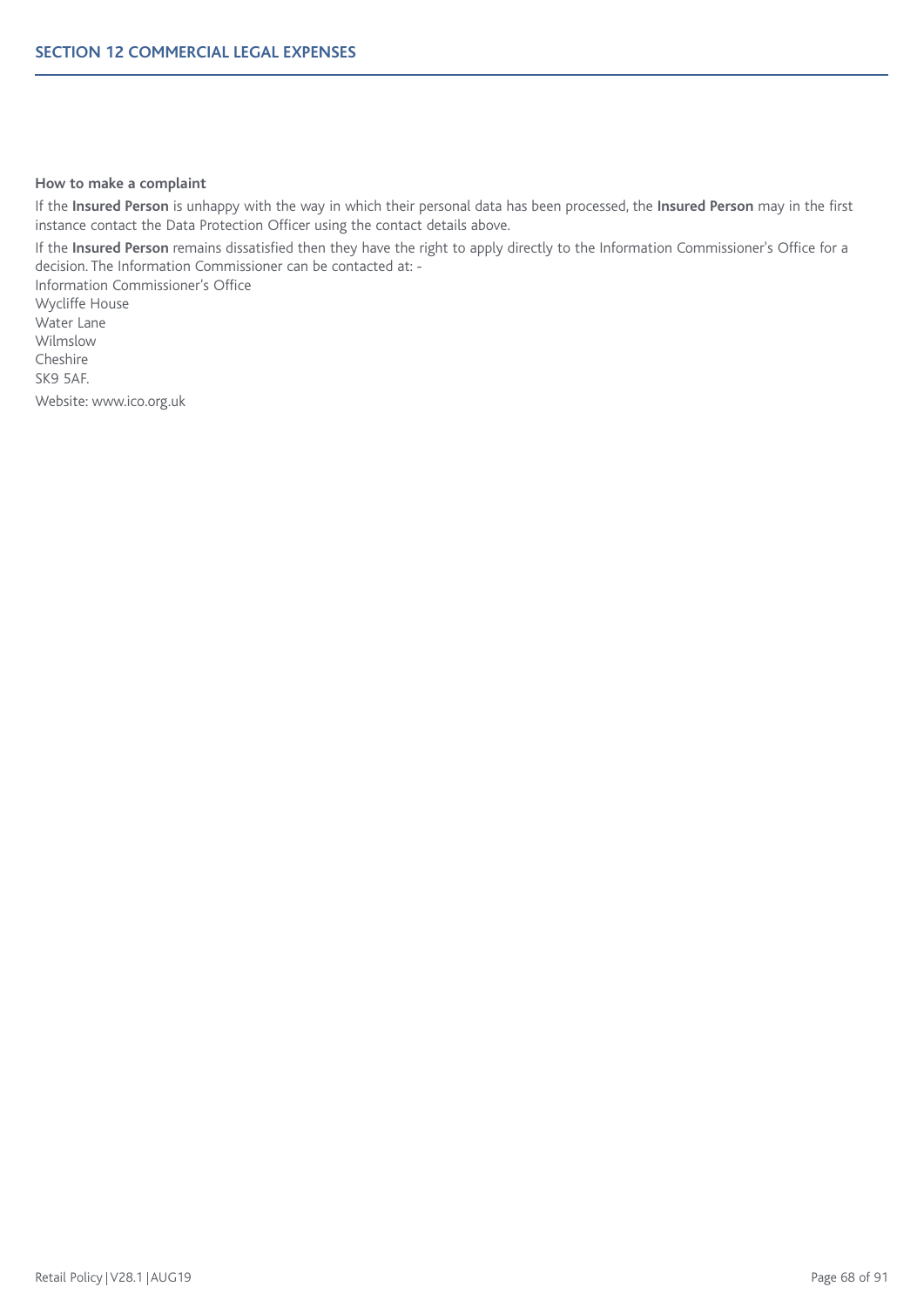### How to make a complaint

If the **Insured Person** is unhappy with the way in which their personal data has been processed, the **Insured Person** may in the first instance contact the Data Protection Officer using the contact details above.

If the **Insured Person** remains dissatisfied then they have the right to apply directly to the Information Commissioner's Office for a decision. The Information Commissioner can be contacted at: -

Information Commissioner's Office
Wycliffe House
Water Lane
Wilmslow
Cheshire
SK9 5AF.

Website: www.ico.org.uk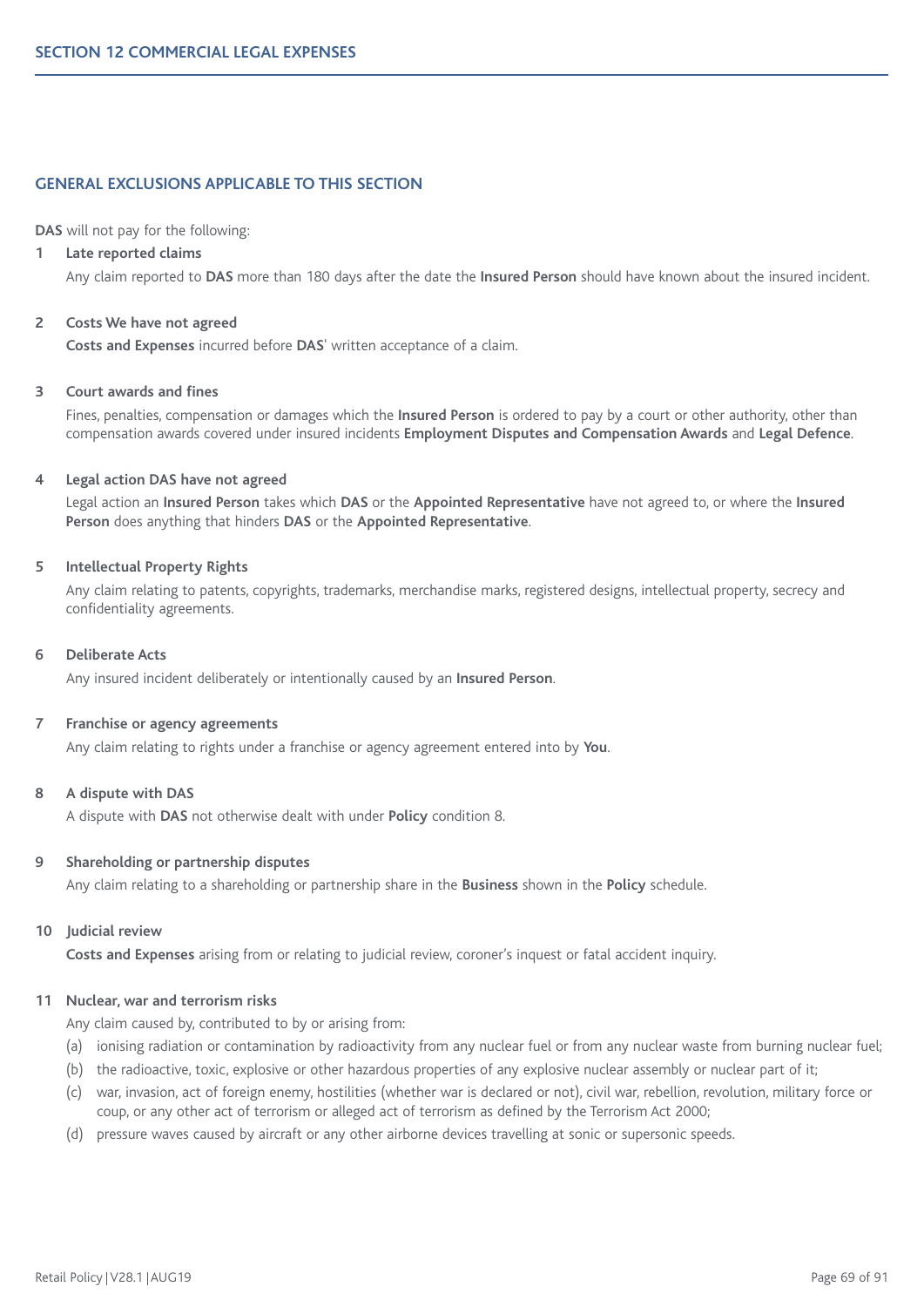## GENERAL EXCLUSIONS APPLICABLE TO THIS SECTION

**DAS** will not pay for the following:

**1 Late reported claims**

Any claim reported to **DAS** more than 180 days after the date the **Insured Person** should have known about the insured incident.

**2 Costs We have not agreed**

**Costs and Expenses** incurred before **DAS**' written acceptance of a claim.

**3 Court awards and fines**

Fines, penalties, compensation or damages which the **Insured Person** is ordered to pay by a court or other authority, other than compensation awards covered under insured incidents **Employment Disputes and Compensation Awards** and **Legal Defence**.

**4 Legal action DAS have not agreed**

Legal action an **Insured Person** takes which **DAS** or the **Appointed Representative** have not agreed to, or where the **Insured Person** does anything that hinders **DAS** or the **Appointed Representative**.

**5 Intellectual Property Rights**

Any claim relating to patents, copyrights, trademarks, merchandise marks, registered designs, intellectual property, secrecy and confidentiality agreements.

**6 Deliberate Acts**

Any insured incident deliberately or intentionally caused by an **Insured Person**.

**7 Franchise or agency agreements**

Any claim relating to rights under a franchise or agency agreement entered into by **You**.

**8 A dispute with DAS**

A dispute with **DAS** not otherwise dealt with under **Policy** condition 8.

**9 Shareholding or partnership disputes**

Any claim relating to a shareholding or partnership share in the **Business** shown in the **Policy** schedule.

**10 Judicial review**

**Costs and Expenses** arising from or relating to judicial review, coroner's inquest or fatal accident inquiry.

**11 Nuclear, war and terrorism risks**

Any claim caused by, contributed to by or arising from:

(a) ionising radiation or contamination by radioactivity from any nuclear fuel or from any nuclear waste from burning nuclear fuel;

(b) the radioactive, toxic, explosive or other hazardous properties of any explosive nuclear assembly or nuclear part of it;

(c) war, invasion, act of foreign enemy, hostilities (whether war is declared or not), civil war, rebellion, revolution, military force or coup, or any other act of terrorism or alleged act of terrorism as defined by the Terrorism Act 2000;

(d) pressure waves caused by aircraft or any other airborne devices travelling at sonic or supersonic speeds.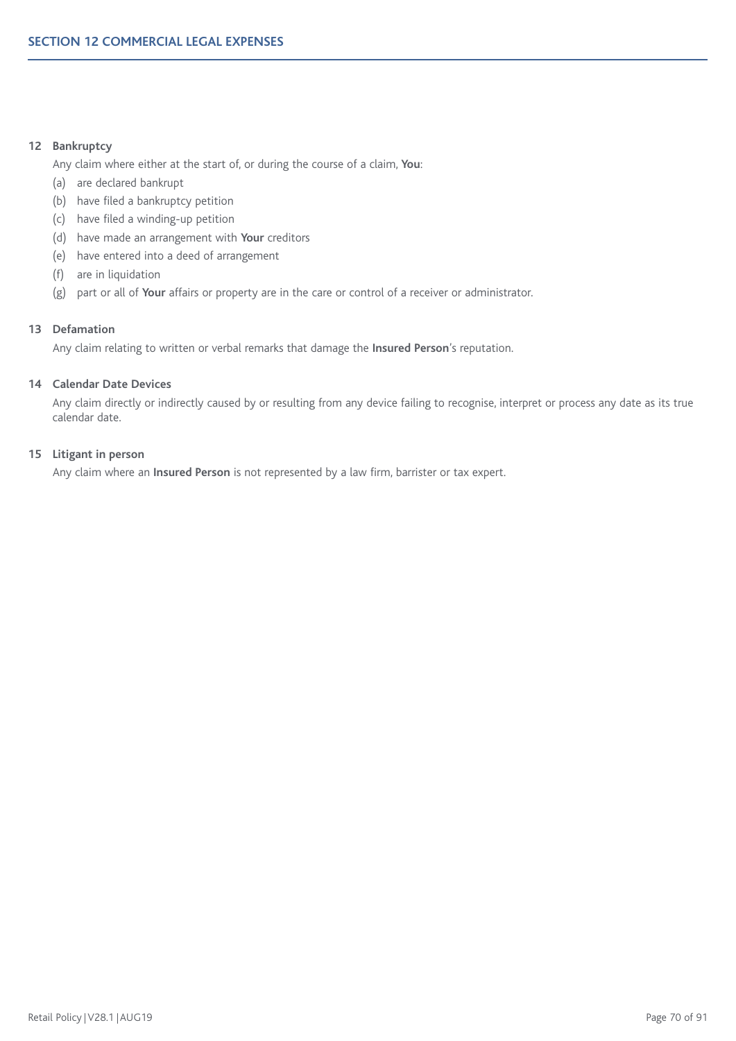### 12 Bankruptcy

Any claim where either at the start of, or during the course of a claim, **You**:

(a) are declared bankrupt
(b) have filed a bankruptcy petition
(c) have filed a winding-up petition
(d) have made an arrangement with **Your** creditors
(e) have entered into a deed of arrangement
(f) are in liquidation
(g) part or all of **Your** affairs or property are in the care or control of a receiver or administrator.

### 13 Defamation

Any claim relating to written or verbal remarks that damage the **Insured Person**'s reputation.

### 14 Calendar Date Devices

Any claim directly or indirectly caused by or resulting from any device failing to recognise, interpret or process any date as its true calendar date.

### 15 Litigant in person

Any claim where an **Insured Person** is not represented by a law firm, barrister or tax expert.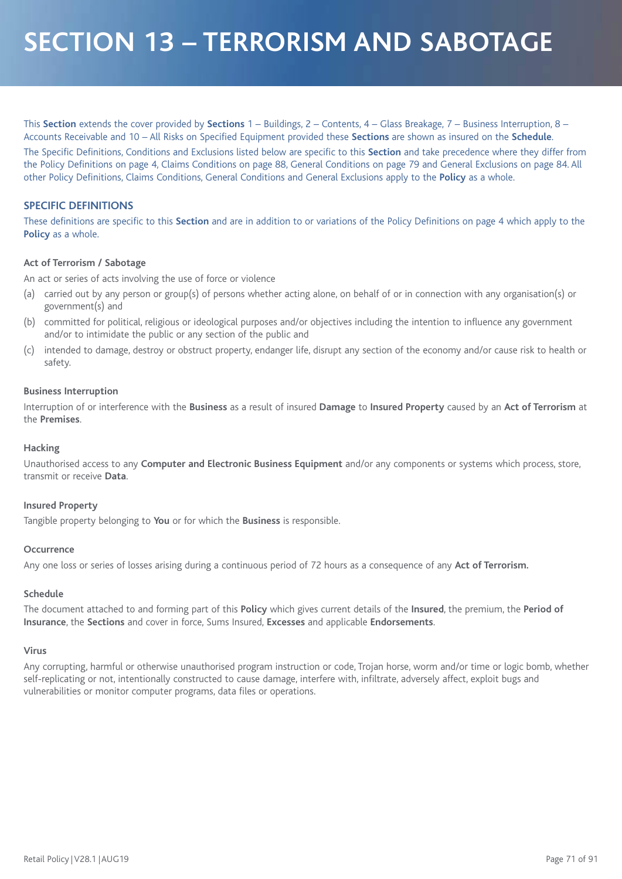# SECTION 13 – TERRORISM AND SABOTAGE

This **Section** extends the cover provided by **Sections** 1 – Buildings, 2 – Contents, 4 – Glass Breakage, 7 – Business Interruption, 8 – Accounts Receivable and 10 – All Risks on Specified Equipment provided these **Sections** are shown as insured on the **Schedule**.

The Specific Definitions, Conditions and Exclusions listed below are specific to this **Section** and take precedence where they differ from the Policy Definitions on page 4, Claims Conditions on page 88, General Conditions on page 79 and General Exclusions on page 84. All other Policy Definitions, Claims Conditions, General Conditions and General Exclusions apply to the **Policy** as a whole.

## SPECIFIC DEFINITIONS

These definitions are specific to this **Section** and are in addition to or variations of the Policy Definitions on page 4 which apply to the **Policy** as a whole.

### Act of Terrorism / Sabotage

An act or series of acts involving the use of force or violence

(a) carried out by any person or group(s) of persons whether acting alone, on behalf of or in connection with any organisation(s) or government(s) and

(b) committed for political, religious or ideological purposes and/or objectives including the intention to influence any government and/or to intimidate the public or any section of the public and

(c) intended to damage, destroy or obstruct property, endanger life, disrupt any section of the economy and/or cause risk to health or safety.

### Business Interruption

Interruption of or interference with the **Business** as a result of insured **Damage** to **Insured Property** caused by an **Act of Terrorism** at the **Premises**.

### Hacking

Unauthorised access to any **Computer and Electronic Business Equipment** and/or any components or systems which process, store, transmit or receive **Data**.

### Insured Property

Tangible property belonging to **You** or for which the **Business** is responsible.

### Occurrence

Any one loss or series of losses arising during a continuous period of 72 hours as a consequence of any **Act of Terrorism.**

### Schedule

The document attached to and forming part of this **Policy** which gives current details of the **Insured**, the premium, the **Period of Insurance**, the **Sections** and cover in force, Sums Insured, **Excesses** and applicable **Endorsements**.

### Virus

Any corrupting, harmful or otherwise unauthorised program instruction or code, Trojan horse, worm and/or time or logic bomb, whether self-replicating or not, intentionally constructed to cause damage, interfere with, infiltrate, adversely affect, exploit bugs and vulnerabilities or monitor computer programs, data files or operations.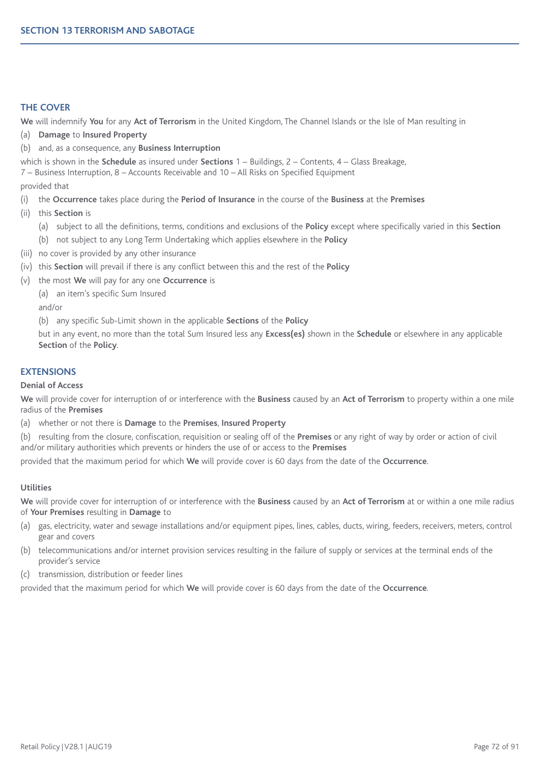# SECTION 13 TERRORISM AND SABOTAGE

## THE COVER

**We** will indemnify **You** for any **Act of Terrorism** in the United Kingdom, The Channel Islands or the Isle of Man resulting in

(a) **Damage** to **Insured Property**

(b) and, as a consequence, any **Business Interruption**

which is shown in the **Schedule** as insured under **Sections** 1 – Buildings, 2 – Contents, 4 – Glass Breakage, 7 – Business Interruption, 8 – Accounts Receivable and 10 – All Risks on Specified Equipment

provided that

(i) the **Occurrence** takes place during the **Period of Insurance** in the course of the **Business** at the **Premises**

(ii) this **Section** is

  (a) subject to all the definitions, terms, conditions and exclusions of the **Policy** except where specifically varied in this **Section**

  (b) not subject to any Long Term Undertaking which applies elsewhere in the **Policy**

(iii) no cover is provided by any other insurance

(iv) this **Section** will prevail if there is any conflict between this and the rest of the **Policy**

(v) the most **We** will pay for any one **Occurrence** is

  (a) an item's specific Sum Insured

  and/or

  (b) any specific Sub-Limit shown in the applicable **Sections** of the **Policy**

  but in any event, no more than the total Sum Insured less any **Excess(es)** shown in the **Schedule** or elsewhere in any applicable **Section** of the **Policy**.

## EXTENSIONS

### Denial of Access

**We** will provide cover for interruption of or interference with the **Business** caused by an **Act of Terrorism** to property within a one mile radius of the **Premises**

(a) whether or not there is **Damage** to the **Premises**, **Insured Property**

(b) resulting from the closure, confiscation, requisition or sealing off of the **Premises** or any right of way by order or action of civil and/or military authorities which prevents or hinders the use of or access to the **Premises**

provided that the maximum period for which **We** will provide cover is 60 days from the date of the **Occurrence**.

### Utilities

**We** will provide cover for interruption of or interference with the **Business** caused by an **Act of Terrorism** at or within a one mile radius of **Your Premises** resulting in **Damage** to

(a) gas, electricity, water and sewage installations and/or equipment pipes, lines, cables, ducts, wiring, feeders, receivers, meters, control gear and covers

(b) telecommunications and/or internet provision services resulting in the failure of supply or services at the terminal ends of the provider's service

(c) transmission, distribution or feeder lines

provided that the maximum period for which **We** will provide cover is 60 days from the date of the **Occurrence**.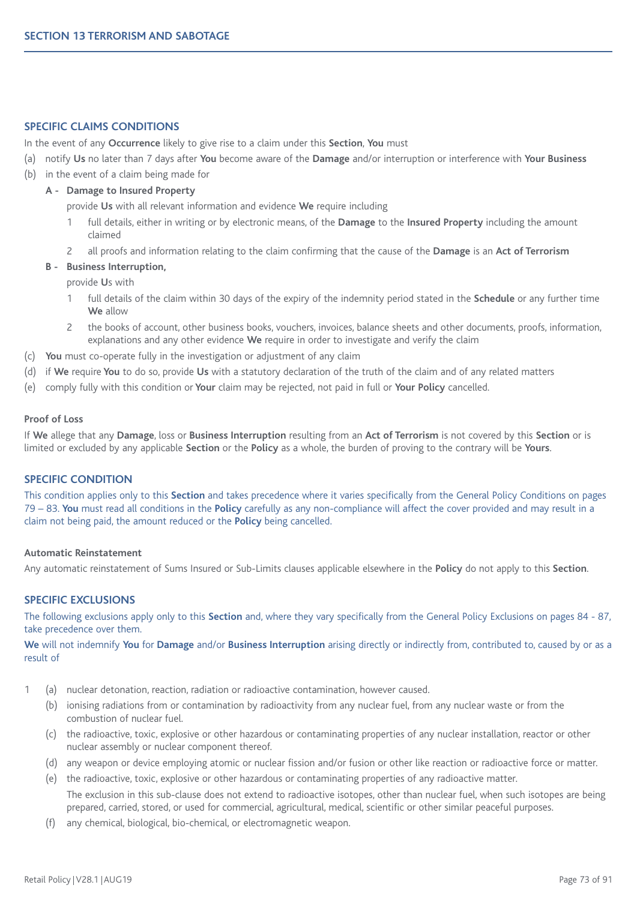## SECTION 13 TERRORISM AND SABOTAGE

### SPECIFIC CLAIMS CONDITIONS

In the event of any **Occurrence** likely to give rise to a claim under this **Section**, **You** must

(a) notify **Us** no later than 7 days after **You** become aware of the **Damage** and/or interruption or interference with **Your Business**

(b) in the event of a claim being made for

**A - Damage to Insured Property**

provide **Us** with all relevant information and evidence **We** require including

1 full details, either in writing or by electronic means, of the **Damage** to the **Insured Property** including the amount claimed

2 all proofs and information relating to the claim confirming that the cause of the **Damage** is an **Act of Terrorism**

**B - Business Interruption,**

provide **U**s with

1 full details of the claim within 30 days of the expiry of the indemnity period stated in the **Schedule** or any further time **We** allow

2 the books of account, other business books, vouchers, invoices, balance sheets and other documents, proofs, information, explanations and any other evidence **We** require in order to investigate and verify the claim

(c) **You** must co-operate fully in the investigation or adjustment of any claim

(d) if **We** require **You** to do so, provide **Us** with a statutory declaration of the truth of the claim and of any related matters

(e) comply fully with this condition or **Your** claim may be rejected, not paid in full or **Your Policy** cancelled.

#### Proof of Loss

If **We** allege that any **Damage**, loss or **Business Interruption** resulting from an **Act of Terrorism** is not covered by this **Section** or is limited or excluded by any applicable **Section** or the **Policy** as a whole, the burden of proving to the contrary will be **Yours**.

### SPECIFIC CONDITION

This condition applies only to this **Section** and takes precedence where it varies specifically from the General Policy Conditions on pages 79 – 83. **You** must read all conditions in the **Policy** carefully as any non-compliance will affect the cover provided and may result in a claim not being paid, the amount reduced or the **Policy** being cancelled.

#### Automatic Reinstatement

Any automatic reinstatement of Sums Insured or Sub-Limits clauses applicable elsewhere in the **Policy** do not apply to this **Section**.

### SPECIFIC EXCLUSIONS

The following exclusions apply only to this **Section** and, where they vary specifically from the General Policy Exclusions on pages 84 - 87, take precedence over them.

**We** will not indemnify **You** for **Damage** and/or **Business Interruption** arising directly or indirectly from, contributed to, caused by or as a result of

1 (a) nuclear detonation, reaction, radiation or radioactive contamination, however caused.

(b) ionising radiations from or contamination by radioactivity from any nuclear fuel, from any nuclear waste or from the combustion of nuclear fuel.

(c) the radioactive, toxic, explosive or other hazardous or contaminating properties of any nuclear installation, reactor or other nuclear assembly or nuclear component thereof.

(d) any weapon or device employing atomic or nuclear fission and/or fusion or other like reaction or radioactive force or matter.

(e) the radioactive, toxic, explosive or other hazardous or contaminating properties of any radioactive matter.

The exclusion in this sub-clause does not extend to radioactive isotopes, other than nuclear fuel, when such isotopes are being prepared, carried, stored, or used for commercial, agricultural, medical, scientific or other similar peaceful purposes.

(f) any chemical, biological, bio-chemical, or electromagnetic weapon.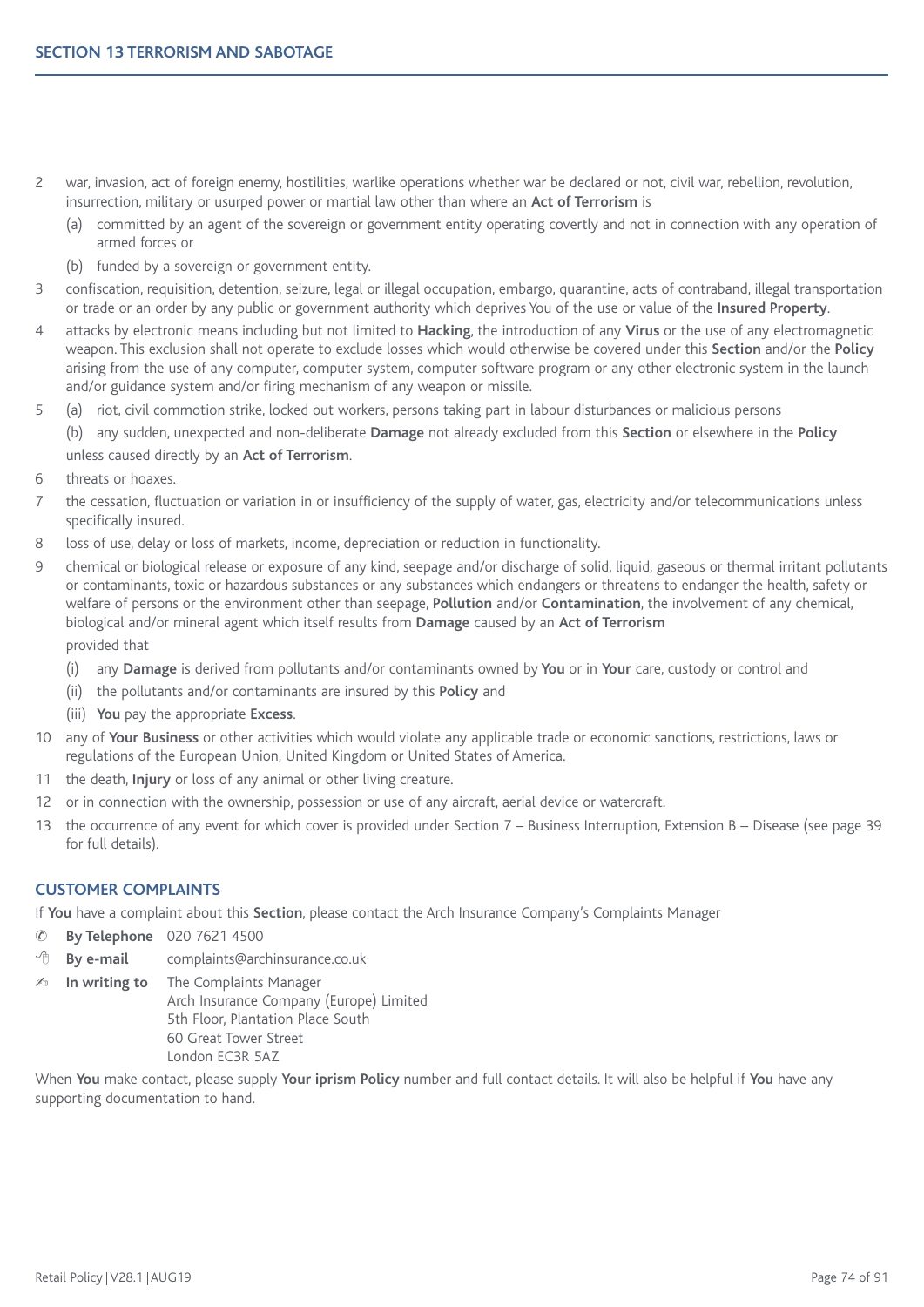2. war, invasion, act of foreign enemy, hostilities, warlike operations whether war be declared or not, civil war, rebellion, revolution, insurrection, military or usurped power or martial law other than where an **Act of Terrorism** is
   (a) committed by an agent of the sovereign or government entity operating covertly and not in connection with any operation of armed forces or
   (b) funded by a sovereign or government entity.
3. confiscation, requisition, detention, seizure, legal or illegal occupation, embargo, quarantine, acts of contraband, illegal transportation or trade or an order by any public or government authority which deprives You of the use or value of the **Insured Property**.
4. attacks by electronic means including but not limited to **Hacking**, the introduction of any **Virus** or the use of any electromagnetic weapon. This exclusion shall not operate to exclude losses which would otherwise be covered under this **Section** and/or the **Policy** arising from the use of any computer, computer system, computer software program or any other electronic system in the launch and/or guidance system and/or firing mechanism of any weapon or missile.
5. (a) riot, civil commotion strike, locked out workers, persons taking part in labour disturbances or malicious persons
   (b) any sudden, unexpected and non-deliberate **Damage** not already excluded from this **Section** or elsewhere in the **Policy**

   unless caused directly by an **Act of Terrorism**.
6. threats or hoaxes.
7. the cessation, fluctuation or variation in or insufficiency of the supply of water, gas, electricity and/or telecommunications unless specifically insured.
8. loss of use, delay or loss of markets, income, depreciation or reduction in functionality.
9. chemical or biological release or exposure of any kind, seepage and/or discharge of solid, liquid, gaseous or thermal irritant pollutants or contaminants, toxic or hazardous substances or any substances which endangers or threatens to endanger the health, safety or welfare of persons or the environment other than seepage, **Pollution** and/or **Contamination**, the involvement of any chemical, biological and/or mineral agent which itself results from **Damage** caused by an **Act of Terrorism**

   provided that
   (i) any **Damage** is derived from pollutants and/or contaminants owned by **You** or in **Your** care, custody or control and
   (ii) the pollutants and/or contaminants are insured by this **Policy** and
   (iii) **You** pay the appropriate **Excess**.
10. any of **Your Business** or other activities which would violate any applicable trade or economic sanctions, restrictions, laws or regulations of the European Union, United Kingdom or United States of America.
11. the death, **Injury** or loss of any animal or other living creature.
12. or in connection with the ownership, possession or use of any aircraft, aerial device or watercraft.
13. the occurrence of any event for which cover is provided under Section 7 – Business Interruption, Extension B – Disease (see page 39 for full details).

## CUSTOMER COMPLAINTS

If **You** have a complaint about this **Section**, please contact the Arch Insurance Company's Complaints Manager

- **By Telephone** 020 7621 4500
- **By e-mail** complaints@archinsurance.co.uk
- **In writing to** The Complaints Manager
  Arch Insurance Company (Europe) Limited
  5th Floor, Plantation Place South
  60 Great Tower Street
  London EC3R 5AZ

When **You** make contact, please supply **Your iprism Policy** number and full contact details. It will also be helpful if **You** have any supporting documentation to hand.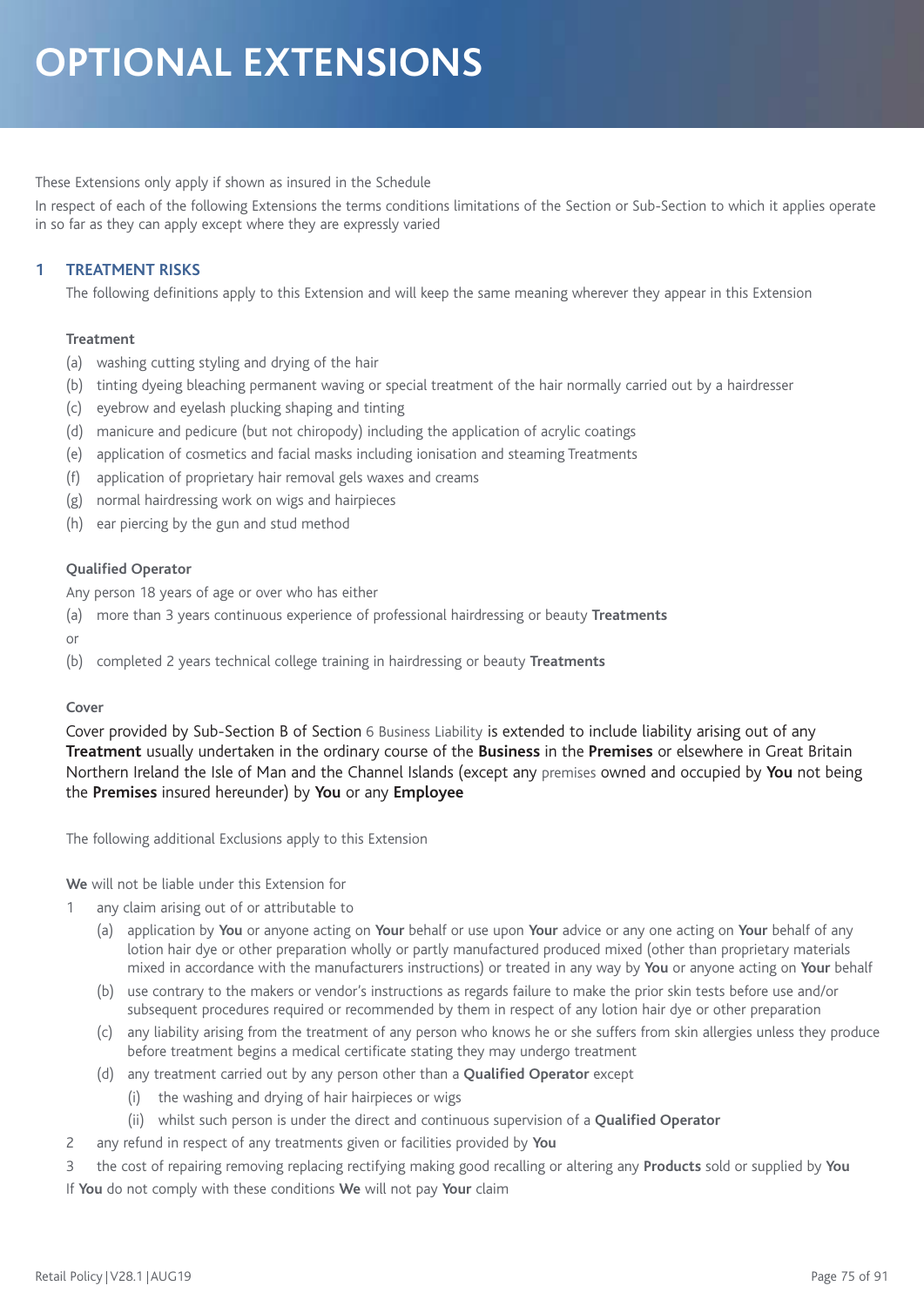# OPTIONAL EXTENSIONS

These Extensions only apply if shown as insured in the Schedule

In respect of each of the following Extensions the terms conditions limitations of the Section or Sub-Section to which it applies operate in so far as they can apply except where they are expressly varied

## 1 TREATMENT RISKS

The following definitions apply to this Extension and will keep the same meaning wherever they appear in this Extension

**Treatment**

(a) washing cutting styling and drying of the hair

(b) tinting dyeing bleaching permanent waving or special treatment of the hair normally carried out by a hairdresser

(c) eyebrow and eyelash plucking shaping and tinting

(d) manicure and pedicure (but not chiropody) including the application of acrylic coatings

(e) application of cosmetics and facial masks including ionisation and steaming Treatments

(f) application of proprietary hair removal gels waxes and creams

(g) normal hairdressing work on wigs and hairpieces

(h) ear piercing by the gun and stud method

**Qualified Operator**

Any person 18 years of age or over who has either

(a) more than 3 years continuous experience of professional hairdressing or beauty **Treatments**

or

(b) completed 2 years technical college training in hairdressing or beauty **Treatments**

**Cover**

Cover provided by Sub-Section B of Section 6 Business Liability is extended to include liability arising out of any **Treatment** usually undertaken in the ordinary course of the **Business** in the **Premises** or elsewhere in Great Britain Northern Ireland the Isle of Man and the Channel Islands (except any premises owned and occupied by **You** not being the **Premises** insured hereunder) by **You** or any **Employee**

The following additional Exclusions apply to this Extension

**We** will not be liable under this Extension for

1 any claim arising out of or attributable to

   (a) application by **You** or anyone acting on **Your** behalf or use upon **Your** advice or any one acting on **Your** behalf of any lotion hair dye or other preparation wholly or partly manufactured produced mixed (other than proprietary materials mixed in accordance with the manufacturers instructions) or treated in any way by **You** or anyone acting on **Your** behalf

   (b) use contrary to the makers or vendor's instructions as regards failure to make the prior skin tests before use and/or subsequent procedures required or recommended by them in respect of any lotion hair dye or other preparation

   (c) any liability arising from the treatment of any person who knows he or she suffers from skin allergies unless they produce before treatment begins a medical certificate stating they may undergo treatment

   (d) any treatment carried out by any person other than a **Qualified Operator** except

      (i) the washing and drying of hair hairpieces or wigs

      (ii) whilst such person is under the direct and continuous supervision of a **Qualified Operator**

2 any refund in respect of any treatments given or facilities provided by **You**

3 the cost of repairing removing replacing rectifying making good recalling or altering any **Products** sold or supplied by **You**

If **You** do not comply with these conditions **We** will not pay **Your** claim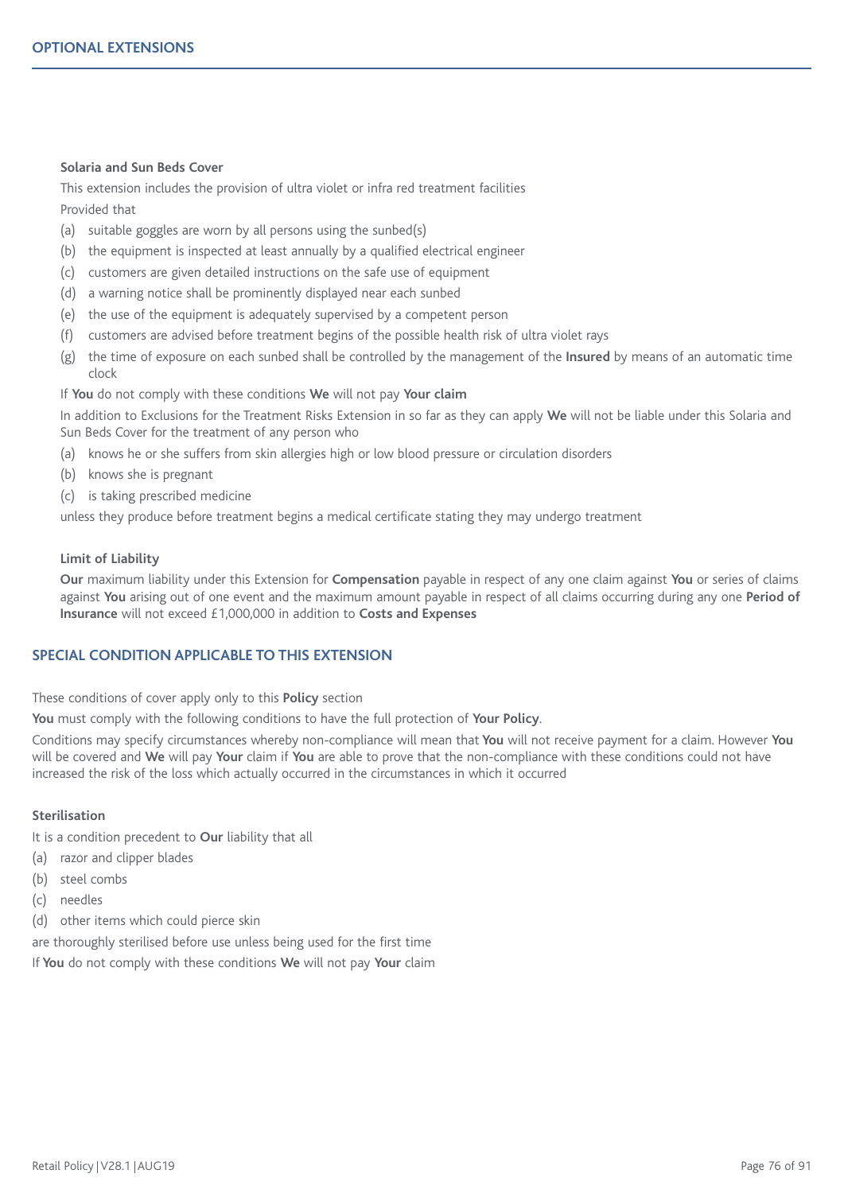## OPTIONAL EXTENSIONS

### Solaria and Sun Beds Cover

This extension includes the provision of ultra violet or infra red treatment facilities

Provided that

(a) suitable goggles are worn by all persons using the sunbed(s)
(b) the equipment is inspected at least annually by a qualified electrical engineer
(c) customers are given detailed instructions on the safe use of equipment
(d) a warning notice shall be prominently displayed near each sunbed
(e) the use of the equipment is adequately supervised by a competent person
(f) customers are advised before treatment begins of the possible health risk of ultra violet rays
(g) the time of exposure on each sunbed shall be controlled by the management of the **Insured** by means of an automatic time clock

If **You** do not comply with these conditions **We** will not pay **Your claim**

In addition to Exclusions for the Treatment Risks Extension in so far as they can apply **We** will not be liable under this Solaria and Sun Beds Cover for the treatment of any person who

(a) knows he or she suffers from skin allergies high or low blood pressure or circulation disorders
(b) knows she is pregnant
(c) is taking prescribed medicine

unless they produce before treatment begins a medical certificate stating they may undergo treatment

### Limit of Liability

**Our** maximum liability under this Extension for **Compensation** payable in respect of any one claim against **You** or series of claims against **You** arising out of one event and the maximum amount payable in respect of all claims occurring during any one **Period of Insurance** will not exceed £1,000,000 in addition to **Costs and Expenses**

## SPECIAL CONDITION APPLICABLE TO THIS EXTENSION

These conditions of cover apply only to this **Policy** section

**You** must comply with the following conditions to have the full protection of **Your Policy**.

Conditions may specify circumstances whereby non-compliance will mean that **You** will not receive payment for a claim. However **You** will be covered and **We** will pay **Your** claim if **You** are able to prove that the non-compliance with these conditions could not have increased the risk of the loss which actually occurred in the circumstances in which it occurred

### Sterilisation

It is a condition precedent to **Our** liability that all

(a) razor and clipper blades
(b) steel combs
(c) needles
(d) other items which could pierce skin

are thoroughly sterilised before use unless being used for the first time

If **You** do not comply with these conditions **We** will not pay **Your** claim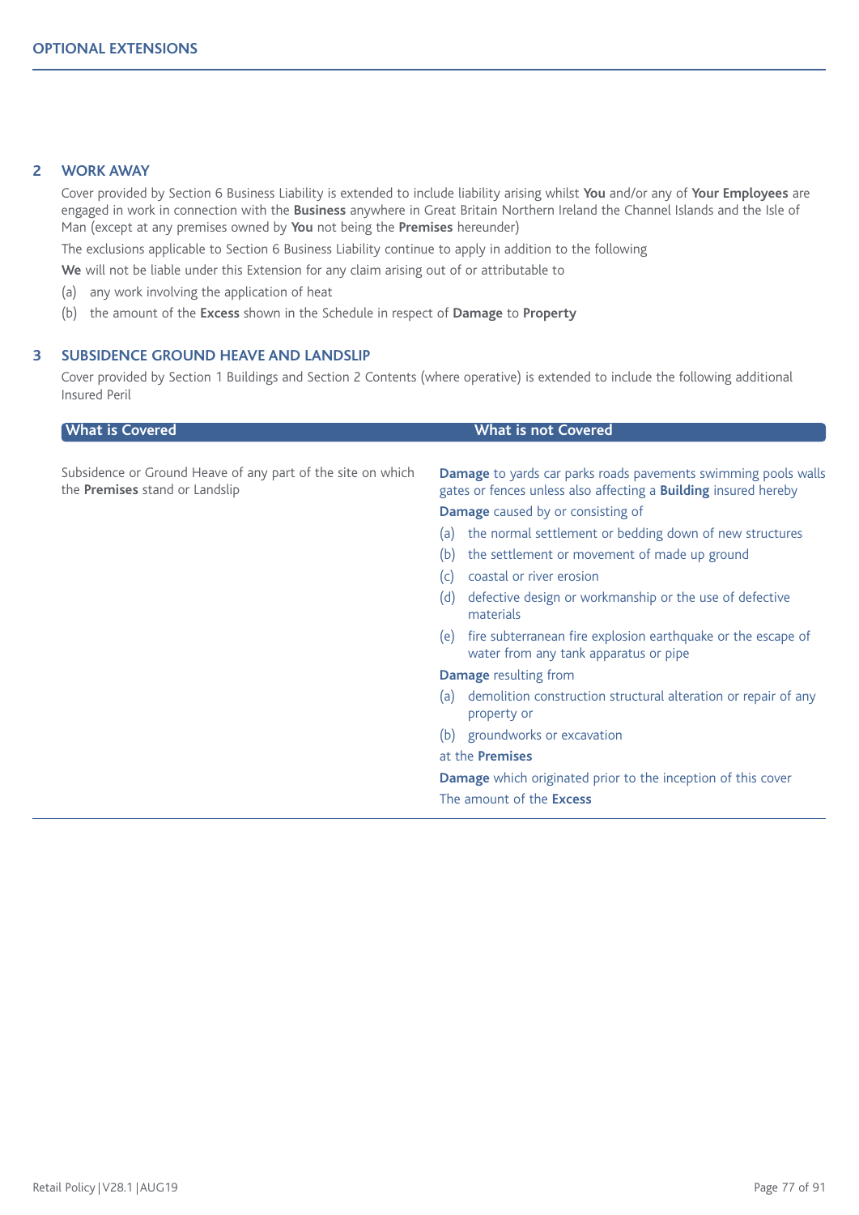## OPTIONAL EXTENSIONS

### 2 WORK AWAY

Cover provided by Section 6 Business Liability is extended to include liability arising whilst **You** and/or any of **Your Employees** are engaged in work in connection with the **Business** anywhere in Great Britain Northern Ireland the Channel Islands and the Isle of Man (except at any premises owned by **You** not being the **Premises** hereunder)

The exclusions applicable to Section 6 Business Liability continue to apply in addition to the following

**We** will not be liable under this Extension for any claim arising out of or attributable to

(a) any work involving the application of heat

(b) the amount of the **Excess** shown in the Schedule in respect of **Damage** to **Property**

### 3 SUBSIDENCE GROUND HEAVE AND LANDSLIP

Cover provided by Section 1 Buildings and Section 2 Contents (where operative) is extended to include the following additional Insured Peril

| What is Covered | What is not Covered |
|---|---|
| Subsidence or Ground Heave of any part of the site on which the **Premises** stand or Landslip | **Damage** to yards car parks roads pavements swimming pools walls gates or fences unless also affecting a **Building** insured hereby<br><br>**Damage** caused by or consisting of<br>(a) the normal settlement or bedding down of new structures<br>(b) the settlement or movement of made up ground<br>(c) coastal or river erosion<br>(d) defective design or workmanship or the use of defective materials<br>(e) fire subterranean fire explosion earthquake or the escape of water from any tank apparatus or pipe<br><br>**Damage** resulting from<br>(a) demolition construction structural alteration or repair of any property or<br>(b) groundworks or excavation<br>at the **Premises**<br><br>**Damage** which originated prior to the inception of this cover<br><br>The amount of the **Excess** |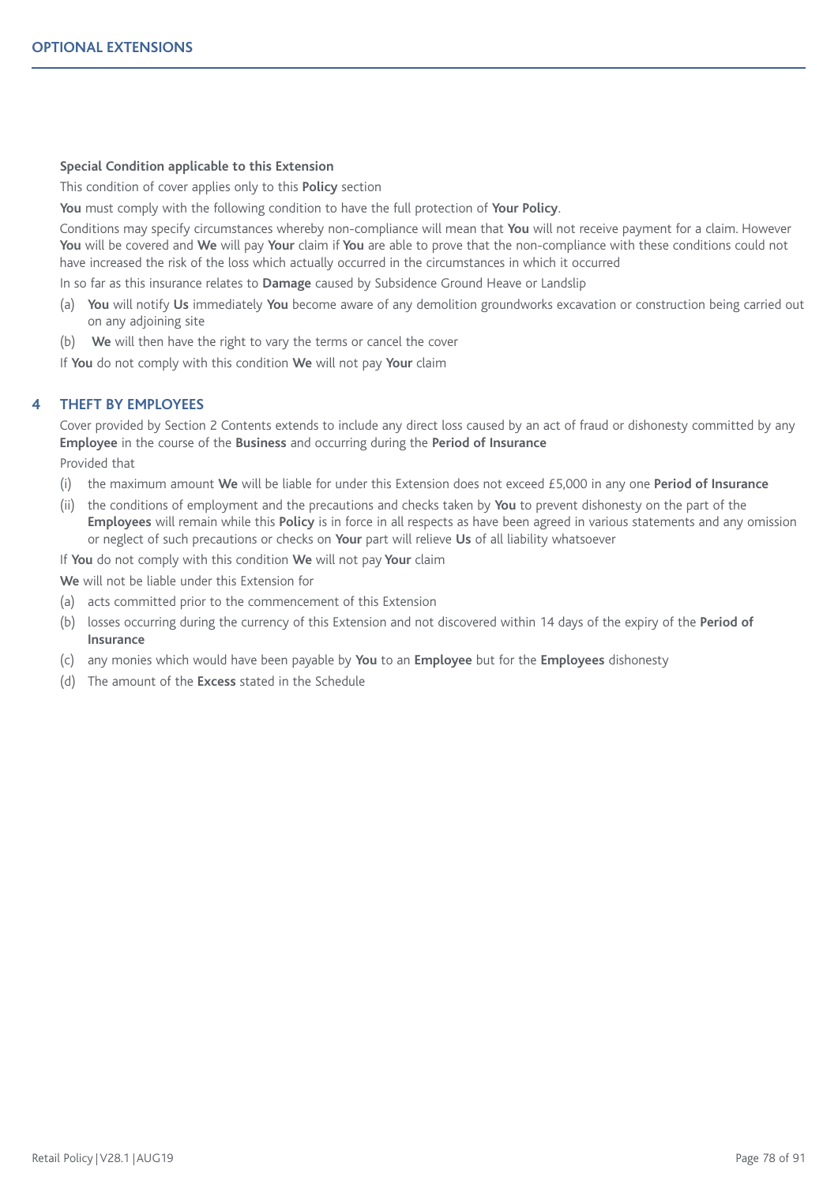**Special Condition applicable to this Extension**

This condition of cover applies only to this **Policy** section

**You** must comply with the following condition to have the full protection of **Your Policy**.

Conditions may specify circumstances whereby non-compliance will mean that **You** will not receive payment for a claim. However **You** will be covered and **We** will pay **Your** claim if **You** are able to prove that the non-compliance with these conditions could not have increased the risk of the loss which actually occurred in the circumstances in which it occurred

In so far as this insurance relates to **Damage** caused by Subsidence Ground Heave or Landslip

(a) **You** will notify **Us** immediately **You** become aware of any demolition groundworks excavation or construction being carried out on any adjoining site

(b) **We** will then have the right to vary the terms or cancel the cover

If **You** do not comply with this condition **We** will not pay **Your** claim

## 4 THEFT BY EMPLOYEES

Cover provided by Section 2 Contents extends to include any direct loss caused by an act of fraud or dishonesty committed by any **Employee** in the course of the **Business** and occurring during the **Period of Insurance**

Provided that

(i) the maximum amount **We** will be liable for under this Extension does not exceed £5,000 in any one **Period of Insurance**

(ii) the conditions of employment and the precautions and checks taken by **You** to prevent dishonesty on the part of the **Employees** will remain while this **Policy** is in force in all respects as have been agreed in various statements and any omission or neglect of such precautions or checks on **Your** part will relieve **Us** of all liability whatsoever

If **You** do not comply with this condition **We** will not pay **Your** claim

**We** will not be liable under this Extension for

(a) acts committed prior to the commencement of this Extension

(b) losses occurring during the currency of this Extension and not discovered within 14 days of the expiry of the **Period of Insurance**

(c) any monies which would have been payable by **You** to an **Employee** but for the **Employees** dishonesty

(d) The amount of the **Excess** stated in the Schedule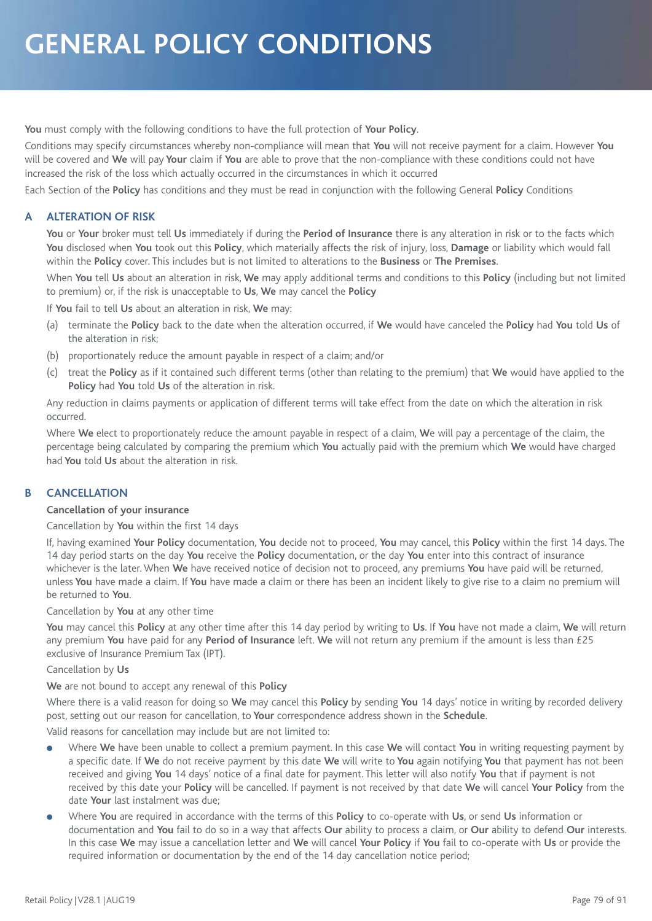# GENERAL POLICY CONDITIONS

**You** must comply with the following conditions to have the full protection of **Your Policy**.

Conditions may specify circumstances whereby non-compliance will mean that **You** will not receive payment for a claim. However **You** will be covered and **We** will pay **Your** claim if **You** are able to prove that the non-compliance with these conditions could not have increased the risk of the loss which actually occurred in the circumstances in which it occurred

Each Section of the **Policy** has conditions and they must be read in conjunction with the following General **Policy** Conditions

## A ALTERATION OF RISK

**You** or **Your** broker must tell **Us** immediately if during the **Period of Insurance** there is any alteration in risk or to the facts which **You** disclosed when **You** took out this **Policy**, which materially affects the risk of injury, loss, **Damage** or liability which would fall within the **Policy** cover. This includes but is not limited to alterations to the **Business** or **The Premises**.

When **You** tell **Us** about an alteration in risk, **We** may apply additional terms and conditions to this **Policy** (including but not limited to premium) or, if the risk is unacceptable to **Us**, **We** may cancel the **Policy**

If **You** fail to tell **Us** about an alteration in risk, **We** may:

(a) terminate the **Policy** back to the date when the alteration occurred, if **We** would have canceled the **Policy** had **You** told **Us** of the alteration in risk;

(b) proportionately reduce the amount payable in respect of a claim; and/or

(c) treat the **Policy** as if it contained such different terms (other than relating to the premium) that **We** would have applied to the **Policy** had **You** told **Us** of the alteration in risk.

Any reduction in claims payments or application of different terms will take effect from the date on which the alteration in risk occurred.

Where **We** elect to proportionately reduce the amount payable in respect of a claim, **We** will pay a percentage of the claim, the percentage being calculated by comparing the premium which **You** actually paid with the premium which **We** would have charged had **You** told **Us** about the alteration in risk.

## B CANCELLATION

**Cancellation of your insurance**

Cancellation by **You** within the first 14 days

If, having examined **Your Policy** documentation, **You** decide not to proceed, **You** may cancel, this **Policy** within the first 14 days. The 14 day period starts on the day **You** receive the **Policy** documentation, or the day **You** enter into this contract of insurance whichever is the later. When **We** have received notice of decision not to proceed, any premiums **You** have paid will be returned, unless **You** have made a claim. If **You** have made a claim or there has been an incident likely to give rise to a claim no premium will be returned to **You**.

Cancellation by **You** at any other time

**You** may cancel this **Policy** at any other time after this 14 day period by writing to **Us**. If **You** have not made a claim, **We** will return any premium **You** have paid for any **Period of Insurance** left. **We** will not return any premium if the amount is less than £25 exclusive of Insurance Premium Tax (IPT).

Cancellation by **Us**

**We** are not bound to accept any renewal of this **Policy**

Where there is a valid reason for doing so **We** may cancel this **Policy** by sending **You** 14 days' notice in writing by recorded delivery post, setting out our reason for cancellation, to **Your** correspondence address shown in the **Schedule**.

Valid reasons for cancellation may include but are not limited to:

- Where **We** have been unable to collect a premium payment. In this case **We** will contact **You** in writing requesting payment by a specific date. If **We** do not receive payment by this date **We** will write to **You** again notifying **You** that payment has not been received and giving **You** 14 days' notice of a final date for payment. This letter will also notify **You** that if payment is not received by this date your **Policy** will be cancelled. If payment is not received by that date **We** will cancel **Your Policy** from the date **Your** last instalment was due;
- Where **You** are required in accordance with the terms of this **Policy** to co-operate with **Us**, or send **Us** information or documentation and **You** fail to do so in a way that affects **Our** ability to process a claim, or **Our** ability to defend **Our** interests. In this case **We** may issue a cancellation letter and **We** will cancel **Your Policy** if **You** fail to co-operate with **Us** or provide the required information or documentation by the end of the 14 day cancellation notice period;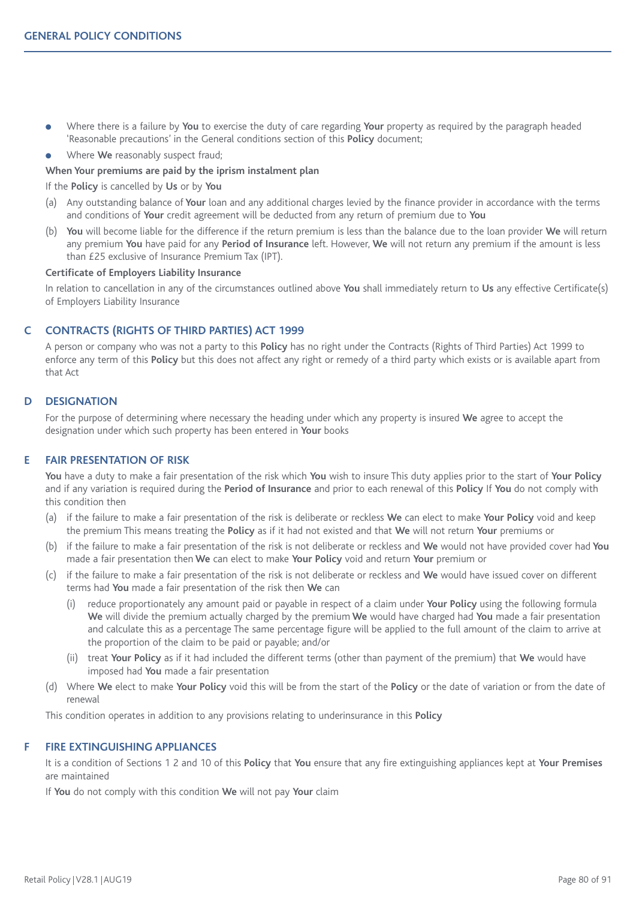- Where there is a failure by **You** to exercise the duty of care regarding **Your** property as required by the paragraph headed 'Reasonable precautions' in the General conditions section of this **Policy** document;
- Where **We** reasonably suspect fraud;

**When Your premiums are paid by the iprism instalment plan**

If the **Policy** is cancelled by **Us** or by **You**

(a) Any outstanding balance of **Your** loan and any additional charges levied by the finance provider in accordance with the terms and conditions of **Your** credit agreement will be deducted from any return of premium due to **You**

(b) **You** will become liable for the difference if the return premium is less than the balance due to the loan provider **We** will return any premium **You** have paid for any **Period of Insurance** left. However, **We** will not return any premium if the amount is less than £25 exclusive of Insurance Premium Tax (IPT).

**Certificate of Employers Liability Insurance**

In relation to cancellation in any of the circumstances outlined above **You** shall immediately return to **Us** any effective Certificate(s) of Employers Liability Insurance

## C CONTRACTS (RIGHTS OF THIRD PARTIES) ACT 1999

A person or company who was not a party to this **Policy** has no right under the Contracts (Rights of Third Parties) Act 1999 to enforce any term of this **Policy** but this does not affect any right or remedy of a third party which exists or is available apart from that Act

## D DESIGNATION

For the purpose of determining where necessary the heading under which any property is insured **We** agree to accept the designation under which such property has been entered in **Your** books

## E FAIR PRESENTATION OF RISK

**You** have a duty to make a fair presentation of the risk which **You** wish to insure This duty applies prior to the start of **Your Policy** and if any variation is required during the **Period of Insurance** and prior to each renewal of this **Policy** If **You** do not comply with this condition then

(a) if the failure to make a fair presentation of the risk is deliberate or reckless **We** can elect to make **Your Policy** void and keep the premium This means treating the **Policy** as if it had not existed and that **We** will not return **Your** premiums or

(b) if the failure to make a fair presentation of the risk is not deliberate or reckless and **We** would not have provided cover had **You** made a fair presentation then **We** can elect to make **Your Policy** void and return **Your** premium or

(c) if the failure to make a fair presentation of the risk is not deliberate or reckless and **We** would have issued cover on different terms had **You** made a fair presentation of the risk then **We** can

  (i) reduce proportionately any amount paid or payable in respect of a claim under **Your Policy** using the following formula **We** will divide the premium actually charged by the premium **We** would have charged had **You** made a fair presentation and calculate this as a percentage The same percentage figure will be applied to the full amount of the claim to arrive at the proportion of the claim to be paid or payable; and/or

  (ii) treat **Your Policy** as if it had included the different terms (other than payment of the premium) that **We** would have imposed had **You** made a fair presentation

(d) Where **We** elect to make **Your Policy** void this will be from the start of the **Policy** or the date of variation or from the date of renewal

This condition operates in addition to any provisions relating to underinsurance in this **Policy**

## F FIRE EXTINGUISHING APPLIANCES

It is a condition of Sections 1 2 and 10 of this **Policy** that **You** ensure that any fire extinguishing appliances kept at **Your Premises** are maintained

If **You** do not comply with this condition **We** will not pay **Your** claim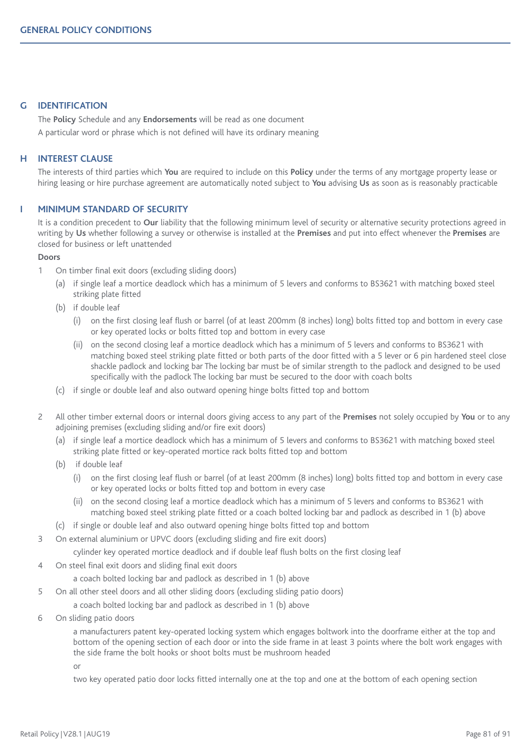## G IDENTIFICATION

The **Policy** Schedule and any **Endorsements** will be read as one document

A particular word or phrase which is not defined will have its ordinary meaning

## H INTEREST CLAUSE

The interests of third parties which **You** are required to include on this **Policy** under the terms of any mortgage property lease or hiring leasing or hire purchase agreement are automatically noted subject to **You** advising **Us** as soon as is reasonably practicable

## I MINIMUM STANDARD OF SECURITY

It is a condition precedent to **Our** liability that the following minimum level of security or alternative security protections agreed in writing by **Us** whether following a survey or otherwise is installed at the **Premises** and put into effect whenever the **Premises** are closed for business or left unattended

**Doors**

1 On timber final exit doors (excluding sliding doors)
   - (a) if single leaf a mortice deadlock which has a minimum of 5 levers and conforms to BS3621 with matching boxed steel striking plate fitted
   - (b) if double leaf
     - (i) on the first closing leaf flush or barrel (of at least 200mm (8 inches) long) bolts fitted top and bottom in every case or key operated locks or bolts fitted top and bottom in every case
     - (ii) on the second closing leaf a mortice deadlock which has a minimum of 5 levers and conforms to BS3621 with matching boxed steel striking plate fitted or both parts of the door fitted with a 5 lever or 6 pin hardened steel close shackle padlock and locking bar The locking bar must be of similar strength to the padlock and designed to be used specifically with the padlock The locking bar must be secured to the door with coach bolts
   - (c) if single or double leaf and also outward opening hinge bolts fitted top and bottom

2 All other timber external doors or internal doors giving access to any part of the **Premises** not solely occupied by **You** or to any adjoining premises (excluding sliding and/or fire exit doors)
   - (a) if single leaf a mortice deadlock which has a minimum of 5 levers and conforms to BS3621 with matching boxed steel striking plate fitted or key-operated mortice rack bolts fitted top and bottom
   - (b) if double leaf
     - (i) on the first closing leaf flush or barrel (of at least 200mm (8 inches) long) bolts fitted top and bottom in every case or key operated locks or bolts fitted top and bottom in every case
     - (ii) on the second closing leaf a mortice deadlock which has a minimum of 5 levers and conforms to BS3621 with matching boxed steel striking plate fitted or a coach bolted locking bar and padlock as described in 1 (b) above
   - (c) if single or double leaf and also outward opening hinge bolts fitted top and bottom

3 On external aluminium or UPVC doors (excluding sliding and fire exit doors)

   cylinder key operated mortice deadlock and if double leaf flush bolts on the first closing leaf

4 On steel final exit doors and sliding final exit doors

   a coach bolted locking bar and padlock as described in 1 (b) above

5 On all other steel doors and all other sliding doors (excluding sliding patio doors)

   a coach bolted locking bar and padlock as described in 1 (b) above

6 On sliding patio doors

   a manufacturers patent key-operated locking system which engages boltwork into the doorframe either at the top and bottom of the opening section of each door or into the side frame in at least 3 points where the bolt work engages with the side frame the bolt hooks or shoot bolts must be mushroom headed

   or

   two key operated patio door locks fitted internally one at the top and one at the bottom of each opening section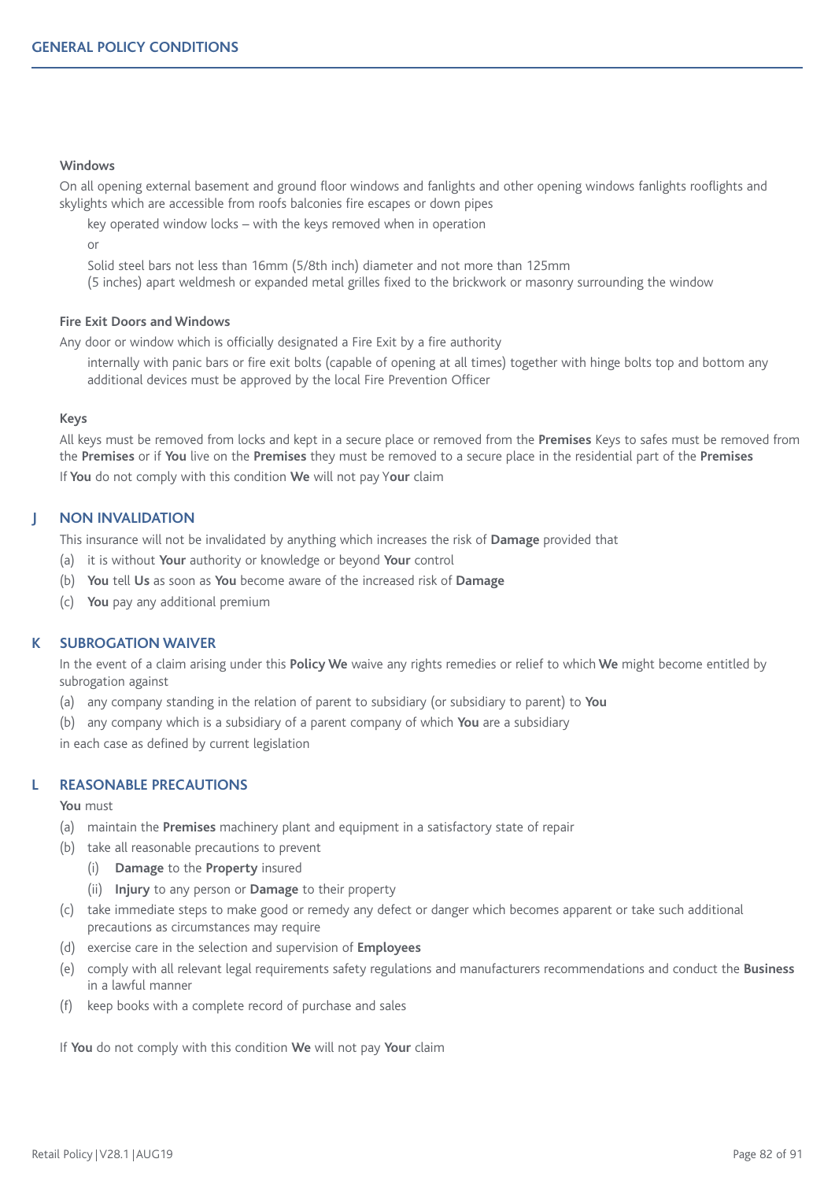**Windows**

On all opening external basement and ground floor windows and fanlights and other opening windows fanlights rooflights and skylights which are accessible from roofs balconies fire escapes or down pipes

key operated window locks – with the keys removed when in operation

or

Solid steel bars not less than 16mm (5/8th inch) diameter and not more than 125mm (5 inches) apart weldmesh or expanded metal grilles fixed to the brickwork or masonry surrounding the window

**Fire Exit Doors and Windows**

Any door or window which is officially designated a Fire Exit by a fire authority

internally with panic bars or fire exit bolts (capable of opening at all times) together with hinge bolts top and bottom any additional devices must be approved by the local Fire Prevention Officer

**Keys**

All keys must be removed from locks and kept in a secure place or removed from the **Premises** Keys to safes must be removed from the **Premises** or if **You** live on the **Premises** they must be removed to a secure place in the residential part of the **Premises**

If **You** do not comply with this condition **We** will not pay Y**our** claim

## J NON INVALIDATION

This insurance will not be invalidated by anything which increases the risk of **Damage** provided that

(a) it is without **Your** authority or knowledge or beyond **Your** control

(b) **You** tell **Us** as soon as **You** become aware of the increased risk of **Damage**

(c) **You** pay any additional premium

## K SUBROGATION WAIVER

In the event of a claim arising under this **Policy We** waive any rights remedies or relief to which **We** might become entitled by subrogation against

(a) any company standing in the relation of parent to subsidiary (or subsidiary to parent) to **You**

(b) any company which is a subsidiary of a parent company of which **You** are a subsidiary

in each case as defined by current legislation

## L REASONABLE PRECAUTIONS

**You** must

(a) maintain the **Premises** machinery plant and equipment in a satisfactory state of repair

(b) take all reasonable precautions to prevent

  (i) **Damage** to the **Property** insured

  (ii) **Injury** to any person or **Damage** to their property

(c) take immediate steps to make good or remedy any defect or danger which becomes apparent or take such additional precautions as circumstances may require

(d) exercise care in the selection and supervision of **Employees**

(e) comply with all relevant legal requirements safety regulations and manufacturers recommendations and conduct the **Business** in a lawful manner

(f) keep books with a complete record of purchase and sales

If **You** do not comply with this condition **We** will not pay **Your** claim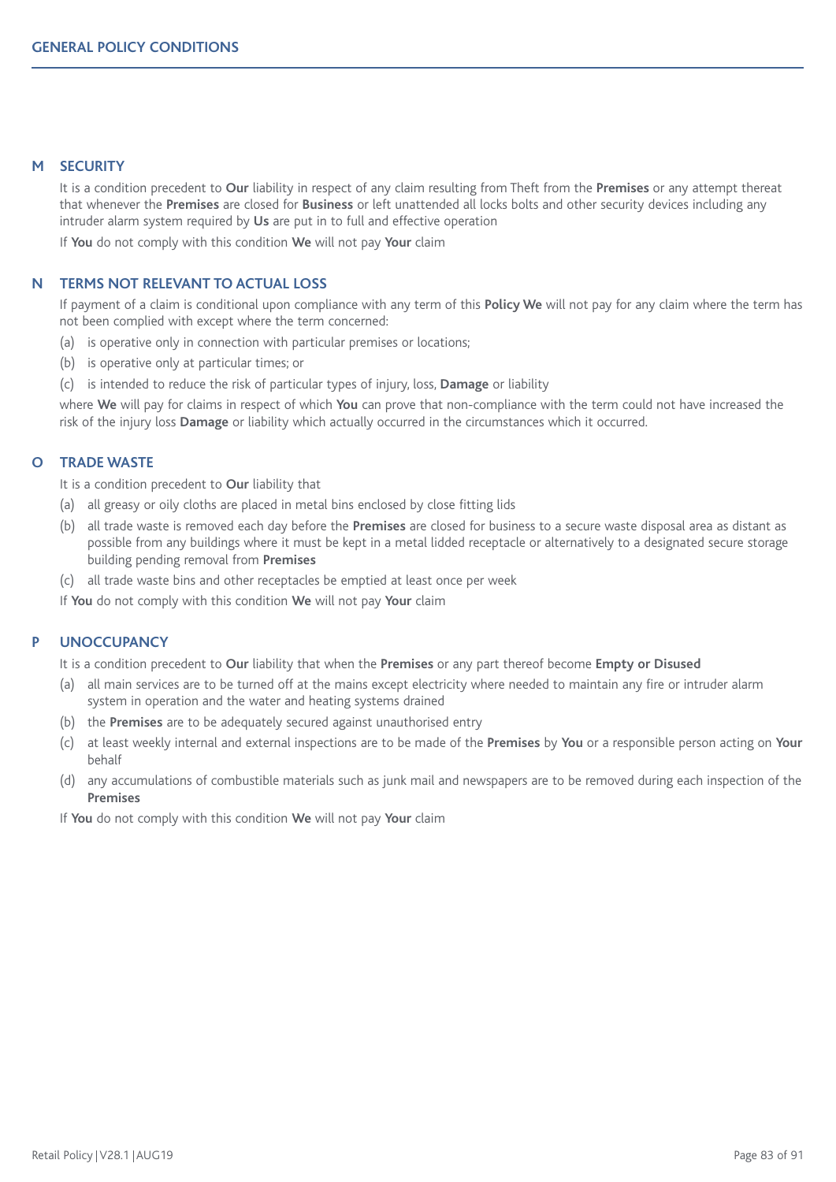## M SECURITY

It is a condition precedent to **Our** liability in respect of any claim resulting from Theft from the **Premises** or any attempt thereat that whenever the **Premises** are closed for **Business** or left unattended all locks bolts and other security devices including any intruder alarm system required by **Us** are put in to full and effective operation

If **You** do not comply with this condition **We** will not pay **Your** claim

## N TERMS NOT RELEVANT TO ACTUAL LOSS

If payment of a claim is conditional upon compliance with any term of this **Policy We** will not pay for any claim where the term has not been complied with except where the term concerned:

(a) is operative only in connection with particular premises or locations;

(b) is operative only at particular times; or

(c) is intended to reduce the risk of particular types of injury, loss, **Damage** or liability

where **We** will pay for claims in respect of which **You** can prove that non-compliance with the term could not have increased the risk of the injury loss **Damage** or liability which actually occurred in the circumstances which it occurred.

## O TRADE WASTE

It is a condition precedent to **Our** liability that

(a) all greasy or oily cloths are placed in metal bins enclosed by close fitting lids

(b) all trade waste is removed each day before the **Premises** are closed for business to a secure waste disposal area as distant as possible from any buildings where it must be kept in a metal lidded receptacle or alternatively to a designated secure storage building pending removal from **Premises**

(c) all trade waste bins and other receptacles be emptied at least once per week

If **You** do not comply with this condition **We** will not pay **Your** claim

## P UNOCCUPANCY

It is a condition precedent to **Our** liability that when the **Premises** or any part thereof become **Empty or Disused**

(a) all main services are to be turned off at the mains except electricity where needed to maintain any fire or intruder alarm system in operation and the water and heating systems drained

(b) the **Premises** are to be adequately secured against unauthorised entry

(c) at least weekly internal and external inspections are to be made of the **Premises** by **You** or a responsible person acting on **Your** behalf

(d) any accumulations of combustible materials such as junk mail and newspapers are to be removed during each inspection of the **Premises**

If **You** do not comply with this condition **We** will not pay **Your** claim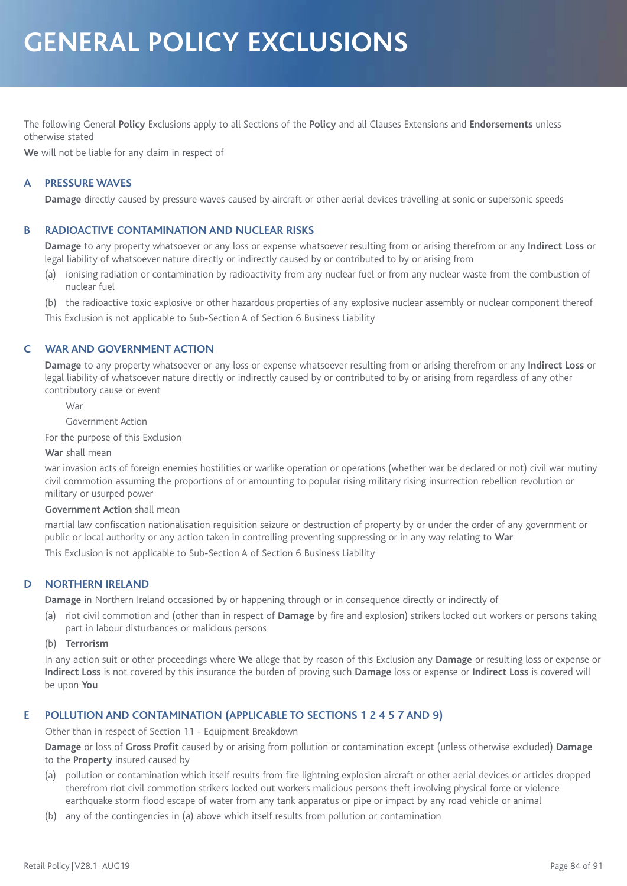# GENERAL POLICY EXCLUSIONS

The following General **Policy** Exclusions apply to all Sections of the **Policy** and all Clauses Extensions and **Endorsements** unless otherwise stated

**We** will not be liable for any claim in respect of

## A PRESSURE WAVES

**Damage** directly caused by pressure waves caused by aircraft or other aerial devices travelling at sonic or supersonic speeds

## B RADIOACTIVE CONTAMINATION AND NUCLEAR RISKS

**Damage** to any property whatsoever or any loss or expense whatsoever resulting from or arising therefrom or any **Indirect Loss** or legal liability of whatsoever nature directly or indirectly caused by or contributed to by or arising from

(a) ionising radiation or contamination by radioactivity from any nuclear fuel or from any nuclear waste from the combustion of nuclear fuel

(b) the radioactive toxic explosive or other hazardous properties of any explosive nuclear assembly or nuclear component thereof

This Exclusion is not applicable to Sub-Section A of Section 6 Business Liability

## C WAR AND GOVERNMENT ACTION

**Damage** to any property whatsoever or any loss or expense whatsoever resulting from or arising therefrom or any **Indirect Loss** or legal liability of whatsoever nature directly or indirectly caused by or contributed to by or arising from regardless of any other contributory cause or event

War

Government Action

For the purpose of this Exclusion

**War** shall mean

war invasion acts of foreign enemies hostilities or warlike operation or operations (whether war be declared or not) civil war mutiny civil commotion assuming the proportions of or amounting to popular rising military rising insurrection rebellion revolution or military or usurped power

**Government Action** shall mean

martial law confiscation nationalisation requisition seizure or destruction of property by or under the order of any government or public or local authority or any action taken in controlling preventing suppressing or in any way relating to **War**

This Exclusion is not applicable to Sub-Section A of Section 6 Business Liability

## D NORTHERN IRELAND

**Damage** in Northern Ireland occasioned by or happening through or in consequence directly or indirectly of

(a) riot civil commotion and (other than in respect of **Damage** by fire and explosion) strikers locked out workers or persons taking part in labour disturbances or malicious persons

(b) **Terrorism**

In any action suit or other proceedings where **We** allege that by reason of this Exclusion any **Damage** or resulting loss or expense or **Indirect Loss** is not covered by this insurance the burden of proving such **Damage** loss or expense or **Indirect Loss** is covered will be upon **You**

## E POLLUTION AND CONTAMINATION (APPLICABLE TO SECTIONS 1 2 4 5 7 AND 9)

Other than in respect of Section 11 - Equipment Breakdown

**Damage** or loss of **Gross Profit** caused by or arising from pollution or contamination except (unless otherwise excluded) **Damage** to the **Property** insured caused by

(a) pollution or contamination which itself results from fire lightning explosion aircraft or other aerial devices or articles dropped therefrom riot civil commotion strikers locked out workers malicious persons theft involving physical force or violence earthquake storm flood escape of water from any tank apparatus or pipe or impact by any road vehicle or animal

(b) any of the contingencies in (a) above which itself results from pollution or contamination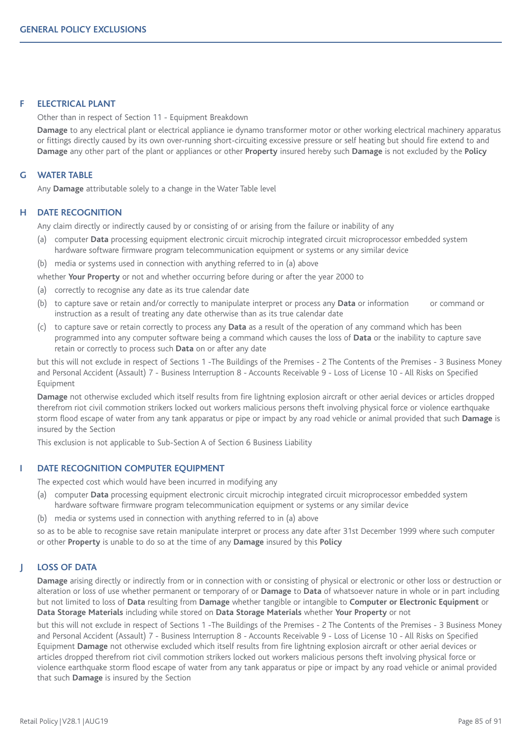## GENERAL POLICY EXCLUSIONS

### F ELECTRICAL PLANT

Other than in respect of Section 11 - Equipment Breakdown

**Damage** to any electrical plant or electrical appliance ie dynamo transformer motor or other working electrical machinery apparatus or fittings directly caused by its own over-running short-circuiting excessive pressure or self heating but should fire extend to and **Damage** any other part of the plant or appliances or other **Property** insured hereby such **Damage** is not excluded by the **Policy**

### G WATER TABLE

Any **Damage** attributable solely to a change in the Water Table level

### H DATE RECOGNITION

Any claim directly or indirectly caused by or consisting of or arising from the failure or inability of any

(a) computer **Data** processing equipment electronic circuit microchip integrated circuit microprocessor embedded system hardware software firmware program telecommunication equipment or systems or any similar device

(b) media or systems used in connection with anything referred to in (a) above

whether **Your Property** or not and whether occurring before during or after the year 2000 to

(a) correctly to recognise any date as its true calendar date

(b) to capture save or retain and/or correctly to manipulate interpret or process any **Data** or information or command or instruction as a result of treating any date otherwise than as its true calendar date

(c) to capture save or retain correctly to process any **Data** as a result of the operation of any command which has been programmed into any computer software being a command which causes the loss of **Data** or the inability to capture save retain or correctly to process such **Data** on or after any date

but this will not exclude in respect of Sections 1 -The Buildings of the Premises - 2 The Contents of the Premises - 3 Business Money and Personal Accident (Assault) 7 - Business Interruption 8 - Accounts Receivable 9 - Loss of License 10 - All Risks on Specified Equipment

**Damage** not otherwise excluded which itself results from fire lightning explosion aircraft or other aerial devices or articles dropped therefrom riot civil commotion strikers locked out workers malicious persons theft involving physical force or violence earthquake storm flood escape of water from any tank apparatus or pipe or impact by any road vehicle or animal provided that such **Damage** is insured by the Section

This exclusion is not applicable to Sub-Section A of Section 6 Business Liability

### I DATE RECOGNITION COMPUTER EQUIPMENT

The expected cost which would have been incurred in modifying any

(a) computer **Data** processing equipment electronic circuit microchip integrated circuit microprocessor embedded system hardware software firmware program telecommunication equipment or systems or any similar device

(b) media or systems used in connection with anything referred to in (a) above

so as to be able to recognise save retain manipulate interpret or process any date after 31st December 1999 where such computer or other **Property** is unable to do so at the time of any **Damage** insured by this **Policy**

### J LOSS OF DATA

**Damage** arising directly or indirectly from or in connection with or consisting of physical or electronic or other loss or destruction or alteration or loss of use whether permanent or temporary of or **Damage** to **Data** of whatsoever nature in whole or in part including but not limited to loss of **Data** resulting from **Damage** whether tangible or intangible to **Computer or Electronic Equipment** or **Data Storage Materials** including while stored on **Data Storage Materials** whether **Your Property** or not

but this will not exclude in respect of Sections 1 -The Buildings of the Premises - 2 The Contents of the Premises - 3 Business Money and Personal Accident (Assault) 7 - Business Interruption 8 - Accounts Receivable 9 - Loss of License 10 - All Risks on Specified Equipment **Damage** not otherwise excluded which itself results from fire lightning explosion aircraft or other aerial devices or articles dropped therefrom riot civil commotion strikers locked out workers malicious persons theft involving physical force or violence earthquake storm flood escape of water from any tank apparatus or pipe or impact by any road vehicle or animal provided that such **Damage** is insured by the Section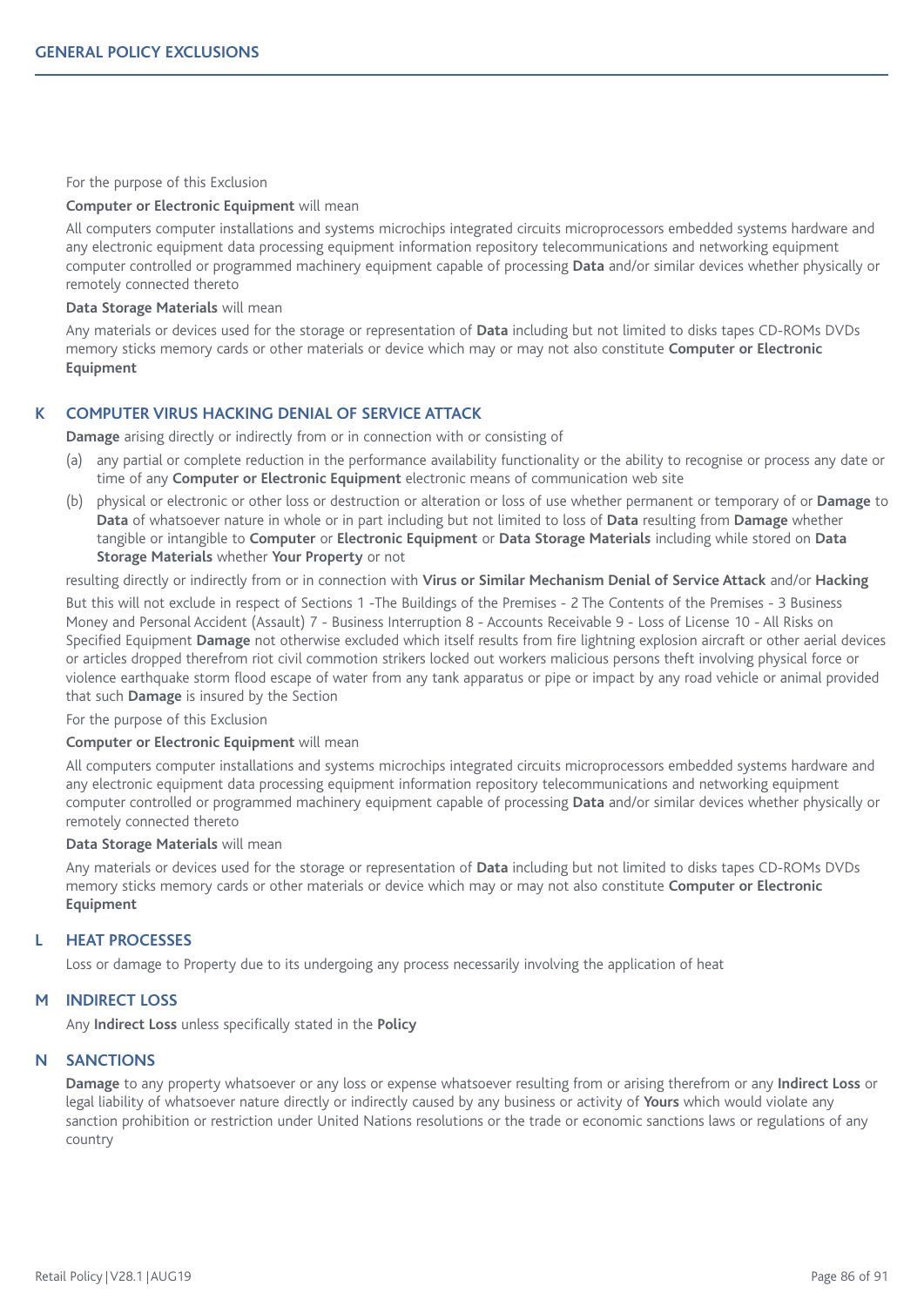For the purpose of this Exclusion

**Computer or Electronic Equipment** will mean

All computers computer installations and systems microchips integrated circuits microprocessors embedded systems hardware and any electronic equipment data processing equipment information repository telecommunications and networking equipment computer controlled or programmed machinery equipment capable of processing **Data** and/or similar devices whether physically or remotely connected thereto

**Data Storage Materials** will mean

Any materials or devices used for the storage or representation of **Data** including but not limited to disks tapes CD-ROMs DVDs memory sticks memory cards or other materials or device which may or may not also constitute **Computer or Electronic Equipment**

## K COMPUTER VIRUS HACKING DENIAL OF SERVICE ATTACK

**Damage** arising directly or indirectly from or in connection with or consisting of

(a) any partial or complete reduction in the performance availability functionality or the ability to recognise or process any date or time of any **Computer or Electronic Equipment** electronic means of communication web site

(b) physical or electronic or other loss or destruction or alteration or loss of use whether permanent or temporary of or **Damage** to **Data** of whatsoever nature in whole or in part including but not limited to loss of **Data** resulting from **Damage** whether tangible or intangible to **Computer** or **Electronic Equipment** or **Data Storage Materials** including while stored on **Data Storage Materials** whether **Your Property** or not

resulting directly or indirectly from or in connection with **Virus or Similar Mechanism Denial of Service Attack** and/or **Hacking**

But this will not exclude in respect of Sections 1 -The Buildings of the Premises - 2 The Contents of the Premises - 3 Business Money and Personal Accident (Assault) 7 - Business Interruption 8 - Accounts Receivable 9 - Loss of License 10 - All Risks on Specified Equipment **Damage** not otherwise excluded which itself results from fire lightning explosion aircraft or other aerial devices or articles dropped therefrom riot civil commotion strikers locked out workers malicious persons theft involving physical force or violence earthquake storm flood escape of water from any tank apparatus or pipe or impact by any road vehicle or animal provided that such **Damage** is insured by the Section

For the purpose of this Exclusion

**Computer or Electronic Equipment** will mean

All computers computer installations and systems microchips integrated circuits microprocessors embedded systems hardware and any electronic equipment data processing equipment information repository telecommunications and networking equipment computer controlled or programmed machinery equipment capable of processing **Data** and/or similar devices whether physically or remotely connected thereto

**Data Storage Materials** will mean

Any materials or devices used for the storage or representation of **Data** including but not limited to disks tapes CD-ROMs DVDs memory sticks memory cards or other materials or device which may or may not also constitute **Computer or Electronic Equipment**

## L HEAT PROCESSES

Loss or damage to Property due to its undergoing any process necessarily involving the application of heat

## M INDIRECT LOSS

Any **Indirect Loss** unless specifically stated in the **Policy**

## N SANCTIONS

**Damage** to any property whatsoever or any loss or expense whatsoever resulting from or arising therefrom or any **Indirect Loss** or legal liability of whatsoever nature directly or indirectly caused by any business or activity of **Yours** which would violate any sanction prohibition or restriction under United Nations resolutions or the trade or economic sanctions laws or regulations of any country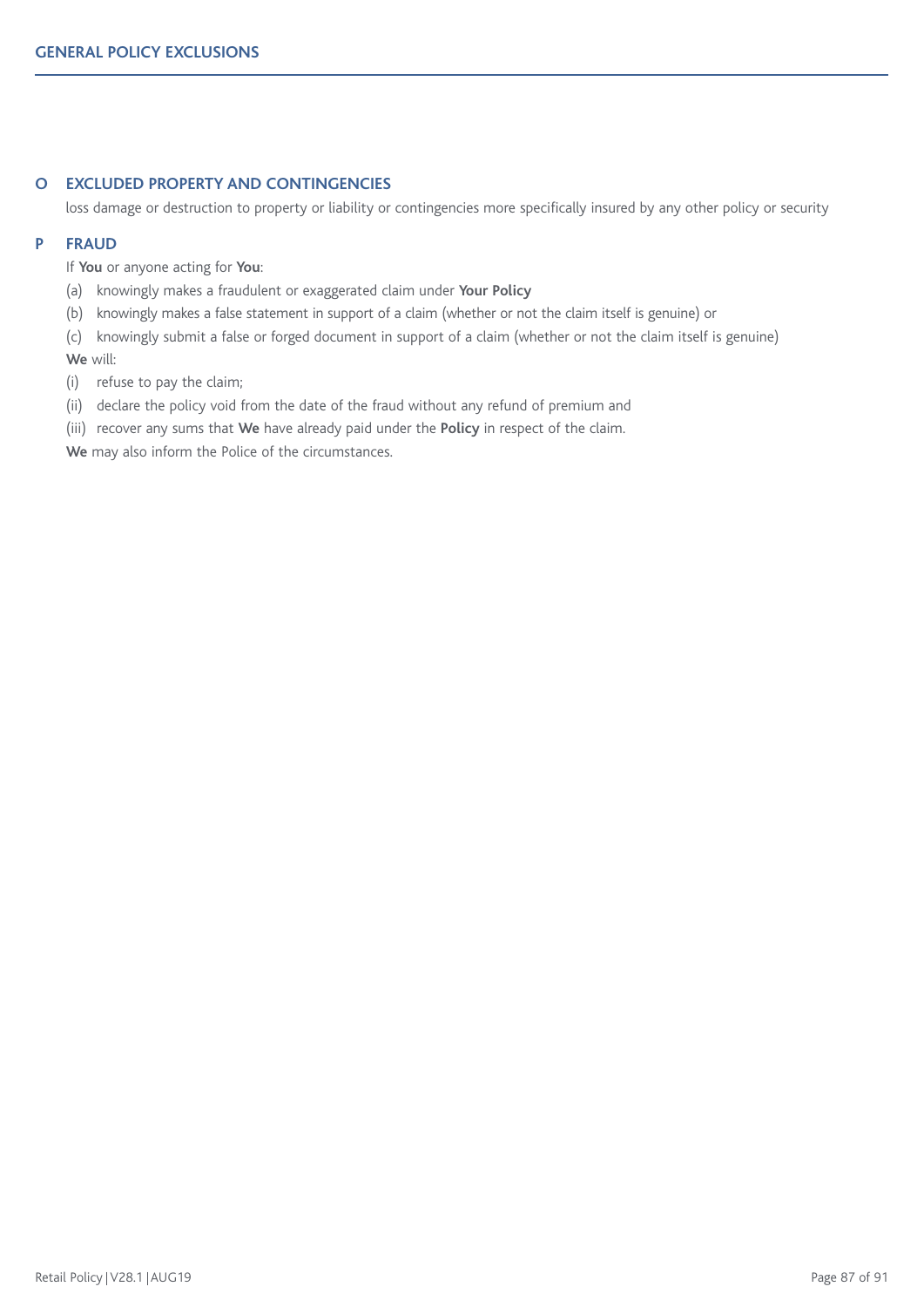## O EXCLUDED PROPERTY AND CONTINGENCIES

loss damage or destruction to property or liability or contingencies more specifically insured by any other policy or security

## P FRAUD

If **You** or anyone acting for **You**:

(a) knowingly makes a fraudulent or exaggerated claim under **Your Policy**

(b) knowingly makes a false statement in support of a claim (whether or not the claim itself is genuine) or

(c) knowingly submit a false or forged document in support of a claim (whether or not the claim itself is genuine)

**We** will:

(i) refuse to pay the claim;

(ii) declare the policy void from the date of the fraud without any refund of premium and

(iii) recover any sums that **We** have already paid under the **Policy** in respect of the claim.

**We** may also inform the Police of the circumstances.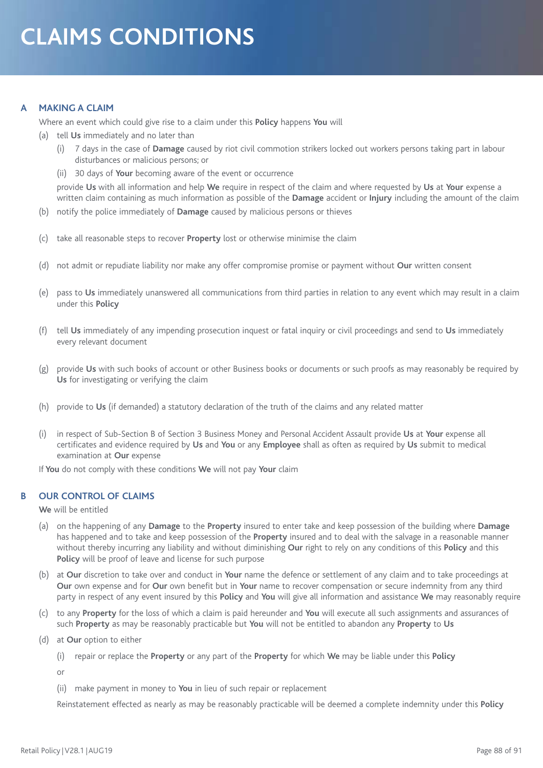# CLAIMS CONDITIONS

## A MAKING A CLAIM

Where an event which could give rise to a claim under this **Policy** happens **You** will

(a) tell **Us** immediately and no later than

   (i) 7 days in the case of **Damage** caused by riot civil commotion strikers locked out workers persons taking part in labour disturbances or malicious persons; or

   (ii) 30 days of **Your** becoming aware of the event or occurrence

   provide **Us** with all information and help **We** require in respect of the claim and where requested by **Us** at **Your** expense a written claim containing as much information as possible of the **Damage** accident or **Injury** including the amount of the claim

(b) notify the police immediately of **Damage** caused by malicious persons or thieves

(c) take all reasonable steps to recover **Property** lost or otherwise minimise the claim

(d) not admit or repudiate liability nor make any offer compromise promise or payment without **Our** written consent

(e) pass to **Us** immediately unanswered all communications from third parties in relation to any event which may result in a claim under this **Policy**

(f) tell **Us** immediately of any impending prosecution inquest or fatal inquiry or civil proceedings and send to **Us** immediately every relevant document

(g) provide **Us** with such books of account or other Business books or documents or such proofs as may reasonably be required by **Us** for investigating or verifying the claim

(h) provide to **Us** (if demanded) a statutory declaration of the truth of the claims and any related matter

(i) in respect of Sub-Section B of Section 3 Business Money and Personal Accident Assault provide **Us** at **Your** expense all certificates and evidence required by **Us** and **You** or any **Employee** shall as often as required by **Us** submit to medical examination at **Our** expense

If **You** do not comply with these conditions **We** will not pay **Your** claim

## B OUR CONTROL OF CLAIMS

**We** will be entitled

(a) on the happening of any **Damage** to the **Property** insured to enter take and keep possession of the building where **Damage** has happened and to take and keep possession of the **Property** insured and to deal with the salvage in a reasonable manner without thereby incurring any liability and without diminishing **Our** right to rely on any conditions of this **Policy** and this **Policy** will be proof of leave and license for such purpose

(b) at **Our** discretion to take over and conduct in **Your** name the defence or settlement of any claim and to take proceedings at **Our** own expense and for **Our** own benefit but in **Your** name to recover compensation or secure indemnity from any third party in respect of any event insured by this **Policy** and **You** will give all information and assistance **We** may reasonably require

(c) to any **Property** for the loss of which a claim is paid hereunder and **You** will execute all such assignments and assurances of such **Property** as may be reasonably practicable but **You** will not be entitled to abandon any **Property** to **Us**

(d) at **Our** option to either

   (i) repair or replace the **Property** or any part of the **Property** for which **We** may be liable under this **Policy**

   or

   (ii) make payment in money to **You** in lieu of such repair or replacement

   Reinstatement effected as nearly as may be reasonably practicable will be deemed a complete indemnity under this **Policy**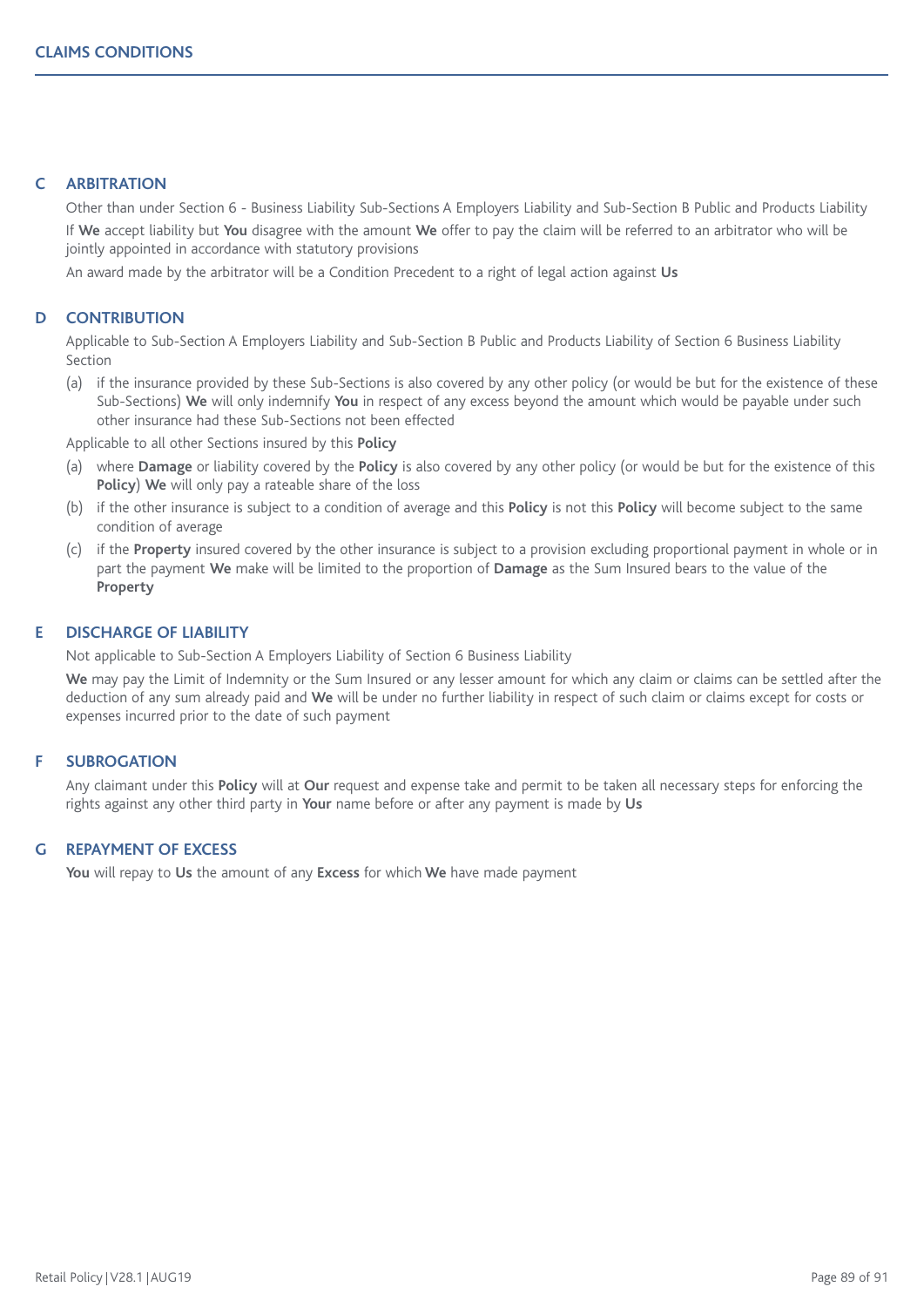## CLAIMS CONDITIONS

### C ARBITRATION

Other than under Section 6 - Business Liability Sub-Sections A Employers Liability and Sub-Section B Public and Products Liability

If **We** accept liability but **You** disagree with the amount **We** offer to pay the claim will be referred to an arbitrator who will be jointly appointed in accordance with statutory provisions

An award made by the arbitrator will be a Condition Precedent to a right of legal action against **Us**

### D CONTRIBUTION

Applicable to Sub-Section A Employers Liability and Sub-Section B Public and Products Liability of Section 6 Business Liability Section

(a) if the insurance provided by these Sub-Sections is also covered by any other policy (or would be but for the existence of these Sub-Sections) **We** will only indemnify **You** in respect of any excess beyond the amount which would be payable under such other insurance had these Sub-Sections not been effected

Applicable to all other Sections insured by this **Policy**

(a) where **Damage** or liability covered by the **Policy** is also covered by any other policy (or would be but for the existence of this **Policy**) **We** will only pay a rateable share of the loss

(b) if the other insurance is subject to a condition of average and this **Policy** is not this **Policy** will become subject to the same condition of average

(c) if the **Property** insured covered by the other insurance is subject to a provision excluding proportional payment in whole or in part the payment **We** make will be limited to the proportion of **Damage** as the Sum Insured bears to the value of the **Property**

### E DISCHARGE OF LIABILITY

Not applicable to Sub-Section A Employers Liability of Section 6 Business Liability

**We** may pay the Limit of Indemnity or the Sum Insured or any lesser amount for which any claim or claims can be settled after the deduction of any sum already paid and **We** will be under no further liability in respect of such claim or claims except for costs or expenses incurred prior to the date of such payment

### F SUBROGATION

Any claimant under this **Policy** will at **Our** request and expense take and permit to be taken all necessary steps for enforcing the rights against any other third party in **Your** name before or after any payment is made by **Us**

### G REPAYMENT OF EXCESS

**You** will repay to **Us** the amount of any **Excess** for which **We** have made payment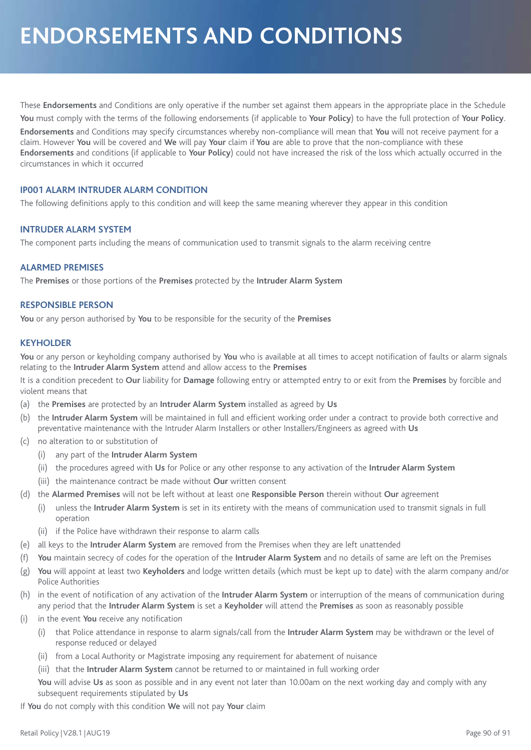# ENDORSEMENTS AND CONDITIONS

These **Endorsements** and Conditions are only operative if the number set against them appears in the appropriate place in the Schedule

**You** must comply with the terms of the following endorsements (if applicable to **Your Policy**) to have the full protection of **Your Policy**.

**Endorsements** and Conditions may specify circumstances whereby non-compliance will mean that **You** will not receive payment for a claim. However **You** will be covered and **We** will pay **Your** claim if **You** are able to prove that the non-compliance with these **Endorsements** and conditions (if applicable to **Your Policy**) could not have increased the risk of the loss which actually occurred in the circumstances in which it occurred

### IP001 ALARM INTRUDER ALARM CONDITION

The following definitions apply to this condition and will keep the same meaning wherever they appear in this condition

### INTRUDER ALARM SYSTEM

The component parts including the means of communication used to transmit signals to the alarm receiving centre

### ALARMED PREMISES

The **Premises** or those portions of the **Premises** protected by the **Intruder Alarm System**

### RESPONSIBLE PERSON

**You** or any person authorised by **You** to be responsible for the security of the **Premises**

### KEYHOLDER

**You** or any person or keyholding company authorised by **You** who is available at all times to accept notification of faults or alarm signals relating to the **Intruder Alarm System** attend and allow access to the **Premises**

It is a condition precedent to **Our** liability for **Damage** following entry or attempted entry to or exit from the **Premises** by forcible and violent means that

(a) the **Premises** are protected by an **Intruder Alarm System** installed as agreed by **Us**

(b) the **Intruder Alarm System** will be maintained in full and efficient working order under a contract to provide both corrective and preventative maintenance with the Intruder Alarm Installers or other Installers/Engineers as agreed with **Us**

(c) no alteration to or substitution of

  (i) any part of the **Intruder Alarm System**

  (ii) the procedures agreed with **Us** for Police or any other response to any activation of the **Intruder Alarm System**

  (iii) the maintenance contract be made without **Our** written consent

(d) the **Alarmed Premises** will not be left without at least one **Responsible Person** therein without **Our** agreement

  (i) unless the **Intruder Alarm System** is set in its entirety with the means of communication used to transmit signals in full operation

  (ii) if the Police have withdrawn their response to alarm calls

(e) all keys to the **Intruder Alarm System** are removed from the Premises when they are left unattended

(f) **You** maintain secrecy of codes for the operation of the **Intruder Alarm System** and no details of same are left on the Premises

(g) **You** will appoint at least two **Keyholders** and lodge written details (which must be kept up to date) with the alarm company and/or Police Authorities

(h) in the event of notification of any activation of the **Intruder Alarm System** or interruption of the means of communication during any period that the **Intruder Alarm System** is set a **Keyholder** will attend the **Premises** as soon as reasonably possible

(i) in the event **You** receive any notification

  (i) that Police attendance in response to alarm signals/call from the **Intruder Alarm System** may be withdrawn or the level of response reduced or delayed

  (ii) from a Local Authority or Magistrate imposing any requirement for abatement of nuisance

  (iii) that the **Intruder Alarm System** cannot be returned to or maintained in full working order

  **You** will advise **Us** as soon as possible and in any event not later than 10.00am on the next working day and comply with any subsequent requirements stipulated by **Us**

If **You** do not comply with this condition **We** will not pay **Your** claim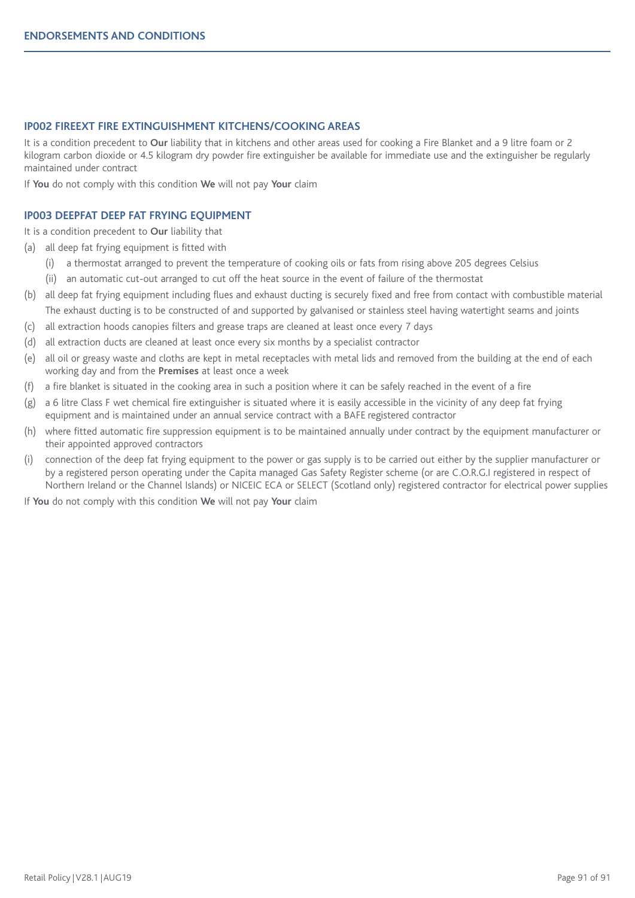### IP002 FIREEXT FIRE EXTINGUISHMENT KITCHENS/COOKING AREAS

It is a condition precedent to **Our** liability that in kitchens and other areas used for cooking a Fire Blanket and a 9 litre foam or 2 kilogram carbon dioxide or 4.5 kilogram dry powder fire extinguisher be available for immediate use and the extinguisher be regularly maintained under contract

If **You** do not comply with this condition **We** will not pay **Your** claim

### IP003 DEEPFAT DEEP FAT FRYING EQUIPMENT

It is a condition precedent to **Our** liability that

(a) all deep fat frying equipment is fitted with
    (i) a thermostat arranged to prevent the temperature of cooking oils or fats from rising above 205 degrees Celsius
    (ii) an automatic cut-out arranged to cut off the heat source in the event of failure of the thermostat

(b) all deep fat frying equipment including flues and exhaust ducting is securely fixed and free from contact with combustible material
    The exhaust ducting is to be constructed of and supported by galvanised or stainless steel having watertight seams and joints

(c) all extraction hoods canopies filters and grease traps are cleaned at least once every 7 days

(d) all extraction ducts are cleaned at least once every six months by a specialist contractor

(e) all oil or greasy waste and cloths are kept in metal receptacles with metal lids and removed from the building at the end of each working day and from the **Premises** at least once a week

(f) a fire blanket is situated in the cooking area in such a position where it can be safely reached in the event of a fire

(g) a 6 litre Class F wet chemical fire extinguisher is situated where it is easily accessible in the vicinity of any deep fat frying equipment and is maintained under an annual service contract with a BAFE registered contractor

(h) where fitted automatic fire suppression equipment is to be maintained annually under contract by the equipment manufacturer or their appointed approved contractors

(i) connection of the deep fat frying equipment to the power or gas supply is to be carried out either by the supplier manufacturer or by a registered person operating under the Capita managed Gas Safety Register scheme (or are C.O.R.G.I registered in respect of Northern Ireland or the Channel Islands) or NICEIC ECA or SELECT (Scotland only) registered contractor for electrical power supplies

If **You** do not comply with this condition **We** will not pay **Your** claim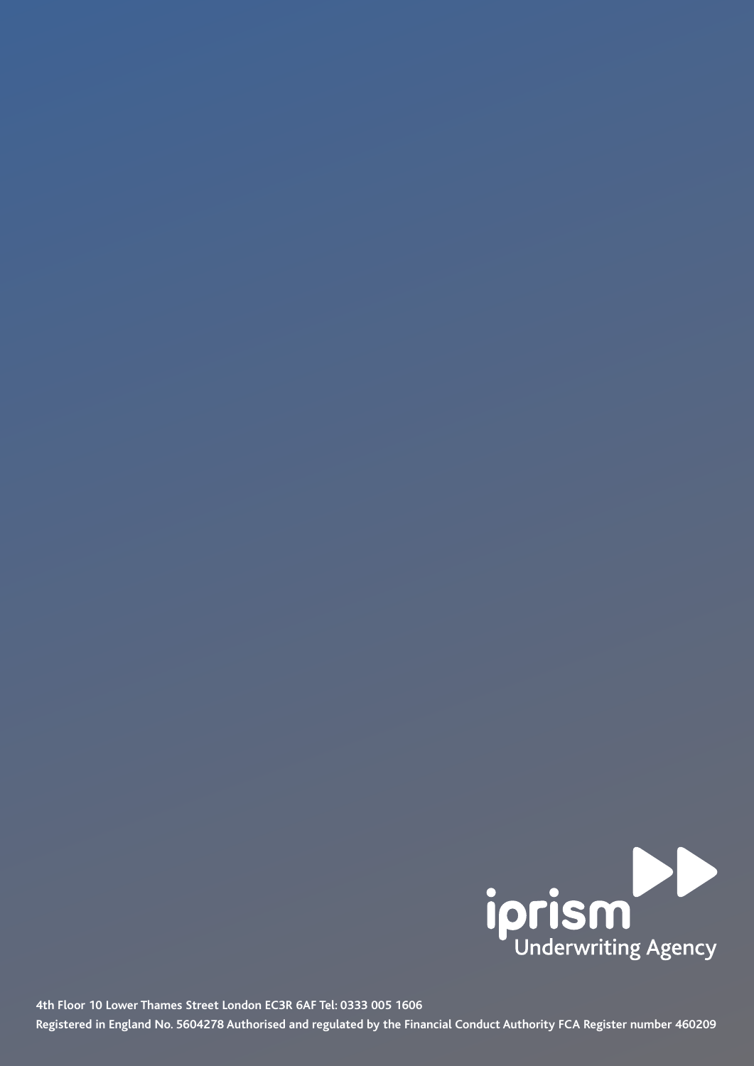iprism

Underwriting Agency

4th Floor 10 Lower Thames Street London EC3R 6AF Tel: 0333 005 1606

Registered in England No. 5604278 Authorised and regulated by the Financial Conduct Authority FCA Register number 460209